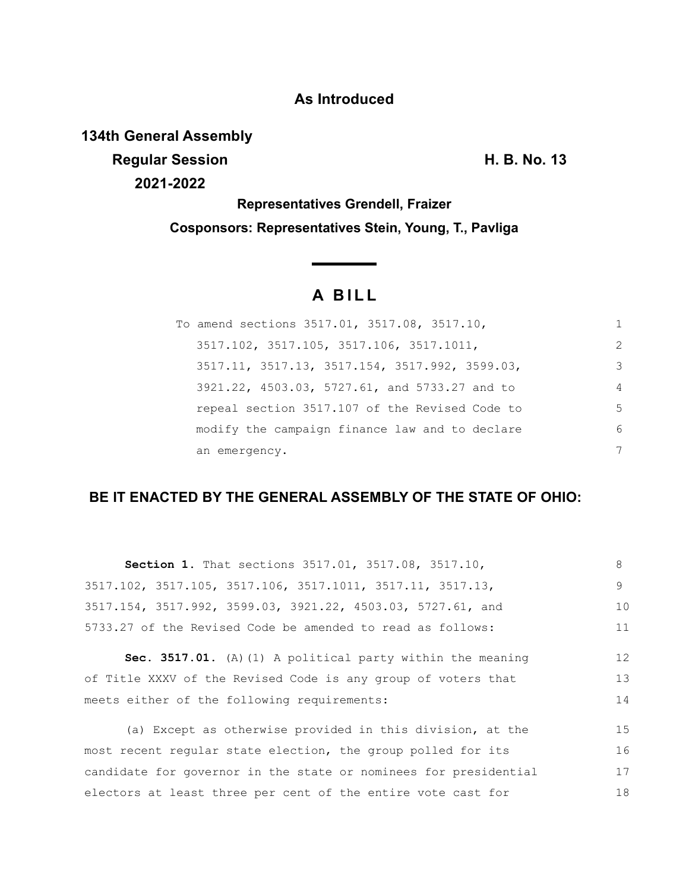**As Introduced**

**134th General Assembly**

**Regular Session** **H. B. No. 13**

**2021-2022**

**Representatives Grendell, Fraizer**

**Cosponsors: Representatives Stein, Young, T., Pavliga**

# A BILL

To amend sections 3517.01, 3517.08, 3517.10, 3517.102, 3517.105, 3517.106, 3517.1011, 3517.11, 3517.13, 3517.154, 3517.992, 3599.03, 3921.22, 4503.03, 5727.61, and 5733.27 and to repeal section 3517.107 of the Revised Code to modify the campaign finance law and to declare an emergency.

**BE IT ENACTED BY THE GENERAL ASSEMBLY OF THE STATE OF OHIO:**

**Section 1.** That sections 3517.01, 3517.08, 3517.10, 3517.102, 3517.105, 3517.106, 3517.1011, 3517.11, 3517.13, 3517.154, 3517.992, 3599.03, 3921.22, 4503.03, 5727.61, and 5733.27 of the Revised Code be amended to read as follows:

**Sec. 3517.01.** (A)(1) A political party within the meaning of Title XXXV of the Revised Code is any group of voters that meets either of the following requirements:

(a) Except as otherwise provided in this division, at the most recent regular state election, the group polled for its candidate for governor in the state or nominees for presidential electors at least three per cent of the entire vote cast for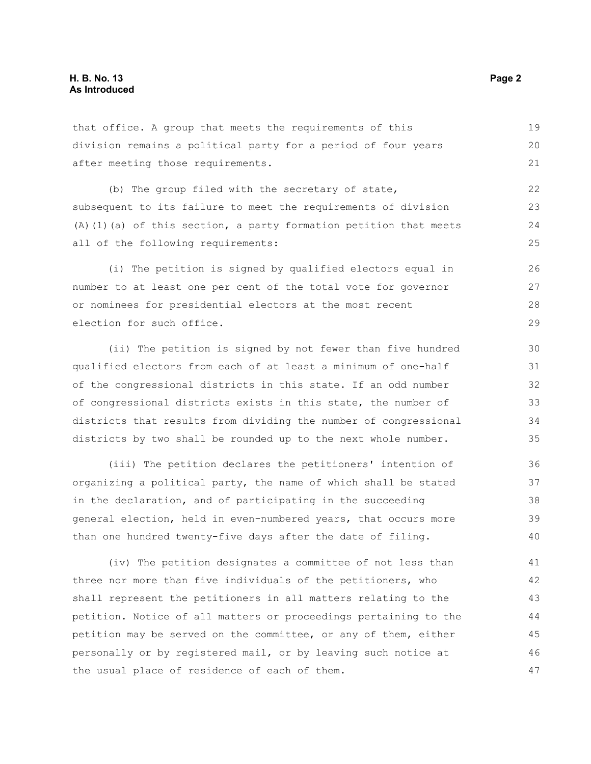that office. A group that meets the requirements of this division remains a political party for a period of four years after meeting those requirements.

(b) The group filed with the secretary of state, subsequent to its failure to meet the requirements of division (A)(1)(a) of this section, a party formation petition that meets all of the following requirements:

(i) The petition is signed by qualified electors equal in number to at least one per cent of the total vote for governor or nominees for presidential electors at the most recent election for such office.

(ii) The petition is signed by not fewer than five hundred qualified electors from each of at least a minimum of one-half of the congressional districts in this state. If an odd number of congressional districts exists in this state, the number of districts that results from dividing the number of congressional districts by two shall be rounded up to the next whole number.

(iii) The petition declares the petitioners' intention of organizing a political party, the name of which shall be stated in the declaration, and of participating in the succeeding general election, held in even-numbered years, that occurs more than one hundred twenty-five days after the date of filing.

(iv) The petition designates a committee of not less than three nor more than five individuals of the petitioners, who shall represent the petitioners in all matters relating to the petition. Notice of all matters or proceedings pertaining to the petition may be served on the committee, or any of them, either personally or by registered mail, or by leaving such notice at the usual place of residence of each of them.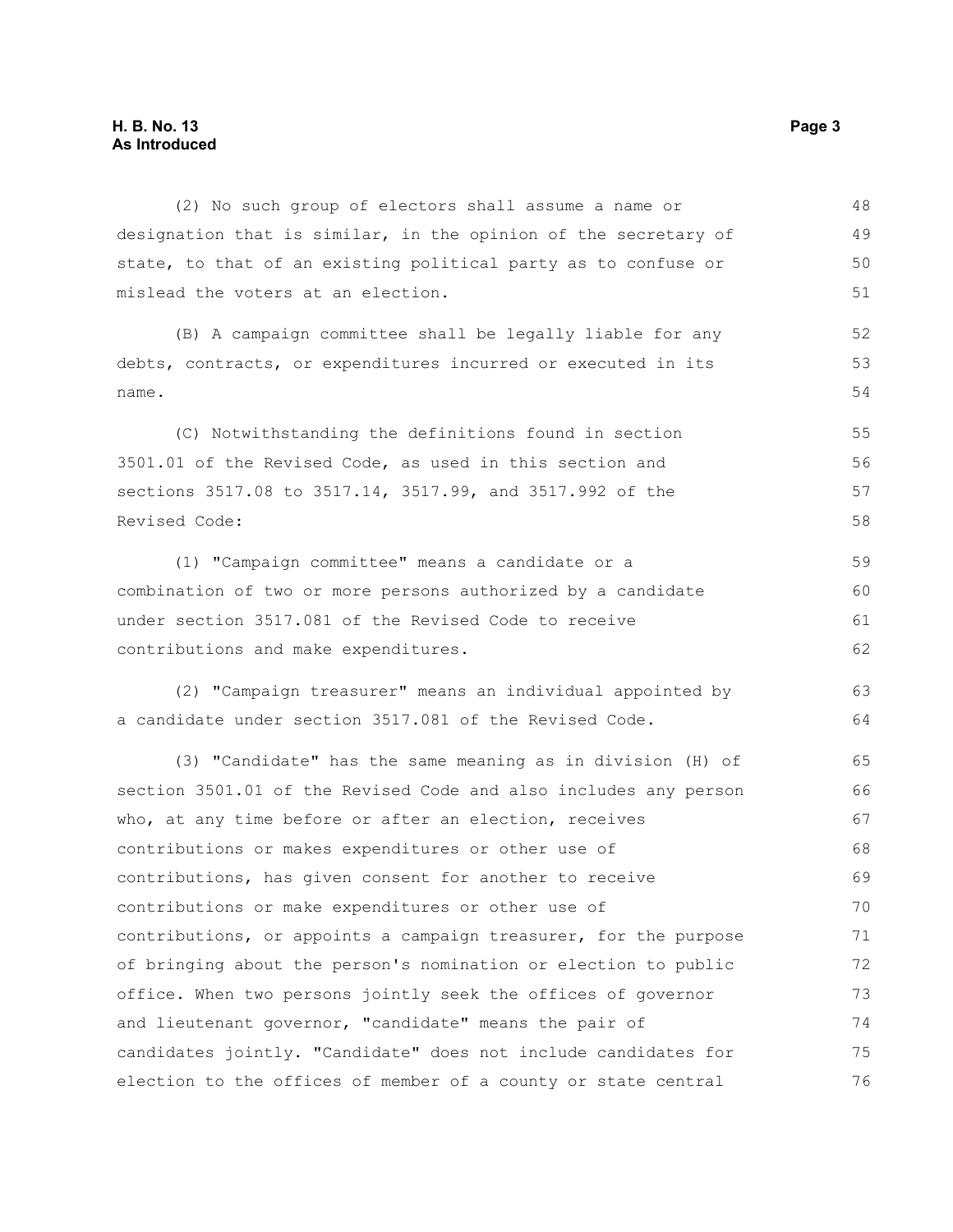(2) No such group of electors shall assume a name or designation that is similar, in the opinion of the secretary of state, to that of an existing political party as to confuse or mislead the voters at an election.

(B) A campaign committee shall be legally liable for any debts, contracts, or expenditures incurred or executed in its name.

(C) Notwithstanding the definitions found in section 3501.01 of the Revised Code, as used in this section and sections 3517.08 to 3517.14, 3517.99, and 3517.992 of the Revised Code:

(1) "Campaign committee" means a candidate or a combination of two or more persons authorized by a candidate under section 3517.081 of the Revised Code to receive contributions and make expenditures.

(2) "Campaign treasurer" means an individual appointed by a candidate under section 3517.081 of the Revised Code.

(3) "Candidate" has the same meaning as in division (H) of section 3501.01 of the Revised Code and also includes any person who, at any time before or after an election, receives contributions or makes expenditures or other use of contributions, has given consent for another to receive contributions or make expenditures or other use of contributions, or appoints a campaign treasurer, for the purpose of bringing about the person's nomination or election to public office. When two persons jointly seek the offices of governor and lieutenant governor, "candidate" means the pair of candidates jointly. "Candidate" does not include candidates for election to the offices of member of a county or state central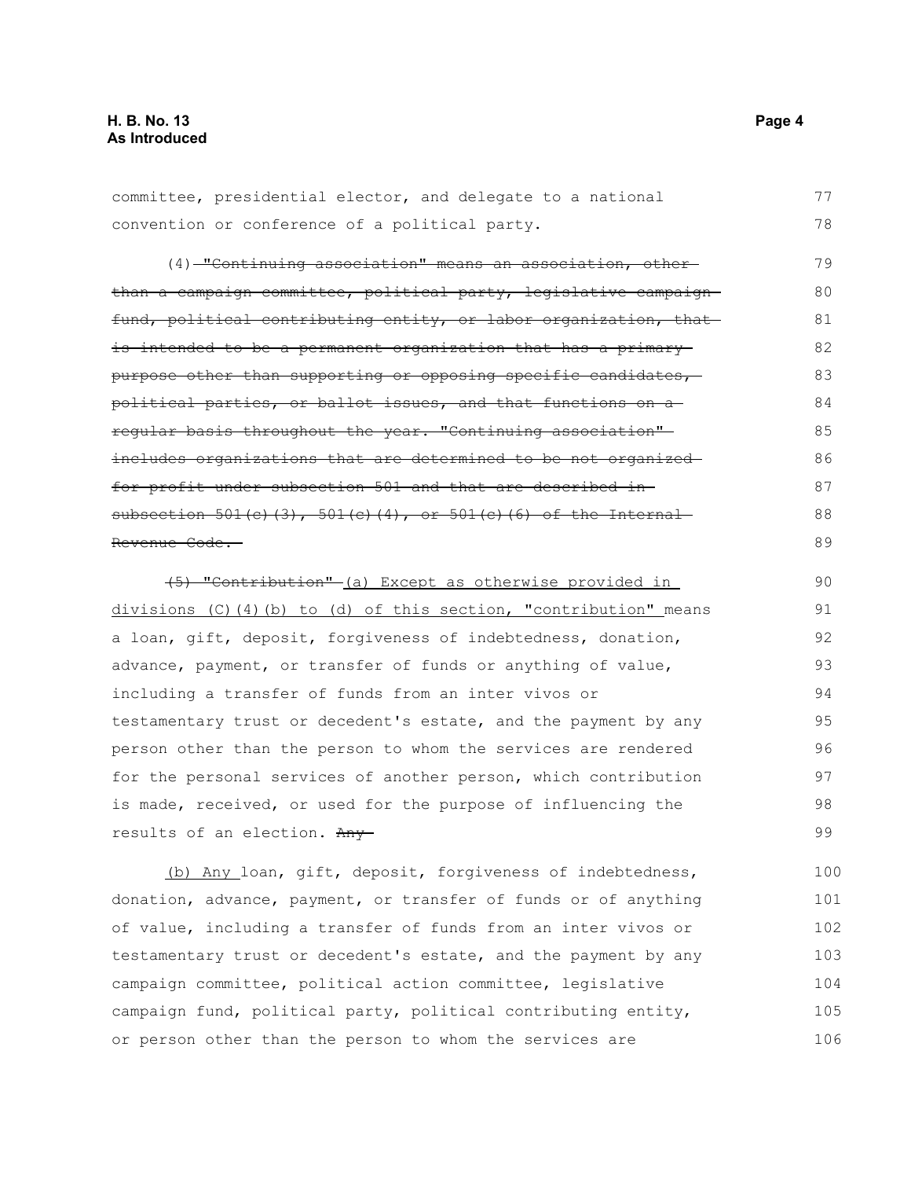committee, presidential elector, and delegate to a national convention or conference of a political party.

(4) ~~"Continuing association" means an association, other than a campaign committee, political party, legislative campaign fund, political contributing entity, or labor organization, that is intended to be a permanent organization that has a primary purpose other than supporting or opposing specific candidates, political parties, or ballot issues, and that functions on a regular basis throughout the year. "Continuing association" includes organizations that are determined to be not organized for profit under subsection 501 and that are described in subsection 501(c)(3), 501(c)(4), or 501(c)(6) of the Internal Revenue Code.~~

~~(5) "Contribution"~~ <u>(a) Except as otherwise provided in divisions (C)(4)(b) to (d) of this section, "contribution"</u> means a loan, gift, deposit, forgiveness of indebtedness, donation, advance, payment, or transfer of funds or anything of value, including a transfer of funds from an inter vivos or testamentary trust or decedent's estate, and the payment by any person other than the person to whom the services are rendered for the personal services of another person, which contribution is made, received, or used for the purpose of influencing the results of an election. ~~Any~~

<u>(b) Any</u> loan, gift, deposit, forgiveness of indebtedness, donation, advance, payment, or transfer of funds or of anything of value, including a transfer of funds from an inter vivos or testamentary trust or decedent's estate, and the payment by any campaign committee, political action committee, legislative campaign fund, political party, political contributing entity, or person other than the person to whom the services are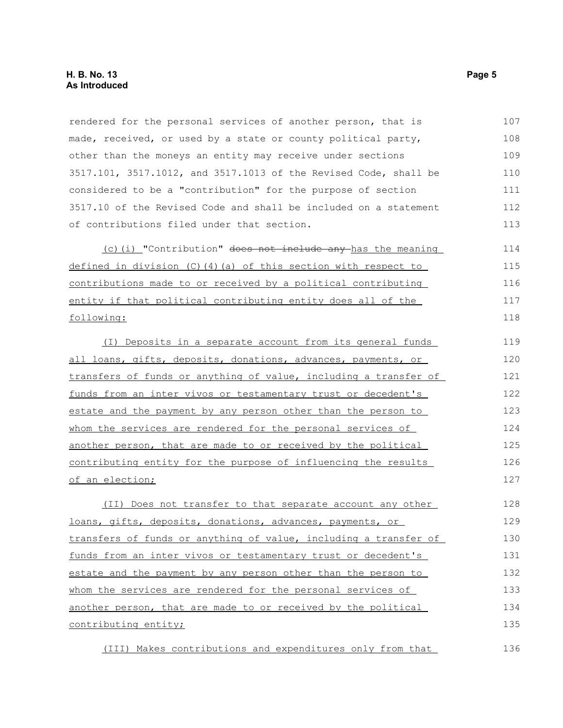rendered for the personal services of another person, that is made, received, or used by a state or county political party, other than the moneys an entity may receive under sections 3517.101, 3517.1012, and 3517.1013 of the Revised Code, shall be considered to be a "contribution" for the purpose of section 3517.10 of the Revised Code and shall be included on a statement of contributions filed under that section.

(c)(i) "Contribution" ~~does not include any~~ has the meaning defined in division (C)(4)(a) of this section with respect to contributions made to or received by a political contributing entity if that political contributing entity does all of the following:

(I) Deposits in a separate account from its general funds all loans, gifts, deposits, donations, advances, payments, or transfers of funds or anything of value, including a transfer of funds from an inter vivos or testamentary trust or decedent's estate and the payment by any person other than the person to whom the services are rendered for the personal services of another person, that are made to or received by the political contributing entity for the purpose of influencing the results of an election;

(II) Does not transfer to that separate account any other loans, gifts, deposits, donations, advances, payments, or transfers of funds or anything of value, including a transfer of funds from an inter vivos or testamentary trust or decedent's estate and the payment by any person other than the person to whom the services are rendered for the personal services of another person, that are made to or received by the political contributing entity;

(III) Makes contributions and expenditures only from that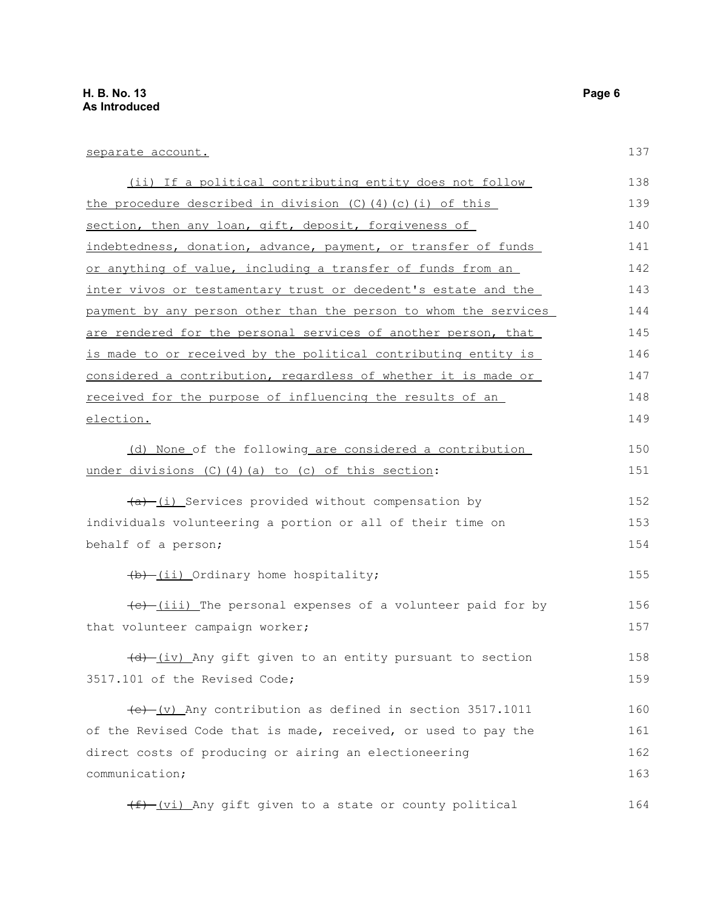separate account.

(ii) If a political contributing entity does not follow the procedure described in division (C)(4)(c)(i) of this section, then any loan, gift, deposit, forgiveness of indebtedness, donation, advance, payment, or transfer of funds or anything of value, including a transfer of funds from an inter vivos or testamentary trust or decedent's estate and the payment by any person other than the person to whom the services are rendered for the personal services of another person, that is made to or received by the political contributing entity is considered a contribution, regardless of whether it is made or received for the purpose of influencing the results of an election.

(d) None of the following are considered a contribution under divisions (C)(4)(a) to (c) of this section:

~~(a)~~ (i) Services provided without compensation by individuals volunteering a portion or all of their time on behalf of a person;

~~(b)~~ (ii) Ordinary home hospitality;

~~(c)~~ (iii) The personal expenses of a volunteer paid for by that volunteer campaign worker;

~~(d)~~ (iv) Any gift given to an entity pursuant to section 3517.101 of the Revised Code;

~~(e)~~ (v) Any contribution as defined in section 3517.1011 of the Revised Code that is made, received, or used to pay the direct costs of producing or airing an electioneering communication;

~~(f)~~ (vi) Any gift given to a state or county political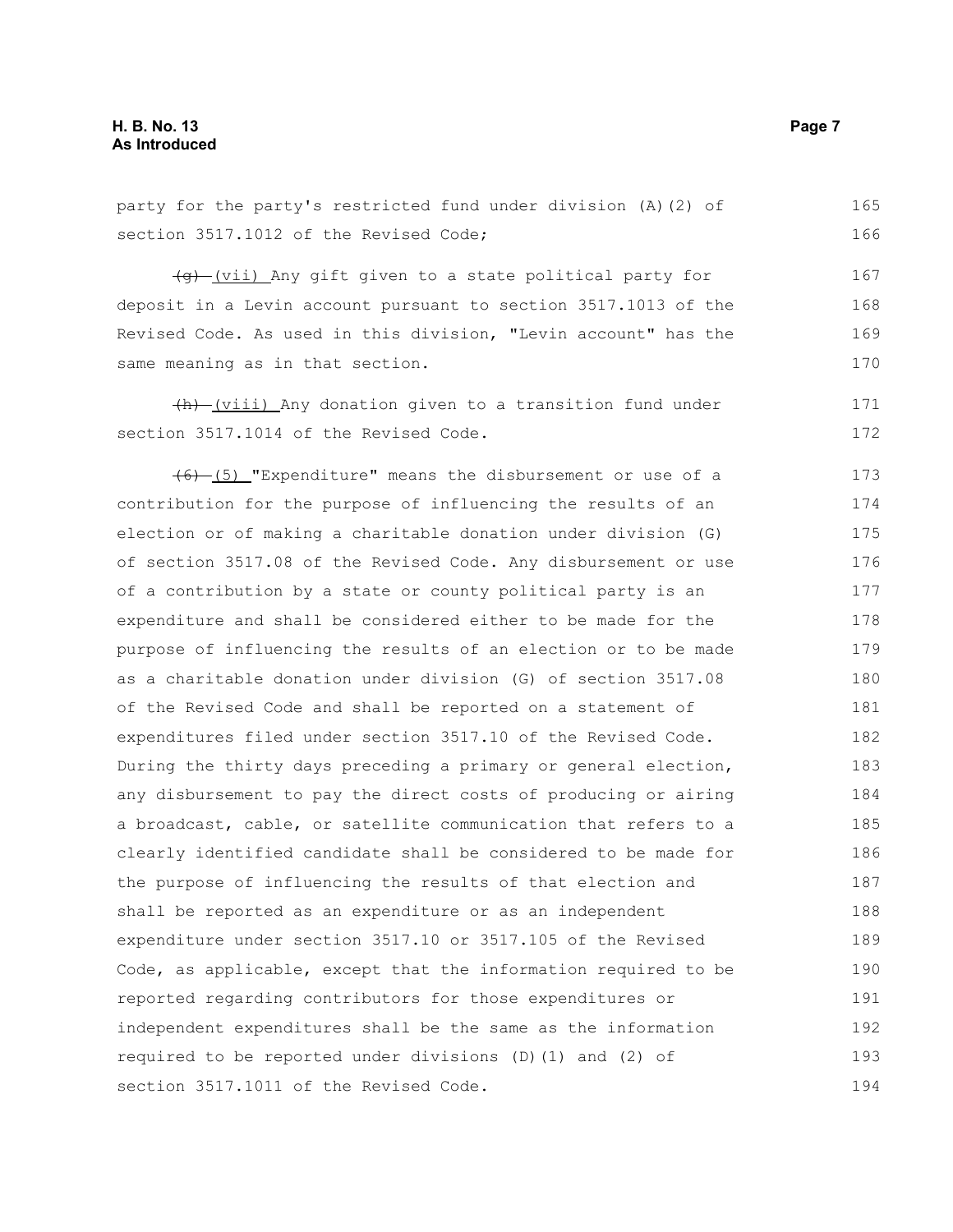party for the party's restricted fund under division (A)(2) of section 3517.1012 of the Revised Code;

~~(g)~~ (vii) Any gift given to a state political party for deposit in a Levin account pursuant to section 3517.1013 of the Revised Code. As used in this division, "Levin account" has the same meaning as in that section.

~~(h)~~ (viii) Any donation given to a transition fund under section 3517.1014 of the Revised Code.

~~(6)~~ (5) "Expenditure" means the disbursement or use of a contribution for the purpose of influencing the results of an election or of making a charitable donation under division (G) of section 3517.08 of the Revised Code. Any disbursement or use of a contribution by a state or county political party is an expenditure and shall be considered either to be made for the purpose of influencing the results of an election or to be made as a charitable donation under division (G) of section 3517.08 of the Revised Code and shall be reported on a statement of expenditures filed under section 3517.10 of the Revised Code. During the thirty days preceding a primary or general election, any disbursement to pay the direct costs of producing or airing a broadcast, cable, or satellite communication that refers to a clearly identified candidate shall be considered to be made for the purpose of influencing the results of that election and shall be reported as an expenditure or as an independent expenditure under section 3517.10 or 3517.105 of the Revised Code, as applicable, except that the information required to be reported regarding contributors for those expenditures or independent expenditures shall be the same as the information required to be reported under divisions (D)(1) and (2) of section 3517.1011 of the Revised Code.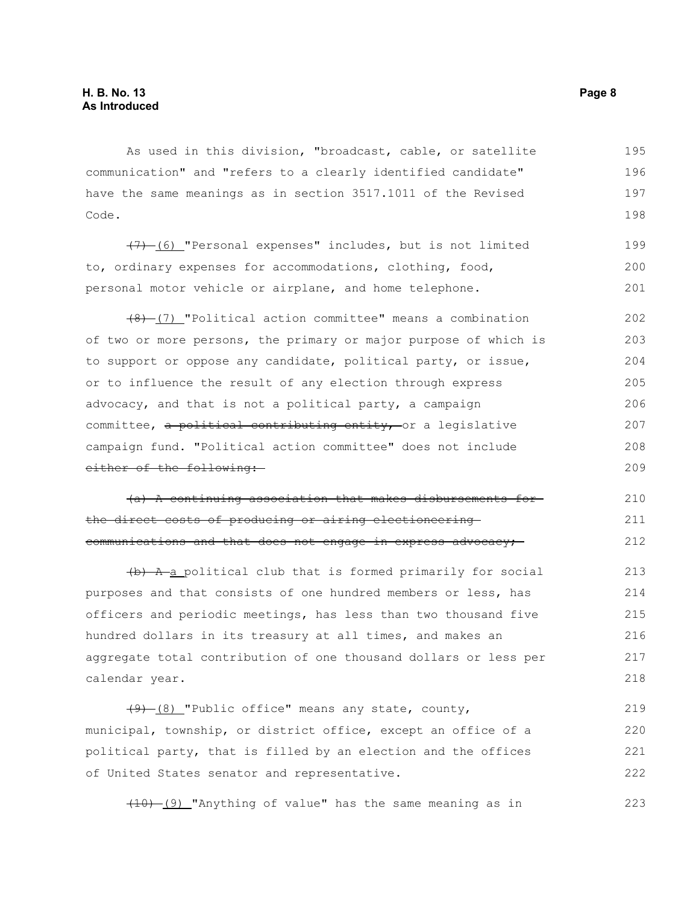As used in this division, "broadcast, cable, or satellite communication" and "refers to a clearly identified candidate" have the same meanings as in section 3517.1011 of the Revised Code.

~~(7)~~ (6) "Personal expenses" includes, but is not limited to, ordinary expenses for accommodations, clothing, food, personal motor vehicle or airplane, and home telephone.

~~(8)~~ (7) "Political action committee" means a combination of two or more persons, the primary or major purpose of which is to support or oppose any candidate, political party, or issue, or to influence the result of any election through express advocacy, and that is not a political party, a campaign committee, ~~a political contributing entity,~~ or a legislative campaign fund. "Political action committee" does not include ~~either of the following:~~

~~(a) A continuing association that makes disbursements for the direct costs of producing or airing electioneering communications and that does not engage in express advocacy;~~

~~(b) A~~ a political club that is formed primarily for social purposes and that consists of one hundred members or less, has officers and periodic meetings, has less than two thousand five hundred dollars in its treasury at all times, and makes an aggregate total contribution of one thousand dollars or less per calendar year.

~~(9)~~ (8) "Public office" means any state, county, municipal, township, or district office, except an office of a political party, that is filled by an election and the offices of United States senator and representative.

~~(10)~~ (9) "Anything of value" has the same meaning as in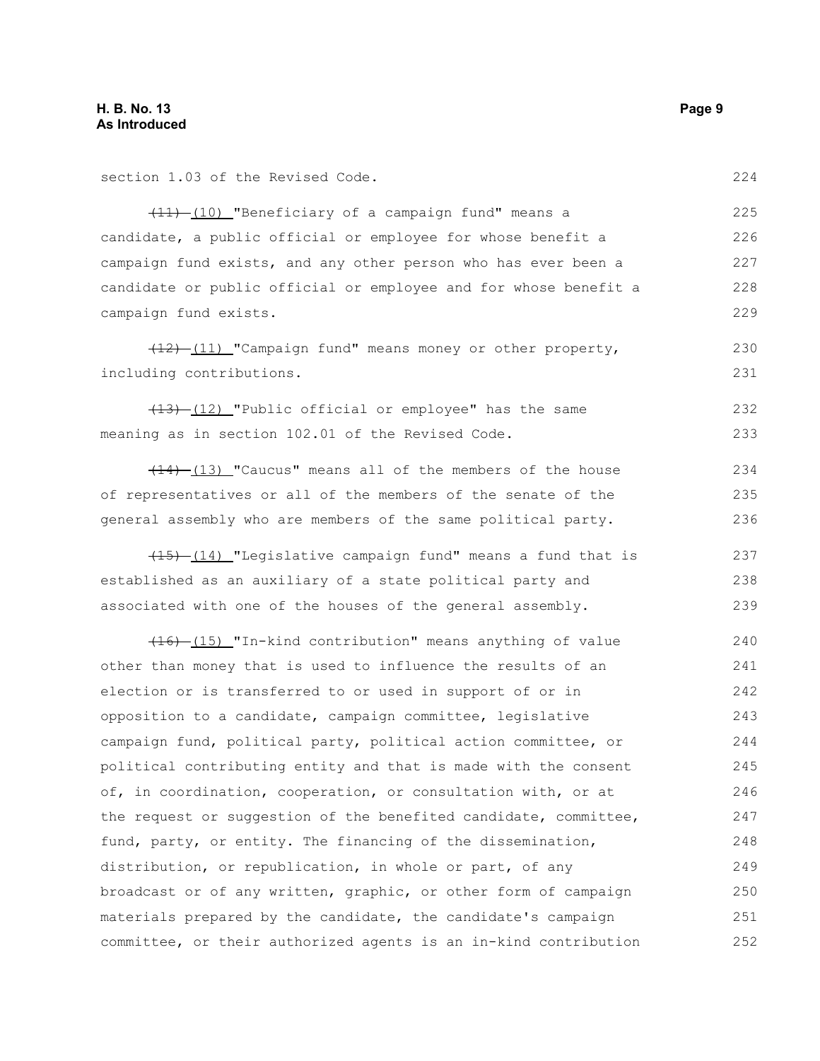section 1.03 of the Revised Code.

~~(11)~~ (10) "Beneficiary of a campaign fund" means a candidate, a public official or employee for whose benefit a campaign fund exists, and any other person who has ever been a candidate or public official or employee and for whose benefit a campaign fund exists.

~~(12)~~ (11) "Campaign fund" means money or other property, including contributions.

~~(13)~~ (12) "Public official or employee" has the same meaning as in section 102.01 of the Revised Code.

~~(14)~~ (13) "Caucus" means all of the members of the house of representatives or all of the members of the senate of the general assembly who are members of the same political party.

~~(15)~~ (14) "Legislative campaign fund" means a fund that is established as an auxiliary of a state political party and associated with one of the houses of the general assembly.

~~(16)~~ (15) "In-kind contribution" means anything of value other than money that is used to influence the results of an election or is transferred to or used in support of or in opposition to a candidate, campaign committee, legislative campaign fund, political party, political action committee, or political contributing entity and that is made with the consent of, in coordination, cooperation, or consultation with, or at the request or suggestion of the benefited candidate, committee, fund, party, or entity. The financing of the dissemination, distribution, or republication, in whole or part, of any broadcast or of any written, graphic, or other form of campaign materials prepared by the candidate, the candidate's campaign committee, or their authorized agents is an in-kind contribution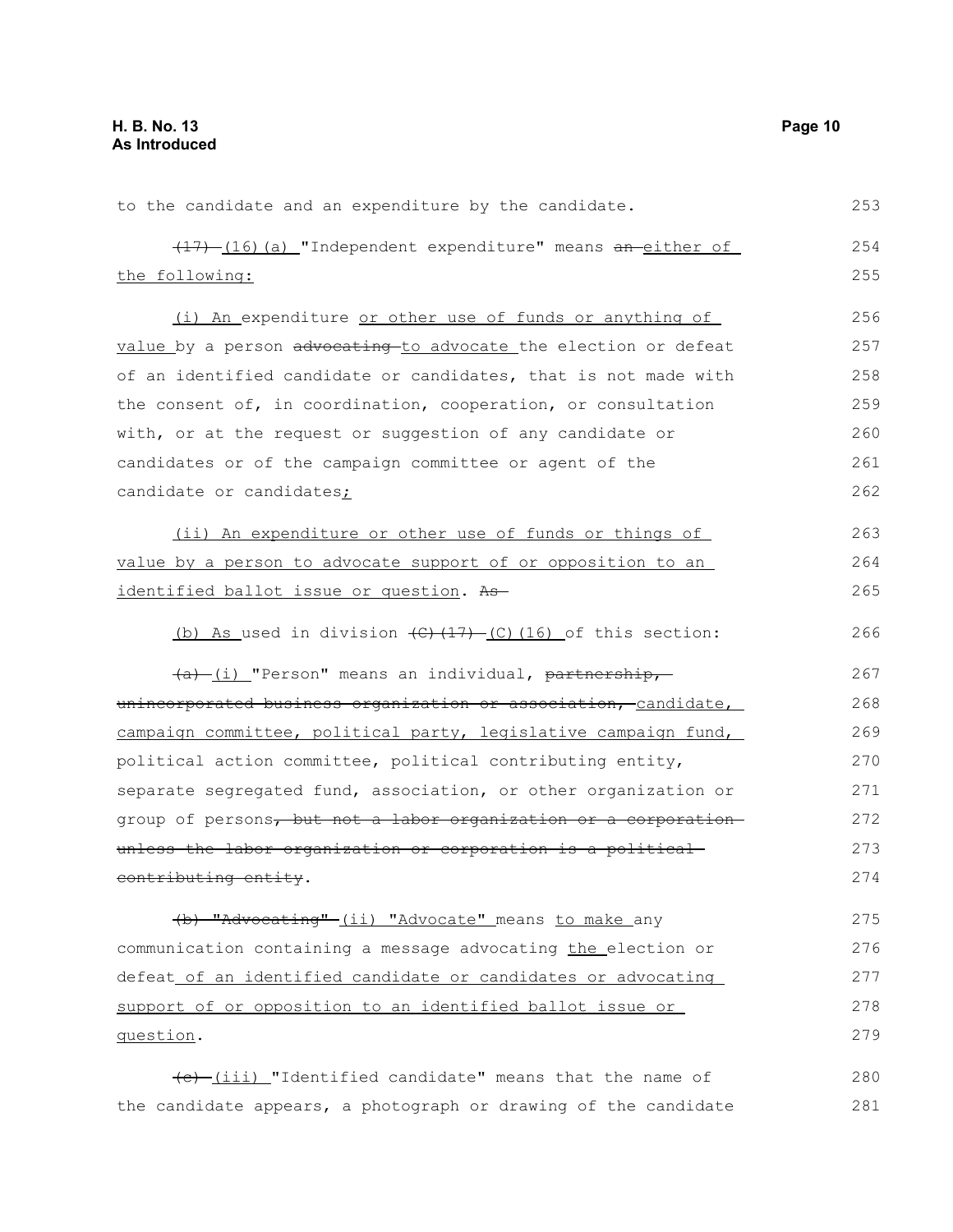to the candidate and an expenditure by the candidate.

~~(17)~~ (16)(a) "Independent expenditure" means ~~an~~ either of the following:

(i) An expenditure or other use of funds or anything of value by a person ~~advocating~~ to advocate the election or defeat of an identified candidate or candidates, that is not made with the consent of, in coordination, cooperation, or consultation with, or at the request or suggestion of any candidate or candidates or of the campaign committee or agent of the candidate or candidates;

(ii) An expenditure or other use of funds or things of value by a person to advocate support of or opposition to an identified ballot issue or question. ~~As~~

(b) As used in division ~~(C)(17)~~ (C)(16) of this section:

~~(a)~~ (i) "Person" means an individual, ~~partnership, unincorporated business organization or association,~~ candidate, campaign committee, political party, legislative campaign fund, political action committee, political contributing entity, separate segregated fund, association, or other organization or group of persons~~, but not a labor organization or a corporation unless the labor organization or corporation is a political contributing entity~~.

~~(b) "Advocating"~~ (ii) "Advocate" means to make any communication containing a message advocating the election or defeat of an identified candidate or candidates or advocating support of or opposition to an identified ballot issue or question.

~~(c)~~ (iii) "Identified candidate" means that the name of the candidate appears, a photograph or drawing of the candidate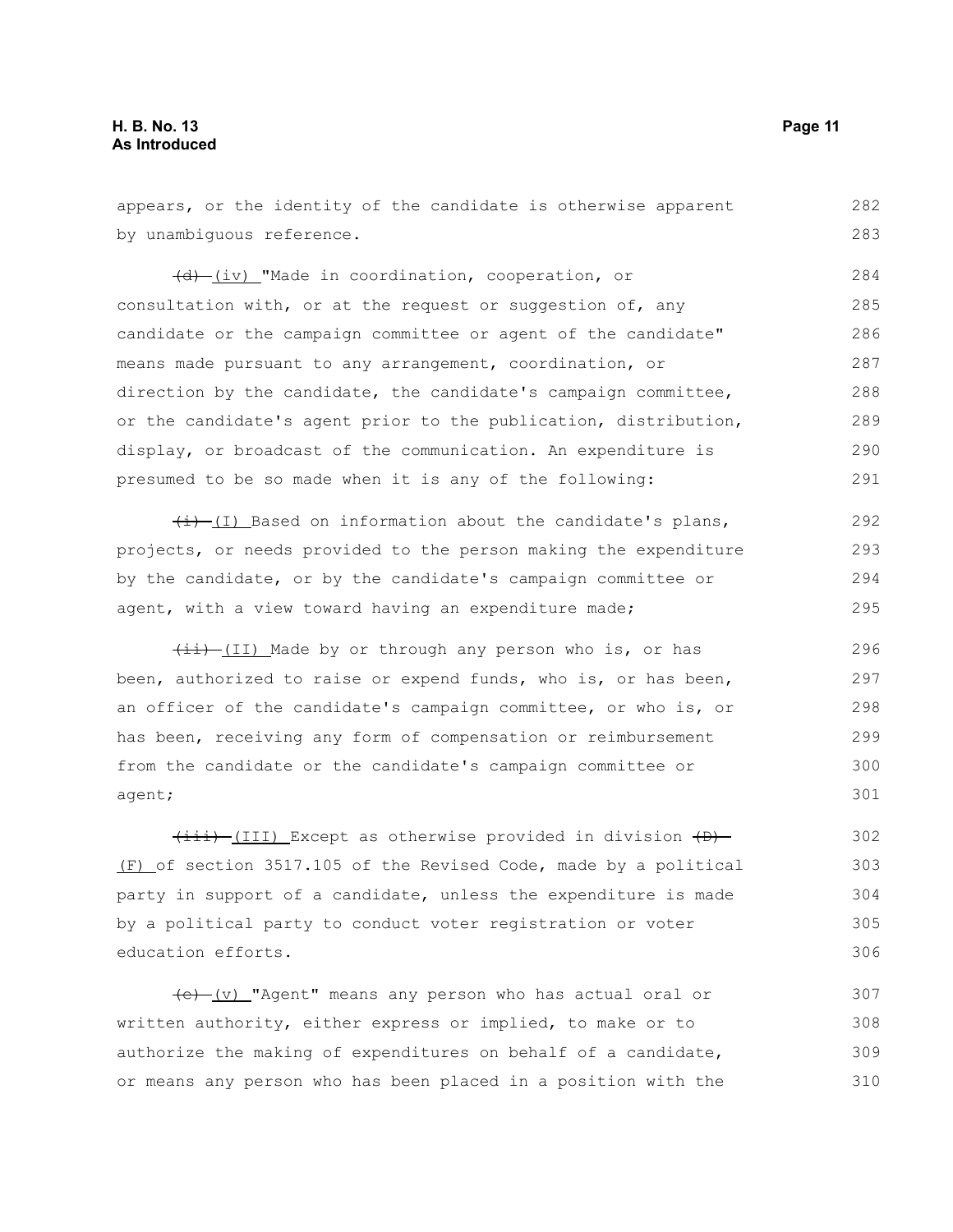appears, or the identity of the candidate is otherwise apparent by unambiguous reference.

~~(d)~~ (iv) "Made in coordination, cooperation, or consultation with, or at the request or suggestion of, any candidate or the campaign committee or agent of the candidate" means made pursuant to any arrangement, coordination, or direction by the candidate, the candidate's campaign committee, or the candidate's agent prior to the publication, distribution, display, or broadcast of the communication. An expenditure is presumed to be so made when it is any of the following:

~~(i)~~ (I) Based on information about the candidate's plans, projects, or needs provided to the person making the expenditure by the candidate, or by the candidate's campaign committee or agent, with a view toward having an expenditure made;

~~(ii)~~ (II) Made by or through any person who is, or has been, authorized to raise or expend funds, who is, or has been, an officer of the candidate's campaign committee, or who is, or has been, receiving any form of compensation or reimbursement from the candidate or the candidate's campaign committee or agent;

~~(iii)~~ (III) Except as otherwise provided in division ~~(D)~~ (F) of section 3517.105 of the Revised Code, made by a political party in support of a candidate, unless the expenditure is made by a political party to conduct voter registration or voter education efforts.

~~(e)~~ (v) "Agent" means any person who has actual oral or written authority, either express or implied, to make or to authorize the making of expenditures on behalf of a candidate, or means any person who has been placed in a position with the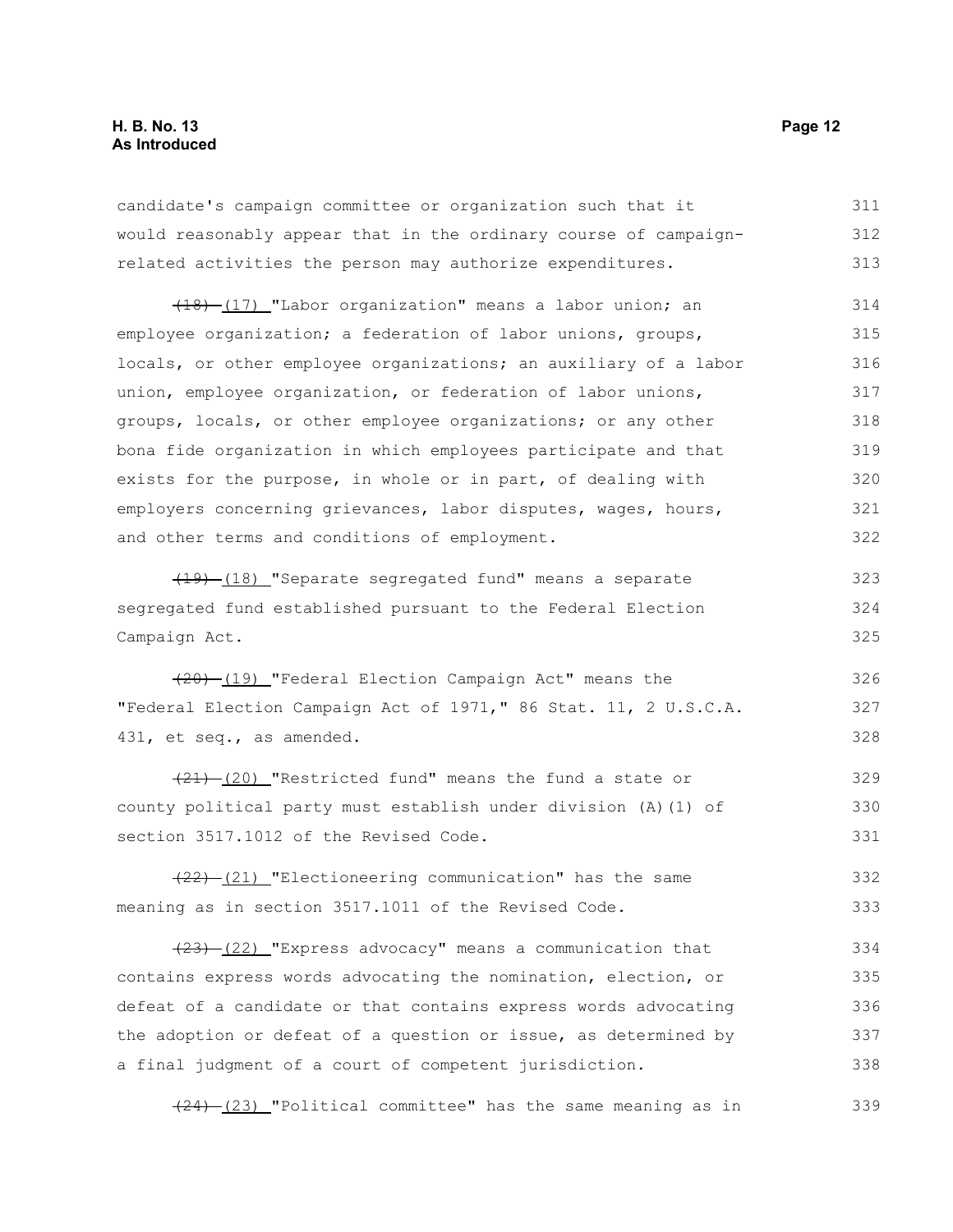candidate's campaign committee or organization such that it would reasonably appear that in the ordinary course of campaign-related activities the person may authorize expenditures.

~~(18)~~ (17) "Labor organization" means a labor union; an employee organization; a federation of labor unions, groups, locals, or other employee organizations; an auxiliary of a labor union, employee organization, or federation of labor unions, groups, locals, or other employee organizations; or any other bona fide organization in which employees participate and that exists for the purpose, in whole or in part, of dealing with employers concerning grievances, labor disputes, wages, hours, and other terms and conditions of employment.

~~(19)~~ (18) "Separate segregated fund" means a separate segregated fund established pursuant to the Federal Election Campaign Act.

~~(20)~~ (19) "Federal Election Campaign Act" means the "Federal Election Campaign Act of 1971," 86 Stat. 11, 2 U.S.C.A. 431, et seq., as amended.

~~(21)~~ (20) "Restricted fund" means the fund a state or county political party must establish under division (A)(1) of section 3517.1012 of the Revised Code.

~~(22)~~ (21) "Electioneering communication" has the same meaning as in section 3517.1011 of the Revised Code.

~~(23)~~ (22) "Express advocacy" means a communication that contains express words advocating the nomination, election, or defeat of a candidate or that contains express words advocating the adoption or defeat of a question or issue, as determined by a final judgment of a court of competent jurisdiction.

~~(24)~~ (23) "Political committee" has the same meaning as in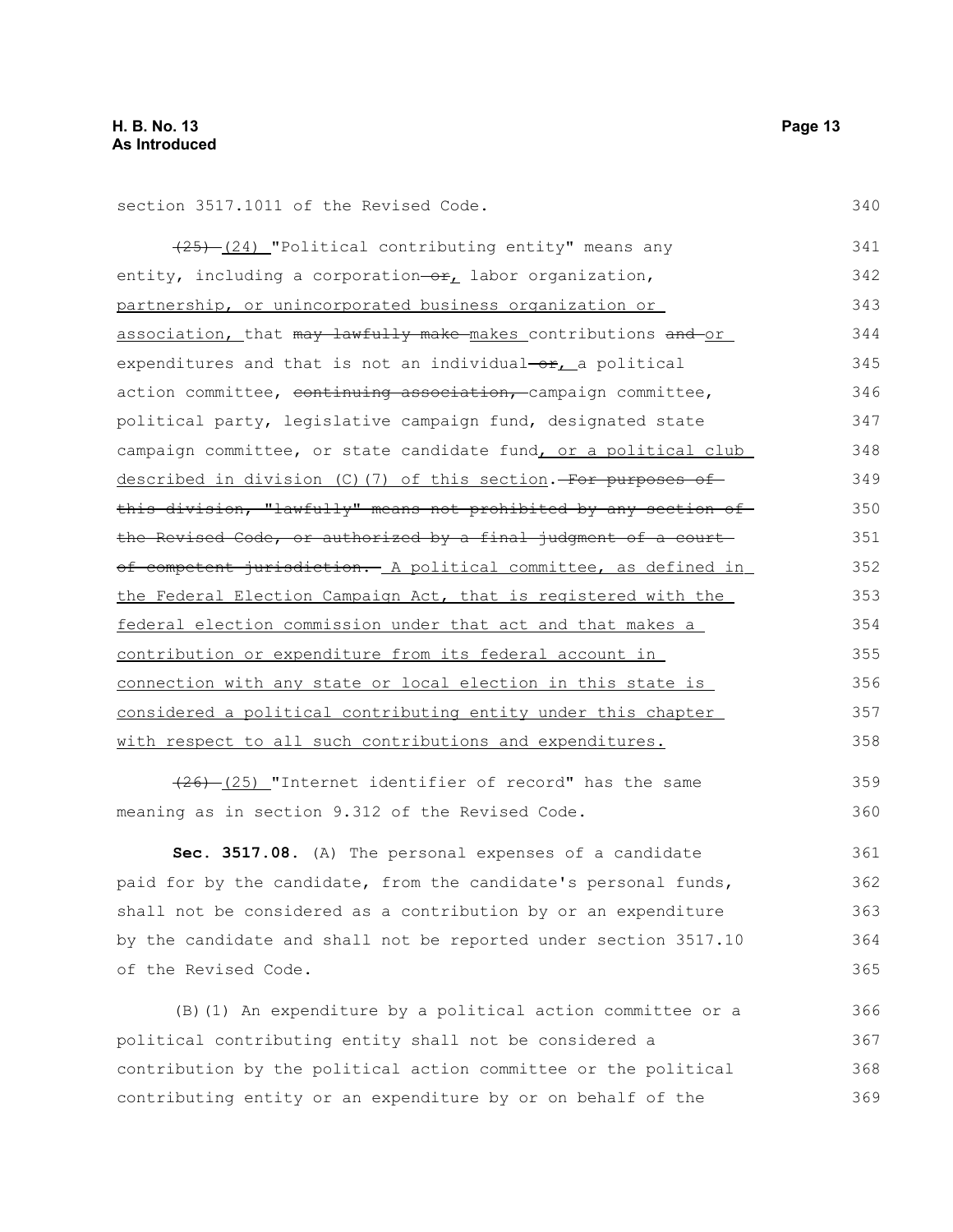section 3517.1011 of the Revised Code.

~~(25)~~ (24) "Political contributing entity" means any entity, including a corporation ~~or~~, labor organization, partnership, or unincorporated business organization or association, that ~~may lawfully make~~ makes contributions ~~and~~ or expenditures and that is not an individual ~~or~~, a political action committee, ~~continuing association,~~ campaign committee, political party, legislative campaign fund, designated state campaign committee, or state candidate fund, or a political club described in division (C)(7) of this section. ~~For purposes of this division, "lawfully" means not prohibited by any section of the Revised Code, or authorized by a final judgment of a court of competent jurisdiction.~~ A political committee, as defined in the Federal Election Campaign Act, that is registered with the federal election commission under that act and that makes a contribution or expenditure from its federal account in connection with any state or local election in this state is considered a political contributing entity under this chapter with respect to all such contributions and expenditures.

~~(26)~~ (25) "Internet identifier of record" has the same meaning as in section 9.312 of the Revised Code.

**Sec. 3517.08.** (A) The personal expenses of a candidate paid for by the candidate, from the candidate's personal funds, shall not be considered as a contribution by or an expenditure by the candidate and shall not be reported under section 3517.10 of the Revised Code.

(B)(1) An expenditure by a political action committee or a political contributing entity shall not be considered a contribution by the political action committee or the political contributing entity or an expenditure by or on behalf of the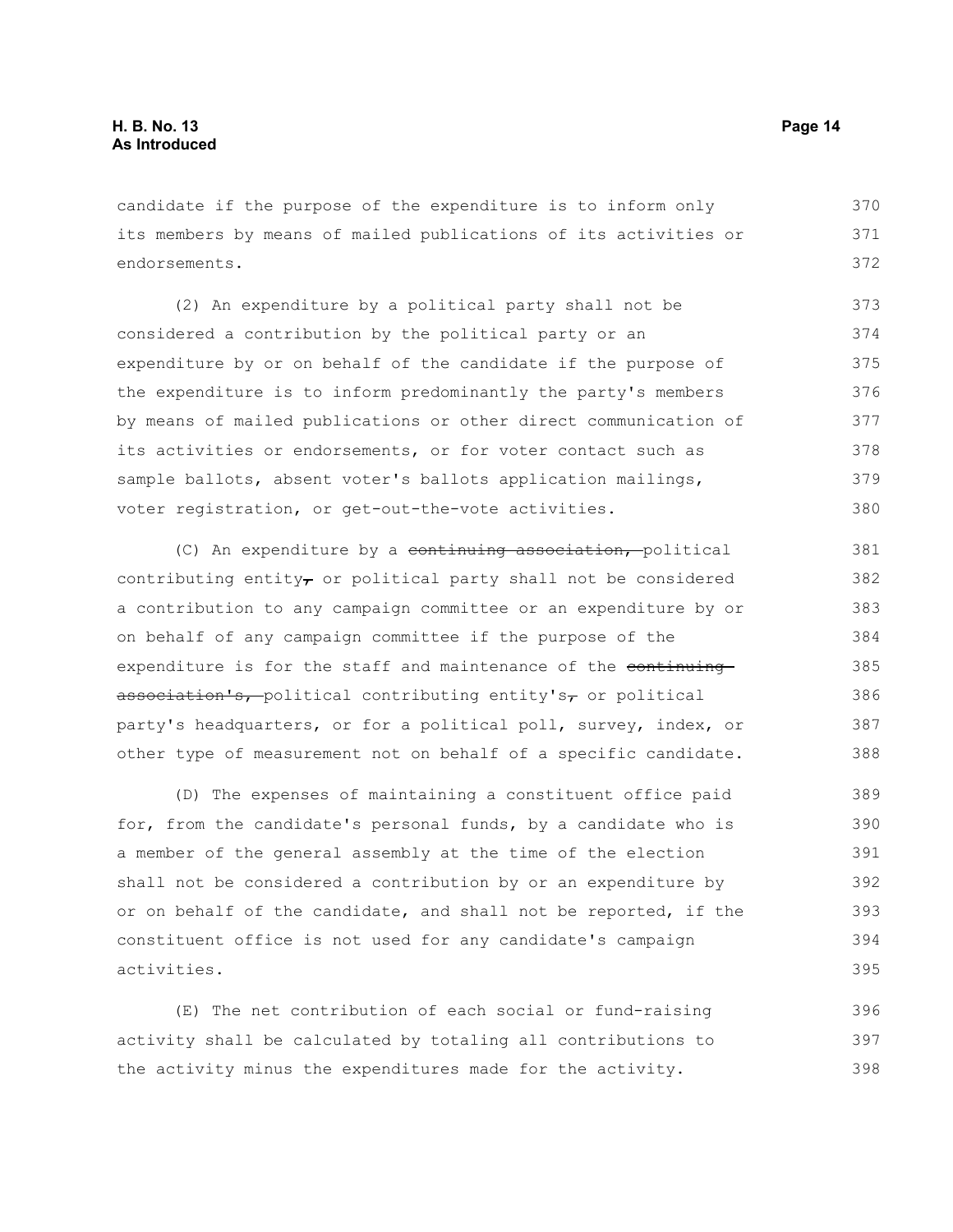candidate if the purpose of the expenditure is to inform only its members by means of mailed publications of its activities or endorsements.

(2) An expenditure by a political party shall not be considered a contribution by the political party or an expenditure by or on behalf of the candidate if the purpose of the expenditure is to inform predominantly the party's members by means of mailed publications or other direct communication of its activities or endorsements, or for voter contact such as sample ballots, absent voter's ballots application mailings, voter registration, or get-out-the-vote activities.

(C) An expenditure by a ~~continuing association,~~ political contributing entity~~,~~ or political party shall not be considered a contribution to any campaign committee or an expenditure by or on behalf of any campaign committee if the purpose of the expenditure is for the staff and maintenance of the ~~continuing association's,~~ political contributing entity's~~,~~ or political party's headquarters, or for a political poll, survey, index, or other type of measurement not on behalf of a specific candidate.

(D) The expenses of maintaining a constituent office paid for, from the candidate's personal funds, by a candidate who is a member of the general assembly at the time of the election shall not be considered a contribution by or an expenditure by or on behalf of the candidate, and shall not be reported, if the constituent office is not used for any candidate's campaign activities.

(E) The net contribution of each social or fund-raising activity shall be calculated by totaling all contributions to the activity minus the expenditures made for the activity.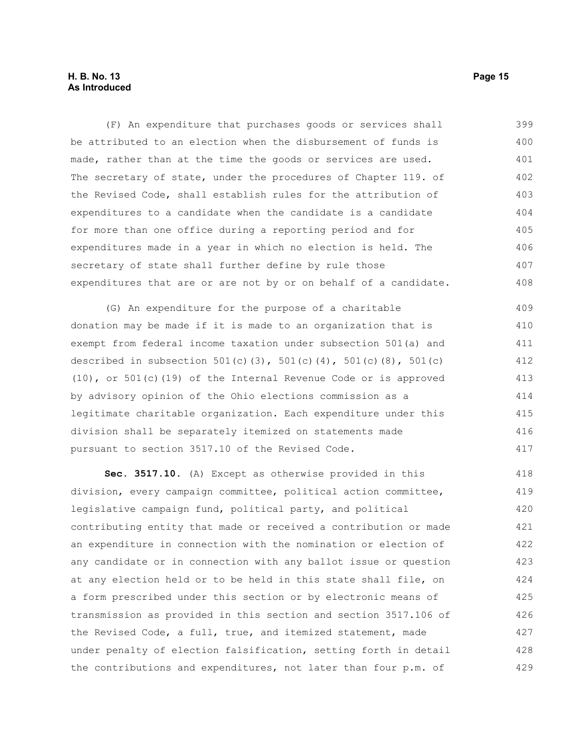(F) An expenditure that purchases goods or services shall be attributed to an election when the disbursement of funds is made, rather than at the time the goods or services are used. The secretary of state, under the procedures of Chapter 119. of the Revised Code, shall establish rules for the attribution of expenditures to a candidate when the candidate is a candidate for more than one office during a reporting period and for expenditures made in a year in which no election is held. The secretary of state shall further define by rule those expenditures that are or are not by or on behalf of a candidate.

(G) An expenditure for the purpose of a charitable donation may be made if it is made to an organization that is exempt from federal income taxation under subsection 501(a) and described in subsection 501(c)(3), 501(c)(4), 501(c)(8), 501(c)(10), or 501(c)(19) of the Internal Revenue Code or is approved by advisory opinion of the Ohio elections commission as a legitimate charitable organization. Each expenditure under this division shall be separately itemized on statements made pursuant to section 3517.10 of the Revised Code.

**Sec. 3517.10.** (A) Except as otherwise provided in this division, every campaign committee, political action committee, legislative campaign fund, political party, and political contributing entity that made or received a contribution or made an expenditure in connection with the nomination or election of any candidate or in connection with any ballot issue or question at any election held or to be held in this state shall file, on a form prescribed under this section or by electronic means of transmission as provided in this section and section 3517.106 of the Revised Code, a full, true, and itemized statement, made under penalty of election falsification, setting forth in detail the contributions and expenditures, not later than four p.m. of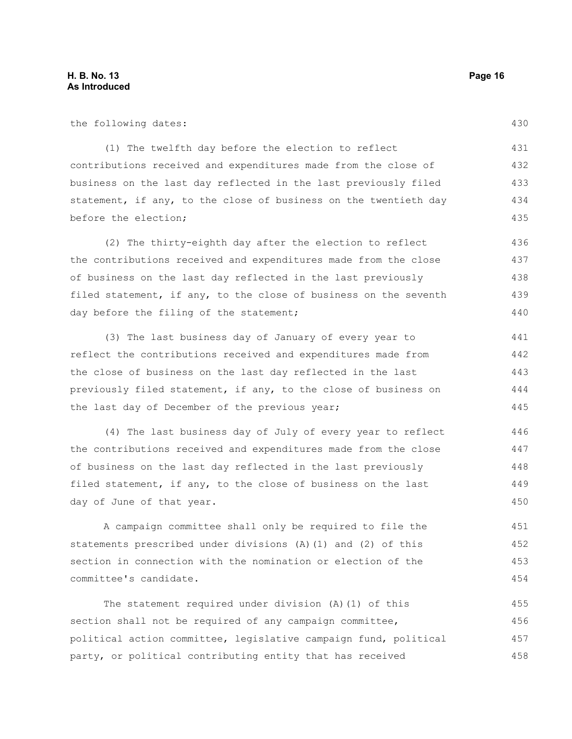the following dates:

(1) The twelfth day before the election to reflect contributions received and expenditures made from the close of business on the last day reflected in the last previously filed statement, if any, to the close of business on the twentieth day before the election;

(2) The thirty-eighth day after the election to reflect the contributions received and expenditures made from the close of business on the last day reflected in the last previously filed statement, if any, to the close of business on the seventh day before the filing of the statement;

(3) The last business day of January of every year to reflect the contributions received and expenditures made from the close of business on the last day reflected in the last previously filed statement, if any, to the close of business on the last day of December of the previous year;

(4) The last business day of July of every year to reflect the contributions received and expenditures made from the close of business on the last day reflected in the last previously filed statement, if any, to the close of business on the last day of June of that year.

A campaign committee shall only be required to file the statements prescribed under divisions (A)(1) and (2) of this section in connection with the nomination or election of the committee's candidate.

The statement required under division (A)(1) of this section shall not be required of any campaign committee, political action committee, legislative campaign fund, political party, or political contributing entity that has received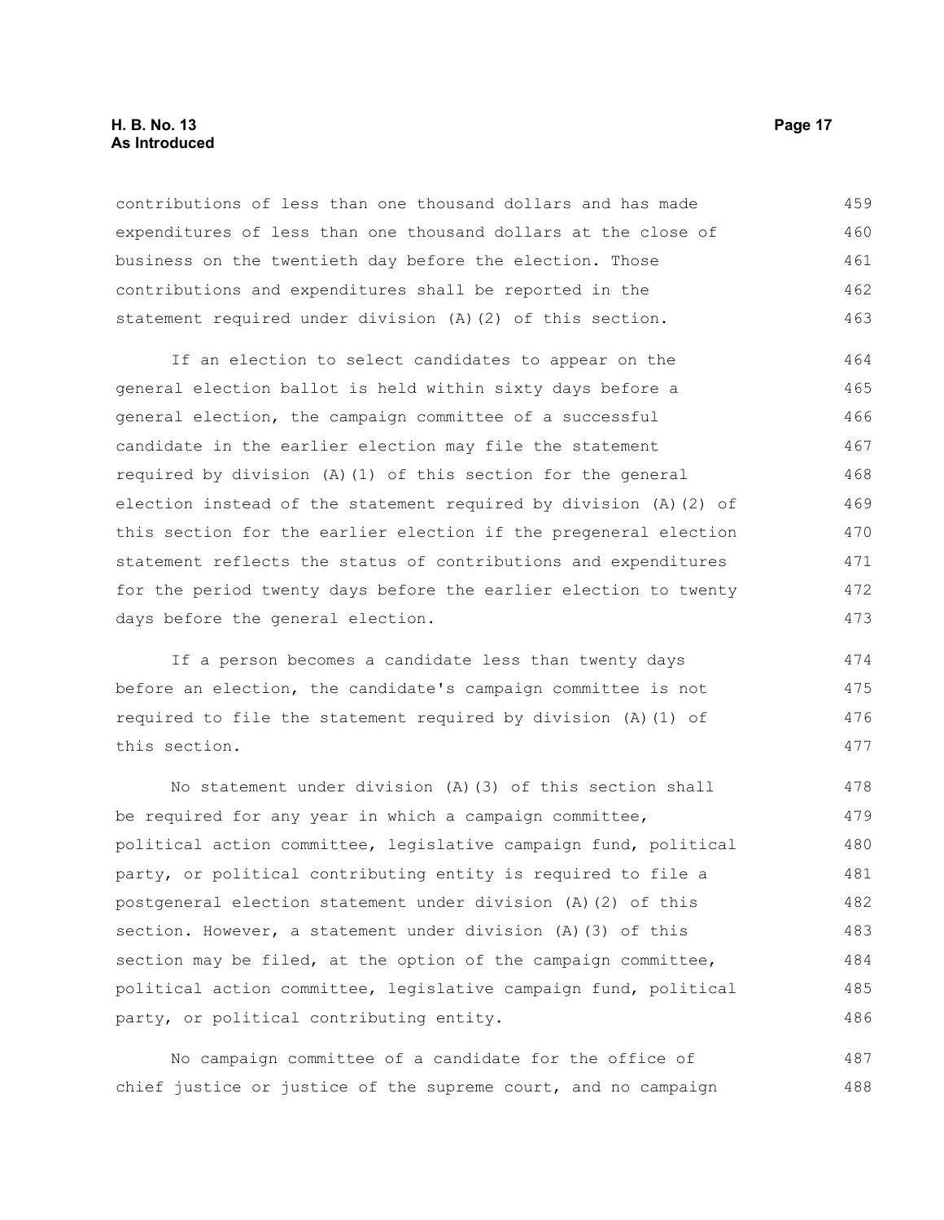contributions of less than one thousand dollars and has made expenditures of less than one thousand dollars at the close of business on the twentieth day before the election. Those contributions and expenditures shall be reported in the statement required under division (A)(2) of this section.

If an election to select candidates to appear on the general election ballot is held within sixty days before a general election, the campaign committee of a successful candidate in the earlier election may file the statement required by division (A)(1) of this section for the general election instead of the statement required by division (A)(2) of this section for the earlier election if the pregeneral election statement reflects the status of contributions and expenditures for the period twenty days before the earlier election to twenty days before the general election.

If a person becomes a candidate less than twenty days before an election, the candidate's campaign committee is not required to file the statement required by division (A)(1) of this section.

No statement under division (A)(3) of this section shall be required for any year in which a campaign committee, political action committee, legislative campaign fund, political party, or political contributing entity is required to file a postgeneral election statement under division (A)(2) of this section. However, a statement under division (A)(3) of this section may be filed, at the option of the campaign committee, political action committee, legislative campaign fund, political party, or political contributing entity.

No campaign committee of a candidate for the office of chief justice or justice of the supreme court, and no campaign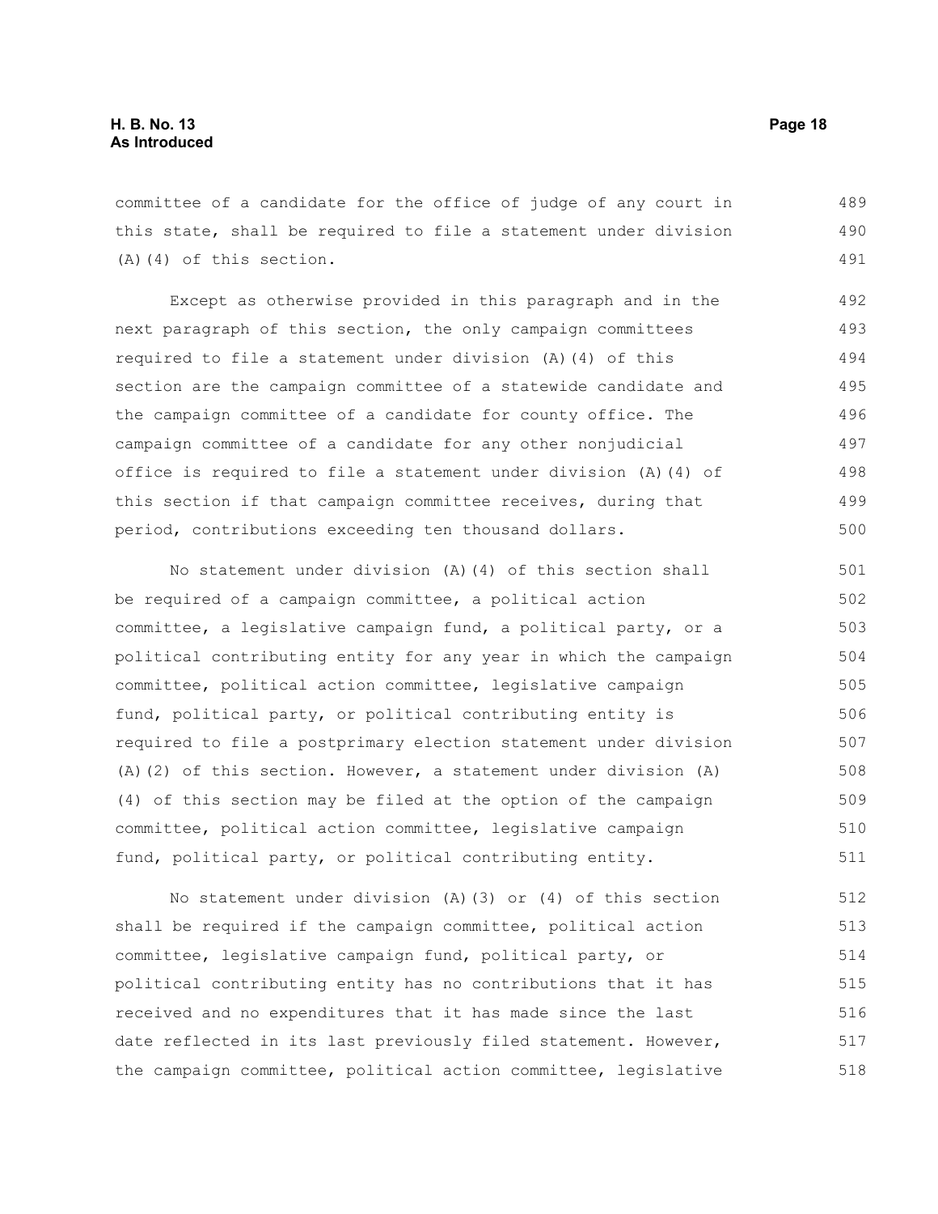committee of a candidate for the office of judge of any court in this state, shall be required to file a statement under division (A)(4) of this section.

Except as otherwise provided in this paragraph and in the next paragraph of this section, the only campaign committees required to file a statement under division (A)(4) of this section are the campaign committee of a statewide candidate and the campaign committee of a candidate for county office. The campaign committee of a candidate for any other nonjudicial office is required to file a statement under division (A)(4) of this section if that campaign committee receives, during that period, contributions exceeding ten thousand dollars.

No statement under division (A)(4) of this section shall be required of a campaign committee, a political action committee, a legislative campaign fund, a political party, or a political contributing entity for any year in which the campaign committee, political action committee, legislative campaign fund, political party, or political contributing entity is required to file a postprimary election statement under division (A)(2) of this section. However, a statement under division (A)(4) of this section may be filed at the option of the campaign committee, political action committee, legislative campaign fund, political party, or political contributing entity.

No statement under division (A)(3) or (4) of this section shall be required if the campaign committee, political action committee, legislative campaign fund, political party, or political contributing entity has no contributions that it has received and no expenditures that it has made since the last date reflected in its last previously filed statement. However, the campaign committee, political action committee, legislative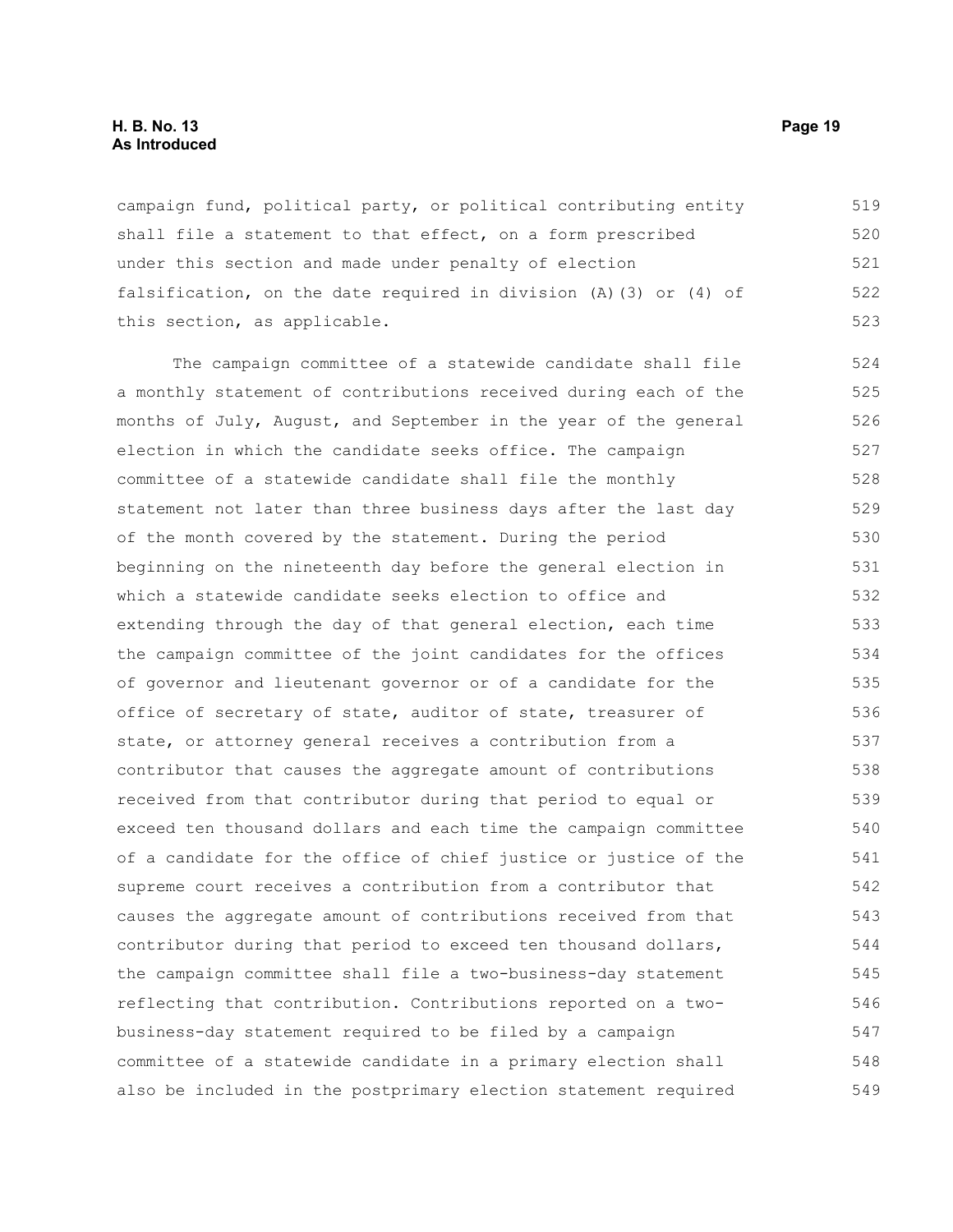campaign fund, political party, or political contributing entity shall file a statement to that effect, on a form prescribed under this section and made under penalty of election falsification, on the date required in division (A)(3) or (4) of this section, as applicable.

The campaign committee of a statewide candidate shall file a monthly statement of contributions received during each of the months of July, August, and September in the year of the general election in which the candidate seeks office. The campaign committee of a statewide candidate shall file the monthly statement not later than three business days after the last day of the month covered by the statement. During the period beginning on the nineteenth day before the general election in which a statewide candidate seeks election to office and extending through the day of that general election, each time the campaign committee of the joint candidates for the offices of governor and lieutenant governor or of a candidate for the office of secretary of state, auditor of state, treasurer of state, or attorney general receives a contribution from a contributor that causes the aggregate amount of contributions received from that contributor during that period to equal or exceed ten thousand dollars and each time the campaign committee of a candidate for the office of chief justice or justice of the supreme court receives a contribution from a contributor that causes the aggregate amount of contributions received from that contributor during that period to exceed ten thousand dollars, the campaign committee shall file a two-business-day statement reflecting that contribution. Contributions reported on a two-business-day statement required to be filed by a campaign committee of a statewide candidate in a primary election shall also be included in the postprimary election statement required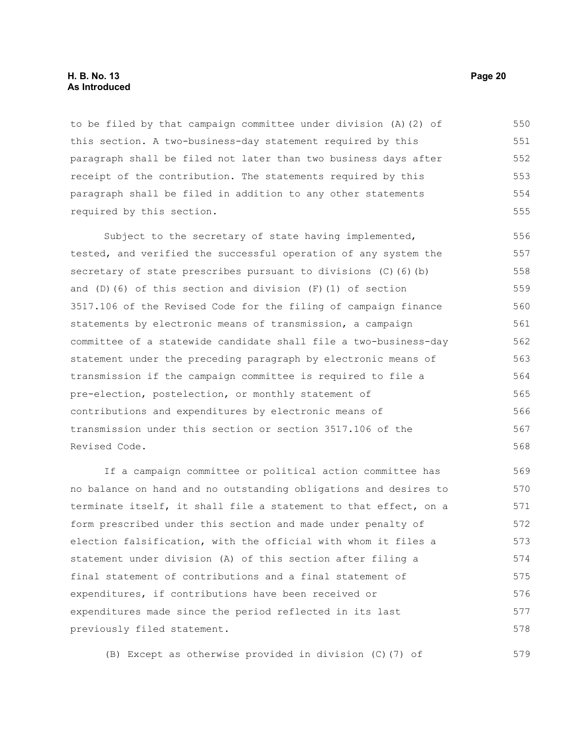to be filed by that campaign committee under division (A)(2) of this section. A two-business-day statement required by this paragraph shall be filed not later than two business days after receipt of the contribution. The statements required by this paragraph shall be filed in addition to any other statements required by this section.

Subject to the secretary of state having implemented, tested, and verified the successful operation of any system the secretary of state prescribes pursuant to divisions (C)(6)(b) and (D)(6) of this section and division (F)(1) of section 3517.106 of the Revised Code for the filing of campaign finance statements by electronic means of transmission, a campaign committee of a statewide candidate shall file a two-business-day statement under the preceding paragraph by electronic means of transmission if the campaign committee is required to file a pre-election, postelection, or monthly statement of contributions and expenditures by electronic means of transmission under this section or section 3517.106 of the Revised Code.

If a campaign committee or political action committee has no balance on hand and no outstanding obligations and desires to terminate itself, it shall file a statement to that effect, on a form prescribed under this section and made under penalty of election falsification, with the official with whom it files a statement under division (A) of this section after filing a final statement of contributions and a final statement of expenditures, if contributions have been received or expenditures made since the period reflected in its last previously filed statement.

(B) Except as otherwise provided in division (C)(7) of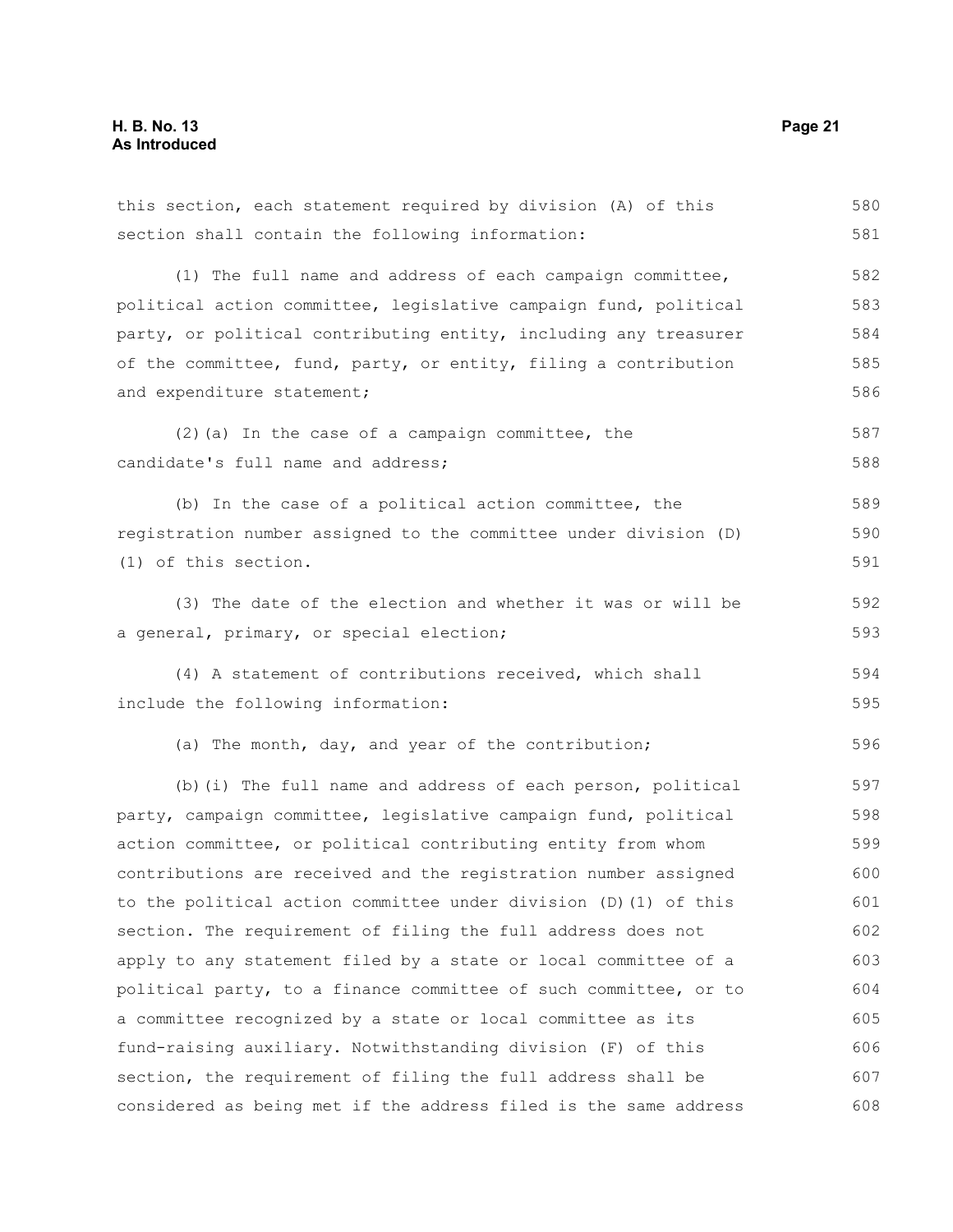this section, each statement required by division (A) of this section shall contain the following information:

(1) The full name and address of each campaign committee, political action committee, legislative campaign fund, political party, or political contributing entity, including any treasurer of the committee, fund, party, or entity, filing a contribution and expenditure statement;

(2)(a) In the case of a campaign committee, the candidate's full name and address;

(b) In the case of a political action committee, the registration number assigned to the committee under division (D)(1) of this section.

(3) The date of the election and whether it was or will be a general, primary, or special election;

(4) A statement of contributions received, which shall include the following information:

(a) The month, day, and year of the contribution;

(b)(i) The full name and address of each person, political party, campaign committee, legislative campaign fund, political action committee, or political contributing entity from whom contributions are received and the registration number assigned to the political action committee under division (D)(1) of this section. The requirement of filing the full address does not apply to any statement filed by a state or local committee of a political party, to a finance committee of such committee, or to a committee recognized by a state or local committee as its fund-raising auxiliary. Notwithstanding division (F) of this section, the requirement of filing the full address shall be considered as being met if the address filed is the same address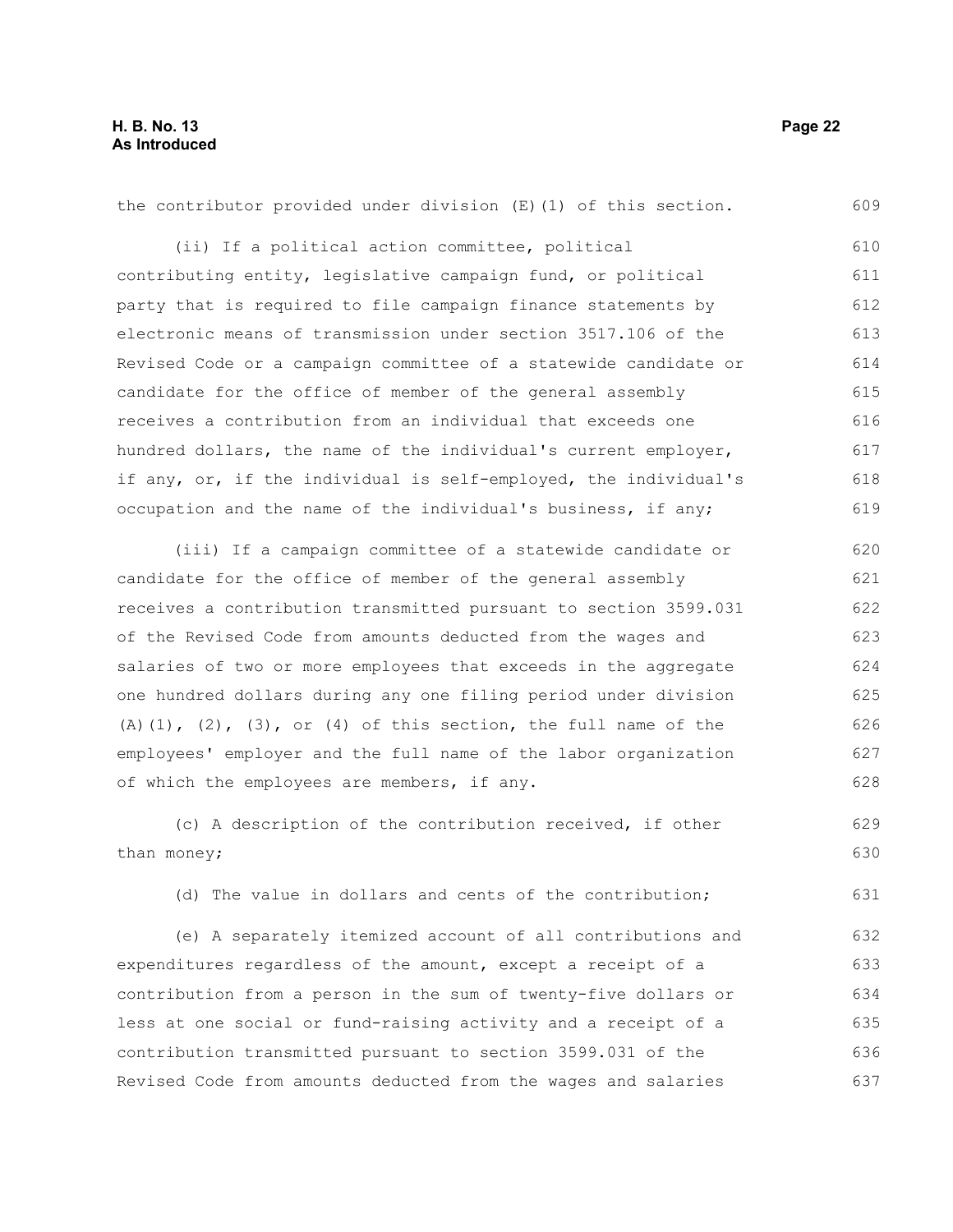the contributor provided under division (E)(1) of this section.

(ii) If a political action committee, political contributing entity, legislative campaign fund, or political party that is required to file campaign finance statements by electronic means of transmission under section 3517.106 of the Revised Code or a campaign committee of a statewide candidate or candidate for the office of member of the general assembly receives a contribution from an individual that exceeds one hundred dollars, the name of the individual's current employer, if any, or, if the individual is self-employed, the individual's occupation and the name of the individual's business, if any;

(iii) If a campaign committee of a statewide candidate or candidate for the office of member of the general assembly receives a contribution transmitted pursuant to section 3599.031 of the Revised Code from amounts deducted from the wages and salaries of two or more employees that exceeds in the aggregate one hundred dollars during any one filing period under division (A)(1), (2), (3), or (4) of this section, the full name of the employees' employer and the full name of the labor organization of which the employees are members, if any.

(c) A description of the contribution received, if other than money;

(d) The value in dollars and cents of the contribution;

(e) A separately itemized account of all contributions and expenditures regardless of the amount, except a receipt of a contribution from a person in the sum of twenty-five dollars or less at one social or fund-raising activity and a receipt of a contribution transmitted pursuant to section 3599.031 of the Revised Code from amounts deducted from the wages and salaries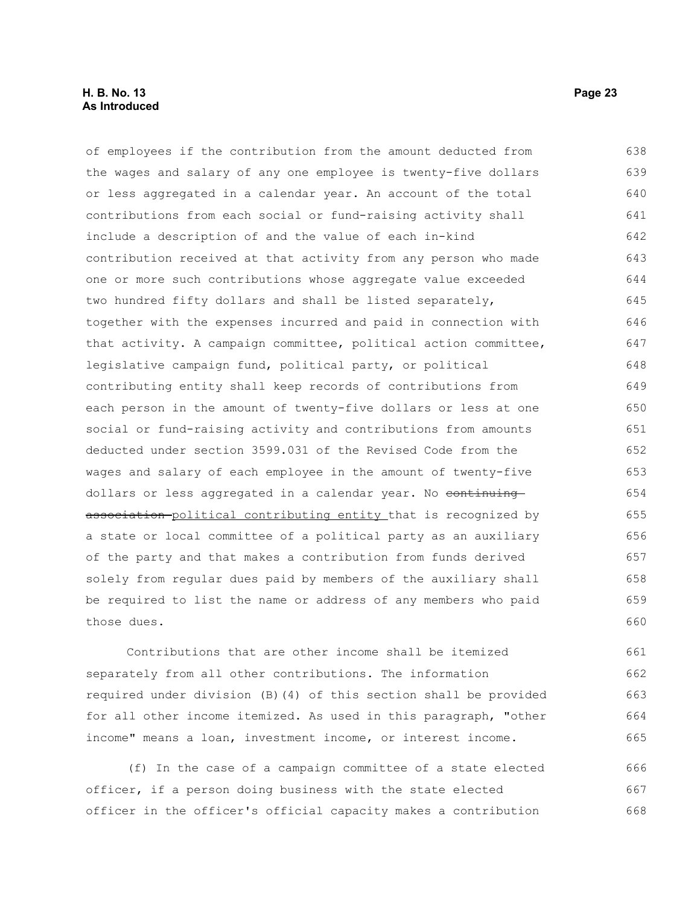of employees if the contribution from the amount deducted from the wages and salary of any one employee is twenty-five dollars or less aggregated in a calendar year. An account of the total contributions from each social or fund-raising activity shall include a description of and the value of each in-kind contribution received at that activity from any person who made one or more such contributions whose aggregate value exceeded two hundred fifty dollars and shall be listed separately, together with the expenses incurred and paid in connection with that activity. A campaign committee, political action committee, legislative campaign fund, political party, or political contributing entity shall keep records of contributions from each person in the amount of twenty-five dollars or less at one social or fund-raising activity and contributions from amounts deducted under section 3599.031 of the Revised Code from the wages and salary of each employee in the amount of twenty-five dollars or less aggregated in a calendar year. No ~~continuing association~~ political contributing entity that is recognized by a state or local committee of a political party as an auxiliary of the party and that makes a contribution from funds derived solely from regular dues paid by members of the auxiliary shall be required to list the name or address of any members who paid those dues.

Contributions that are other income shall be itemized separately from all other contributions. The information required under division (B)(4) of this section shall be provided for all other income itemized. As used in this paragraph, "other income" means a loan, investment income, or interest income.

(f) In the case of a campaign committee of a state elected officer, if a person doing business with the state elected officer in the officer's official capacity makes a contribution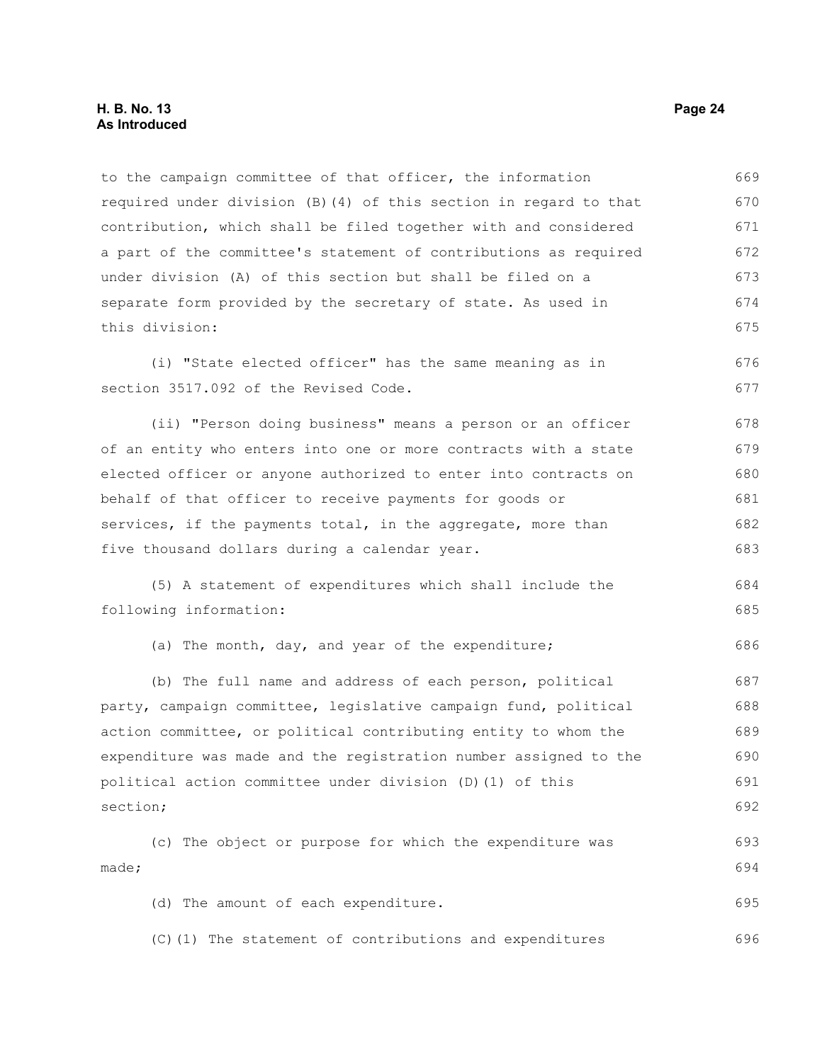to the campaign committee of that officer, the information required under division (B)(4) of this section in regard to that contribution, which shall be filed together with and considered a part of the committee's statement of contributions as required under division (A) of this section but shall be filed on a separate form provided by the secretary of state. As used in this division:

(i) "State elected officer" has the same meaning as in section 3517.092 of the Revised Code.

(ii) "Person doing business" means a person or an officer of an entity who enters into one or more contracts with a state elected officer or anyone authorized to enter into contracts on behalf of that officer to receive payments for goods or services, if the payments total, in the aggregate, more than five thousand dollars during a calendar year.

(5) A statement of expenditures which shall include the following information:

(a) The month, day, and year of the expenditure;

(b) The full name and address of each person, political party, campaign committee, legislative campaign fund, political action committee, or political contributing entity to whom the expenditure was made and the registration number assigned to the political action committee under division (D)(1) of this section;

(c) The object or purpose for which the expenditure was made;

(d) The amount of each expenditure.

(C)(1) The statement of contributions and expenditures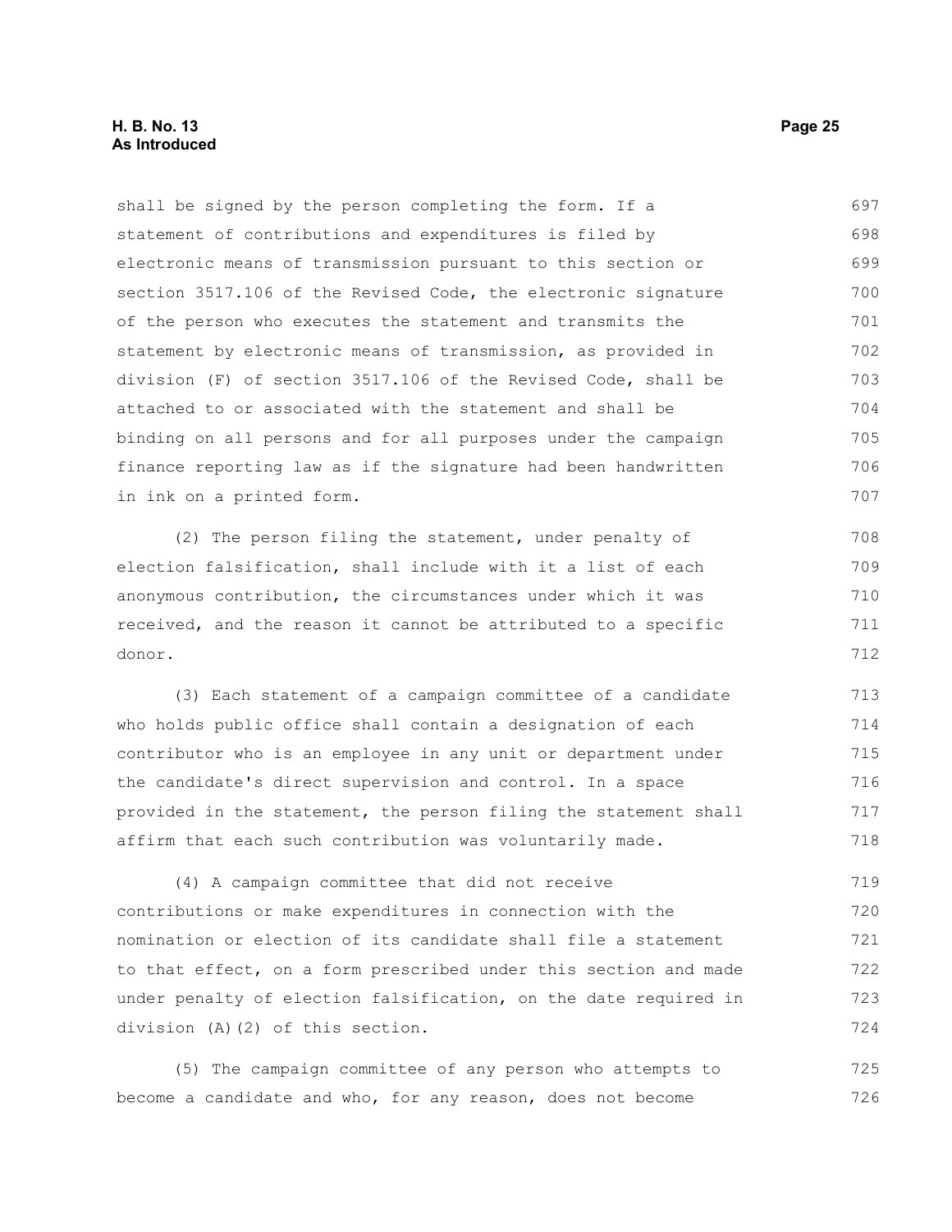shall be signed by the person completing the form. If a statement of contributions and expenditures is filed by electronic means of transmission pursuant to this section or section 3517.106 of the Revised Code, the electronic signature of the person who executes the statement and transmits the statement by electronic means of transmission, as provided in division (F) of section 3517.106 of the Revised Code, shall be attached to or associated with the statement and shall be binding on all persons and for all purposes under the campaign finance reporting law as if the signature had been handwritten in ink on a printed form.

(2) The person filing the statement, under penalty of election falsification, shall include with it a list of each anonymous contribution, the circumstances under which it was received, and the reason it cannot be attributed to a specific donor.

(3) Each statement of a campaign committee of a candidate who holds public office shall contain a designation of each contributor who is an employee in any unit or department under the candidate's direct supervision and control. In a space provided in the statement, the person filing the statement shall affirm that each such contribution was voluntarily made.

(4) A campaign committee that did not receive contributions or make expenditures in connection with the nomination or election of its candidate shall file a statement to that effect, on a form prescribed under this section and made under penalty of election falsification, on the date required in division (A)(2) of this section.

(5) The campaign committee of any person who attempts to become a candidate and who, for any reason, does not become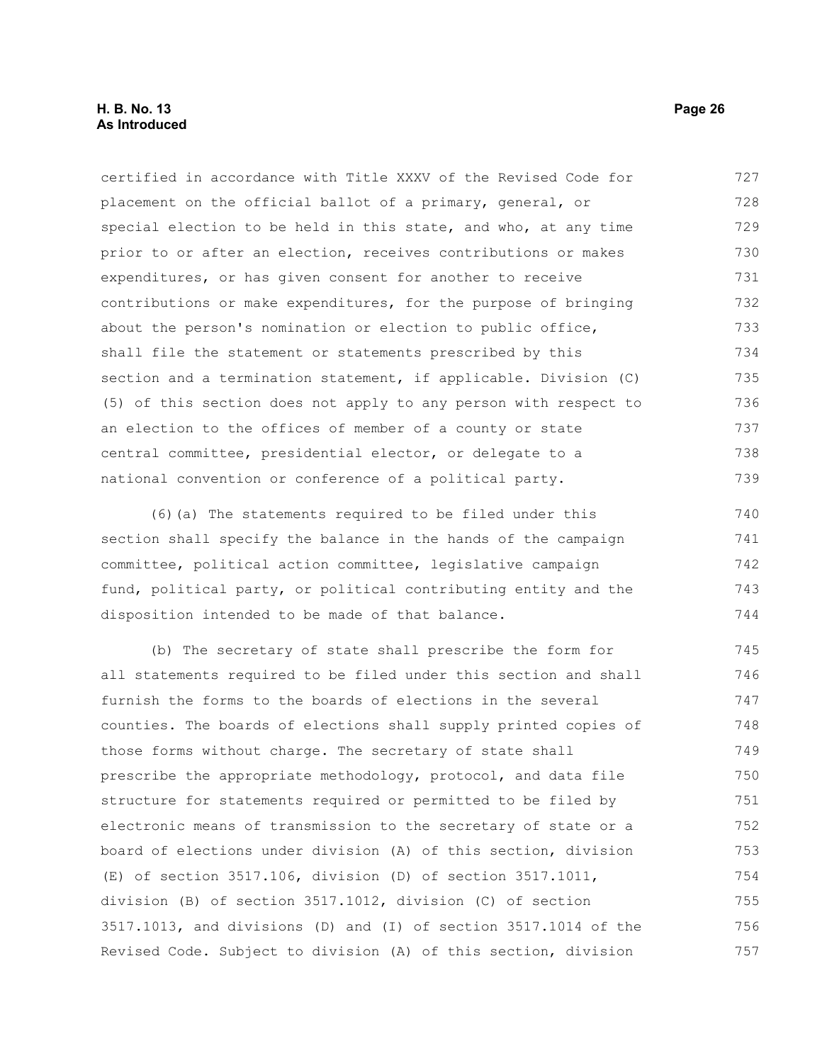certified in accordance with Title XXXV of the Revised Code for placement on the official ballot of a primary, general, or special election to be held in this state, and who, at any time prior to or after an election, receives contributions or makes expenditures, or has given consent for another to receive contributions or make expenditures, for the purpose of bringing about the person's nomination or election to public office, shall file the statement or statements prescribed by this section and a termination statement, if applicable. Division (C)(5) of this section does not apply to any person with respect to an election to the offices of member of a county or state central committee, presidential elector, or delegate to a national convention or conference of a political party.

(6)(a) The statements required to be filed under this section shall specify the balance in the hands of the campaign committee, political action committee, legislative campaign fund, political party, or political contributing entity and the disposition intended to be made of that balance.

(b) The secretary of state shall prescribe the form for all statements required to be filed under this section and shall furnish the forms to the boards of elections in the several counties. The boards of elections shall supply printed copies of those forms without charge. The secretary of state shall prescribe the appropriate methodology, protocol, and data file structure for statements required or permitted to be filed by electronic means of transmission to the secretary of state or a board of elections under division (A) of this section, division (E) of section 3517.106, division (D) of section 3517.1011, division (B) of section 3517.1012, division (C) of section 3517.1013, and divisions (D) and (I) of section 3517.1014 of the Revised Code. Subject to division (A) of this section, division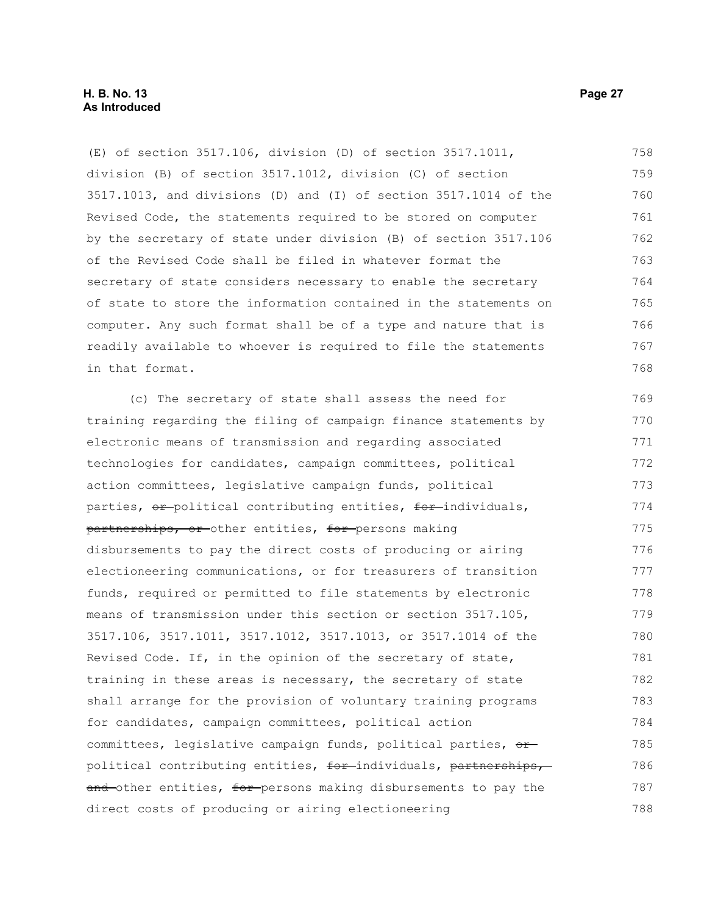(E) of section 3517.106, division (D) of section 3517.1011, division (B) of section 3517.1012, division (C) of section 3517.1013, and divisions (D) and (I) of section 3517.1014 of the Revised Code, the statements required to be stored on computer by the secretary of state under division (B) of section 3517.106 of the Revised Code shall be filed in whatever format the secretary of state considers necessary to enable the secretary of state to store the information contained in the statements on computer. Any such format shall be of a type and nature that is readily available to whoever is required to file the statements in that format.

(c) The secretary of state shall assess the need for training regarding the filing of campaign finance statements by electronic means of transmission and regarding associated technologies for candidates, campaign committees, political action committees, legislative campaign funds, political parties, ~~or~~ political contributing entities, ~~for~~ individuals, ~~partnerships, or~~ other entities, ~~for~~ persons making disbursements to pay the direct costs of producing or airing electioneering communications, or for treasurers of transition funds, required or permitted to file statements by electronic means of transmission under this section or section 3517.105, 3517.106, 3517.1011, 3517.1012, 3517.1013, or 3517.1014 of the Revised Code. If, in the opinion of the secretary of state, training in these areas is necessary, the secretary of state shall arrange for the provision of voluntary training programs for candidates, campaign committees, political action committees, legislative campaign funds, political parties, ~~or~~ political contributing entities, ~~for~~ individuals, ~~partnerships, and~~ other entities, ~~for~~ persons making disbursements to pay the direct costs of producing or airing electioneering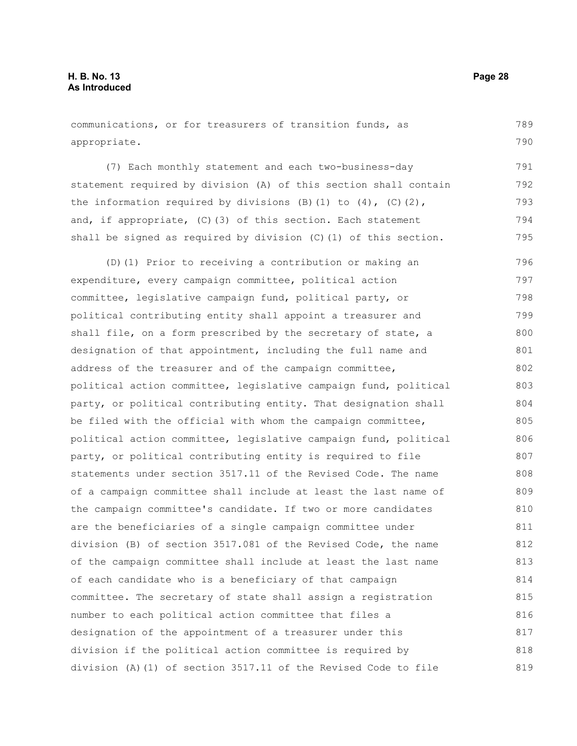communications, or for treasurers of transition funds, as appropriate.

(7) Each monthly statement and each two-business-day statement required by division (A) of this section shall contain the information required by divisions (B)(1) to (4), (C)(2), and, if appropriate, (C)(3) of this section. Each statement shall be signed as required by division (C)(1) of this section.

(D)(1) Prior to receiving a contribution or making an expenditure, every campaign committee, political action committee, legislative campaign fund, political party, or political contributing entity shall appoint a treasurer and shall file, on a form prescribed by the secretary of state, a designation of that appointment, including the full name and address of the treasurer and of the campaign committee, political action committee, legislative campaign fund, political party, or political contributing entity. That designation shall be filed with the official with whom the campaign committee, political action committee, legislative campaign fund, political party, or political contributing entity is required to file statements under section 3517.11 of the Revised Code. The name of a campaign committee shall include at least the last name of the campaign committee's candidate. If two or more candidates are the beneficiaries of a single campaign committee under division (B) of section 3517.081 of the Revised Code, the name of the campaign committee shall include at least the last name of each candidate who is a beneficiary of that campaign committee. The secretary of state shall assign a registration number to each political action committee that files a designation of the appointment of a treasurer under this division if the political action committee is required by division (A)(1) of section 3517.11 of the Revised Code to file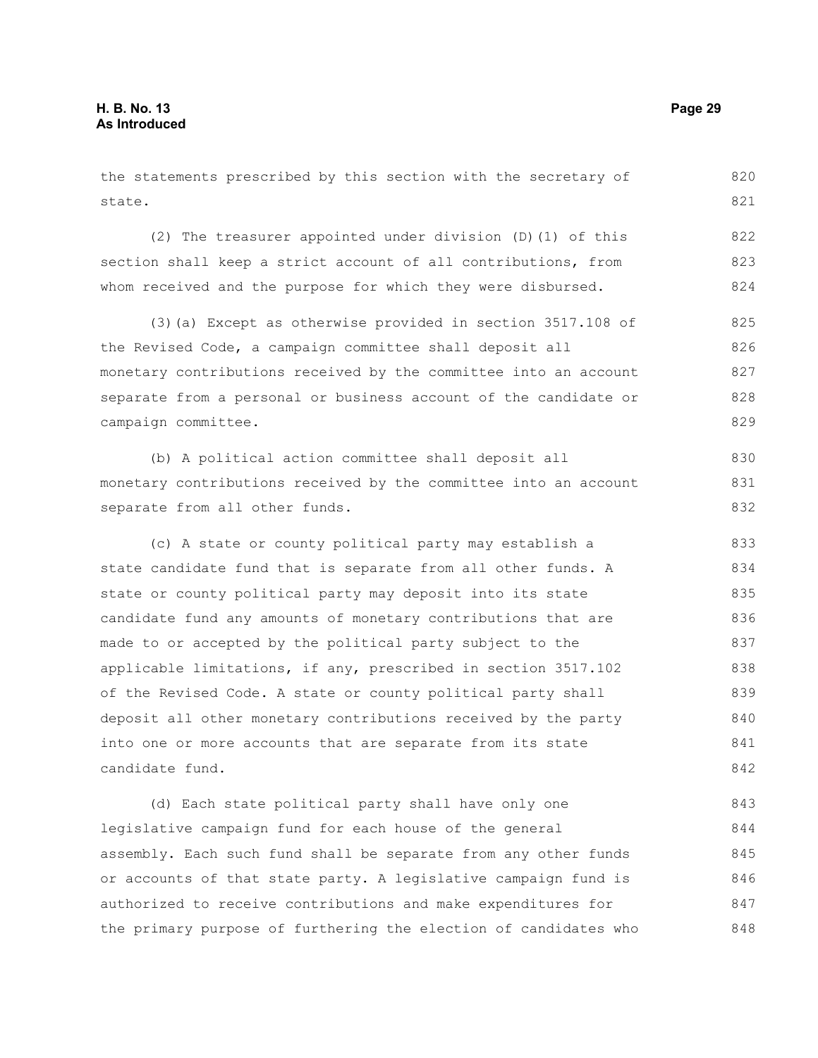the statements prescribed by this section with the secretary of state.

(2) The treasurer appointed under division (D)(1) of this section shall keep a strict account of all contributions, from whom received and the purpose for which they were disbursed.

(3)(a) Except as otherwise provided in section 3517.108 of the Revised Code, a campaign committee shall deposit all monetary contributions received by the committee into an account separate from a personal or business account of the candidate or campaign committee.

(b) A political action committee shall deposit all monetary contributions received by the committee into an account separate from all other funds.

(c) A state or county political party may establish a state candidate fund that is separate from all other funds. A state or county political party may deposit into its state candidate fund any amounts of monetary contributions that are made to or accepted by the political party subject to the applicable limitations, if any, prescribed in section 3517.102 of the Revised Code. A state or county political party shall deposit all other monetary contributions received by the party into one or more accounts that are separate from its state candidate fund.

(d) Each state political party shall have only one legislative campaign fund for each house of the general assembly. Each such fund shall be separate from any other funds or accounts of that state party. A legislative campaign fund is authorized to receive contributions and make expenditures for the primary purpose of furthering the election of candidates who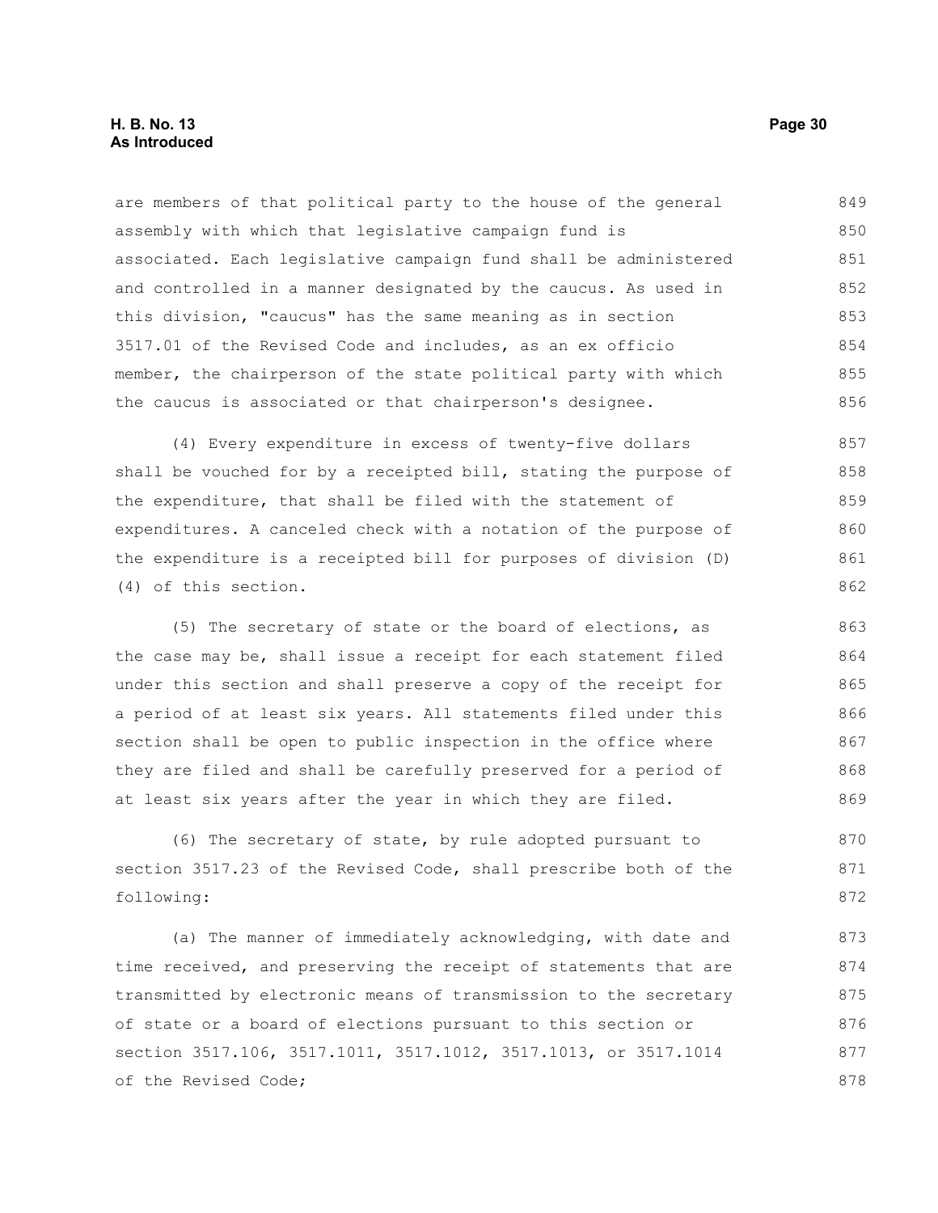are members of that political party to the house of the general assembly with which that legislative campaign fund is associated. Each legislative campaign fund shall be administered and controlled in a manner designated by the caucus. As used in this division, "caucus" has the same meaning as in section 3517.01 of the Revised Code and includes, as an ex officio member, the chairperson of the state political party with which the caucus is associated or that chairperson's designee.

(4) Every expenditure in excess of twenty-five dollars shall be vouched for by a receipted bill, stating the purpose of the expenditure, that shall be filed with the statement of expenditures. A canceled check with a notation of the purpose of the expenditure is a receipted bill for purposes of division (D)(4) of this section.

(5) The secretary of state or the board of elections, as the case may be, shall issue a receipt for each statement filed under this section and shall preserve a copy of the receipt for a period of at least six years. All statements filed under this section shall be open to public inspection in the office where they are filed and shall be carefully preserved for a period of at least six years after the year in which they are filed.

(6) The secretary of state, by rule adopted pursuant to section 3517.23 of the Revised Code, shall prescribe both of the following:

(a) The manner of immediately acknowledging, with date and time received, and preserving the receipt of statements that are transmitted by electronic means of transmission to the secretary of state or a board of elections pursuant to this section or section 3517.106, 3517.1011, 3517.1012, 3517.1013, or 3517.1014 of the Revised Code;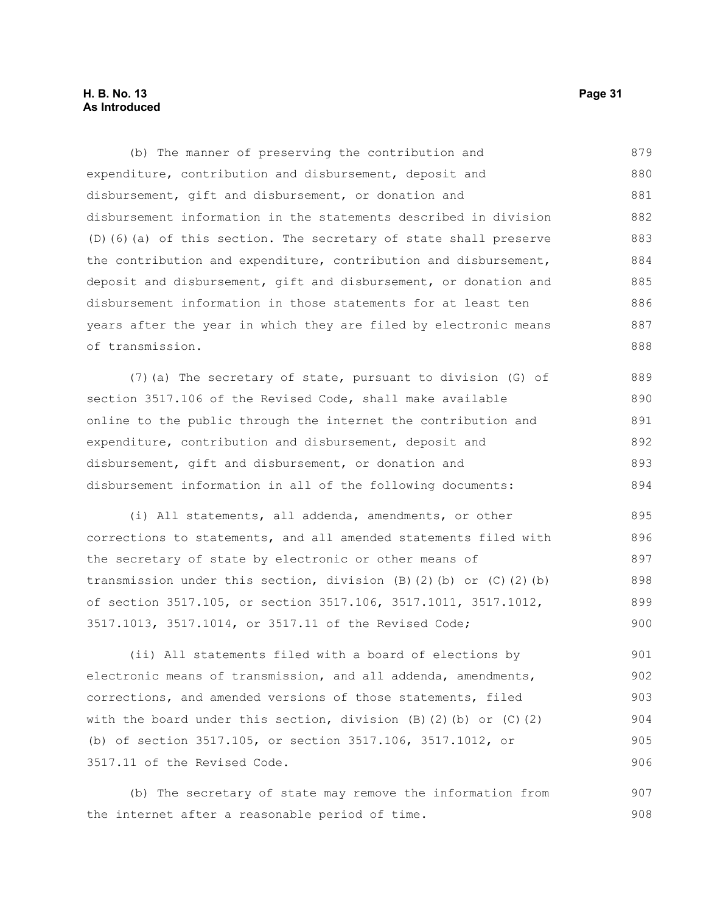(b) The manner of preserving the contribution and expenditure, contribution and disbursement, deposit and disbursement, gift and disbursement, or donation and disbursement information in the statements described in division (D)(6)(a) of this section. The secretary of state shall preserve the contribution and expenditure, contribution and disbursement, deposit and disbursement, gift and disbursement, or donation and disbursement information in those statements for at least ten years after the year in which they are filed by electronic means of transmission.

(7)(a) The secretary of state, pursuant to division (G) of section 3517.106 of the Revised Code, shall make available online to the public through the internet the contribution and expenditure, contribution and disbursement, deposit and disbursement, gift and disbursement, or donation and disbursement information in all of the following documents:

(i) All statements, all addenda, amendments, or other corrections to statements, and all amended statements filed with the secretary of state by electronic or other means of transmission under this section, division (B)(2)(b) or (C)(2)(b) of section 3517.105, or section 3517.106, 3517.1011, 3517.1012, 3517.1013, 3517.1014, or 3517.11 of the Revised Code;

(ii) All statements filed with a board of elections by electronic means of transmission, and all addenda, amendments, corrections, and amended versions of those statements, filed with the board under this section, division (B)(2)(b) or (C)(2)(b) of section 3517.105, or section 3517.106, 3517.1012, or 3517.11 of the Revised Code.

(b) The secretary of state may remove the information from the internet after a reasonable period of time.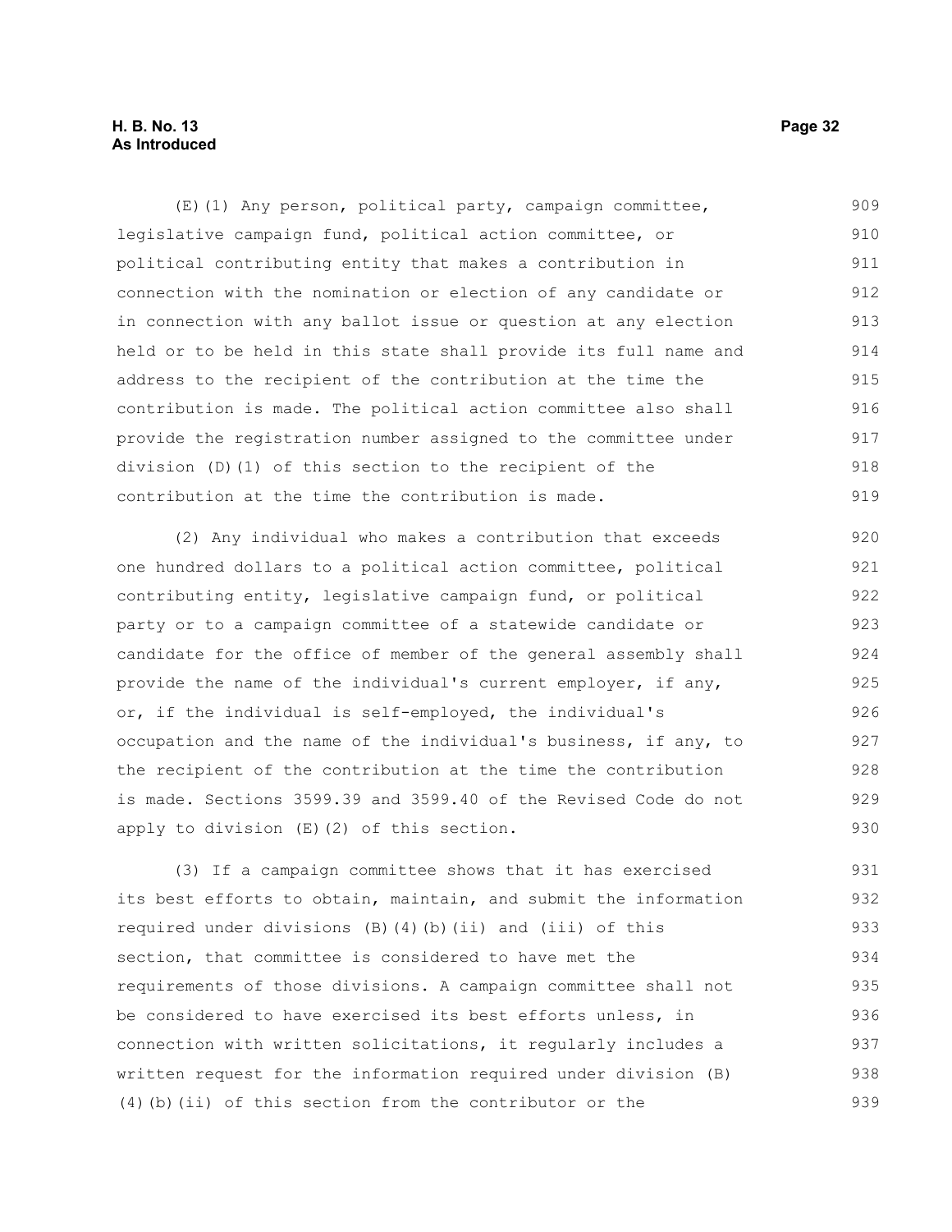(E)(1) Any person, political party, campaign committee, legislative campaign fund, political action committee, or political contributing entity that makes a contribution in connection with the nomination or election of any candidate or in connection with any ballot issue or question at any election held or to be held in this state shall provide its full name and address to the recipient of the contribution at the time the contribution is made. The political action committee also shall provide the registration number assigned to the committee under division (D)(1) of this section to the recipient of the contribution at the time the contribution is made.

(2) Any individual who makes a contribution that exceeds one hundred dollars to a political action committee, political contributing entity, legislative campaign fund, or political party or to a campaign committee of a statewide candidate or candidate for the office of member of the general assembly shall provide the name of the individual's current employer, if any, or, if the individual is self-employed, the individual's occupation and the name of the individual's business, if any, to the recipient of the contribution at the time the contribution is made. Sections 3599.39 and 3599.40 of the Revised Code do not apply to division (E)(2) of this section.

(3) If a campaign committee shows that it has exercised its best efforts to obtain, maintain, and submit the information required under divisions (B)(4)(b)(ii) and (iii) of this section, that committee is considered to have met the requirements of those divisions. A campaign committee shall not be considered to have exercised its best efforts unless, in connection with written solicitations, it regularly includes a written request for the information required under division (B)(4)(b)(ii) of this section from the contributor or the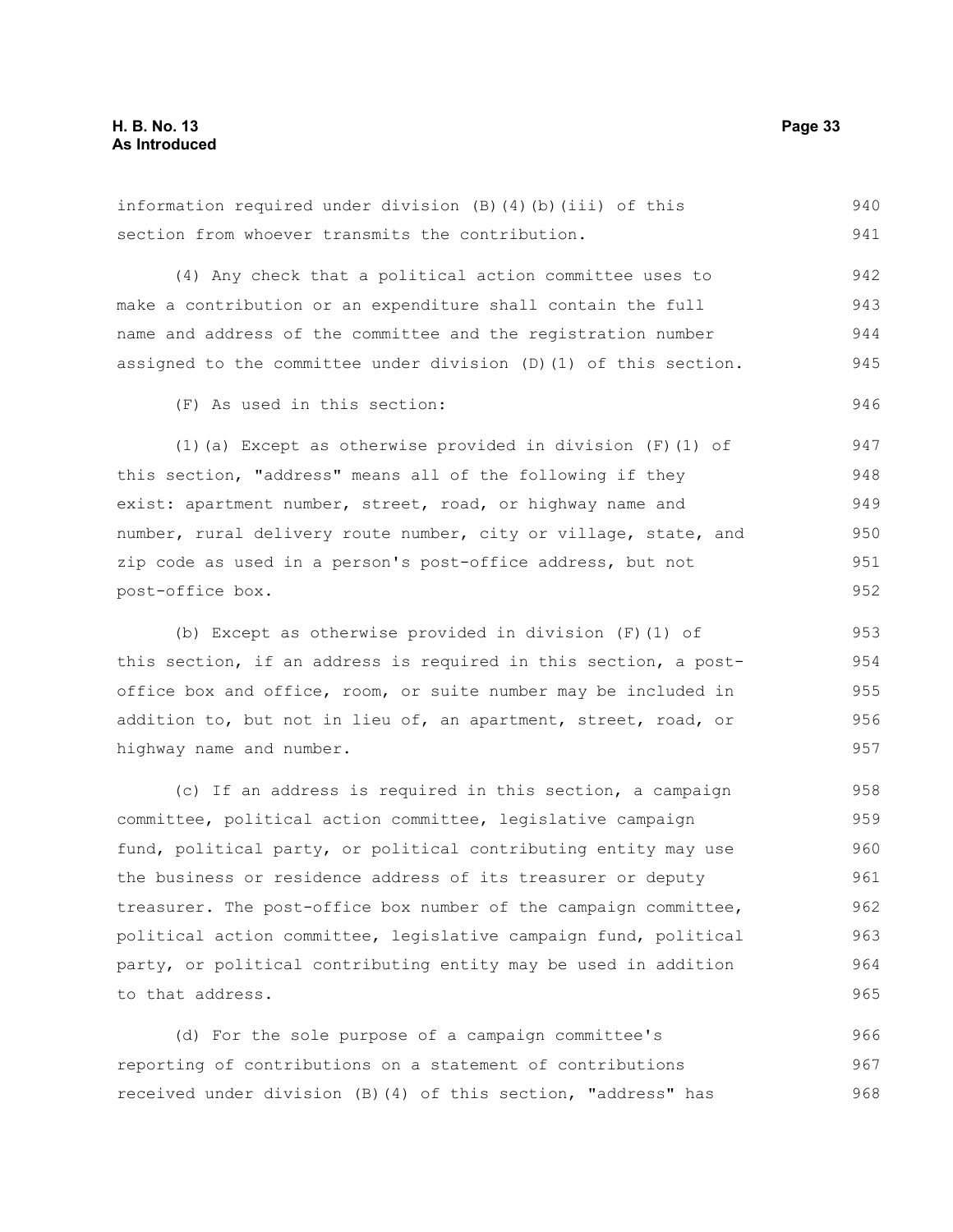information required under division (B)(4)(b)(iii) of this section from whoever transmits the contribution.

(4) Any check that a political action committee uses to make a contribution or an expenditure shall contain the full name and address of the committee and the registration number assigned to the committee under division (D)(1) of this section.

(F) As used in this section:

(1)(a) Except as otherwise provided in division (F)(1) of this section, "address" means all of the following if they exist: apartment number, street, road, or highway name and number, rural delivery route number, city or village, state, and zip code as used in a person's post-office address, but not post-office box.

(b) Except as otherwise provided in division (F)(1) of this section, if an address is required in this section, a post-office box and office, room, or suite number may be included in addition to, but not in lieu of, an apartment, street, road, or highway name and number.

(c) If an address is required in this section, a campaign committee, political action committee, legislative campaign fund, political party, or political contributing entity may use the business or residence address of its treasurer or deputy treasurer. The post-office box number of the campaign committee, political action committee, legislative campaign fund, political party, or political contributing entity may be used in addition to that address.

(d) For the sole purpose of a campaign committee's reporting of contributions on a statement of contributions received under division (B)(4) of this section, "address" has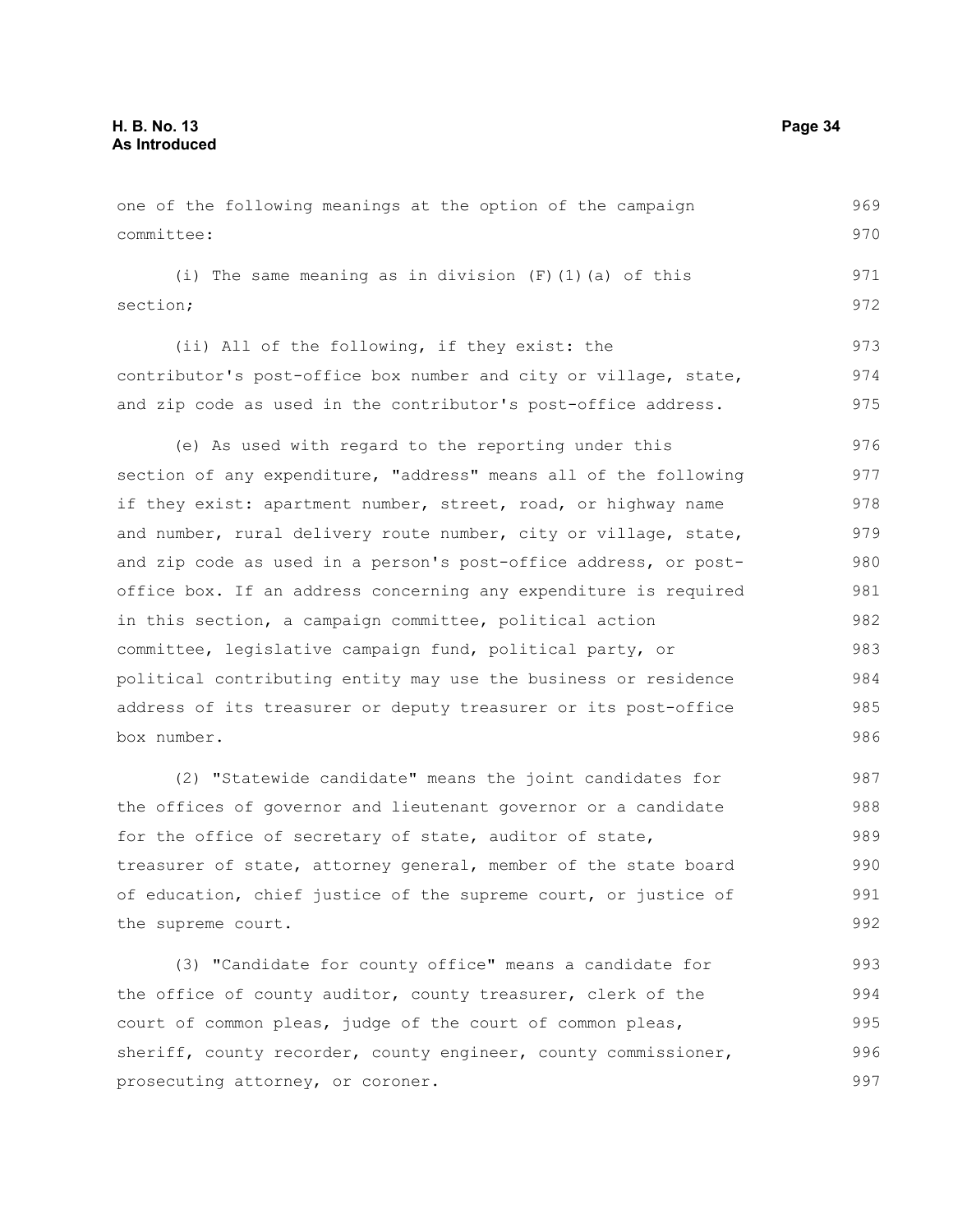one of the following meanings at the option of the campaign committee:

(i) The same meaning as in division (F)(1)(a) of this section;

(ii) All of the following, if they exist: the contributor's post-office box number and city or village, state, and zip code as used in the contributor's post-office address.

(e) As used with regard to the reporting under this section of any expenditure, "address" means all of the following if they exist: apartment number, street, road, or highway name and number, rural delivery route number, city or village, state, and zip code as used in a person's post-office address, or post-office box. If an address concerning any expenditure is required in this section, a campaign committee, political action committee, legislative campaign fund, political party, or political contributing entity may use the business or residence address of its treasurer or deputy treasurer or its post-office box number.

(2) "Statewide candidate" means the joint candidates for the offices of governor and lieutenant governor or a candidate for the office of secretary of state, auditor of state, treasurer of state, attorney general, member of the state board of education, chief justice of the supreme court, or justice of the supreme court.

(3) "Candidate for county office" means a candidate for the office of county auditor, county treasurer, clerk of the court of common pleas, judge of the court of common pleas, sheriff, county recorder, county engineer, county commissioner, prosecuting attorney, or coroner.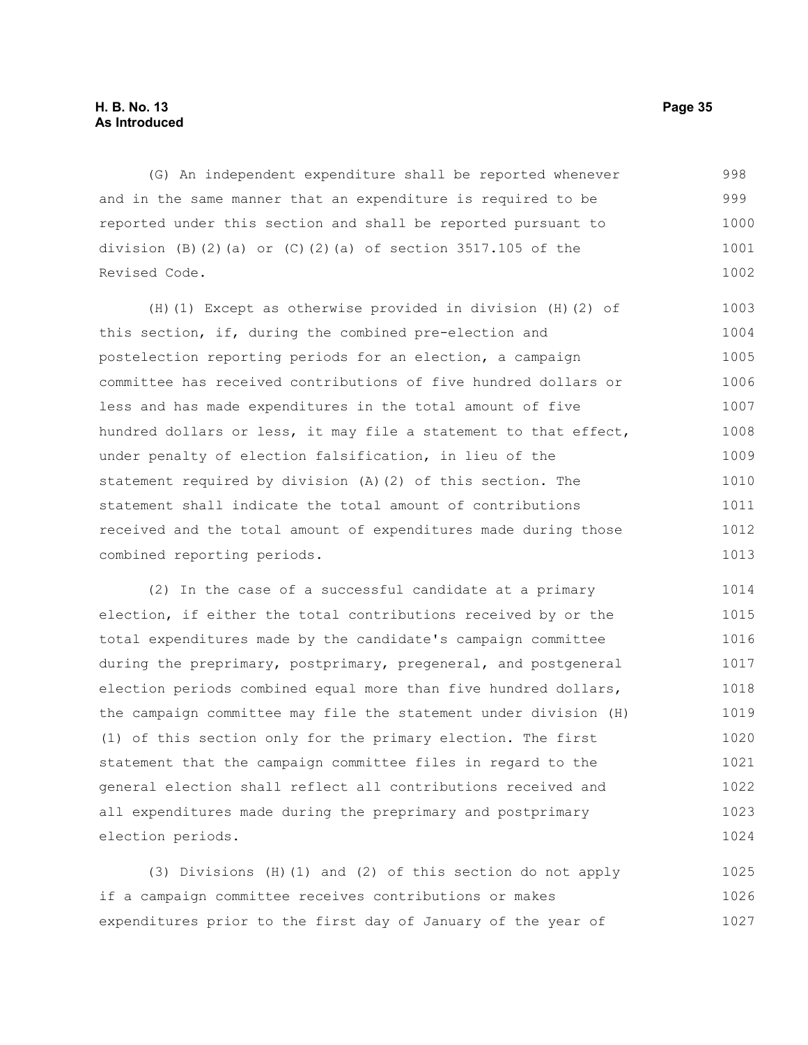(G) An independent expenditure shall be reported whenever and in the same manner that an expenditure is required to be reported under this section and shall be reported pursuant to division (B)(2)(a) or (C)(2)(a) of section 3517.105 of the Revised Code.

(H)(1) Except as otherwise provided in division (H)(2) of this section, if, during the combined pre-election and postelection reporting periods for an election, a campaign committee has received contributions of five hundred dollars or less and has made expenditures in the total amount of five hundred dollars or less, it may file a statement to that effect, under penalty of election falsification, in lieu of the statement required by division (A)(2) of this section. The statement shall indicate the total amount of contributions received and the total amount of expenditures made during those combined reporting periods.

(2) In the case of a successful candidate at a primary election, if either the total contributions received by or the total expenditures made by the candidate's campaign committee during the preprimary, postprimary, pregeneral, and postgeneral election periods combined equal more than five hundred dollars, the campaign committee may file the statement under division (H)(1) of this section only for the primary election. The first statement that the campaign committee files in regard to the general election shall reflect all contributions received and all expenditures made during the preprimary and postprimary election periods.

(3) Divisions (H)(1) and (2) of this section do not apply if a campaign committee receives contributions or makes expenditures prior to the first day of January of the year of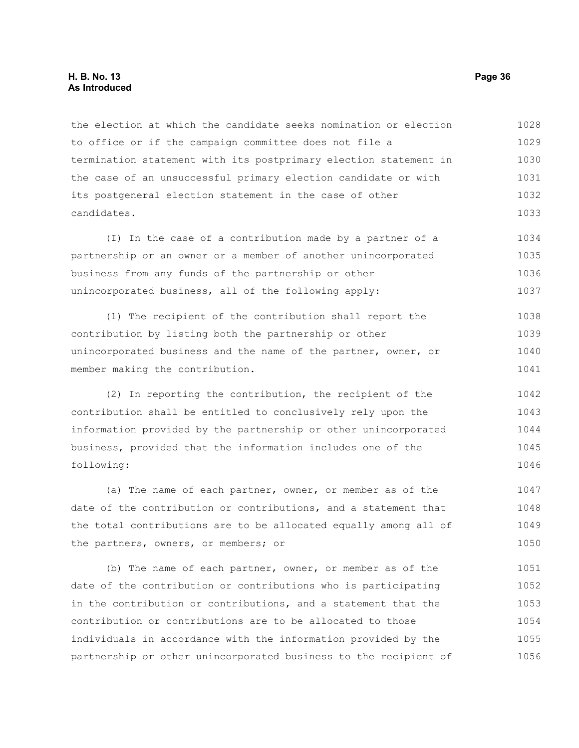the election at which the candidate seeks nomination or election to office or if the campaign committee does not file a termination statement with its postprimary election statement in the case of an unsuccessful primary election candidate or with its postgeneral election statement in the case of other candidates.

(I) In the case of a contribution made by a partner of a partnership or an owner or a member of another unincorporated business from any funds of the partnership or other unincorporated business, all of the following apply:

(1) The recipient of the contribution shall report the contribution by listing both the partnership or other unincorporated business and the name of the partner, owner, or member making the contribution.

(2) In reporting the contribution, the recipient of the contribution shall be entitled to conclusively rely upon the information provided by the partnership or other unincorporated business, provided that the information includes one of the following:

(a) The name of each partner, owner, or member as of the date of the contribution or contributions, and a statement that the total contributions are to be allocated equally among all of the partners, owners, or members; or

(b) The name of each partner, owner, or member as of the date of the contribution or contributions who is participating in the contribution or contributions, and a statement that the contribution or contributions are to be allocated to those individuals in accordance with the information provided by the partnership or other unincorporated business to the recipient of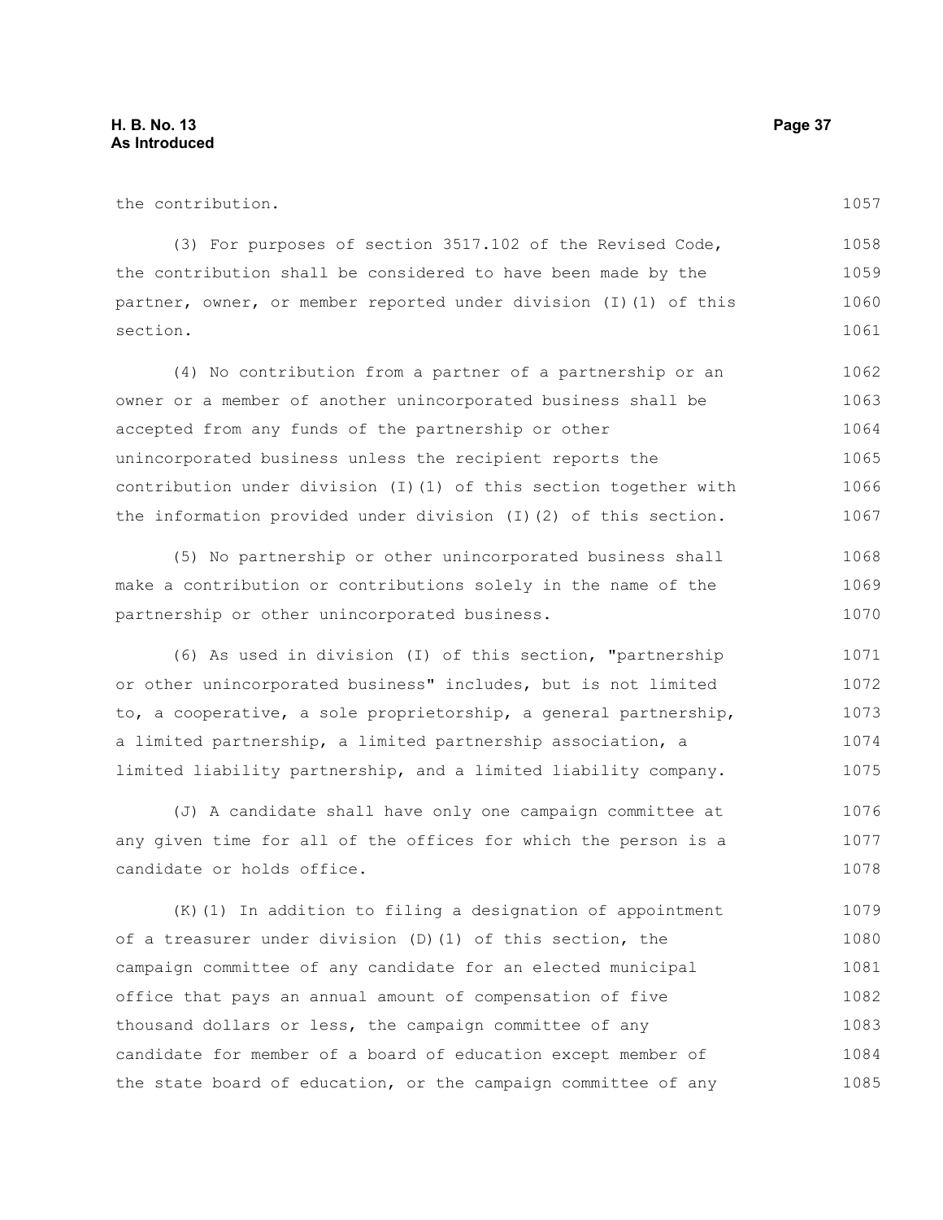the contribution.

(3) For purposes of section 3517.102 of the Revised Code, the contribution shall be considered to have been made by the partner, owner, or member reported under division (I)(1) of this section.

(4) No contribution from a partner of a partnership or an owner or a member of another unincorporated business shall be accepted from any funds of the partnership or other unincorporated business unless the recipient reports the contribution under division (I)(1) of this section together with the information provided under division (I)(2) of this section.

(5) No partnership or other unincorporated business shall make a contribution or contributions solely in the name of the partnership or other unincorporated business.

(6) As used in division (I) of this section, "partnership or other unincorporated business" includes, but is not limited to, a cooperative, a sole proprietorship, a general partnership, a limited partnership, a limited partnership association, a limited liability partnership, and a limited liability company.

(J) A candidate shall have only one campaign committee at any given time for all of the offices for which the person is a candidate or holds office.

(K)(1) In addition to filing a designation of appointment of a treasurer under division (D)(1) of this section, the campaign committee of any candidate for an elected municipal office that pays an annual amount of compensation of five thousand dollars or less, the campaign committee of any candidate for member of a board of education except member of the state board of education, or the campaign committee of any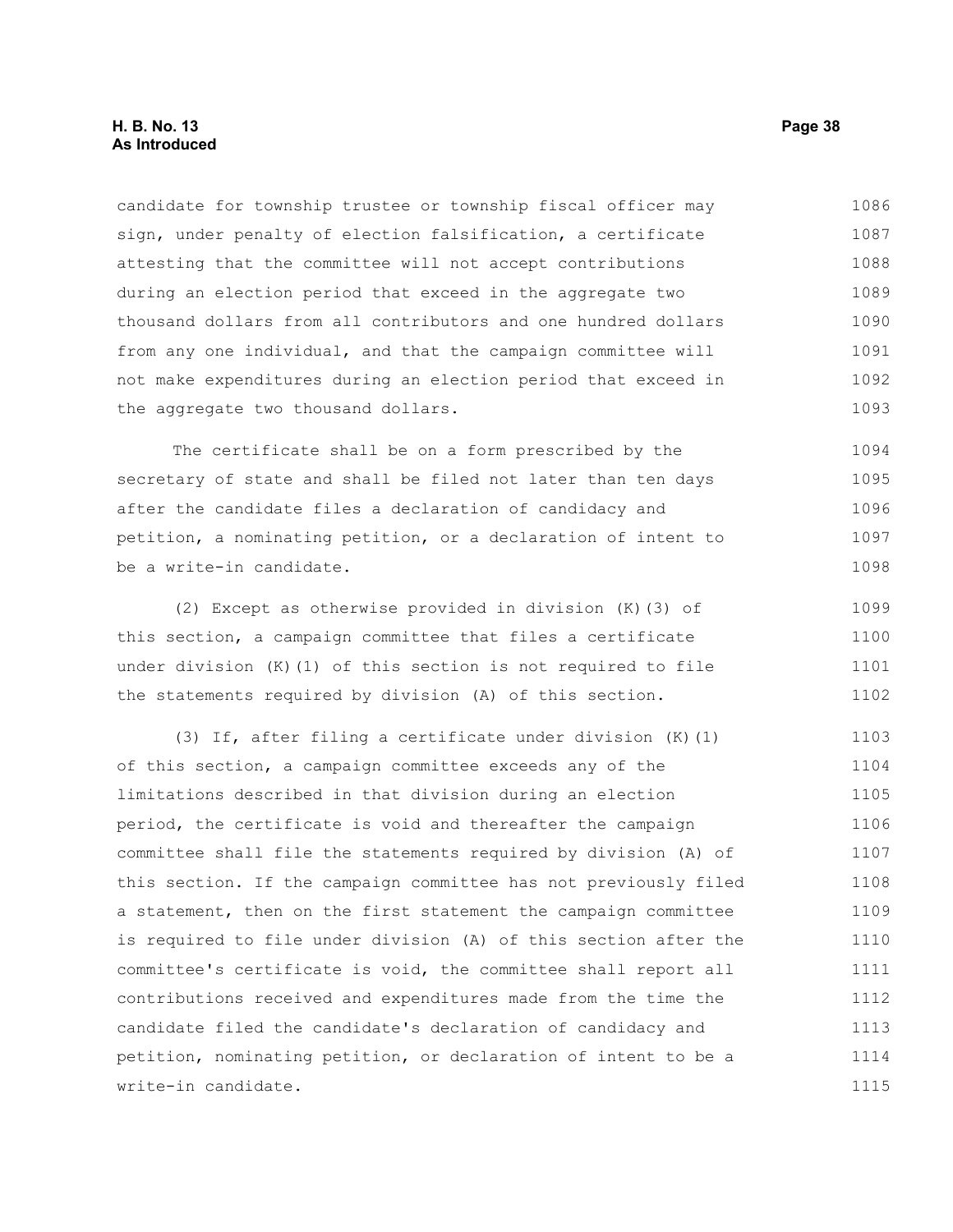candidate for township trustee or township fiscal officer may sign, under penalty of election falsification, a certificate attesting that the committee will not accept contributions during an election period that exceed in the aggregate two thousand dollars from all contributors and one hundred dollars from any one individual, and that the campaign committee will not make expenditures during an election period that exceed in the aggregate two thousand dollars.

The certificate shall be on a form prescribed by the secretary of state and shall be filed not later than ten days after the candidate files a declaration of candidacy and petition, a nominating petition, or a declaration of intent to be a write-in candidate.

(2) Except as otherwise provided in division (K)(3) of this section, a campaign committee that files a certificate under division (K)(1) of this section is not required to file the statements required by division (A) of this section.

(3) If, after filing a certificate under division (K)(1) of this section, a campaign committee exceeds any of the limitations described in that division during an election period, the certificate is void and thereafter the campaign committee shall file the statements required by division (A) of this section. If the campaign committee has not previously filed a statement, then on the first statement the campaign committee is required to file under division (A) of this section after the committee's certificate is void, the committee shall report all contributions received and expenditures made from the time the candidate filed the candidate's declaration of candidacy and petition, nominating petition, or declaration of intent to be a write-in candidate.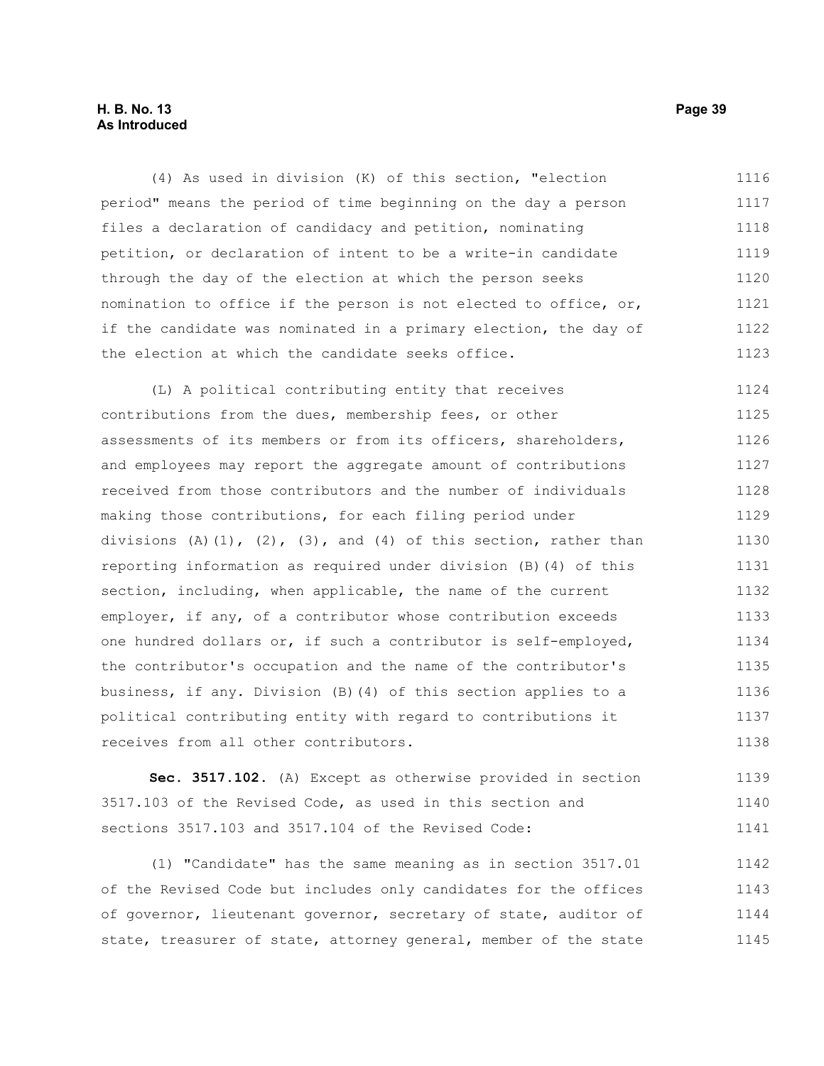(4) As used in division (K) of this section, "election period" means the period of time beginning on the day a person files a declaration of candidacy and petition, nominating petition, or declaration of intent to be a write-in candidate through the day of the election at which the person seeks nomination to office if the person is not elected to office, or, if the candidate was nominated in a primary election, the day of the election at which the candidate seeks office.

(L) A political contributing entity that receives contributions from the dues, membership fees, or other assessments of its members or from its officers, shareholders, and employees may report the aggregate amount of contributions received from those contributors and the number of individuals making those contributions, for each filing period under divisions (A)(1), (2), (3), and (4) of this section, rather than reporting information as required under division (B)(4) of this section, including, when applicable, the name of the current employer, if any, of a contributor whose contribution exceeds one hundred dollars or, if such a contributor is self-employed, the contributor's occupation and the name of the contributor's business, if any. Division (B)(4) of this section applies to a political contributing entity with regard to contributions it receives from all other contributors.

**Sec. 3517.102.** (A) Except as otherwise provided in section 3517.103 of the Revised Code, as used in this section and sections 3517.103 and 3517.104 of the Revised Code:

(1) "Candidate" has the same meaning as in section 3517.01 of the Revised Code but includes only candidates for the offices of governor, lieutenant governor, secretary of state, auditor of state, treasurer of state, attorney general, member of the state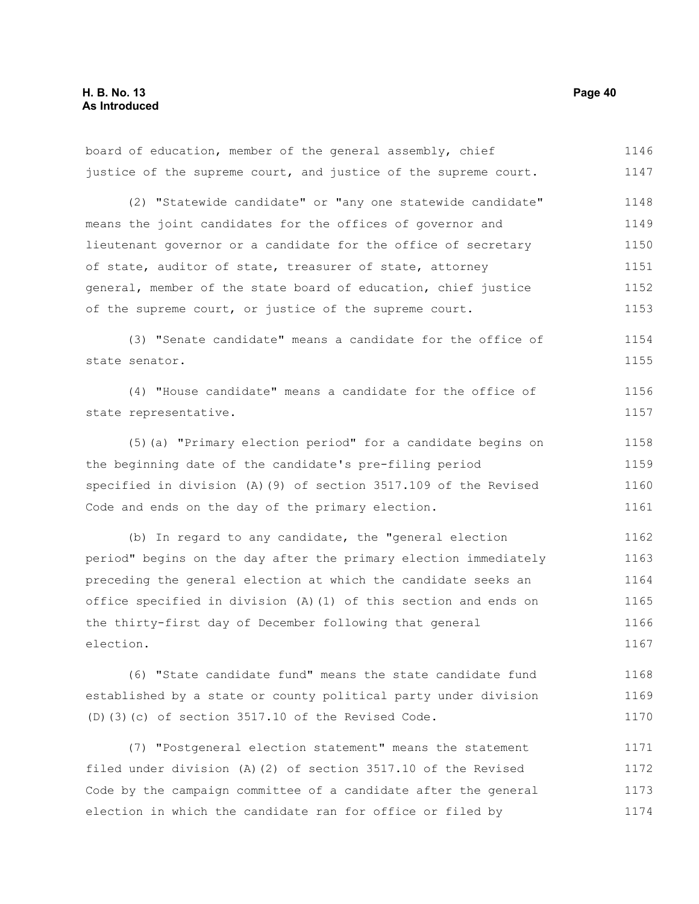board of education, member of the general assembly, chief justice of the supreme court, and justice of the supreme court.

(2) "Statewide candidate" or "any one statewide candidate" means the joint candidates for the offices of governor and lieutenant governor or a candidate for the office of secretary of state, auditor of state, treasurer of state, attorney general, member of the state board of education, chief justice of the supreme court, or justice of the supreme court.

(3) "Senate candidate" means a candidate for the office of state senator.

(4) "House candidate" means a candidate for the office of state representative.

(5)(a) "Primary election period" for a candidate begins on the beginning date of the candidate's pre-filing period specified in division (A)(9) of section 3517.109 of the Revised Code and ends on the day of the primary election.

(b) In regard to any candidate, the "general election period" begins on the day after the primary election immediately preceding the general election at which the candidate seeks an office specified in division (A)(1) of this section and ends on the thirty-first day of December following that general election.

(6) "State candidate fund" means the state candidate fund established by a state or county political party under division (D)(3)(c) of section 3517.10 of the Revised Code.

(7) "Postgeneral election statement" means the statement filed under division (A)(2) of section 3517.10 of the Revised Code by the campaign committee of a candidate after the general election in which the candidate ran for office or filed by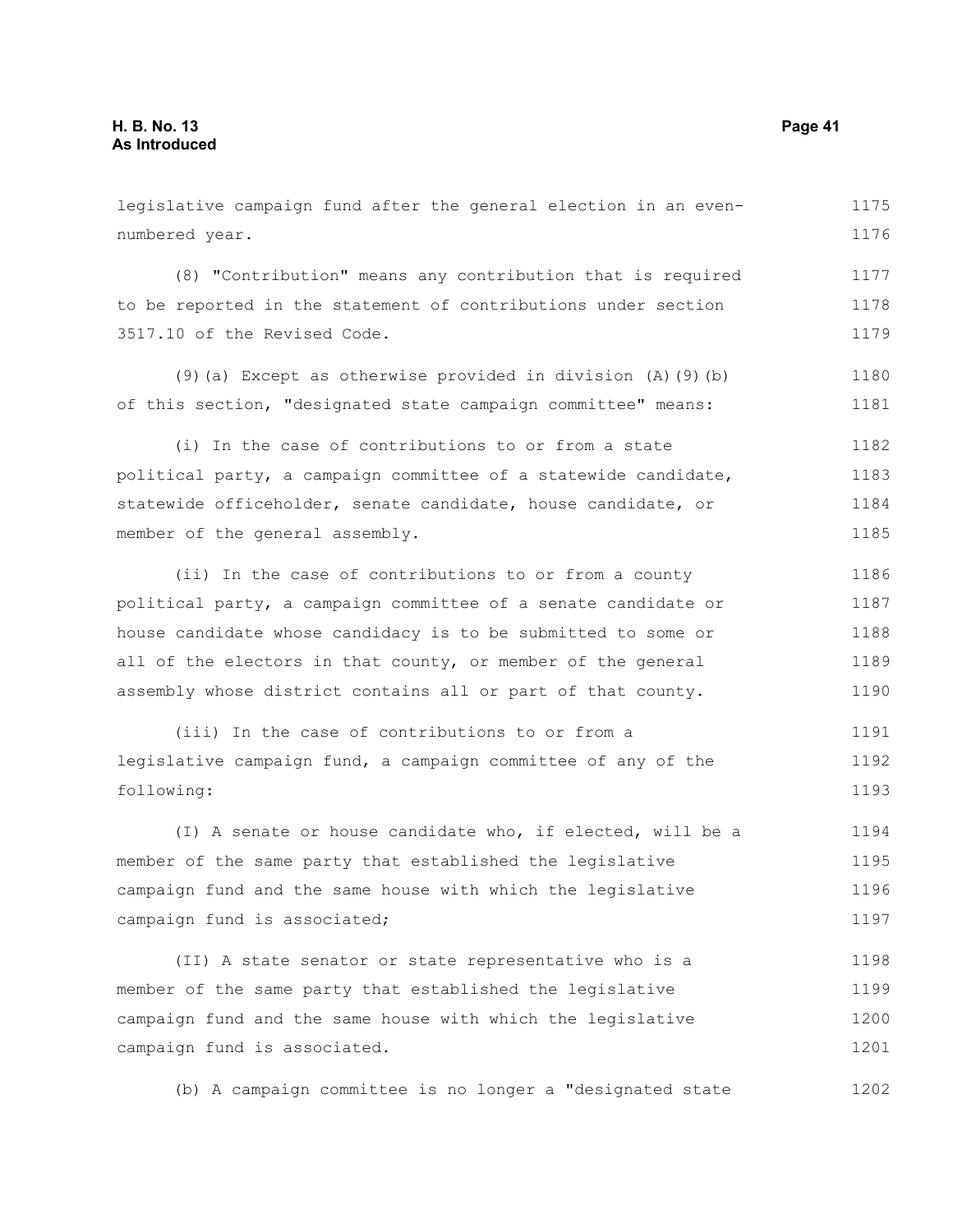legislative campaign fund after the general election in an even-numbered year.

(8) "Contribution" means any contribution that is required to be reported in the statement of contributions under section 3517.10 of the Revised Code.

(9)(a) Except as otherwise provided in division (A)(9)(b) of this section, "designated state campaign committee" means:

(i) In the case of contributions to or from a state political party, a campaign committee of a statewide candidate, statewide officeholder, senate candidate, house candidate, or member of the general assembly.

(ii) In the case of contributions to or from a county political party, a campaign committee of a senate candidate or house candidate whose candidacy is to be submitted to some or all of the electors in that county, or member of the general assembly whose district contains all or part of that county.

(iii) In the case of contributions to or from a legislative campaign fund, a campaign committee of any of the following:

(I) A senate or house candidate who, if elected, will be a member of the same party that established the legislative campaign fund and the same house with which the legislative campaign fund is associated;

(II) A state senator or state representative who is a member of the same party that established the legislative campaign fund and the same house with which the legislative campaign fund is associated.

(b) A campaign committee is no longer a "designated state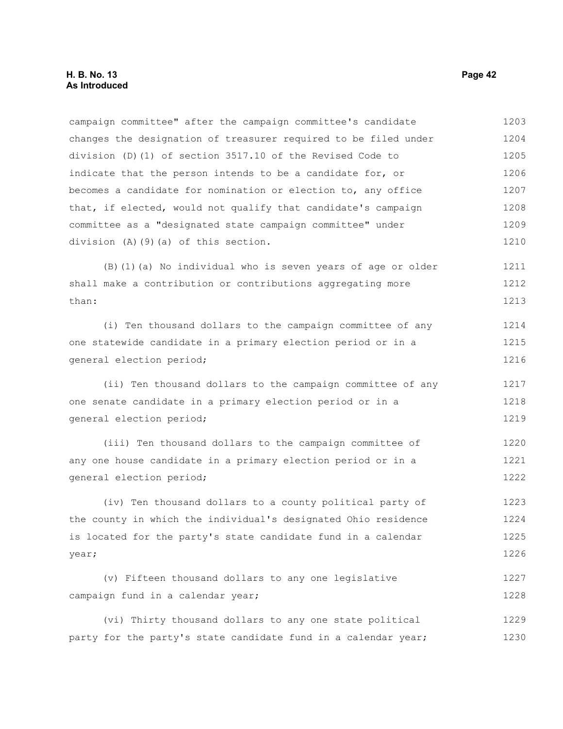campaign committee" after the campaign committee's candidate changes the designation of treasurer required to be filed under division (D)(1) of section 3517.10 of the Revised Code to indicate that the person intends to be a candidate for, or becomes a candidate for nomination or election to, any office that, if elected, would not qualify that candidate's campaign committee as a "designated state campaign committee" under division (A)(9)(a) of this section.

(B)(1)(a) No individual who is seven years of age or older shall make a contribution or contributions aggregating more than:

(i) Ten thousand dollars to the campaign committee of any one statewide candidate in a primary election period or in a general election period;

(ii) Ten thousand dollars to the campaign committee of any one senate candidate in a primary election period or in a general election period;

(iii) Ten thousand dollars to the campaign committee of any one house candidate in a primary election period or in a general election period;

(iv) Ten thousand dollars to a county political party of the county in which the individual's designated Ohio residence is located for the party's state candidate fund in a calendar year;

(v) Fifteen thousand dollars to any one legislative campaign fund in a calendar year;

(vi) Thirty thousand dollars to any one state political party for the party's state candidate fund in a calendar year;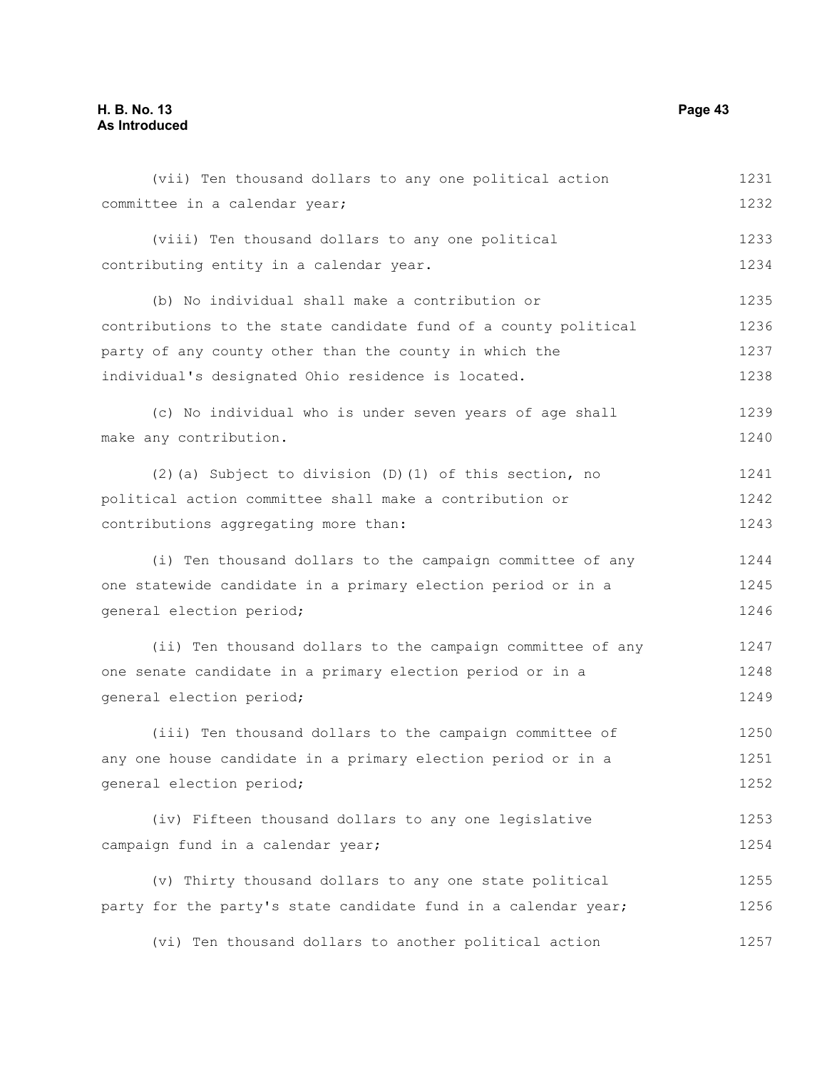(vii) Ten thousand dollars to any one political action committee in a calendar year;

(viii) Ten thousand dollars to any one political contributing entity in a calendar year.

(b) No individual shall make a contribution or contributions to the state candidate fund of a county political party of any county other than the county in which the individual's designated Ohio residence is located.

(c) No individual who is under seven years of age shall make any contribution.

(2)(a) Subject to division (D)(1) of this section, no political action committee shall make a contribution or contributions aggregating more than:

(i) Ten thousand dollars to the campaign committee of any one statewide candidate in a primary election period or in a general election period;

(ii) Ten thousand dollars to the campaign committee of any one senate candidate in a primary election period or in a general election period;

(iii) Ten thousand dollars to the campaign committee of any one house candidate in a primary election period or in a general election period;

(iv) Fifteen thousand dollars to any one legislative campaign fund in a calendar year;

(v) Thirty thousand dollars to any one state political party for the party's state candidate fund in a calendar year;

(vi) Ten thousand dollars to another political action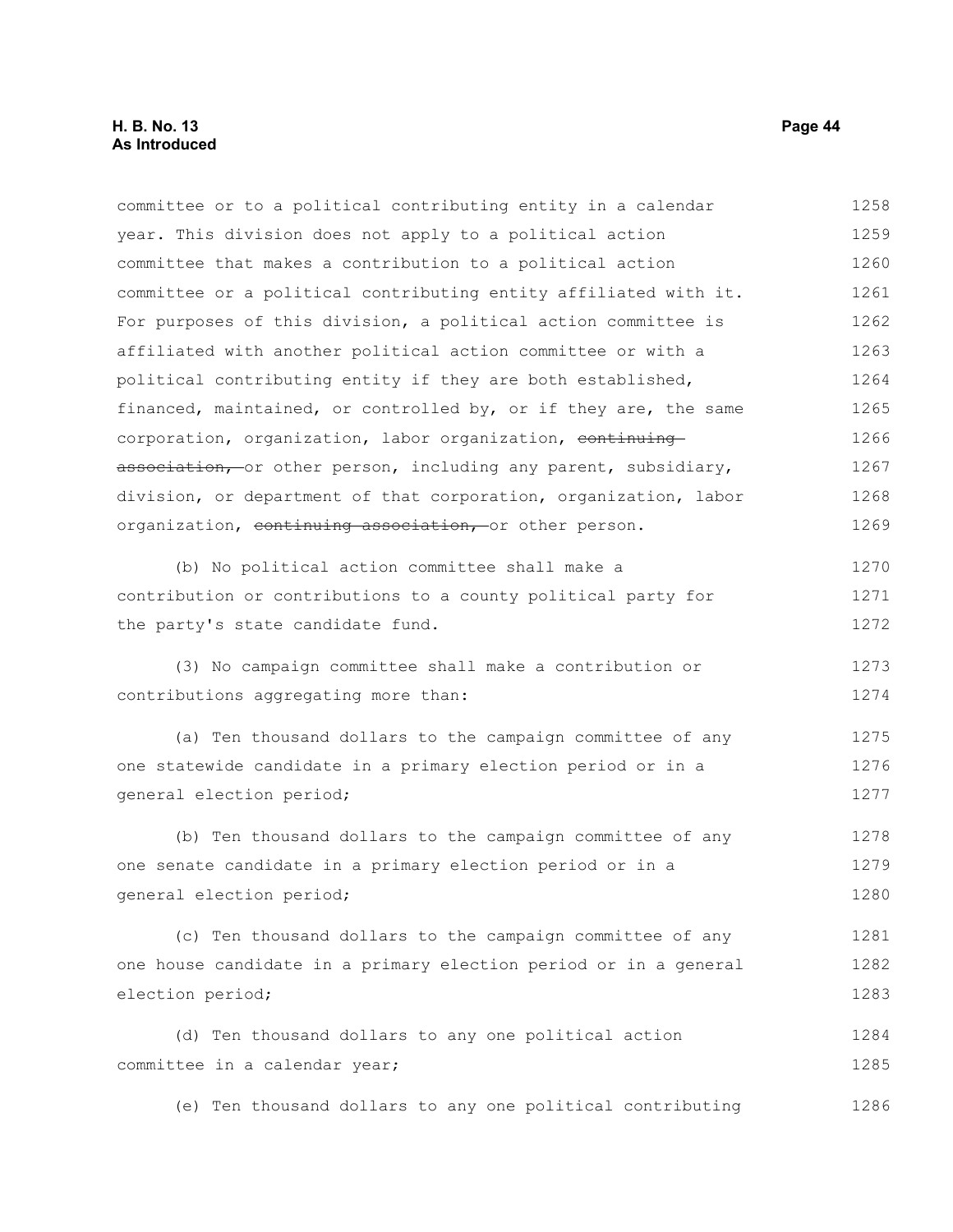committee or to a political contributing entity in a calendar year. This division does not apply to a political action committee that makes a contribution to a political action committee or a political contributing entity affiliated with it. For purposes of this division, a political action committee is affiliated with another political action committee or with a political contributing entity if they are both established, financed, maintained, or controlled by, or if they are, the same corporation, organization, labor organization, ~~continuing association,~~ or other person, including any parent, subsidiary, division, or department of that corporation, organization, labor organization, ~~continuing association,~~ or other person.

(b) No political action committee shall make a contribution or contributions to a county political party for the party's state candidate fund.

(3) No campaign committee shall make a contribution or contributions aggregating more than:

(a) Ten thousand dollars to the campaign committee of any one statewide candidate in a primary election period or in a general election period;

(b) Ten thousand dollars to the campaign committee of any one senate candidate in a primary election period or in a general election period;

(c) Ten thousand dollars to the campaign committee of any one house candidate in a primary election period or in a general election period;

(d) Ten thousand dollars to any one political action committee in a calendar year;

(e) Ten thousand dollars to any one political contributing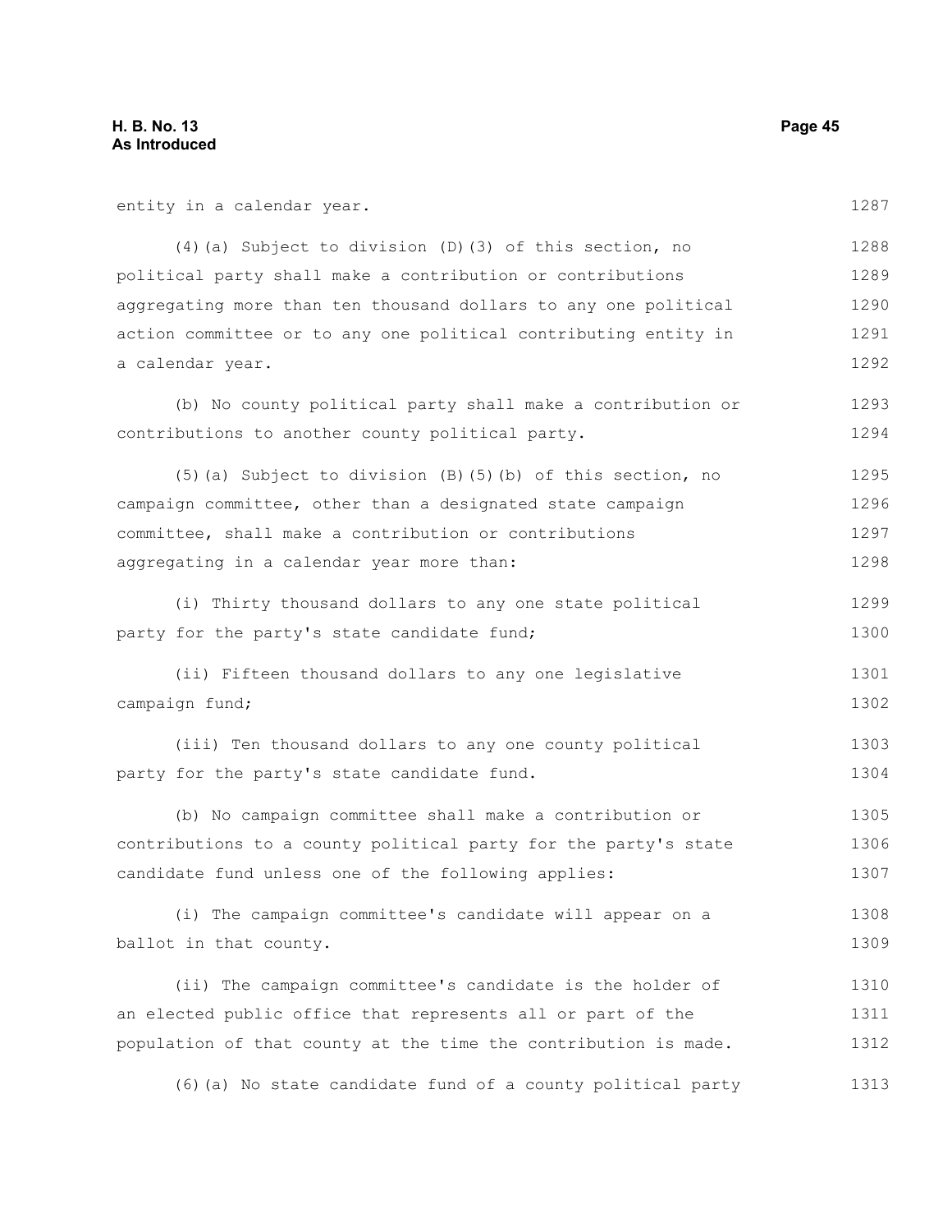entity in a calendar year.

(4)(a) Subject to division (D)(3) of this section, no political party shall make a contribution or contributions aggregating more than ten thousand dollars to any one political action committee or to any one political contributing entity in a calendar year.

(b) No county political party shall make a contribution or contributions to another county political party.

(5)(a) Subject to division (B)(5)(b) of this section, no campaign committee, other than a designated state campaign committee, shall make a contribution or contributions aggregating in a calendar year more than:

(i) Thirty thousand dollars to any one state political party for the party's state candidate fund;

(ii) Fifteen thousand dollars to any one legislative campaign fund;

(iii) Ten thousand dollars to any one county political party for the party's state candidate fund.

(b) No campaign committee shall make a contribution or contributions to a county political party for the party's state candidate fund unless one of the following applies:

(i) The campaign committee's candidate will appear on a ballot in that county.

(ii) The campaign committee's candidate is the holder of an elected public office that represents all or part of the population of that county at the time the contribution is made.

(6)(a) No state candidate fund of a county political party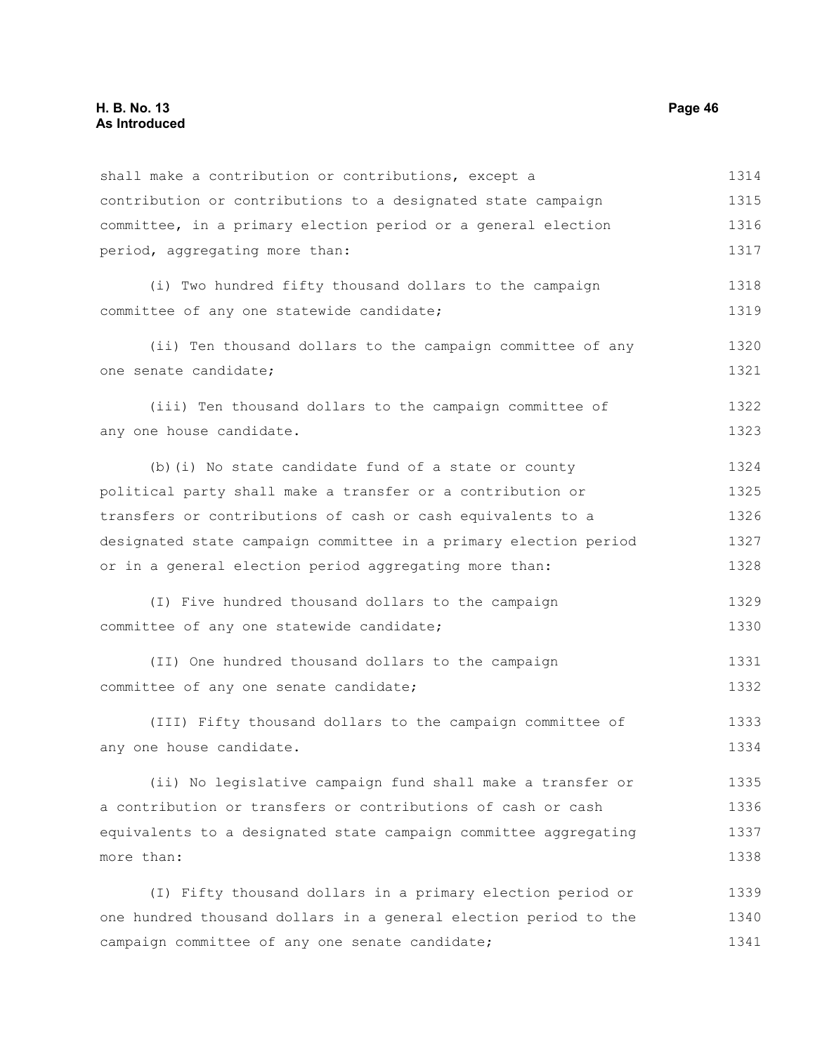shall make a contribution or contributions, except a contribution or contributions to a designated state campaign committee, in a primary election period or a general election period, aggregating more than:

(i) Two hundred fifty thousand dollars to the campaign committee of any one statewide candidate;

(ii) Ten thousand dollars to the campaign committee of any one senate candidate;

(iii) Ten thousand dollars to the campaign committee of any one house candidate.

(b)(i) No state candidate fund of a state or county political party shall make a transfer or a contribution or transfers or contributions of cash or cash equivalents to a designated state campaign committee in a primary election period or in a general election period aggregating more than:

(I) Five hundred thousand dollars to the campaign committee of any one statewide candidate;

(II) One hundred thousand dollars to the campaign committee of any one senate candidate;

(III) Fifty thousand dollars to the campaign committee of any one house candidate.

(ii) No legislative campaign fund shall make a transfer or a contribution or transfers or contributions of cash or cash equivalents to a designated state campaign committee aggregating more than:

(I) Fifty thousand dollars in a primary election period or one hundred thousand dollars in a general election period to the campaign committee of any one senate candidate;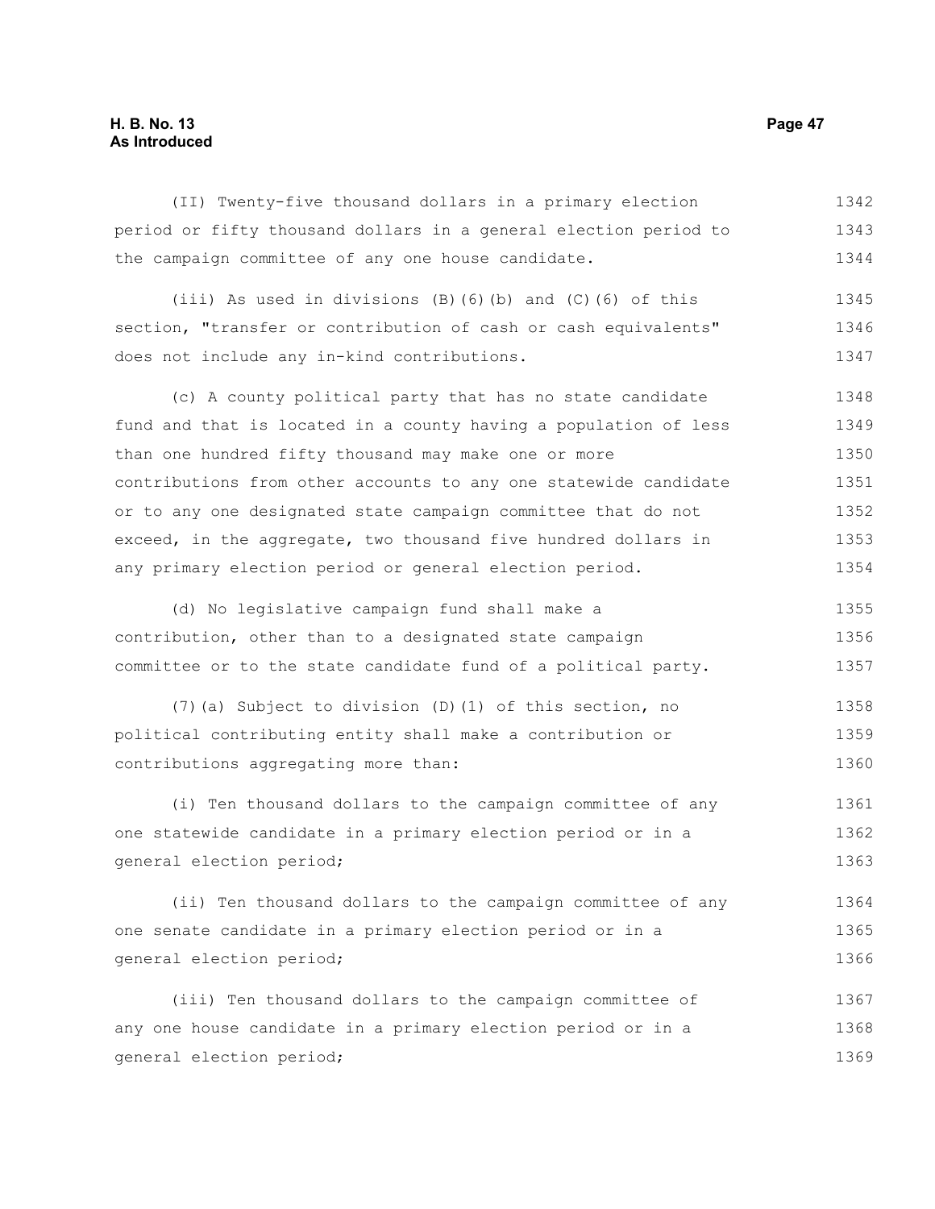(II) Twenty-five thousand dollars in a primary election period or fifty thousand dollars in a general election period to the campaign committee of any one house candidate.

(iii) As used in divisions (B)(6)(b) and (C)(6) of this section, "transfer or contribution of cash or cash equivalents" does not include any in-kind contributions.

(c) A county political party that has no state candidate fund and that is located in a county having a population of less than one hundred fifty thousand may make one or more contributions from other accounts to any one statewide candidate or to any one designated state campaign committee that do not exceed, in the aggregate, two thousand five hundred dollars in any primary election period or general election period.

(d) No legislative campaign fund shall make a contribution, other than to a designated state campaign committee or to the state candidate fund of a political party.

(7)(a) Subject to division (D)(1) of this section, no political contributing entity shall make a contribution or contributions aggregating more than:

(i) Ten thousand dollars to the campaign committee of any one statewide candidate in a primary election period or in a general election period;

(ii) Ten thousand dollars to the campaign committee of any one senate candidate in a primary election period or in a general election period;

(iii) Ten thousand dollars to the campaign committee of any one house candidate in a primary election period or in a general election period;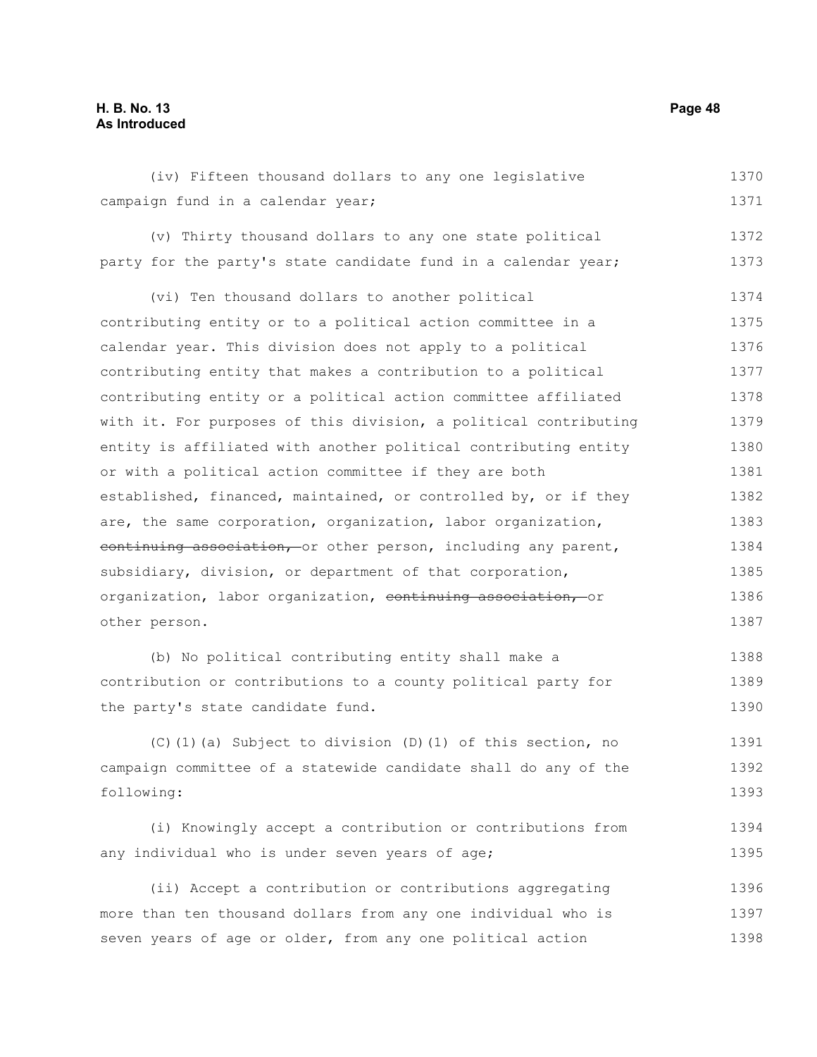(iv) Fifteen thousand dollars to any one legislative campaign fund in a calendar year;

(v) Thirty thousand dollars to any one state political party for the party's state candidate fund in a calendar year;

(vi) Ten thousand dollars to another political contributing entity or to a political action committee in a calendar year. This division does not apply to a political contributing entity that makes a contribution to a political contributing entity or a political action committee affiliated with it. For purposes of this division, a political contributing entity is affiliated with another political contributing entity or with a political action committee if they are both established, financed, maintained, or controlled by, or if they are, the same corporation, organization, labor organization, ~~continuing association,~~ or other person, including any parent, subsidiary, division, or department of that corporation, organization, labor organization, ~~continuing association,~~ or other person.

(b) No political contributing entity shall make a contribution or contributions to a county political party for the party's state candidate fund.

(C)(1)(a) Subject to division (D)(1) of this section, no campaign committee of a statewide candidate shall do any of the following:

(i) Knowingly accept a contribution or contributions from any individual who is under seven years of age;

(ii) Accept a contribution or contributions aggregating more than ten thousand dollars from any one individual who is seven years of age or older, from any one political action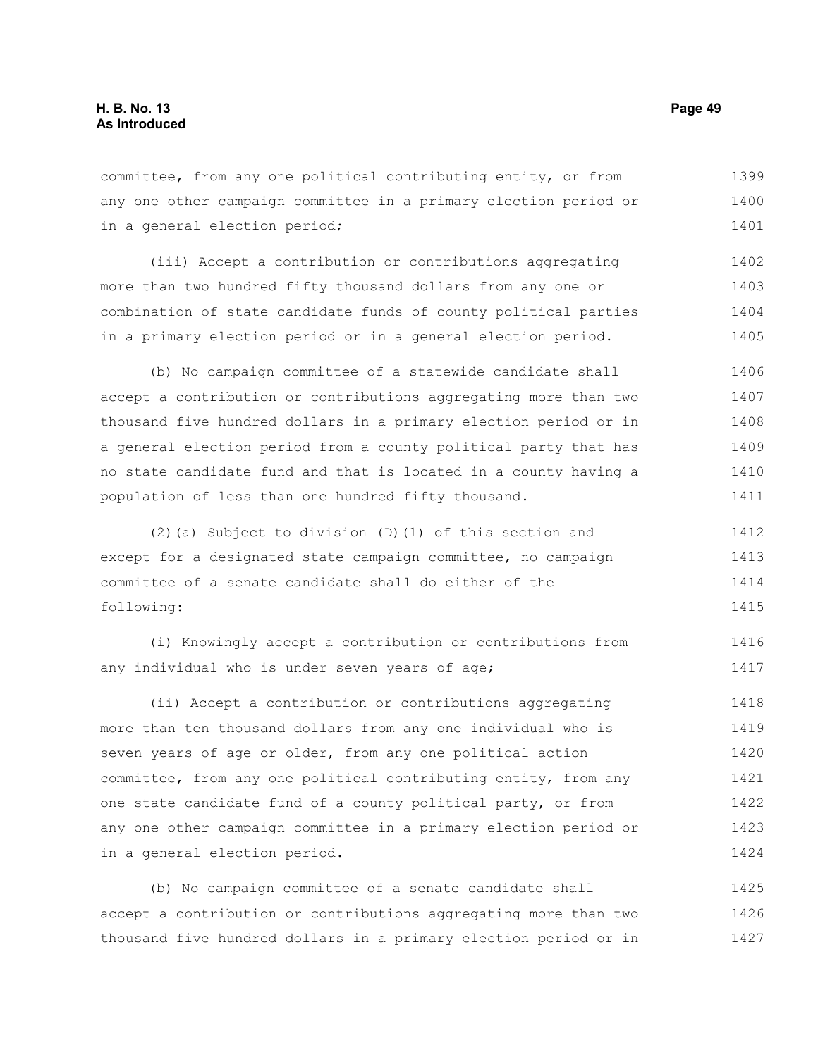committee, from any one political contributing entity, or from any one other campaign committee in a primary election period or in a general election period;

(iii) Accept a contribution or contributions aggregating more than two hundred fifty thousand dollars from any one or combination of state candidate funds of county political parties in a primary election period or in a general election period.

(b) No campaign committee of a statewide candidate shall accept a contribution or contributions aggregating more than two thousand five hundred dollars in a primary election period or in a general election period from a county political party that has no state candidate fund and that is located in a county having a population of less than one hundred fifty thousand.

(2)(a) Subject to division (D)(1) of this section and except for a designated state campaign committee, no campaign committee of a senate candidate shall do either of the following:

(i) Knowingly accept a contribution or contributions from any individual who is under seven years of age;

(ii) Accept a contribution or contributions aggregating more than ten thousand dollars from any one individual who is seven years of age or older, from any one political action committee, from any one political contributing entity, from any one state candidate fund of a county political party, or from any one other campaign committee in a primary election period or in a general election period.

(b) No campaign committee of a senate candidate shall accept a contribution or contributions aggregating more than two thousand five hundred dollars in a primary election period or in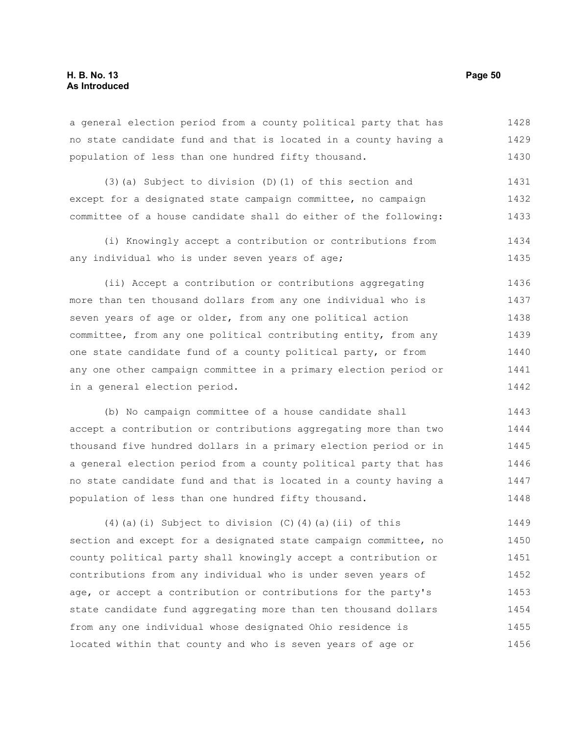a general election period from a county political party that has no state candidate fund and that is located in a county having a population of less than one hundred fifty thousand.

(3)(a) Subject to division (D)(1) of this section and except for a designated state campaign committee, no campaign committee of a house candidate shall do either of the following:

(i) Knowingly accept a contribution or contributions from any individual who is under seven years of age;

(ii) Accept a contribution or contributions aggregating more than ten thousand dollars from any one individual who is seven years of age or older, from any one political action committee, from any one political contributing entity, from any one state candidate fund of a county political party, or from any one other campaign committee in a primary election period or in a general election period.

(b) No campaign committee of a house candidate shall accept a contribution or contributions aggregating more than two thousand five hundred dollars in a primary election period or in a general election period from a county political party that has no state candidate fund and that is located in a county having a population of less than one hundred fifty thousand.

(4)(a)(i) Subject to division (C)(4)(a)(ii) of this section and except for a designated state campaign committee, no county political party shall knowingly accept a contribution or contributions from any individual who is under seven years of age, or accept a contribution or contributions for the party's state candidate fund aggregating more than ten thousand dollars from any one individual whose designated Ohio residence is located within that county and who is seven years of age or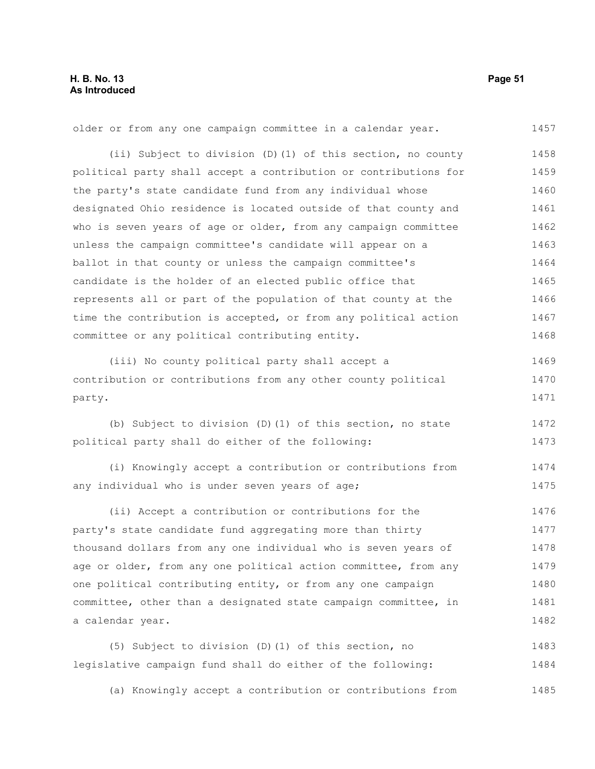older or from any one campaign committee in a calendar year.

(ii) Subject to division (D)(1) of this section, no county political party shall accept a contribution or contributions for the party's state candidate fund from any individual whose designated Ohio residence is located outside of that county and who is seven years of age or older, from any campaign committee unless the campaign committee's candidate will appear on a ballot in that county or unless the campaign committee's candidate is the holder of an elected public office that represents all or part of the population of that county at the time the contribution is accepted, or from any political action committee or any political contributing entity.

(iii) No county political party shall accept a contribution or contributions from any other county political party.

(b) Subject to division (D)(1) of this section, no state political party shall do either of the following:

(i) Knowingly accept a contribution or contributions from any individual who is under seven years of age;

(ii) Accept a contribution or contributions for the party's state candidate fund aggregating more than thirty thousand dollars from any one individual who is seven years of age or older, from any one political action committee, from any one political contributing entity, or from any one campaign committee, other than a designated state campaign committee, in a calendar year.

(5) Subject to division (D)(1) of this section, no legislative campaign fund shall do either of the following:

(a) Knowingly accept a contribution or contributions from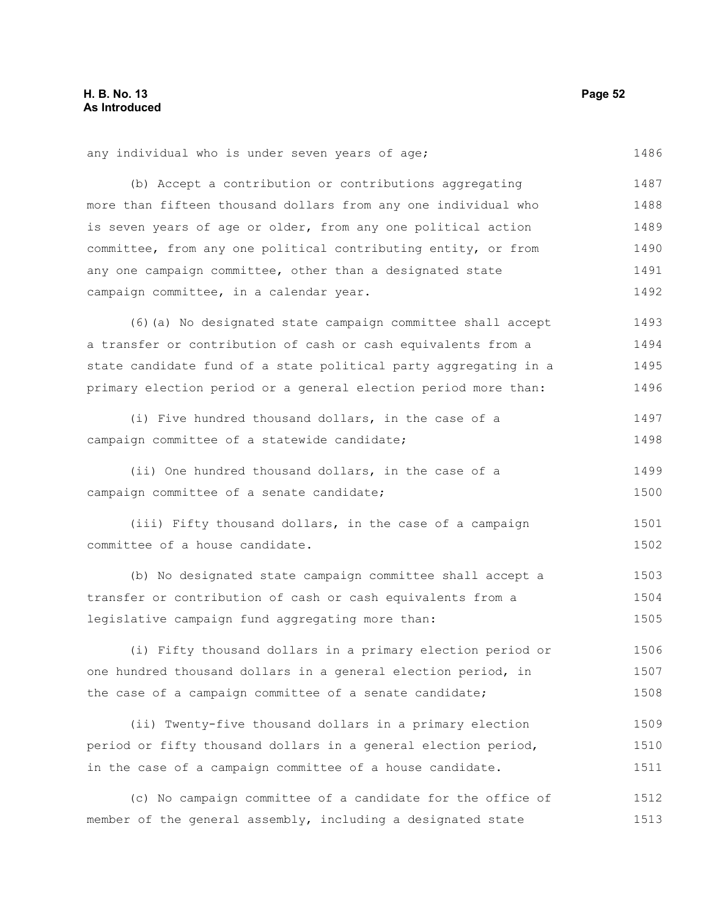any individual who is under seven years of age;

(b) Accept a contribution or contributions aggregating more than fifteen thousand dollars from any one individual who is seven years of age or older, from any one political action committee, from any one political contributing entity, or from any one campaign committee, other than a designated state campaign committee, in a calendar year.

(6)(a) No designated state campaign committee shall accept a transfer or contribution of cash or cash equivalents from a state candidate fund of a state political party aggregating in a primary election period or a general election period more than:

(i) Five hundred thousand dollars, in the case of a campaign committee of a statewide candidate;

(ii) One hundred thousand dollars, in the case of a campaign committee of a senate candidate;

(iii) Fifty thousand dollars, in the case of a campaign committee of a house candidate.

(b) No designated state campaign committee shall accept a transfer or contribution of cash or cash equivalents from a legislative campaign fund aggregating more than:

(i) Fifty thousand dollars in a primary election period or one hundred thousand dollars in a general election period, in the case of a campaign committee of a senate candidate;

(ii) Twenty-five thousand dollars in a primary election period or fifty thousand dollars in a general election period, in the case of a campaign committee of a house candidate.

(c) No campaign committee of a candidate for the office of member of the general assembly, including a designated state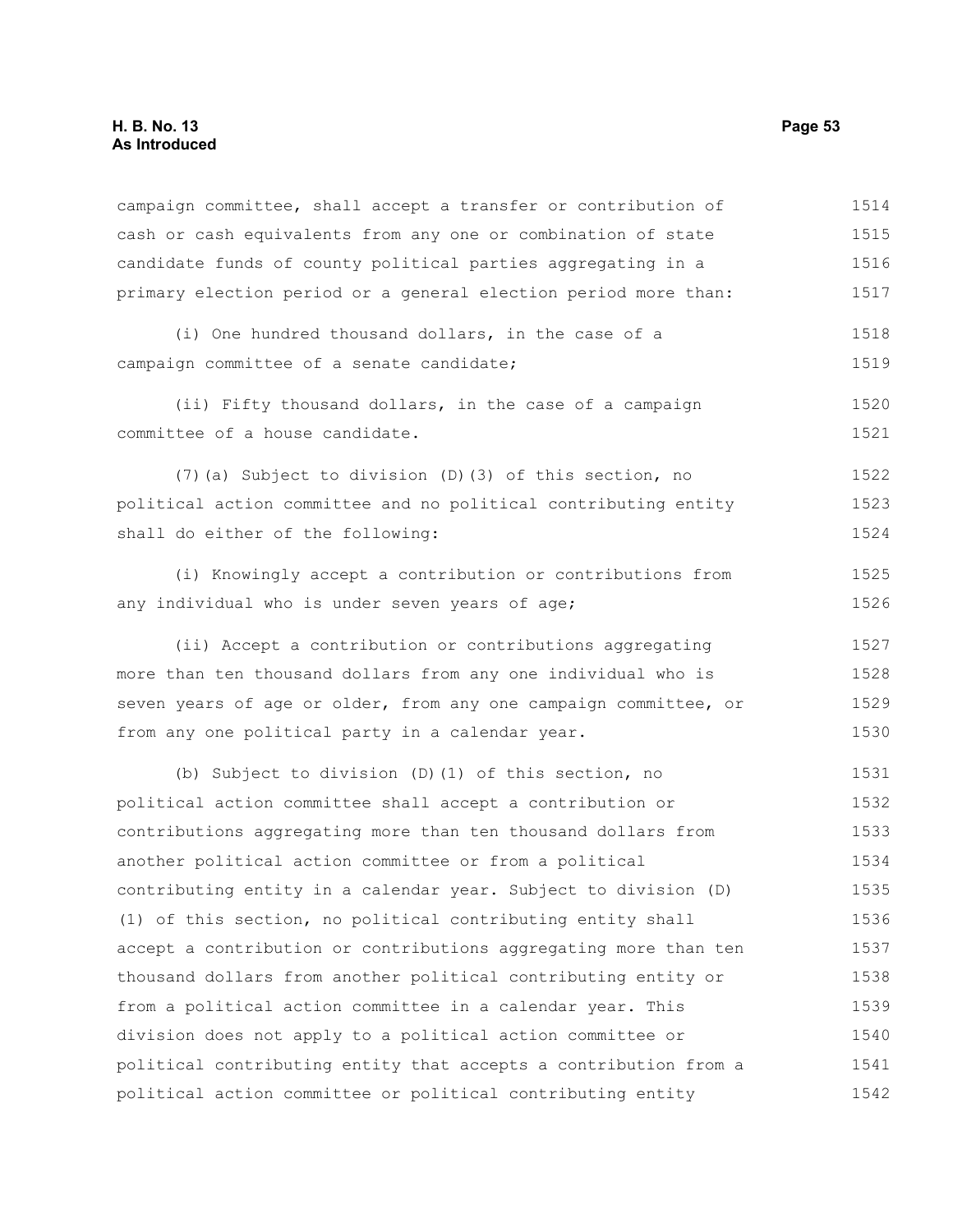campaign committee, shall accept a transfer or contribution of cash or cash equivalents from any one or combination of state candidate funds of county political parties aggregating in a primary election period or a general election period more than:

(i) One hundred thousand dollars, in the case of a campaign committee of a senate candidate;

(ii) Fifty thousand dollars, in the case of a campaign committee of a house candidate.

(7)(a) Subject to division (D)(3) of this section, no political action committee and no political contributing entity shall do either of the following:

(i) Knowingly accept a contribution or contributions from any individual who is under seven years of age;

(ii) Accept a contribution or contributions aggregating more than ten thousand dollars from any one individual who is seven years of age or older, from any one campaign committee, or from any one political party in a calendar year.

(b) Subject to division (D)(1) of this section, no political action committee shall accept a contribution or contributions aggregating more than ten thousand dollars from another political action committee or from a political contributing entity in a calendar year. Subject to division (D)(1) of this section, no political contributing entity shall accept a contribution or contributions aggregating more than ten thousand dollars from another political contributing entity or from a political action committee in a calendar year. This division does not apply to a political action committee or political contributing entity that accepts a contribution from a political action committee or political contributing entity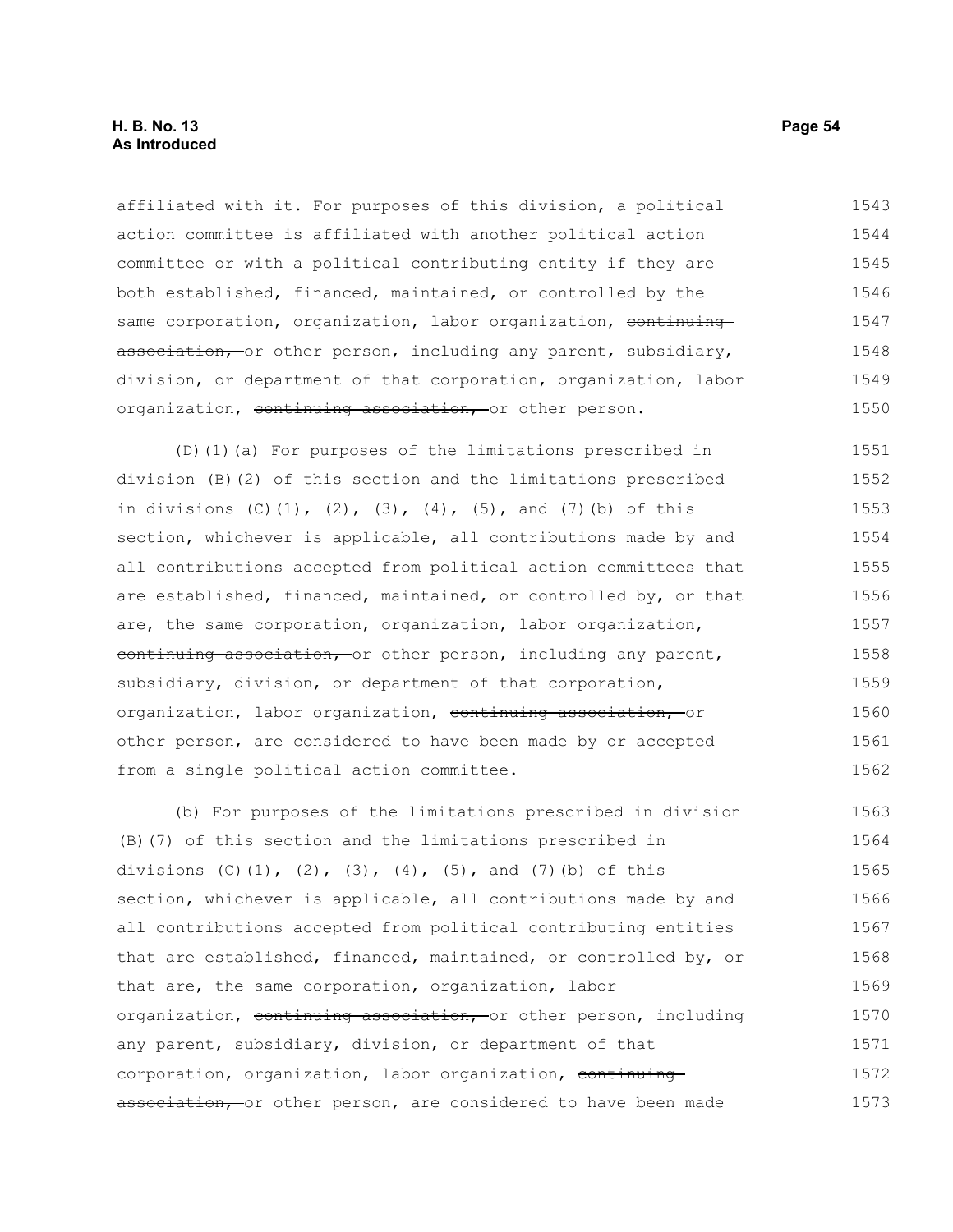affiliated with it. For purposes of this division, a political action committee is affiliated with another political action committee or with a political contributing entity if they are both established, financed, maintained, or controlled by the same corporation, organization, labor organization, ~~continuing association,~~ or other person, including any parent, subsidiary, division, or department of that corporation, organization, labor organization, ~~continuing association,~~ or other person.

(D)(1)(a) For purposes of the limitations prescribed in division (B)(2) of this section and the limitations prescribed in divisions (C)(1), (2), (3), (4), (5), and (7)(b) of this section, whichever is applicable, all contributions made by and all contributions accepted from political action committees that are established, financed, maintained, or controlled by, or that are, the same corporation, organization, labor organization, ~~continuing association,~~ or other person, including any parent, subsidiary, division, or department of that corporation, organization, labor organization, ~~continuing association,~~ or other person, are considered to have been made by or accepted from a single political action committee.

(b) For purposes of the limitations prescribed in division (B)(7) of this section and the limitations prescribed in divisions (C)(1), (2), (3), (4), (5), and (7)(b) of this section, whichever is applicable, all contributions made by and all contributions accepted from political contributing entities that are established, financed, maintained, or controlled by, or that are, the same corporation, organization, labor organization, ~~continuing association,~~ or other person, including any parent, subsidiary, division, or department of that corporation, organization, labor organization, ~~continuing association,~~ or other person, are considered to have been made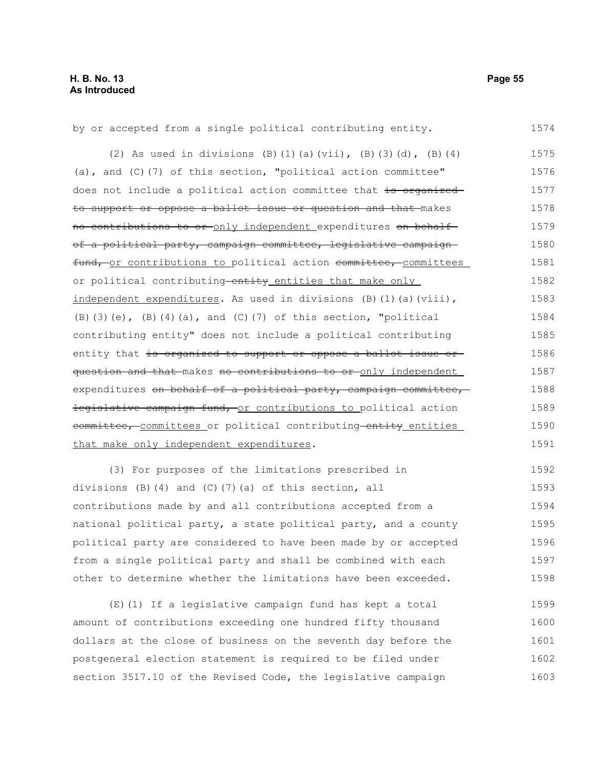by or accepted from a single political contributing entity.

(2) As used in divisions (B)(1)(a)(vii), (B)(3)(d), (B)(4)(a), and (C)(7) of this section, "political action committee" does not include a political action committee that ~~is organized to support or oppose a ballot issue or question and that~~ makes ~~no contributions to or~~ <u>only independent</u> expenditures ~~on behalf of a political party, campaign committee, legislative campaign fund,~~ <u>or contributions to</u> political action ~~committee,~~ <u>committees</u> or political contributing ~~entity~~ <u>entities that make only independent expenditures</u>. As used in divisions (B)(1)(a)(viii), (B)(3)(e), (B)(4)(a), and (C)(7) of this section, "political contributing entity" does not include a political contributing entity that ~~is organized to support or oppose a ballot issue or question and that~~ makes ~~no contributions to or~~ <u>only independent</u> expenditures ~~on behalf of a political party, campaign committee, legislative campaign fund,~~ <u>or contributions to</u> political action ~~committee,~~ <u>committees</u> or political contributing ~~entity~~ <u>entities that make only independent expenditures</u>.

(3) For purposes of the limitations prescribed in divisions (B)(4) and (C)(7)(a) of this section, all contributions made by and all contributions accepted from a national political party, a state political party, and a county political party are considered to have been made by or accepted from a single political party and shall be combined with each other to determine whether the limitations have been exceeded.

(E)(1) If a legislative campaign fund has kept a total amount of contributions exceeding one hundred fifty thousand dollars at the close of business on the seventh day before the postgeneral election statement is required to be filed under section 3517.10 of the Revised Code, the legislative campaign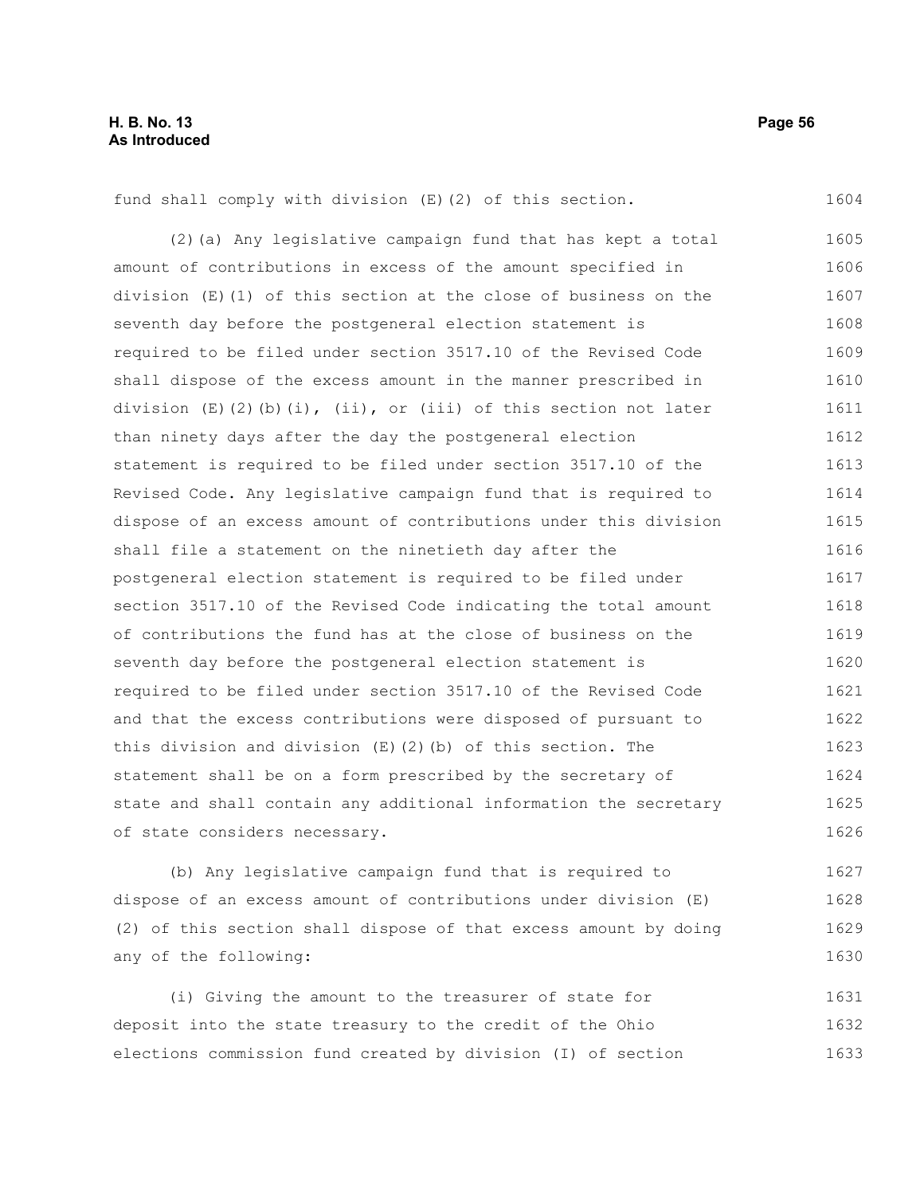fund shall comply with division (E)(2) of this section.

(2)(a) Any legislative campaign fund that has kept a total amount of contributions in excess of the amount specified in division (E)(1) of this section at the close of business on the seventh day before the postgeneral election statement is required to be filed under section 3517.10 of the Revised Code shall dispose of the excess amount in the manner prescribed in division (E)(2)(b)(i), (ii), or (iii) of this section not later than ninety days after the day the postgeneral election statement is required to be filed under section 3517.10 of the Revised Code. Any legislative campaign fund that is required to dispose of an excess amount of contributions under this division shall file a statement on the ninetieth day after the postgeneral election statement is required to be filed under section 3517.10 of the Revised Code indicating the total amount of contributions the fund has at the close of business on the seventh day before the postgeneral election statement is required to be filed under section 3517.10 of the Revised Code and that the excess contributions were disposed of pursuant to this division and division (E)(2)(b) of this section. The statement shall be on a form prescribed by the secretary of state and shall contain any additional information the secretary of state considers necessary.

(b) Any legislative campaign fund that is required to dispose of an excess amount of contributions under division (E)(2) of this section shall dispose of that excess amount by doing any of the following:

(i) Giving the amount to the treasurer of state for deposit into the state treasury to the credit of the Ohio elections commission fund created by division (I) of section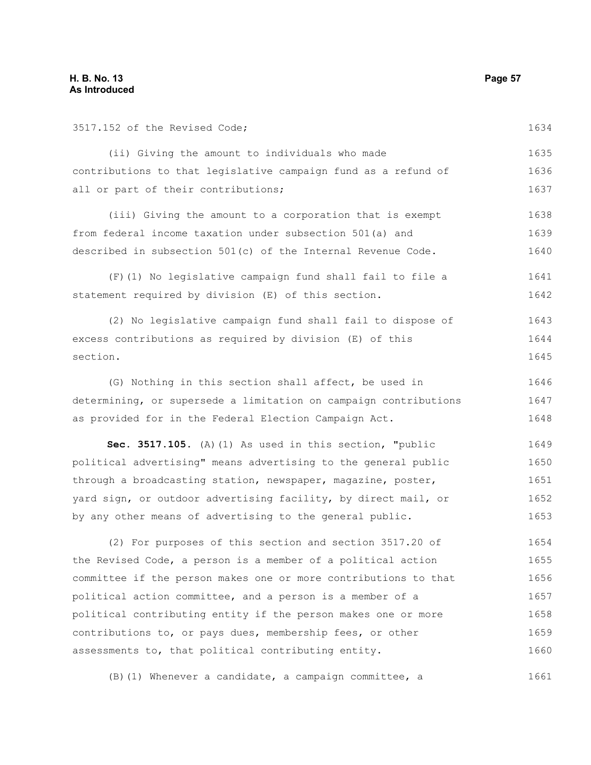3517.152 of the Revised Code;

(ii) Giving the amount to individuals who made contributions to that legislative campaign fund as a refund of all or part of their contributions;

(iii) Giving the amount to a corporation that is exempt from federal income taxation under subsection 501(a) and described in subsection 501(c) of the Internal Revenue Code.

(F)(1) No legislative campaign fund shall fail to file a statement required by division (E) of this section.

(2) No legislative campaign fund shall fail to dispose of excess contributions as required by division (E) of this section.

(G) Nothing in this section shall affect, be used in determining, or supersede a limitation on campaign contributions as provided for in the Federal Election Campaign Act.

**Sec. 3517.105.** (A)(1) As used in this section, "public political advertising" means advertising to the general public through a broadcasting station, newspaper, magazine, poster, yard sign, or outdoor advertising facility, by direct mail, or by any other means of advertising to the general public.

(2) For purposes of this section and section 3517.20 of the Revised Code, a person is a member of a political action committee if the person makes one or more contributions to that political action committee, and a person is a member of a political contributing entity if the person makes one or more contributions to, or pays dues, membership fees, or other assessments to, that political contributing entity.

(B)(1) Whenever a candidate, a campaign committee, a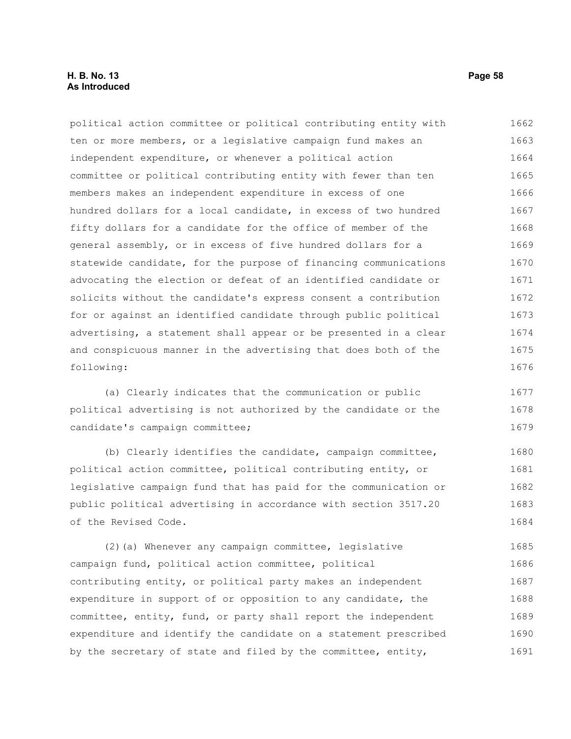political action committee or political contributing entity with ten or more members, or a legislative campaign fund makes an independent expenditure, or whenever a political action committee or political contributing entity with fewer than ten members makes an independent expenditure in excess of one hundred dollars for a local candidate, in excess of two hundred fifty dollars for a candidate for the office of member of the general assembly, or in excess of five hundred dollars for a statewide candidate, for the purpose of financing communications advocating the election or defeat of an identified candidate or solicits without the candidate's express consent a contribution for or against an identified candidate through public political advertising, a statement shall appear or be presented in a clear and conspicuous manner in the advertising that does both of the following:

(a) Clearly indicates that the communication or public political advertising is not authorized by the candidate or the candidate's campaign committee;

(b) Clearly identifies the candidate, campaign committee, political action committee, political contributing entity, or legislative campaign fund that has paid for the communication or public political advertising in accordance with section 3517.20 of the Revised Code.

(2)(a) Whenever any campaign committee, legislative campaign fund, political action committee, political contributing entity, or political party makes an independent expenditure in support of or opposition to any candidate, the committee, entity, fund, or party shall report the independent expenditure and identify the candidate on a statement prescribed by the secretary of state and filed by the committee, entity,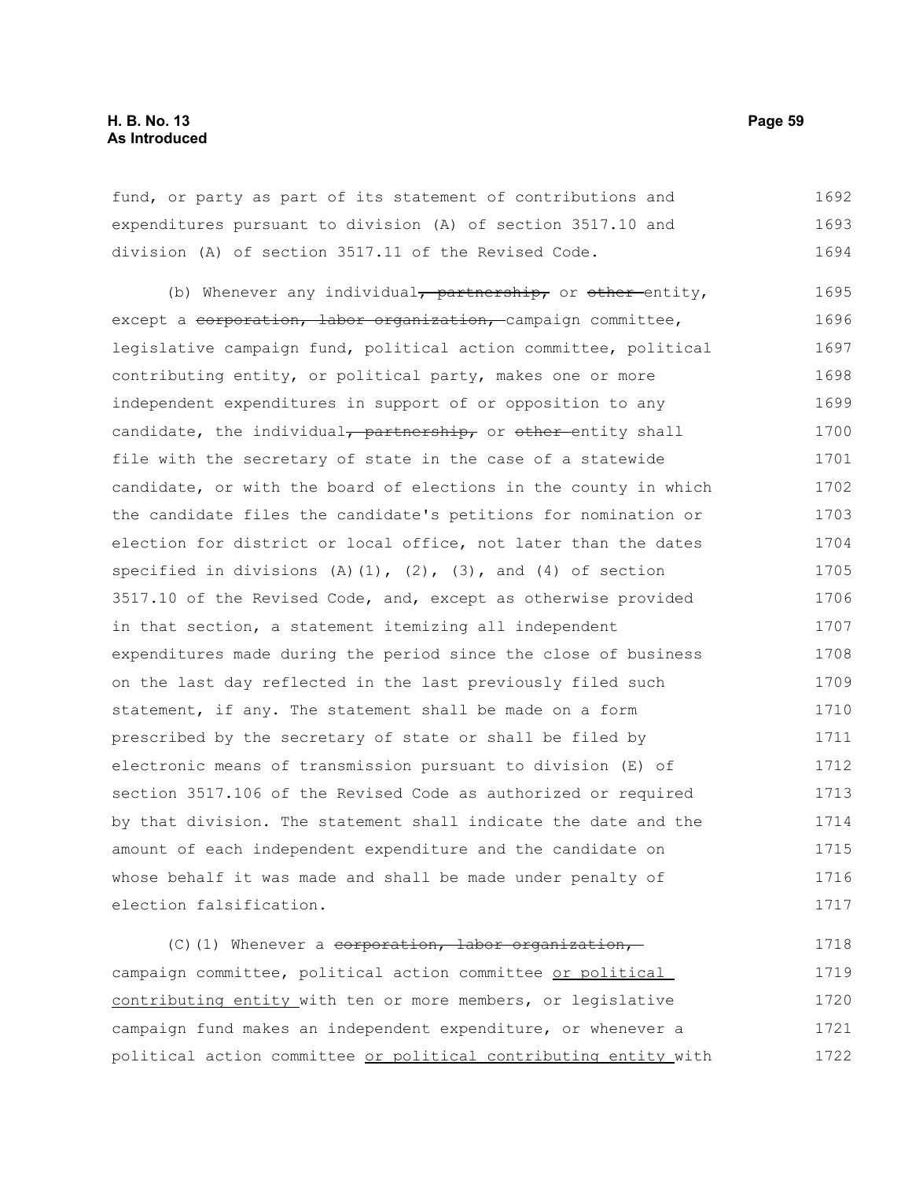fund, or party as part of its statement of contributions and expenditures pursuant to division (A) of section 3517.10 and division (A) of section 3517.11 of the Revised Code.

(b) Whenever any individual~~, partnership,~~ or ~~other~~ entity, except a ~~corporation, labor organization,~~ campaign committee, legislative campaign fund, political action committee, political contributing entity, or political party, makes one or more independent expenditures in support of or opposition to any candidate, the individual~~, partnership,~~ or ~~other~~ entity shall file with the secretary of state in the case of a statewide candidate, or with the board of elections in the county in which the candidate files the candidate's petitions for nomination or election for district or local office, not later than the dates specified in divisions (A)(1), (2), (3), and (4) of section 3517.10 of the Revised Code, and, except as otherwise provided in that section, a statement itemizing all independent expenditures made during the period since the close of business on the last day reflected in the last previously filed such statement, if any. The statement shall be made on a form prescribed by the secretary of state or shall be filed by electronic means of transmission pursuant to division (E) of section 3517.106 of the Revised Code as authorized or required by that division. The statement shall indicate the date and the amount of each independent expenditure and the candidate on whose behalf it was made and shall be made under penalty of election falsification.

(C)(1) Whenever a ~~corporation, labor organization,~~ campaign committee, political action committee <u>or political contributing entity</u> with ten or more members, or legislative campaign fund makes an independent expenditure, or whenever a political action committee <u>or political contributing entity</u> with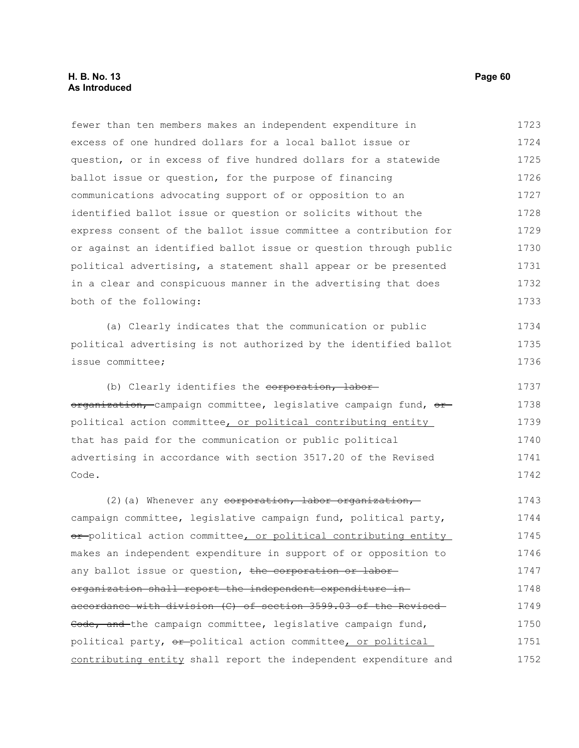fewer than ten members makes an independent expenditure in excess of one hundred dollars for a local ballot issue or question, or in excess of five hundred dollars for a statewide ballot issue or question, for the purpose of financing communications advocating support of or opposition to an identified ballot issue or question or solicits without the express consent of the ballot issue committee a contribution for or against an identified ballot issue or question through public political advertising, a statement shall appear or be presented in a clear and conspicuous manner in the advertising that does both of the following:

(a) Clearly indicates that the communication or public political advertising is not authorized by the identified ballot issue committee;

(b) Clearly identifies the ~~corporation, labor organization,~~ campaign committee, legislative campaign fund, ~~or~~ political action committee, or political contributing entity that has paid for the communication or public political advertising in accordance with section 3517.20 of the Revised Code.

(2)(a) Whenever any ~~corporation, labor organization,~~ campaign committee, legislative campaign fund, political party, ~~or~~ political action committee, or political contributing entity makes an independent expenditure in support of or opposition to any ballot issue or question, ~~the corporation or labor organization shall report the independent expenditure in accordance with division (C) of section 3599.03 of the Revised Code, and~~ the campaign committee, legislative campaign fund, political party, ~~or~~ political action committee, or political contributing entity shall report the independent expenditure and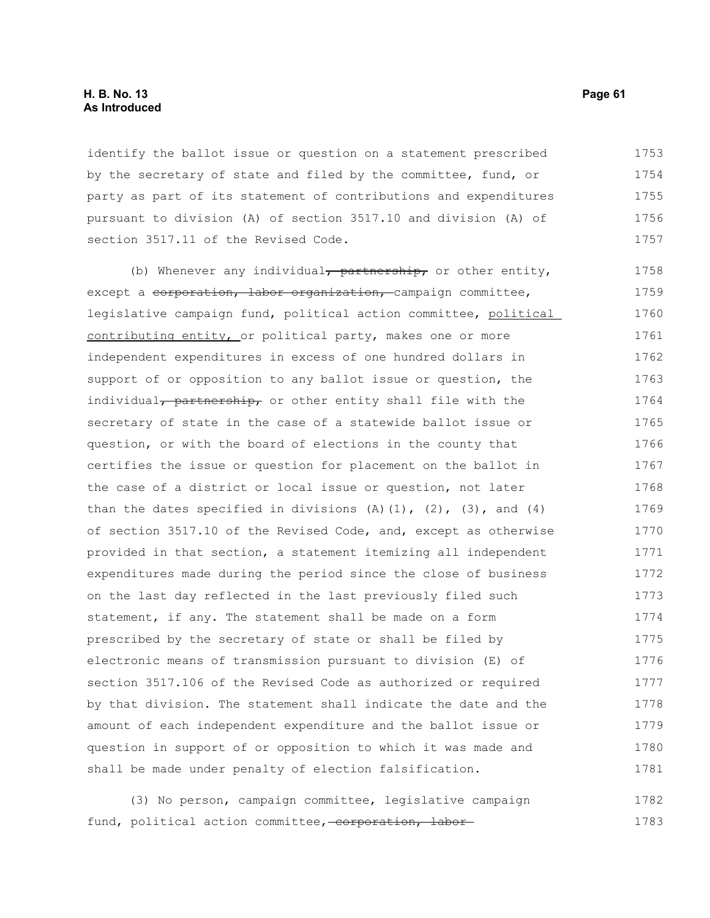identify the ballot issue or question on a statement prescribed by the secretary of state and filed by the committee, fund, or party as part of its statement of contributions and expenditures pursuant to division (A) of section 3517.10 and division (A) of section 3517.11 of the Revised Code.

(b) Whenever any individual~~, partnership,~~ or other entity, except a ~~corporation, labor organization,~~ campaign committee, legislative campaign fund, political action committee, <u>political contributing entity,</u> or political party, makes one or more independent expenditures in excess of one hundred dollars in support of or opposition to any ballot issue or question, the individual~~, partnership,~~ or other entity shall file with the secretary of state in the case of a statewide ballot issue or question, or with the board of elections in the county that certifies the issue or question for placement on the ballot in the case of a district or local issue or question, not later than the dates specified in divisions (A)(1), (2), (3), and (4) of section 3517.10 of the Revised Code, and, except as otherwise provided in that section, a statement itemizing all independent expenditures made during the period since the close of business on the last day reflected in the last previously filed such statement, if any. The statement shall be made on a form prescribed by the secretary of state or shall be filed by electronic means of transmission pursuant to division (E) of section 3517.106 of the Revised Code as authorized or required by that division. The statement shall indicate the date and the amount of each independent expenditure and the ballot issue or question in support of or opposition to which it was made and shall be made under penalty of election falsification.

(3) No person, campaign committee, legislative campaign fund, political action committee, ~~corporation, labor~~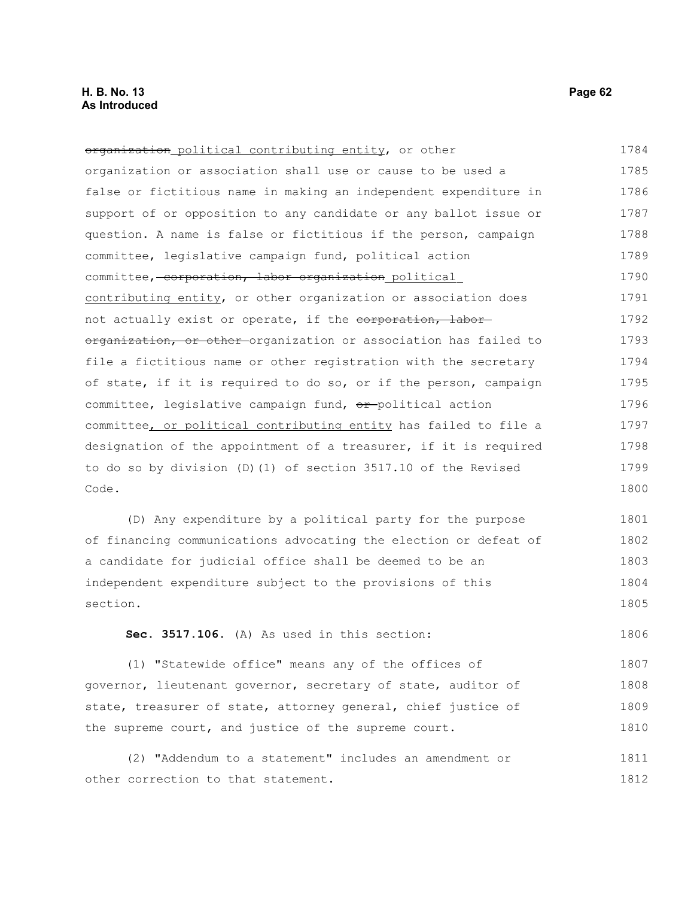~~organization~~ <u>political contributing entity</u>, or other organization or association shall use or cause to be used a false or fictitious name in making an independent expenditure in support of or opposition to any candidate or any ballot issue or question. A name is false or fictitious if the person, campaign committee, legislative campaign fund, political action committee, ~~corporation, labor organization~~ <u>political contributing entity</u>, or other organization or association does not actually exist or operate, if the ~~corporation, labor organization, or other~~ organization or association has failed to file a fictitious name or other registration with the secretary of state, if it is required to do so, or if the person, campaign committee, legislative campaign fund, ~~or~~ political action committee<u>, or political contributing entity</u> has failed to file a designation of the appointment of a treasurer, if it is required to do so by division (D)(1) of section 3517.10 of the Revised Code.

(D) Any expenditure by a political party for the purpose of financing communications advocating the election or defeat of a candidate for judicial office shall be deemed to be an independent expenditure subject to the provisions of this section.

**Sec. 3517.106.** (A) As used in this section:

(1) "Statewide office" means any of the offices of governor, lieutenant governor, secretary of state, auditor of state, treasurer of state, attorney general, chief justice of the supreme court, and justice of the supreme court.

(2) "Addendum to a statement" includes an amendment or other correction to that statement.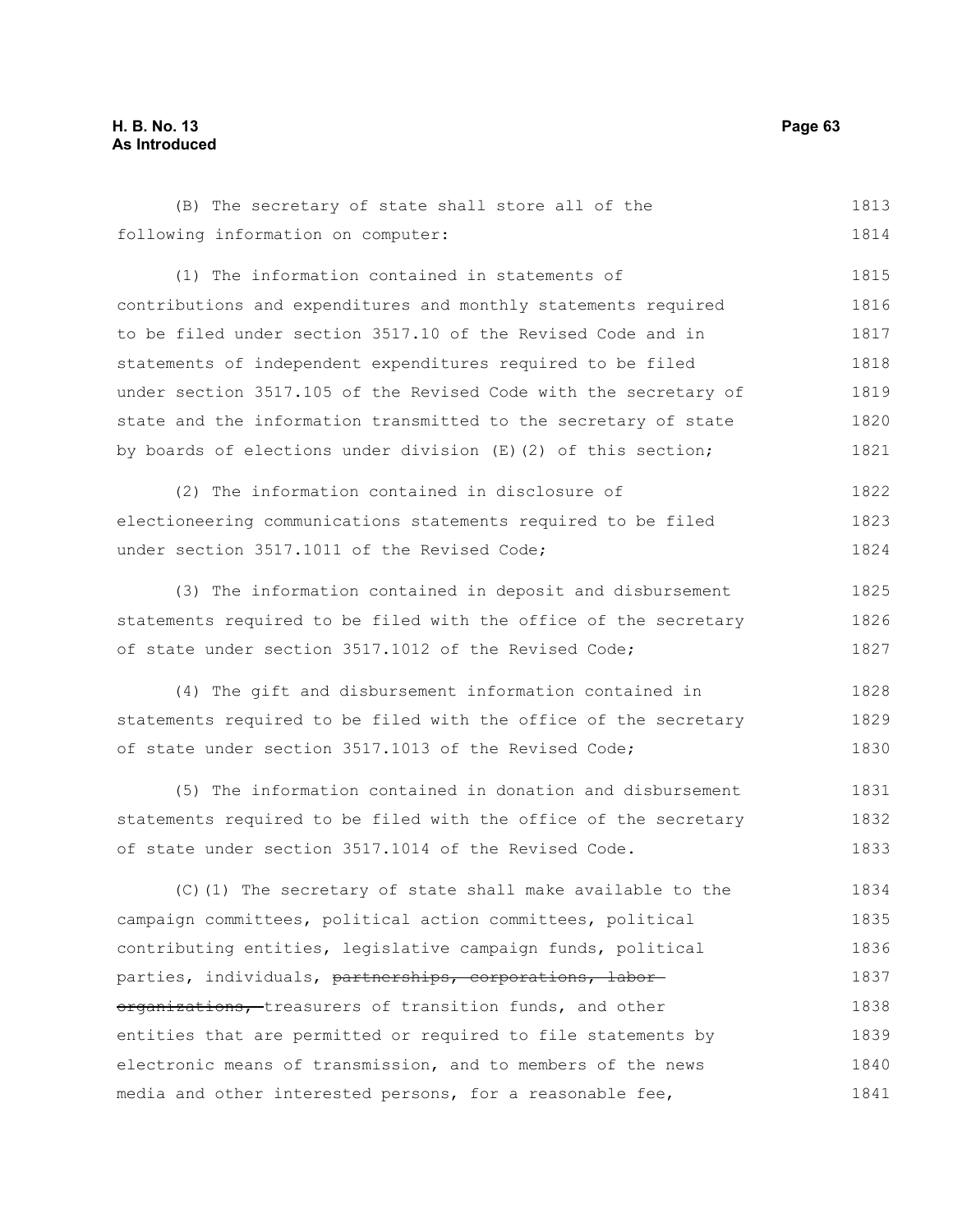(B) The secretary of state shall store all of the following information on computer:

(1) The information contained in statements of contributions and expenditures and monthly statements required to be filed under section 3517.10 of the Revised Code and in statements of independent expenditures required to be filed under section 3517.105 of the Revised Code with the secretary of state and the information transmitted to the secretary of state by boards of elections under division (E)(2) of this section;

(2) The information contained in disclosure of electioneering communications statements required to be filed under section 3517.1011 of the Revised Code;

(3) The information contained in deposit and disbursement statements required to be filed with the office of the secretary of state under section 3517.1012 of the Revised Code;

(4) The gift and disbursement information contained in statements required to be filed with the office of the secretary of state under section 3517.1013 of the Revised Code;

(5) The information contained in donation and disbursement statements required to be filed with the office of the secretary of state under section 3517.1014 of the Revised Code.

(C)(1) The secretary of state shall make available to the campaign committees, political action committees, political contributing entities, legislative campaign funds, political parties, individuals, ~~partnerships, corporations, labor organizations,~~ treasurers of transition funds, and other entities that are permitted or required to file statements by electronic means of transmission, and to members of the news media and other interested persons, for a reasonable fee,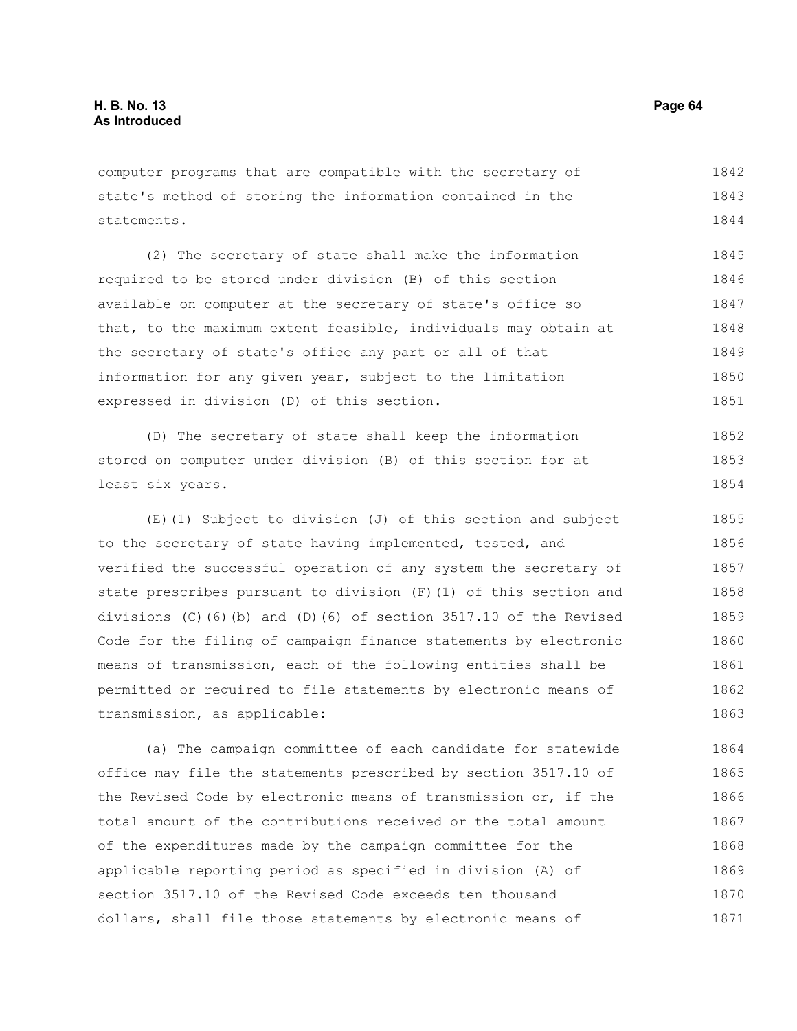computer programs that are compatible with the secretary of state's method of storing the information contained in the statements.

(2) The secretary of state shall make the information required to be stored under division (B) of this section available on computer at the secretary of state's office so that, to the maximum extent feasible, individuals may obtain at the secretary of state's office any part or all of that information for any given year, subject to the limitation expressed in division (D) of this section.

(D) The secretary of state shall keep the information stored on computer under division (B) of this section for at least six years.

(E)(1) Subject to division (J) of this section and subject to the secretary of state having implemented, tested, and verified the successful operation of any system the secretary of state prescribes pursuant to division (F)(1) of this section and divisions (C)(6)(b) and (D)(6) of section 3517.10 of the Revised Code for the filing of campaign finance statements by electronic means of transmission, each of the following entities shall be permitted or required to file statements by electronic means of transmission, as applicable:

(a) The campaign committee of each candidate for statewide office may file the statements prescribed by section 3517.10 of the Revised Code by electronic means of transmission or, if the total amount of the contributions received or the total amount of the expenditures made by the campaign committee for the applicable reporting period as specified in division (A) of section 3517.10 of the Revised Code exceeds ten thousand dollars, shall file those statements by electronic means of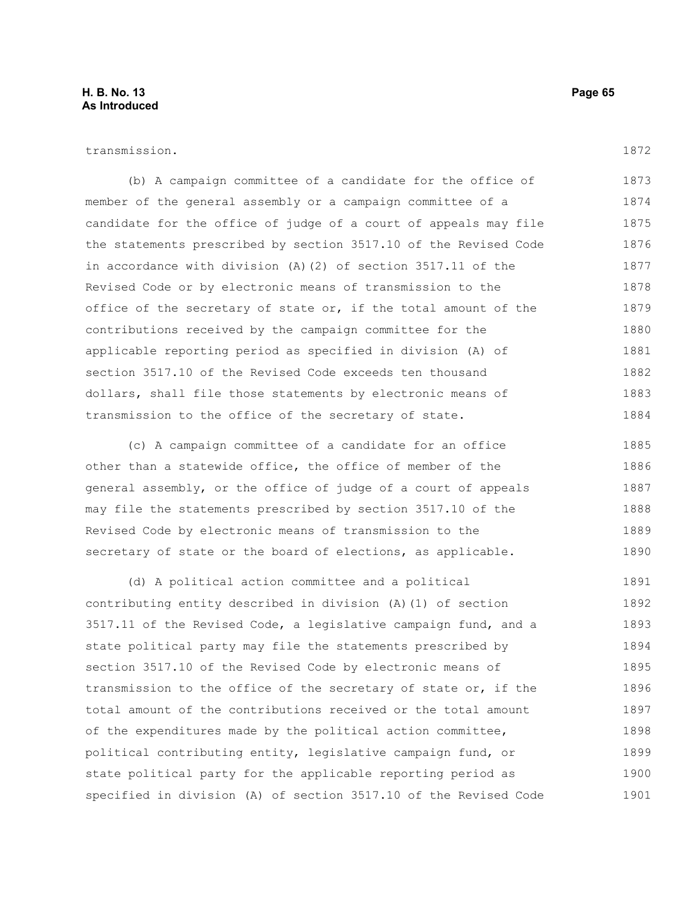transmission.

(b) A campaign committee of a candidate for the office of member of the general assembly or a campaign committee of a candidate for the office of judge of a court of appeals may file the statements prescribed by section 3517.10 of the Revised Code in accordance with division (A)(2) of section 3517.11 of the Revised Code or by electronic means of transmission to the office of the secretary of state or, if the total amount of the contributions received by the campaign committee for the applicable reporting period as specified in division (A) of section 3517.10 of the Revised Code exceeds ten thousand dollars, shall file those statements by electronic means of transmission to the office of the secretary of state.

(c) A campaign committee of a candidate for an office other than a statewide office, the office of member of the general assembly, or the office of judge of a court of appeals may file the statements prescribed by section 3517.10 of the Revised Code by electronic means of transmission to the secretary of state or the board of elections, as applicable.

(d) A political action committee and a political contributing entity described in division (A)(1) of section 3517.11 of the Revised Code, a legislative campaign fund, and a state political party may file the statements prescribed by section 3517.10 of the Revised Code by electronic means of transmission to the office of the secretary of state or, if the total amount of the contributions received or the total amount of the expenditures made by the political action committee, political contributing entity, legislative campaign fund, or state political party for the applicable reporting period as specified in division (A) of section 3517.10 of the Revised Code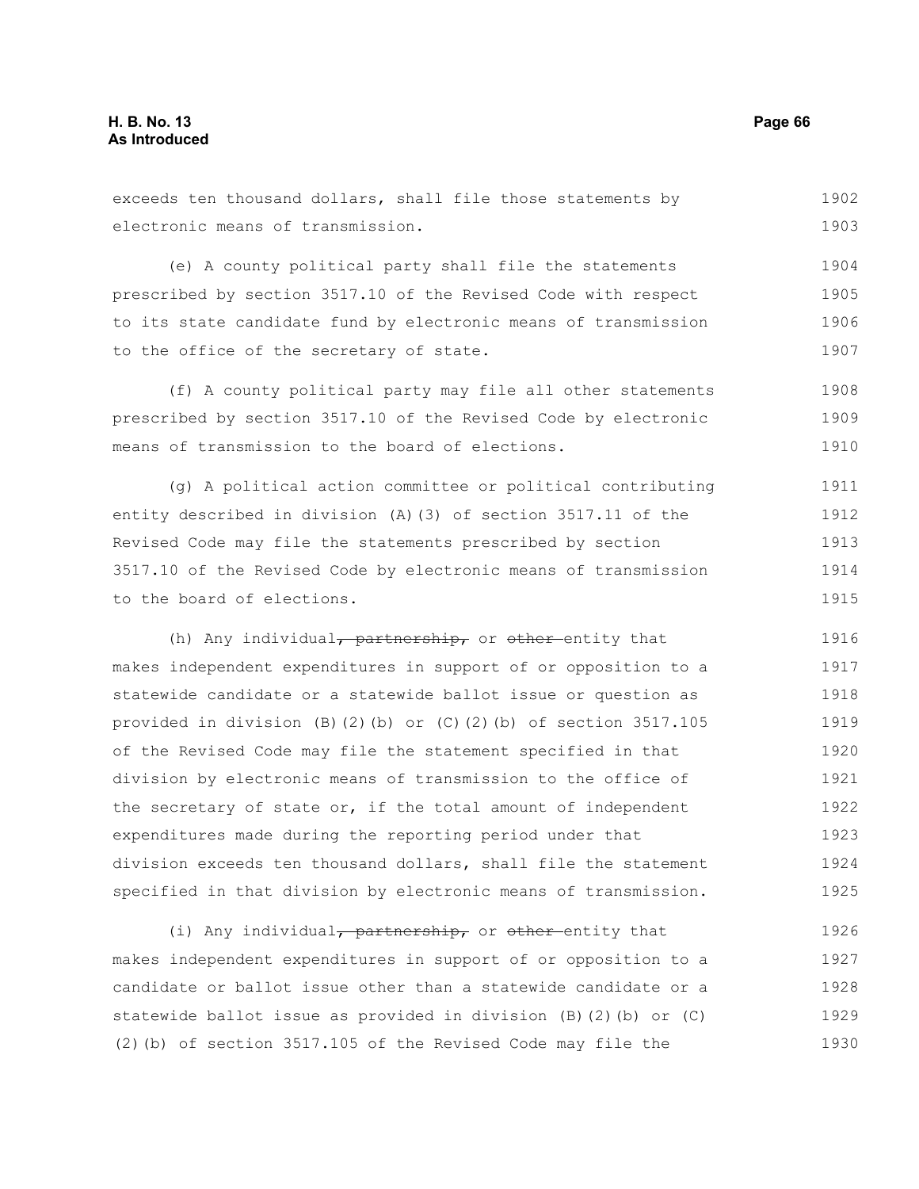exceeds ten thousand dollars, shall file those statements by electronic means of transmission.

(e) A county political party shall file the statements prescribed by section 3517.10 of the Revised Code with respect to its state candidate fund by electronic means of transmission to the office of the secretary of state.

(f) A county political party may file all other statements prescribed by section 3517.10 of the Revised Code by electronic means of transmission to the board of elections.

(g) A political action committee or political contributing entity described in division (A)(3) of section 3517.11 of the Revised Code may file the statements prescribed by section 3517.10 of the Revised Code by electronic means of transmission to the board of elections.

(h) Any individual~~, partnership,~~ or ~~other~~ entity that makes independent expenditures in support of or opposition to a statewide candidate or a statewide ballot issue or question as provided in division (B)(2)(b) or (C)(2)(b) of section 3517.105 of the Revised Code may file the statement specified in that division by electronic means of transmission to the office of the secretary of state or, if the total amount of independent expenditures made during the reporting period under that division exceeds ten thousand dollars, shall file the statement specified in that division by electronic means of transmission.

(i) Any individual~~, partnership,~~ or ~~other~~ entity that makes independent expenditures in support of or opposition to a candidate or ballot issue other than a statewide candidate or a statewide ballot issue as provided in division (B)(2)(b) or (C)(2)(b) of section 3517.105 of the Revised Code may file the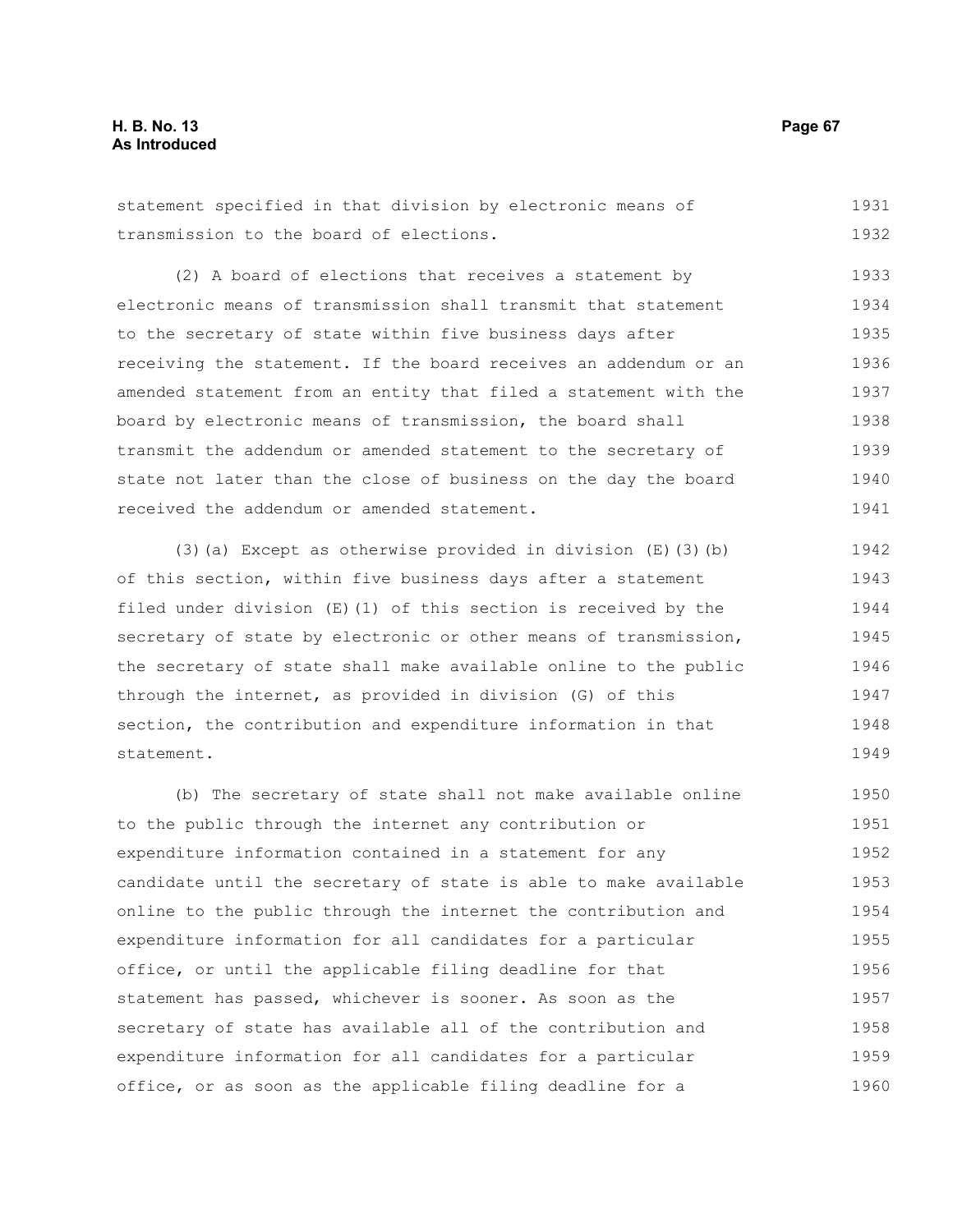statement specified in that division by electronic means of transmission to the board of elections.

(2) A board of elections that receives a statement by electronic means of transmission shall transmit that statement to the secretary of state within five business days after receiving the statement. If the board receives an addendum or an amended statement from an entity that filed a statement with the board by electronic means of transmission, the board shall transmit the addendum or amended statement to the secretary of state not later than the close of business on the day the board received the addendum or amended statement.

(3)(a) Except as otherwise provided in division (E)(3)(b) of this section, within five business days after a statement filed under division (E)(1) of this section is received by the secretary of state by electronic or other means of transmission, the secretary of state shall make available online to the public through the internet, as provided in division (G) of this section, the contribution and expenditure information in that statement.

(b) The secretary of state shall not make available online to the public through the internet any contribution or expenditure information contained in a statement for any candidate until the secretary of state is able to make available online to the public through the internet the contribution and expenditure information for all candidates for a particular office, or until the applicable filing deadline for that statement has passed, whichever is sooner. As soon as the secretary of state has available all of the contribution and expenditure information for all candidates for a particular office, or as soon as the applicable filing deadline for a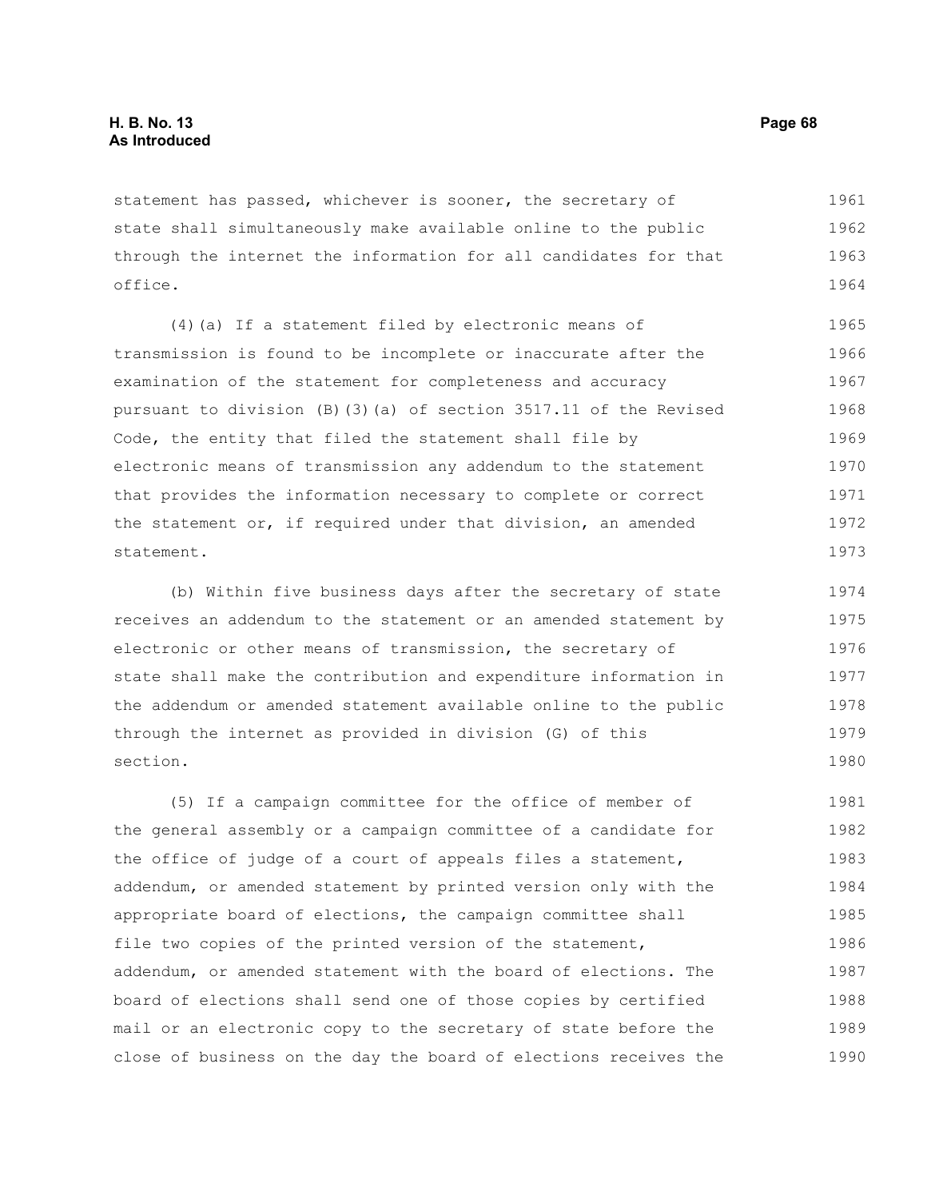statement has passed, whichever is sooner, the secretary of state shall simultaneously make available online to the public through the internet the information for all candidates for that office.

(4)(a) If a statement filed by electronic means of transmission is found to be incomplete or inaccurate after the examination of the statement for completeness and accuracy pursuant to division (B)(3)(a) of section 3517.11 of the Revised Code, the entity that filed the statement shall file by electronic means of transmission any addendum to the statement that provides the information necessary to complete or correct the statement or, if required under that division, an amended statement.

(b) Within five business days after the secretary of state receives an addendum to the statement or an amended statement by electronic or other means of transmission, the secretary of state shall make the contribution and expenditure information in the addendum or amended statement available online to the public through the internet as provided in division (G) of this section.

(5) If a campaign committee for the office of member of the general assembly or a campaign committee of a candidate for the office of judge of a court of appeals files a statement, addendum, or amended statement by printed version only with the appropriate board of elections, the campaign committee shall file two copies of the printed version of the statement, addendum, or amended statement with the board of elections. The board of elections shall send one of those copies by certified mail or an electronic copy to the secretary of state before the close of business on the day the board of elections receives the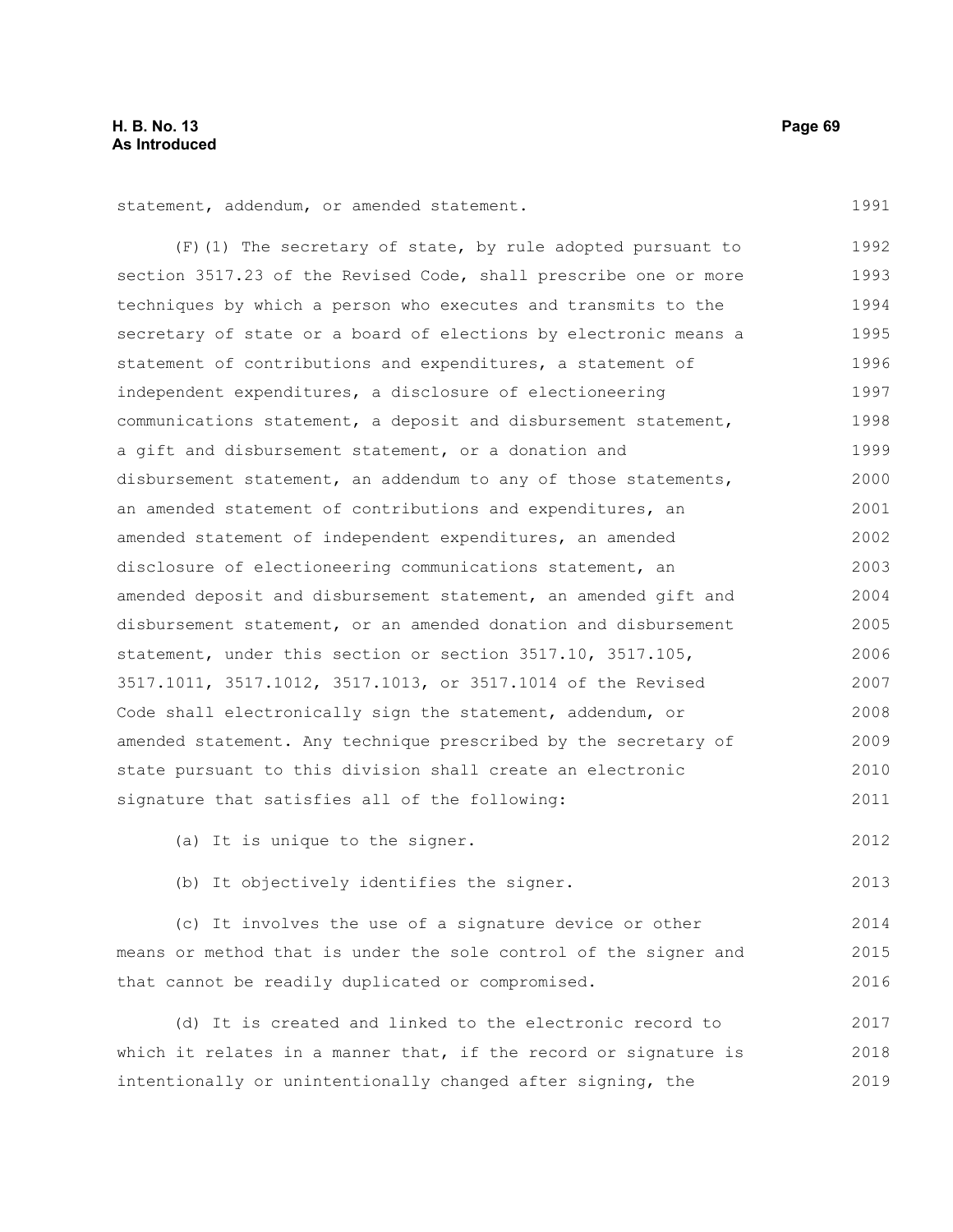statement, addendum, or amended statement.

(F)(1) The secretary of state, by rule adopted pursuant to section 3517.23 of the Revised Code, shall prescribe one or more techniques by which a person who executes and transmits to the secretary of state or a board of elections by electronic means a statement of contributions and expenditures, a statement of independent expenditures, a disclosure of electioneering communications statement, a deposit and disbursement statement, a gift and disbursement statement, or a donation and disbursement statement, an addendum to any of those statements, an amended statement of contributions and expenditures, an amended statement of independent expenditures, an amended disclosure of electioneering communications statement, an amended deposit and disbursement statement, an amended gift and disbursement statement, or an amended donation and disbursement statement, under this section or section 3517.10, 3517.105, 3517.1011, 3517.1012, 3517.1013, or 3517.1014 of the Revised Code shall electronically sign the statement, addendum, or amended statement. Any technique prescribed by the secretary of state pursuant to this division shall create an electronic signature that satisfies all of the following:

(a) It is unique to the signer.

(b) It objectively identifies the signer.

(c) It involves the use of a signature device or other means or method that is under the sole control of the signer and that cannot be readily duplicated or compromised.

(d) It is created and linked to the electronic record to which it relates in a manner that, if the record or signature is intentionally or unintentionally changed after signing, the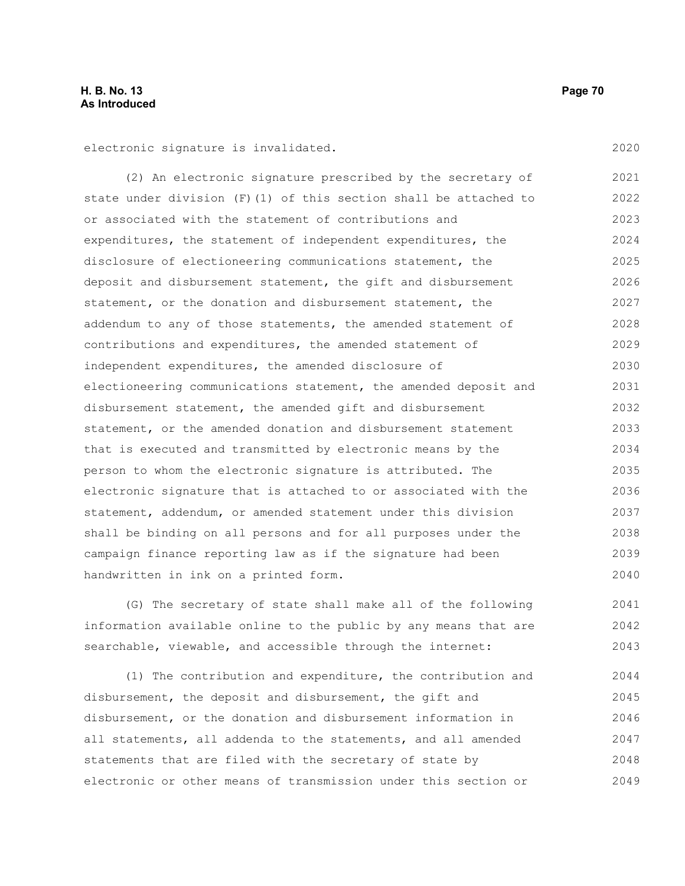electronic signature is invalidated.

(2) An electronic signature prescribed by the secretary of state under division (F)(1) of this section shall be attached to or associated with the statement of contributions and expenditures, the statement of independent expenditures, the disclosure of electioneering communications statement, the deposit and disbursement statement, the gift and disbursement statement, or the donation and disbursement statement, the addendum to any of those statements, the amended statement of contributions and expenditures, the amended statement of independent expenditures, the amended disclosure of electioneering communications statement, the amended deposit and disbursement statement, the amended gift and disbursement statement, or the amended donation and disbursement statement that is executed and transmitted by electronic means by the person to whom the electronic signature is attributed. The electronic signature that is attached to or associated with the statement, addendum, or amended statement under this division shall be binding on all persons and for all purposes under the campaign finance reporting law as if the signature had been handwritten in ink on a printed form.

(G) The secretary of state shall make all of the following information available online to the public by any means that are searchable, viewable, and accessible through the internet:

(1) The contribution and expenditure, the contribution and disbursement, the deposit and disbursement, the gift and disbursement, or the donation and disbursement information in all statements, all addenda to the statements, and all amended statements that are filed with the secretary of state by electronic or other means of transmission under this section or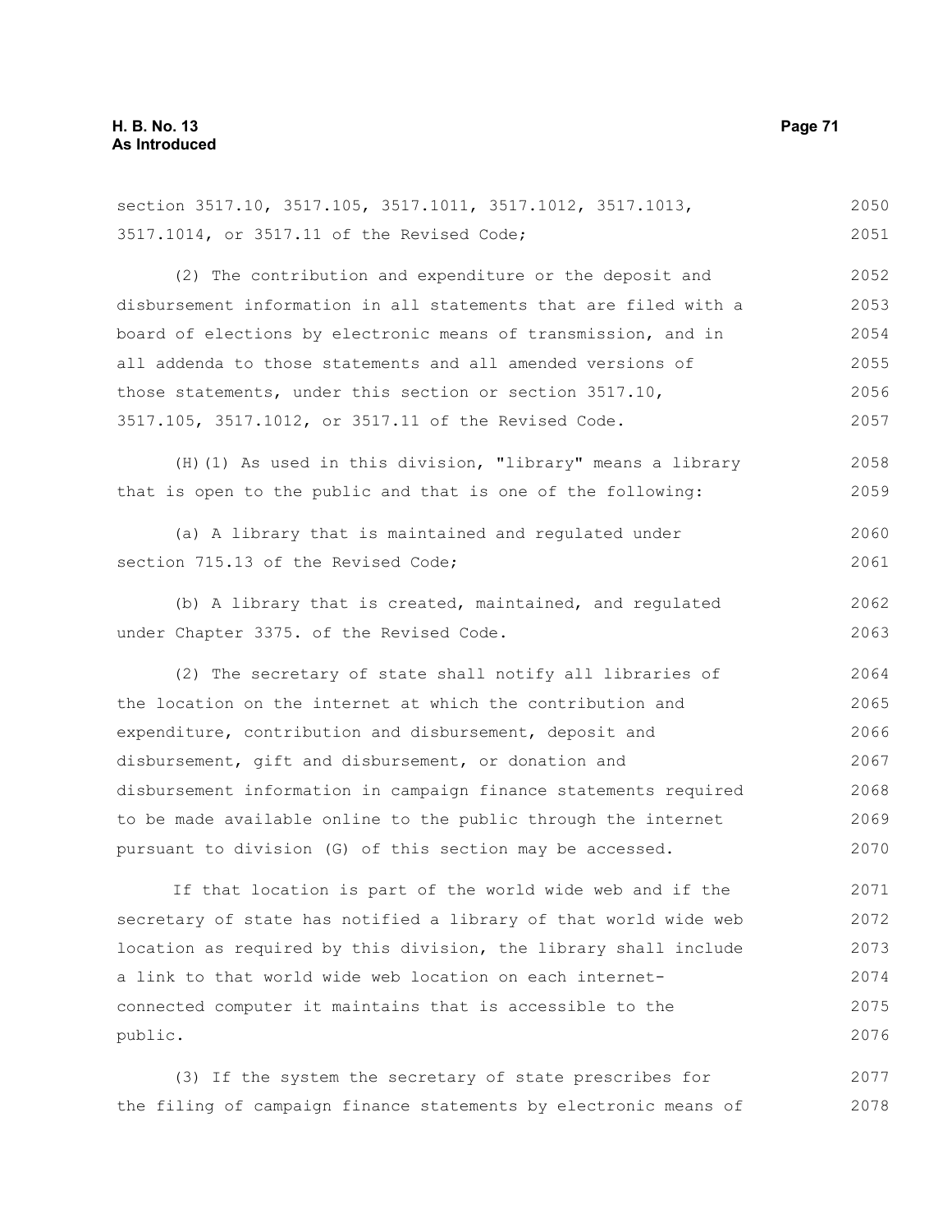section 3517.10, 3517.105, 3517.1011, 3517.1012, 3517.1013, 3517.1014, or 3517.11 of the Revised Code;

(2) The contribution and expenditure or the deposit and disbursement information in all statements that are filed with a board of elections by electronic means of transmission, and in all addenda to those statements and all amended versions of those statements, under this section or section 3517.10, 3517.105, 3517.1012, or 3517.11 of the Revised Code.

(H)(1) As used in this division, "library" means a library that is open to the public and that is one of the following:

(a) A library that is maintained and regulated under section 715.13 of the Revised Code;

(b) A library that is created, maintained, and regulated under Chapter 3375. of the Revised Code.

(2) The secretary of state shall notify all libraries of the location on the internet at which the contribution and expenditure, contribution and disbursement, deposit and disbursement, gift and disbursement, or donation and disbursement information in campaign finance statements required to be made available online to the public through the internet pursuant to division (G) of this section may be accessed.

If that location is part of the world wide web and if the secretary of state has notified a library of that world wide web location as required by this division, the library shall include a link to that world wide web location on each internet-connected computer it maintains that is accessible to the public.

(3) If the system the secretary of state prescribes for the filing of campaign finance statements by electronic means of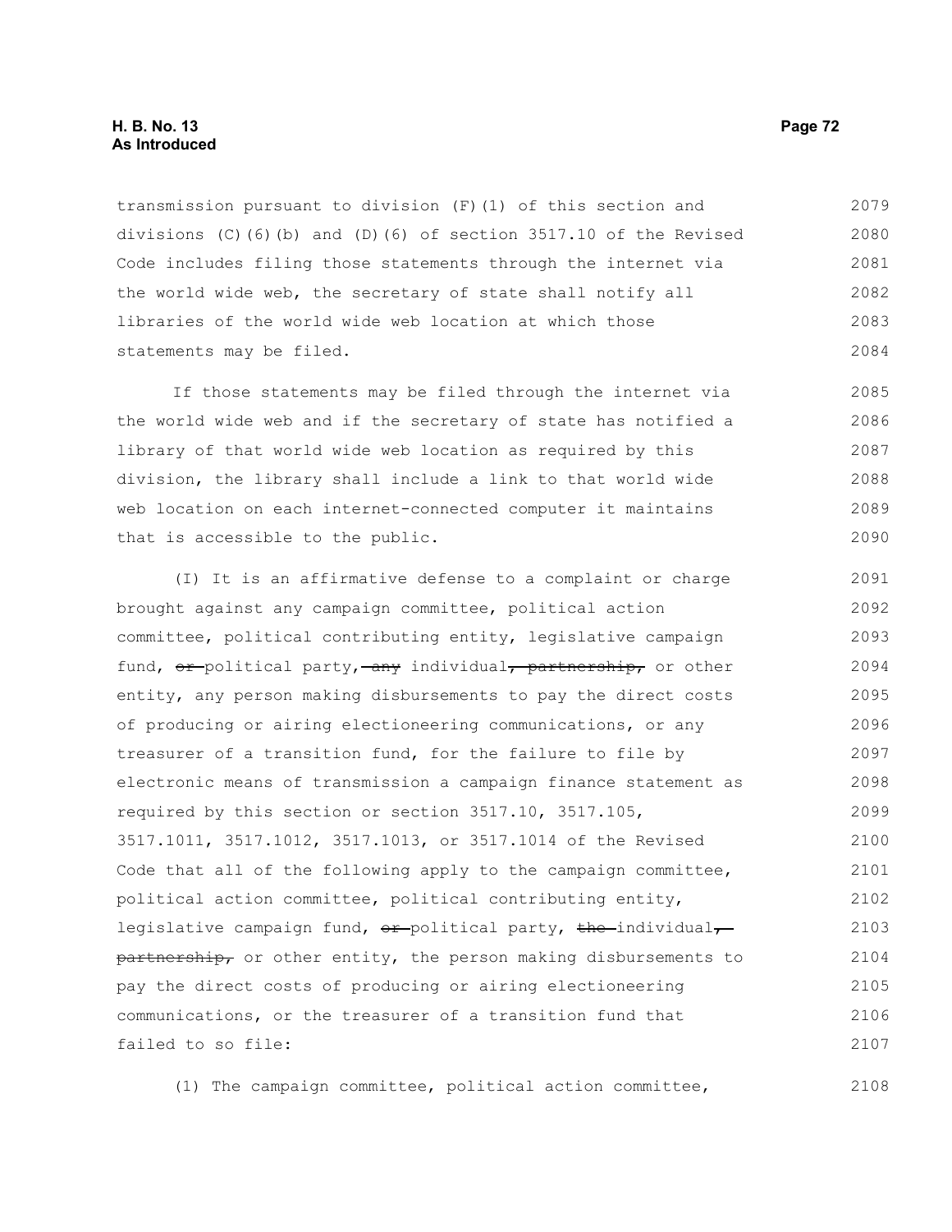transmission pursuant to division (F)(1) of this section and divisions (C)(6)(b) and (D)(6) of section 3517.10 of the Revised Code includes filing those statements through the internet via the world wide web, the secretary of state shall notify all libraries of the world wide web location at which those statements may be filed.

If those statements may be filed through the internet via the world wide web and if the secretary of state has notified a library of that world wide web location as required by this division, the library shall include a link to that world wide web location on each internet-connected computer it maintains that is accessible to the public.

(I) It is an affirmative defense to a complaint or charge brought against any campaign committee, political action committee, political contributing entity, legislative campaign fund, ~~or~~ political party, ~~any~~ individual~~, partnership,~~ or other entity, any person making disbursements to pay the direct costs of producing or airing electioneering communications, or any treasurer of a transition fund, for the failure to file by electronic means of transmission a campaign finance statement as required by this section or section 3517.10, 3517.105, 3517.1011, 3517.1012, 3517.1013, or 3517.1014 of the Revised Code that all of the following apply to the campaign committee, political action committee, political contributing entity, legislative campaign fund, ~~or~~ political party, ~~the~~ individual~~, partnership,~~ or other entity, the person making disbursements to pay the direct costs of producing or airing electioneering communications, or the treasurer of a transition fund that failed to so file:

(1) The campaign committee, political action committee,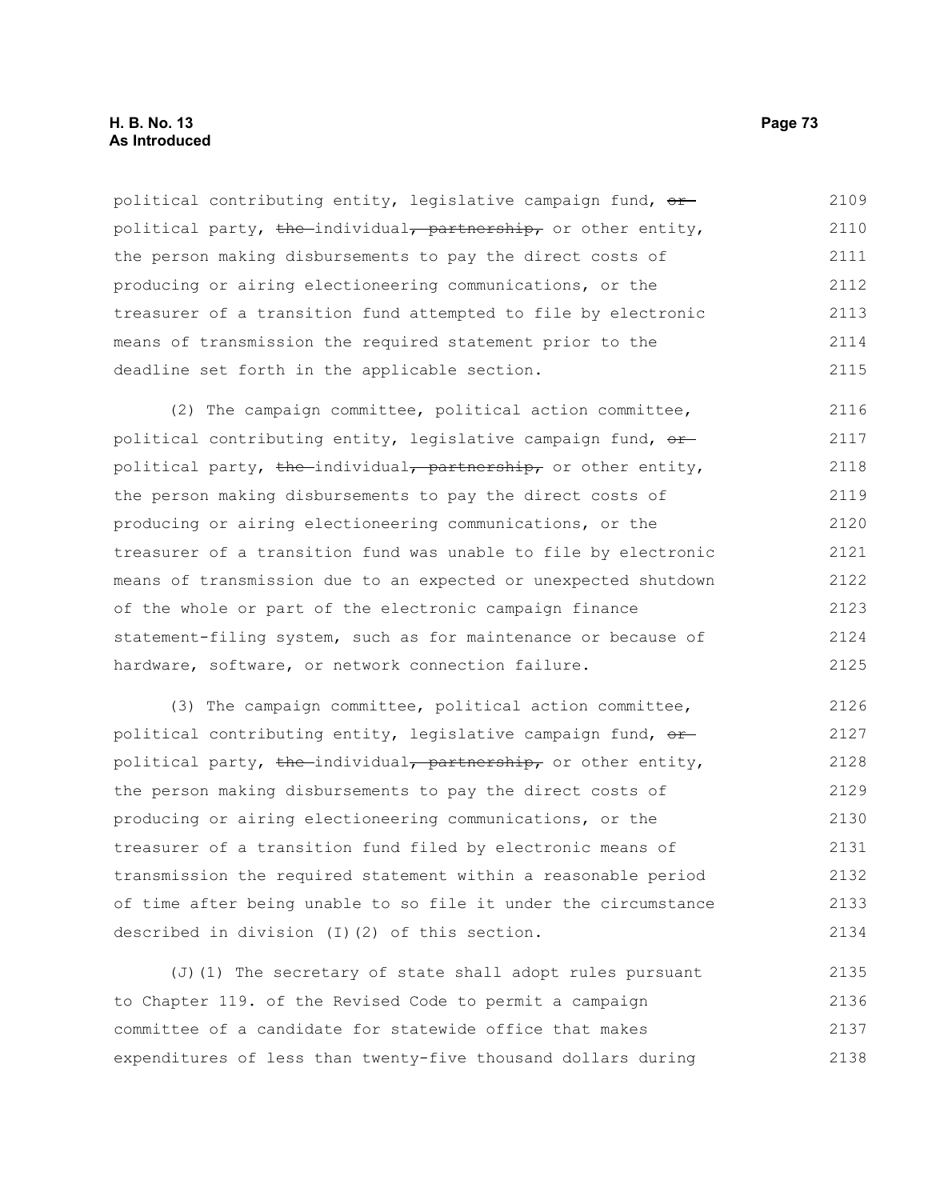political contributing entity, legislative campaign fund, ~~or~~ political party, ~~the~~ individual~~, partnership,~~ or other entity, the person making disbursements to pay the direct costs of producing or airing electioneering communications, or the treasurer of a transition fund attempted to file by electronic means of transmission the required statement prior to the deadline set forth in the applicable section.

(2) The campaign committee, political action committee, political contributing entity, legislative campaign fund, ~~or~~ political party, ~~the~~ individual~~, partnership,~~ or other entity, the person making disbursements to pay the direct costs of producing or airing electioneering communications, or the treasurer of a transition fund was unable to file by electronic means of transmission due to an expected or unexpected shutdown of the whole or part of the electronic campaign finance statement-filing system, such as for maintenance or because of hardware, software, or network connection failure.

(3) The campaign committee, political action committee, political contributing entity, legislative campaign fund, ~~or~~ political party, ~~the~~ individual~~, partnership,~~ or other entity, the person making disbursements to pay the direct costs of producing or airing electioneering communications, or the treasurer of a transition fund filed by electronic means of transmission the required statement within a reasonable period of time after being unable to so file it under the circumstance described in division (I)(2) of this section.

(J)(1) The secretary of state shall adopt rules pursuant to Chapter 119. of the Revised Code to permit a campaign committee of a candidate for statewide office that makes expenditures of less than twenty-five thousand dollars during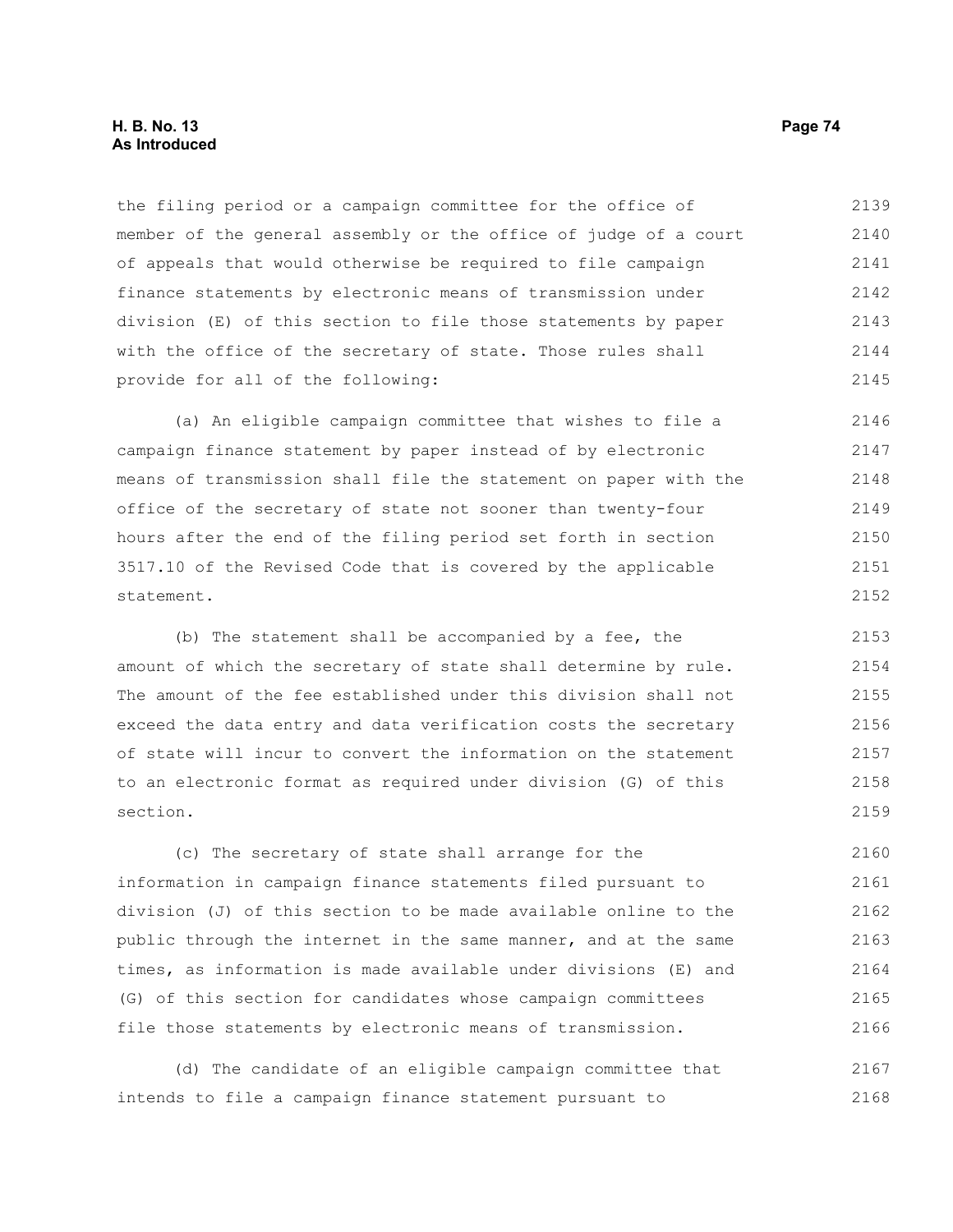the filing period or a campaign committee for the office of member of the general assembly or the office of judge of a court of appeals that would otherwise be required to file campaign finance statements by electronic means of transmission under division (E) of this section to file those statements by paper with the office of the secretary of state. Those rules shall provide for all of the following:

(a) An eligible campaign committee that wishes to file a campaign finance statement by paper instead of by electronic means of transmission shall file the statement on paper with the office of the secretary of state not sooner than twenty-four hours after the end of the filing period set forth in section 3517.10 of the Revised Code that is covered by the applicable statement.

(b) The statement shall be accompanied by a fee, the amount of which the secretary of state shall determine by rule. The amount of the fee established under this division shall not exceed the data entry and data verification costs the secretary of state will incur to convert the information on the statement to an electronic format as required under division (G) of this section.

(c) The secretary of state shall arrange for the information in campaign finance statements filed pursuant to division (J) of this section to be made available online to the public through the internet in the same manner, and at the same times, as information is made available under divisions (E) and (G) of this section for candidates whose campaign committees file those statements by electronic means of transmission.

(d) The candidate of an eligible campaign committee that intends to file a campaign finance statement pursuant to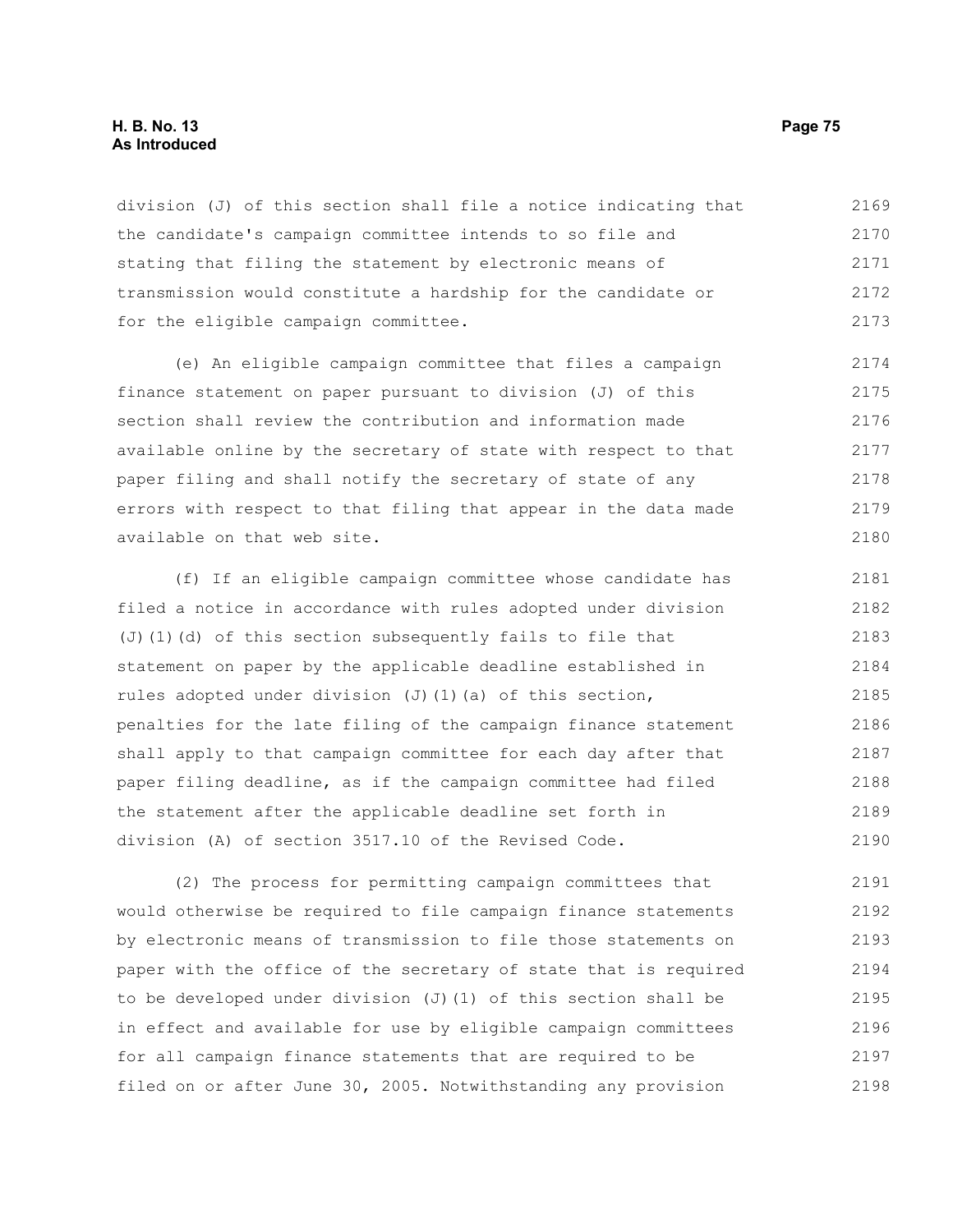division (J) of this section shall file a notice indicating that the candidate's campaign committee intends to so file and stating that filing the statement by electronic means of transmission would constitute a hardship for the candidate or for the eligible campaign committee.

(e) An eligible campaign committee that files a campaign finance statement on paper pursuant to division (J) of this section shall review the contribution and information made available online by the secretary of state with respect to that paper filing and shall notify the secretary of state of any errors with respect to that filing that appear in the data made available on that web site.

(f) If an eligible campaign committee whose candidate has filed a notice in accordance with rules adopted under division (J)(1)(d) of this section subsequently fails to file that statement on paper by the applicable deadline established in rules adopted under division (J)(1)(a) of this section, penalties for the late filing of the campaign finance statement shall apply to that campaign committee for each day after that paper filing deadline, as if the campaign committee had filed the statement after the applicable deadline set forth in division (A) of section 3517.10 of the Revised Code.

(2) The process for permitting campaign committees that would otherwise be required to file campaign finance statements by electronic means of transmission to file those statements on paper with the office of the secretary of state that is required to be developed under division (J)(1) of this section shall be in effect and available for use by eligible campaign committees for all campaign finance statements that are required to be filed on or after June 30, 2005. Notwithstanding any provision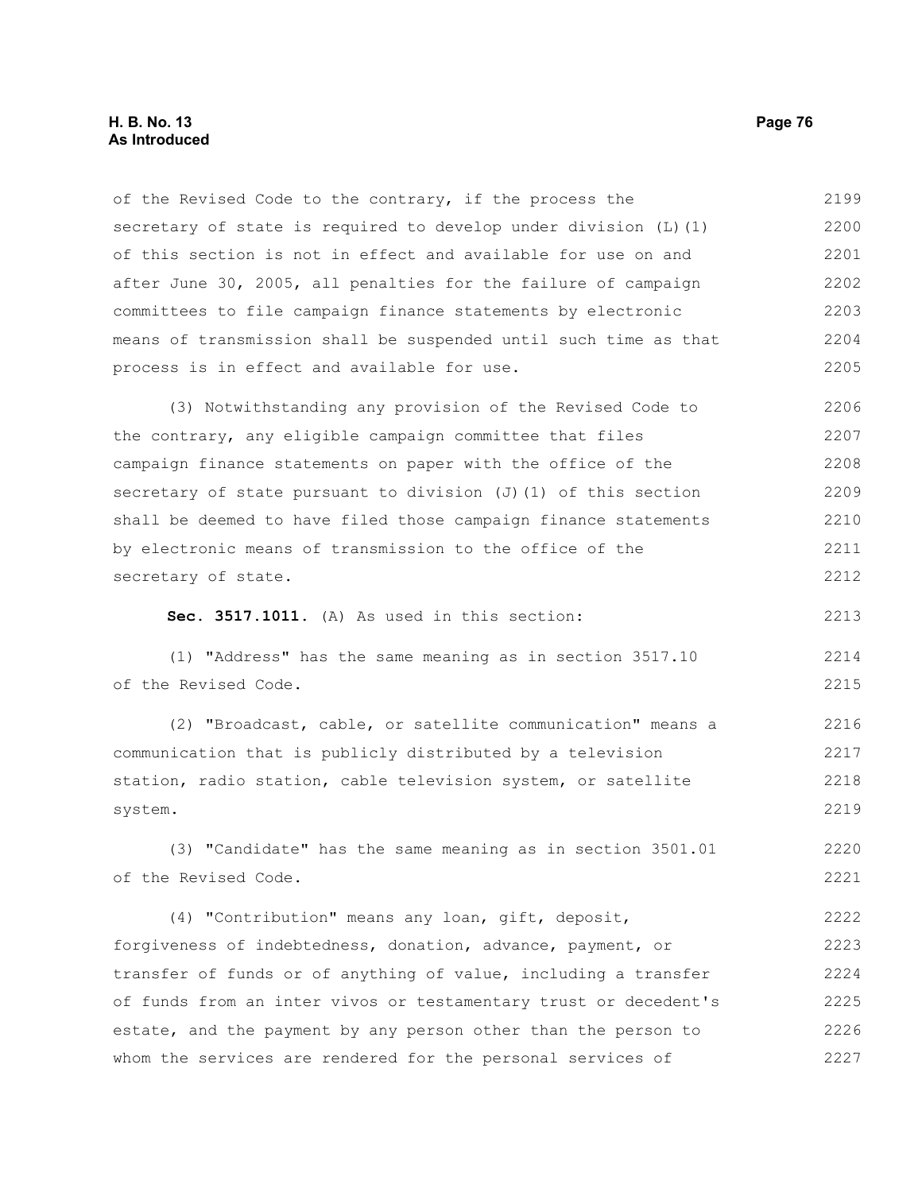of the Revised Code to the contrary, if the process the secretary of state is required to develop under division (L)(1) of this section is not in effect and available for use on and after June 30, 2005, all penalties for the failure of campaign committees to file campaign finance statements by electronic means of transmission shall be suspended until such time as that process is in effect and available for use.

(3) Notwithstanding any provision of the Revised Code to the contrary, any eligible campaign committee that files campaign finance statements on paper with the office of the secretary of state pursuant to division (J)(1) of this section shall be deemed to have filed those campaign finance statements by electronic means of transmission to the office of the secretary of state.

**Sec. 3517.1011.** (A) As used in this section:

(1) "Address" has the same meaning as in section 3517.10 of the Revised Code.

(2) "Broadcast, cable, or satellite communication" means a communication that is publicly distributed by a television station, radio station, cable television system, or satellite system.

(3) "Candidate" has the same meaning as in section 3501.01 of the Revised Code.

(4) "Contribution" means any loan, gift, deposit, forgiveness of indebtedness, donation, advance, payment, or transfer of funds or of anything of value, including a transfer of funds from an inter vivos or testamentary trust or decedent's estate, and the payment by any person other than the person to whom the services are rendered for the personal services of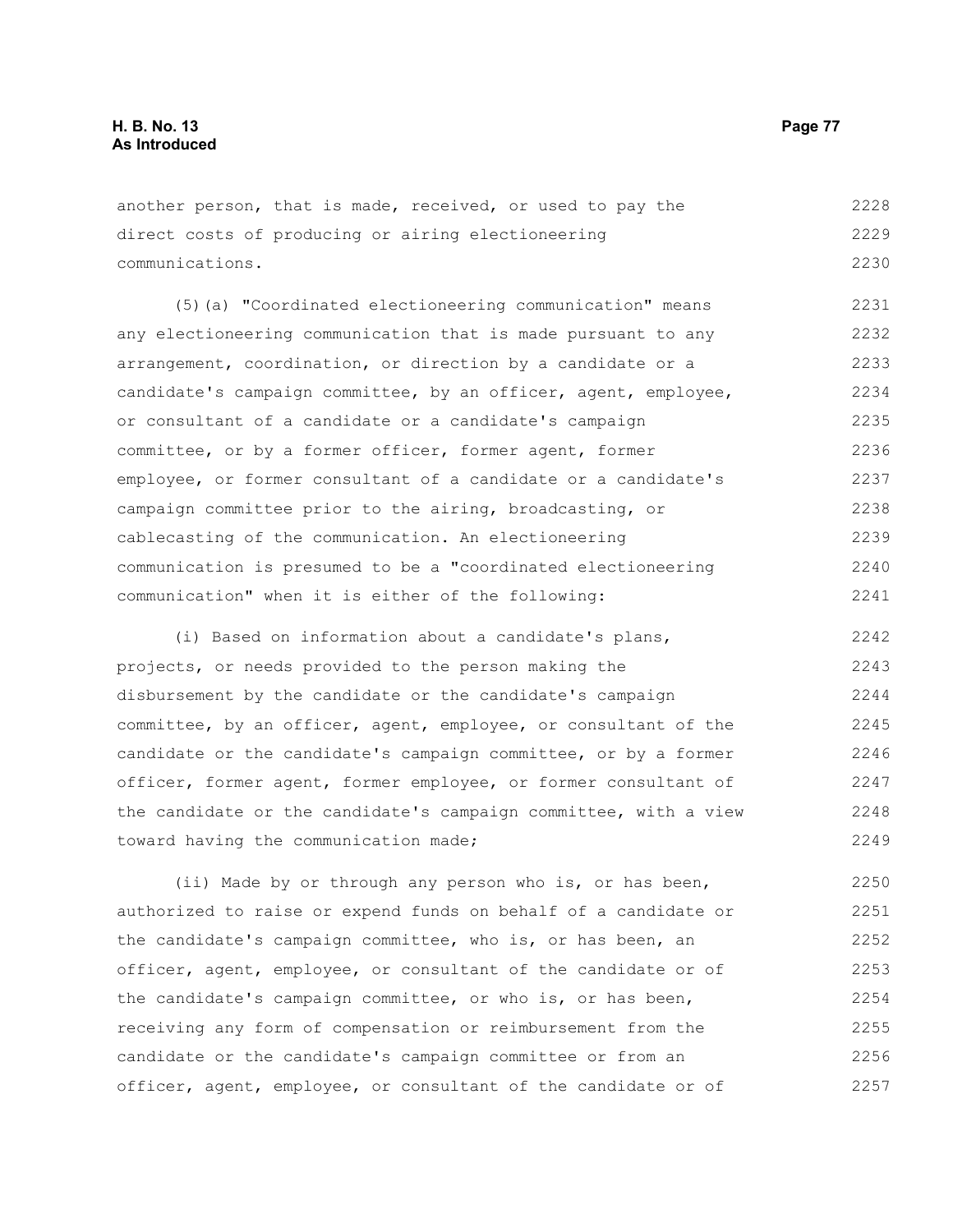another person, that is made, received, or used to pay the direct costs of producing or airing electioneering communications.

(5)(a) "Coordinated electioneering communication" means any electioneering communication that is made pursuant to any arrangement, coordination, or direction by a candidate or a candidate's campaign committee, by an officer, agent, employee, or consultant of a candidate or a candidate's campaign committee, or by a former officer, former agent, former employee, or former consultant of a candidate or a candidate's campaign committee prior to the airing, broadcasting, or cablecasting of the communication. An electioneering communication is presumed to be a "coordinated electioneering communication" when it is either of the following:

(i) Based on information about a candidate's plans, projects, or needs provided to the person making the disbursement by the candidate or the candidate's campaign committee, by an officer, agent, employee, or consultant of the candidate or the candidate's campaign committee, or by a former officer, former agent, former employee, or former consultant of the candidate or the candidate's campaign committee, with a view toward having the communication made;

(ii) Made by or through any person who is, or has been, authorized to raise or expend funds on behalf of a candidate or the candidate's campaign committee, who is, or has been, an officer, agent, employee, or consultant of the candidate or of the candidate's campaign committee, or who is, or has been, receiving any form of compensation or reimbursement from the candidate or the candidate's campaign committee or from an officer, agent, employee, or consultant of the candidate or of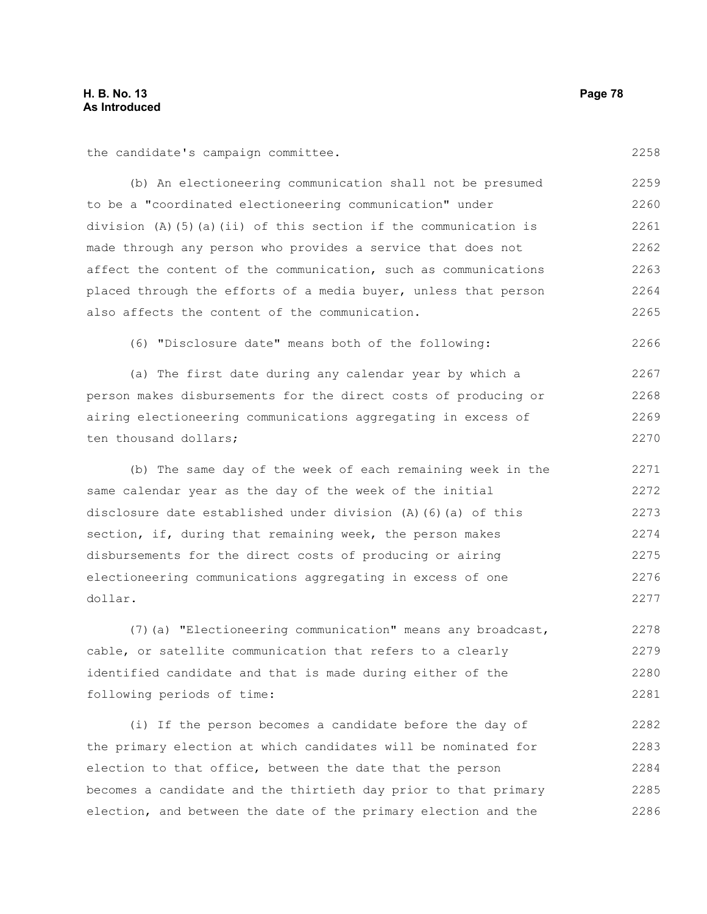the candidate's campaign committee.

(b) An electioneering communication shall not be presumed to be a "coordinated electioneering communication" under division (A)(5)(a)(ii) of this section if the communication is made through any person who provides a service that does not affect the content of the communication, such as communications placed through the efforts of a media buyer, unless that person also affects the content of the communication.

(6) "Disclosure date" means both of the following:

(a) The first date during any calendar year by which a person makes disbursements for the direct costs of producing or airing electioneering communications aggregating in excess of ten thousand dollars;

(b) The same day of the week of each remaining week in the same calendar year as the day of the week of the initial disclosure date established under division (A)(6)(a) of this section, if, during that remaining week, the person makes disbursements for the direct costs of producing or airing electioneering communications aggregating in excess of one dollar.

(7)(a) "Electioneering communication" means any broadcast, cable, or satellite communication that refers to a clearly identified candidate and that is made during either of the following periods of time:

(i) If the person becomes a candidate before the day of the primary election at which candidates will be nominated for election to that office, between the date that the person becomes a candidate and the thirtieth day prior to that primary election, and between the date of the primary election and the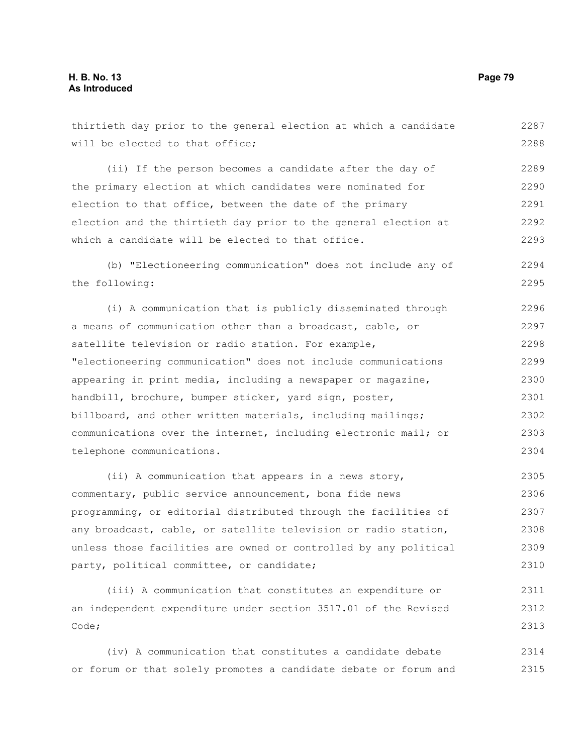thirtieth day prior to the general election at which a candidate will be elected to that office;

(ii) If the person becomes a candidate after the day of the primary election at which candidates were nominated for election to that office, between the date of the primary election and the thirtieth day prior to the general election at which a candidate will be elected to that office.

(b) "Electioneering communication" does not include any of the following:

(i) A communication that is publicly disseminated through a means of communication other than a broadcast, cable, or satellite television or radio station. For example, "electioneering communication" does not include communications appearing in print media, including a newspaper or magazine, handbill, brochure, bumper sticker, yard sign, poster, billboard, and other written materials, including mailings; communications over the internet, including electronic mail; or telephone communications.

(ii) A communication that appears in a news story, commentary, public service announcement, bona fide news programming, or editorial distributed through the facilities of any broadcast, cable, or satellite television or radio station, unless those facilities are owned or controlled by any political party, political committee, or candidate;

(iii) A communication that constitutes an expenditure or an independent expenditure under section 3517.01 of the Revised Code;

(iv) A communication that constitutes a candidate debate or forum or that solely promotes a candidate debate or forum and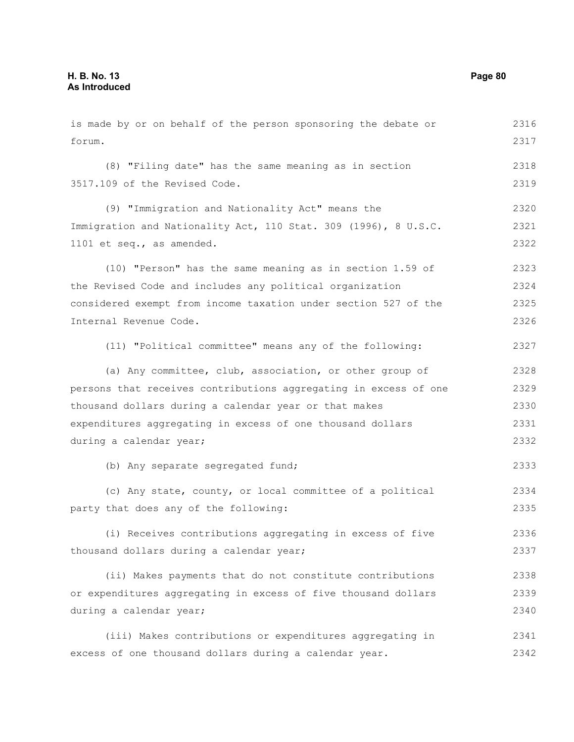is made by or on behalf of the person sponsoring the debate or forum.

(8) "Filing date" has the same meaning as in section 3517.109 of the Revised Code.

(9) "Immigration and Nationality Act" means the Immigration and Nationality Act, 110 Stat. 309 (1996), 8 U.S.C. 1101 et seq., as amended.

(10) "Person" has the same meaning as in section 1.59 of the Revised Code and includes any political organization considered exempt from income taxation under section 527 of the Internal Revenue Code.

(11) "Political committee" means any of the following:

(a) Any committee, club, association, or other group of persons that receives contributions aggregating in excess of one thousand dollars during a calendar year or that makes expenditures aggregating in excess of one thousand dollars during a calendar year;

(b) Any separate segregated fund;

(c) Any state, county, or local committee of a political party that does any of the following:

(i) Receives contributions aggregating in excess of five thousand dollars during a calendar year;

(ii) Makes payments that do not constitute contributions or expenditures aggregating in excess of five thousand dollars during a calendar year;

(iii) Makes contributions or expenditures aggregating in excess of one thousand dollars during a calendar year.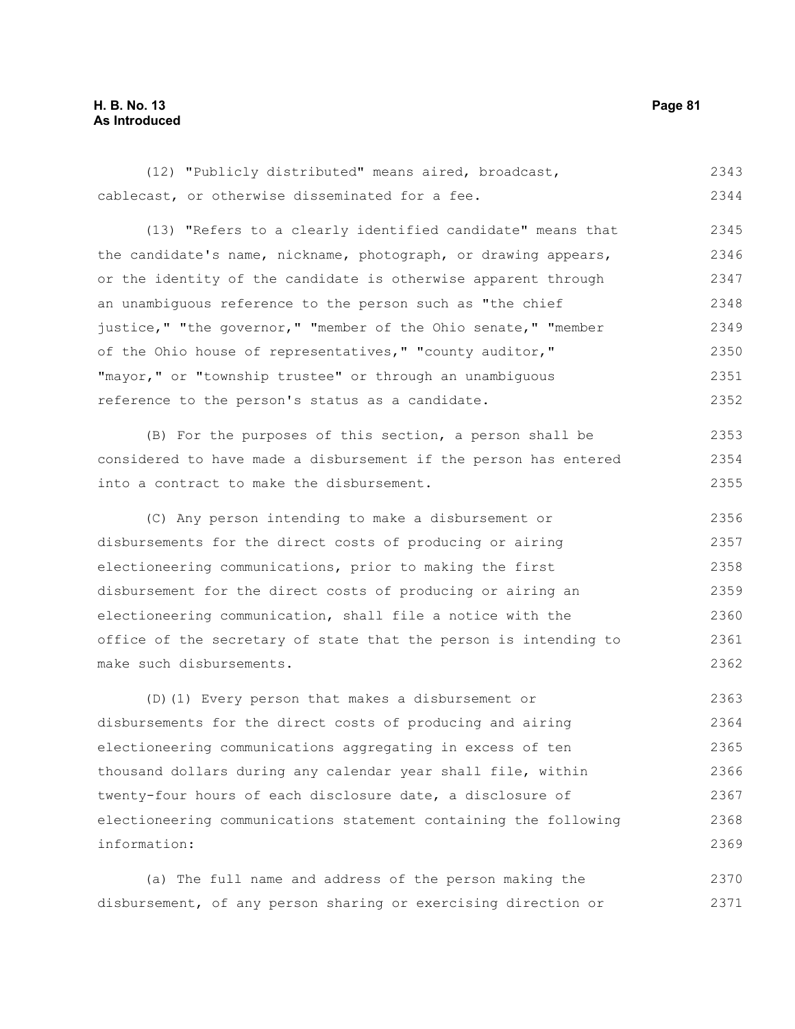(12) "Publicly distributed" means aired, broadcast, cablecast, or otherwise disseminated for a fee.

(13) "Refers to a clearly identified candidate" means that the candidate's name, nickname, photograph, or drawing appears, or the identity of the candidate is otherwise apparent through an unambiguous reference to the person such as "the chief justice," "the governor," "member of the Ohio senate," "member of the Ohio house of representatives," "county auditor," "mayor," or "township trustee" or through an unambiguous reference to the person's status as a candidate.

(B) For the purposes of this section, a person shall be considered to have made a disbursement if the person has entered into a contract to make the disbursement.

(C) Any person intending to make a disbursement or disbursements for the direct costs of producing or airing electioneering communications, prior to making the first disbursement for the direct costs of producing or airing an electioneering communication, shall file a notice with the office of the secretary of state that the person is intending to make such disbursements.

(D)(1) Every person that makes a disbursement or disbursements for the direct costs of producing and airing electioneering communications aggregating in excess of ten thousand dollars during any calendar year shall file, within twenty-four hours of each disclosure date, a disclosure of electioneering communications statement containing the following information:

(a) The full name and address of the person making the disbursement, of any person sharing or exercising direction or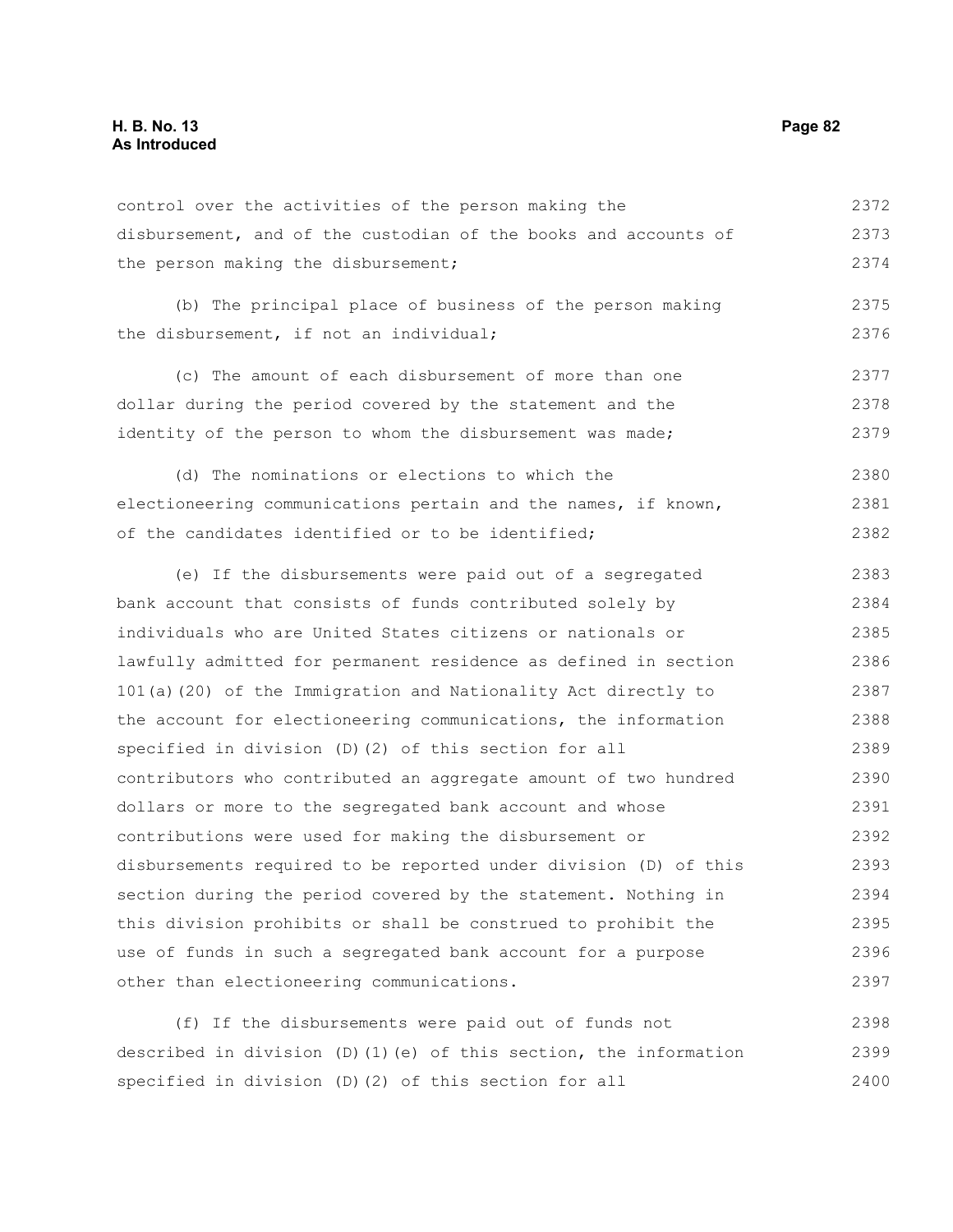control over the activities of the person making the disbursement, and of the custodian of the books and accounts of the person making the disbursement;

(b) The principal place of business of the person making the disbursement, if not an individual;

(c) The amount of each disbursement of more than one dollar during the period covered by the statement and the identity of the person to whom the disbursement was made;

(d) The nominations or elections to which the electioneering communications pertain and the names, if known, of the candidates identified or to be identified;

(e) If the disbursements were paid out of a segregated bank account that consists of funds contributed solely by individuals who are United States citizens or nationals or lawfully admitted for permanent residence as defined in section 101(a)(20) of the Immigration and Nationality Act directly to the account for electioneering communications, the information specified in division (D)(2) of this section for all contributors who contributed an aggregate amount of two hundred dollars or more to the segregated bank account and whose contributions were used for making the disbursement or disbursements required to be reported under division (D) of this section during the period covered by the statement. Nothing in this division prohibits or shall be construed to prohibit the use of funds in such a segregated bank account for a purpose other than electioneering communications.

(f) If the disbursements were paid out of funds not described in division (D)(1)(e) of this section, the information specified in division (D)(2) of this section for all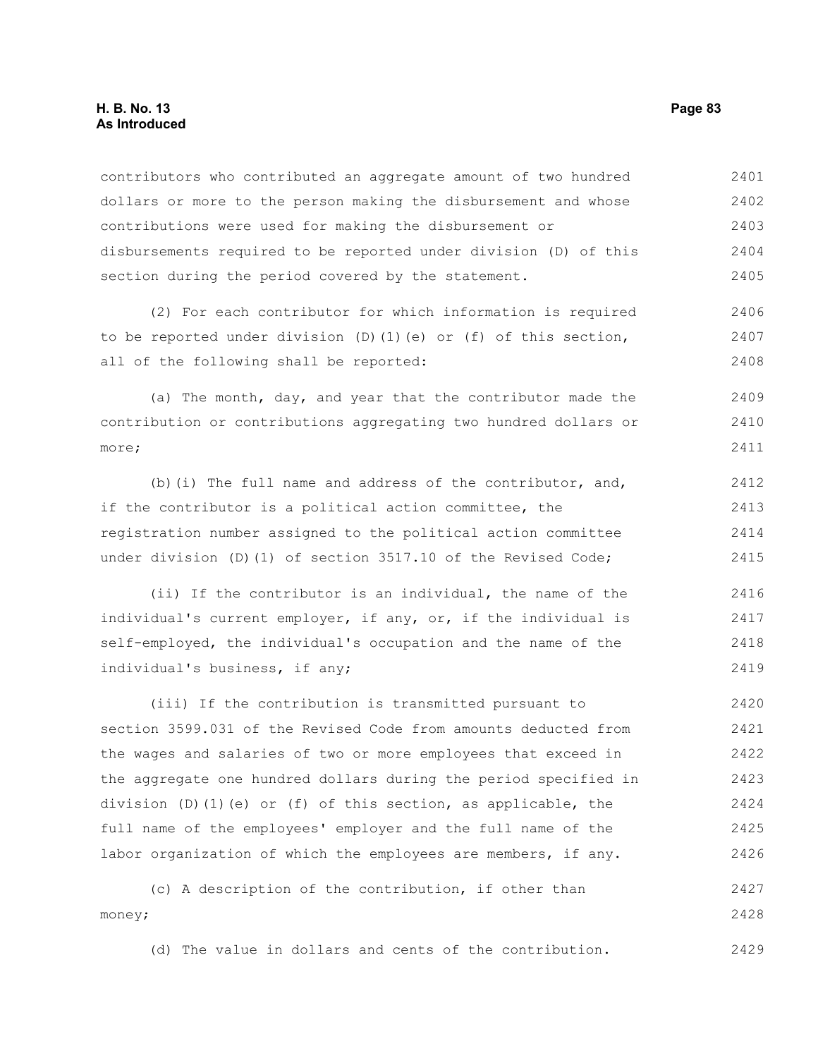contributors who contributed an aggregate amount of two hundred dollars or more to the person making the disbursement and whose contributions were used for making the disbursement or disbursements required to be reported under division (D) of this section during the period covered by the statement.

(2) For each contributor for which information is required to be reported under division (D)(1)(e) or (f) of this section, all of the following shall be reported:

(a) The month, day, and year that the contributor made the contribution or contributions aggregating two hundred dollars or more;

(b)(i) The full name and address of the contributor, and, if the contributor is a political action committee, the registration number assigned to the political action committee under division (D)(1) of section 3517.10 of the Revised Code;

(ii) If the contributor is an individual, the name of the individual's current employer, if any, or, if the individual is self-employed, the individual's occupation and the name of the individual's business, if any;

(iii) If the contribution is transmitted pursuant to section 3599.031 of the Revised Code from amounts deducted from the wages and salaries of two or more employees that exceed in the aggregate one hundred dollars during the period specified in division (D)(1)(e) or (f) of this section, as applicable, the full name of the employees' employer and the full name of the labor organization of which the employees are members, if any.

(c) A description of the contribution, if other than money;

(d) The value in dollars and cents of the contribution.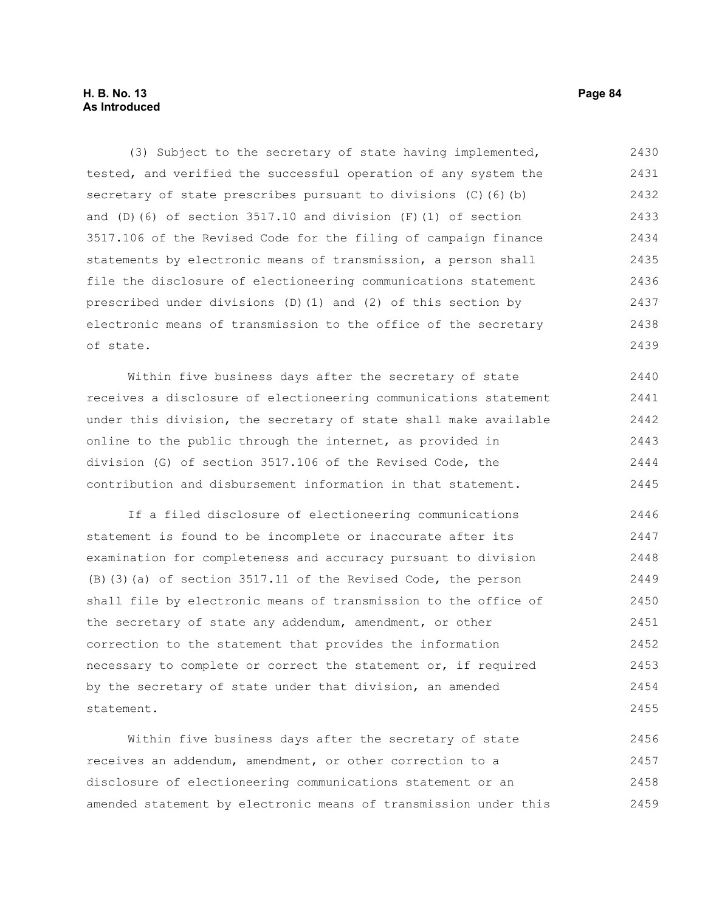(3) Subject to the secretary of state having implemented, tested, and verified the successful operation of any system the secretary of state prescribes pursuant to divisions (C)(6)(b) and (D)(6) of section 3517.10 and division (F)(1) of section 3517.106 of the Revised Code for the filing of campaign finance statements by electronic means of transmission, a person shall file the disclosure of electioneering communications statement prescribed under divisions (D)(1) and (2) of this section by electronic means of transmission to the office of the secretary of state.

Within five business days after the secretary of state receives a disclosure of electioneering communications statement under this division, the secretary of state shall make available online to the public through the internet, as provided in division (G) of section 3517.106 of the Revised Code, the contribution and disbursement information in that statement.

If a filed disclosure of electioneering communications statement is found to be incomplete or inaccurate after its examination for completeness and accuracy pursuant to division (B)(3)(a) of section 3517.11 of the Revised Code, the person shall file by electronic means of transmission to the office of the secretary of state any addendum, amendment, or other correction to the statement that provides the information necessary to complete or correct the statement or, if required by the secretary of state under that division, an amended statement.

Within five business days after the secretary of state receives an addendum, amendment, or other correction to a disclosure of electioneering communications statement or an amended statement by electronic means of transmission under this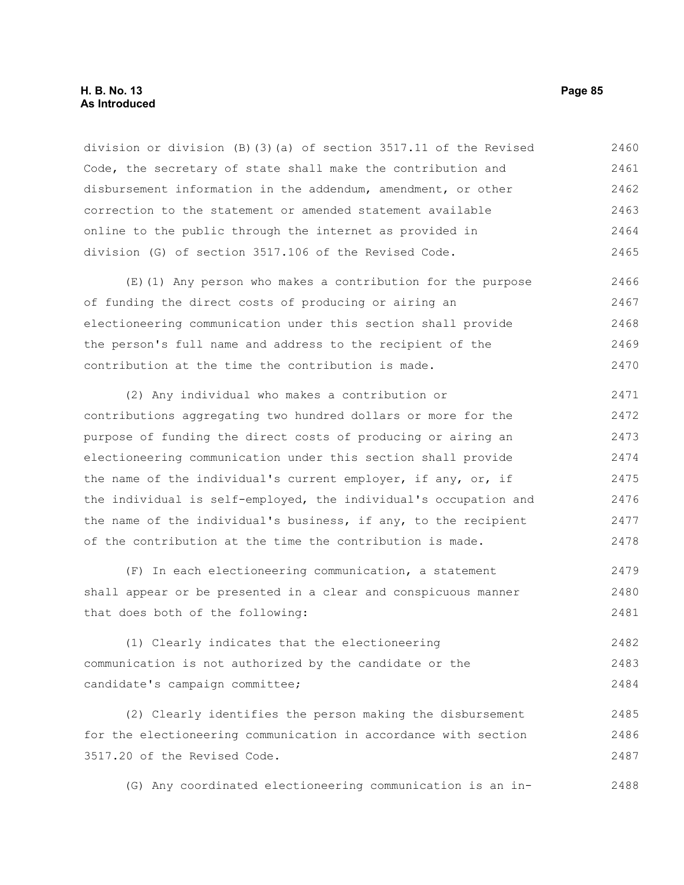division or division (B)(3)(a) of section 3517.11 of the Revised Code, the secretary of state shall make the contribution and disbursement information in the addendum, amendment, or other correction to the statement or amended statement available online to the public through the internet as provided in division (G) of section 3517.106 of the Revised Code.

(E)(1) Any person who makes a contribution for the purpose of funding the direct costs of producing or airing an electioneering communication under this section shall provide the person's full name and address to the recipient of the contribution at the time the contribution is made.

(2) Any individual who makes a contribution or contributions aggregating two hundred dollars or more for the purpose of funding the direct costs of producing or airing an electioneering communication under this section shall provide the name of the individual's current employer, if any, or, if the individual is self-employed, the individual's occupation and the name of the individual's business, if any, to the recipient of the contribution at the time the contribution is made.

(F) In each electioneering communication, a statement shall appear or be presented in a clear and conspicuous manner that does both of the following:

(1) Clearly indicates that the electioneering communication is not authorized by the candidate or the candidate's campaign committee;

(2) Clearly identifies the person making the disbursement for the electioneering communication in accordance with section 3517.20 of the Revised Code.

(G) Any coordinated electioneering communication is an in-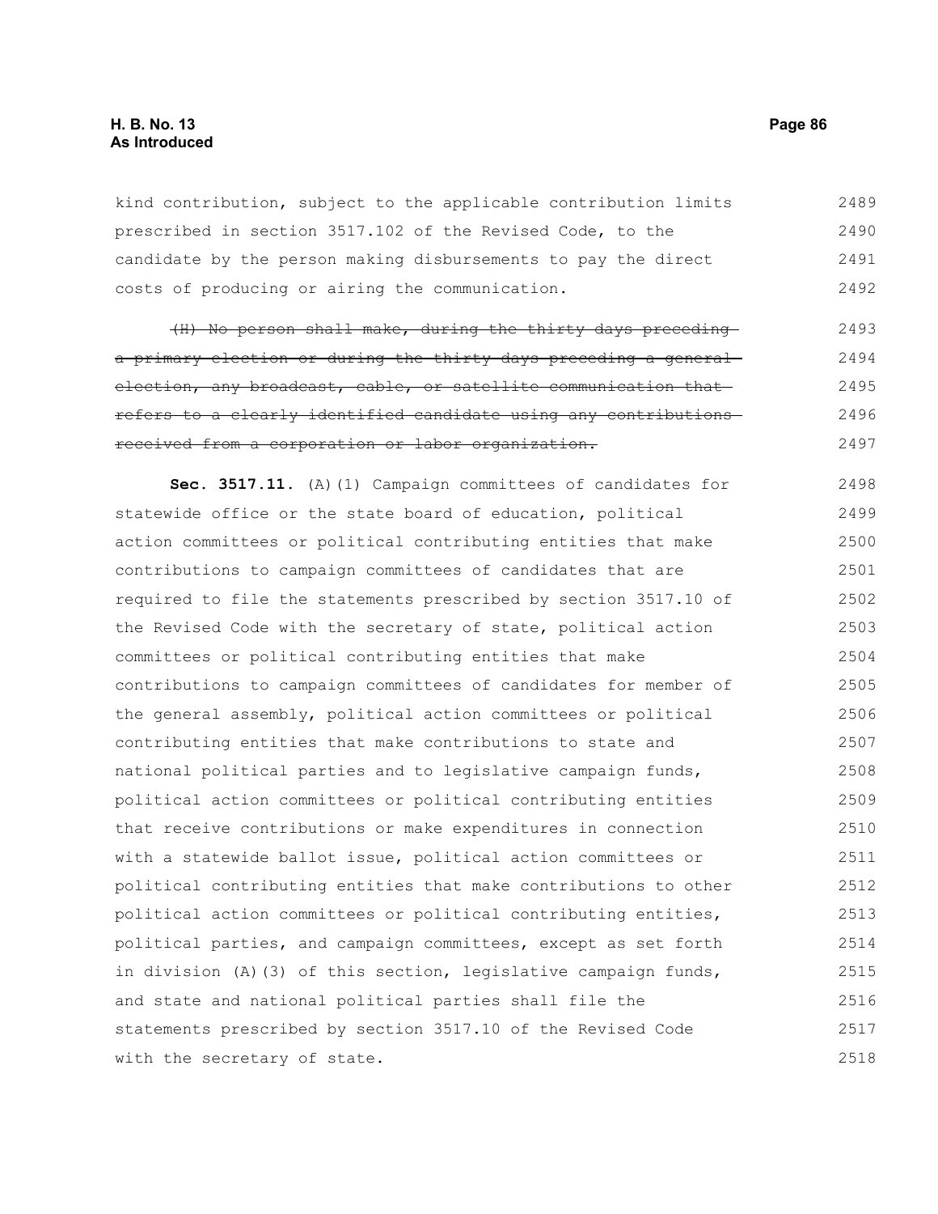kind contribution, subject to the applicable contribution limits prescribed in section 3517.102 of the Revised Code, to the candidate by the person making disbursements to pay the direct costs of producing or airing the communication.

~~(H) No person shall make, during the thirty days preceding a primary election or during the thirty days preceding a general election, any broadcast, cable, or satellite communication that refers to a clearly identified candidate using any contributions received from a corporation or labor organization.~~

**Sec. 3517.11.** (A)(1) Campaign committees of candidates for statewide office or the state board of education, political action committees or political contributing entities that make contributions to campaign committees of candidates that are required to file the statements prescribed by section 3517.10 of the Revised Code with the secretary of state, political action committees or political contributing entities that make contributions to campaign committees of candidates for member of the general assembly, political action committees or political contributing entities that make contributions to state and national political parties and to legislative campaign funds, political action committees or political contributing entities that receive contributions or make expenditures in connection with a statewide ballot issue, political action committees or political contributing entities that make contributions to other political action committees or political contributing entities, political parties, and campaign committees, except as set forth in division (A)(3) of this section, legislative campaign funds, and state and national political parties shall file the statements prescribed by section 3517.10 of the Revised Code with the secretary of state.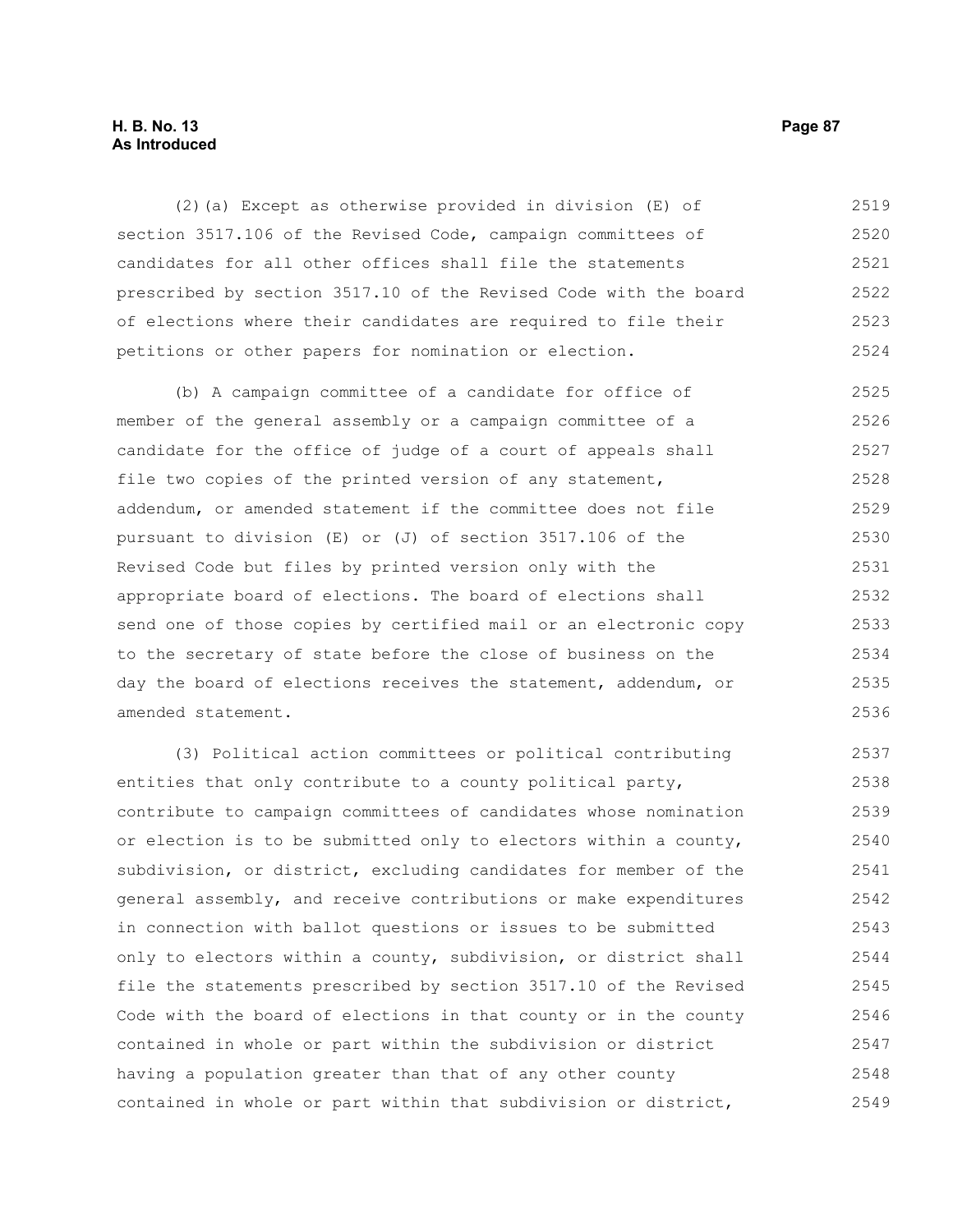(2)(a) Except as otherwise provided in division (E) of section 3517.106 of the Revised Code, campaign committees of candidates for all other offices shall file the statements prescribed by section 3517.10 of the Revised Code with the board of elections where their candidates are required to file their petitions or other papers for nomination or election.

(b) A campaign committee of a candidate for office of member of the general assembly or a campaign committee of a candidate for the office of judge of a court of appeals shall file two copies of the printed version of any statement, addendum, or amended statement if the committee does not file pursuant to division (E) or (J) of section 3517.106 of the Revised Code but files by printed version only with the appropriate board of elections. The board of elections shall send one of those copies by certified mail or an electronic copy to the secretary of state before the close of business on the day the board of elections receives the statement, addendum, or amended statement.

(3) Political action committees or political contributing entities that only contribute to a county political party, contribute to campaign committees of candidates whose nomination or election is to be submitted only to electors within a county, subdivision, or district, excluding candidates for member of the general assembly, and receive contributions or make expenditures in connection with ballot questions or issues to be submitted only to electors within a county, subdivision, or district shall file the statements prescribed by section 3517.10 of the Revised Code with the board of elections in that county or in the county contained in whole or part within the subdivision or district having a population greater than that of any other county contained in whole or part within that subdivision or district,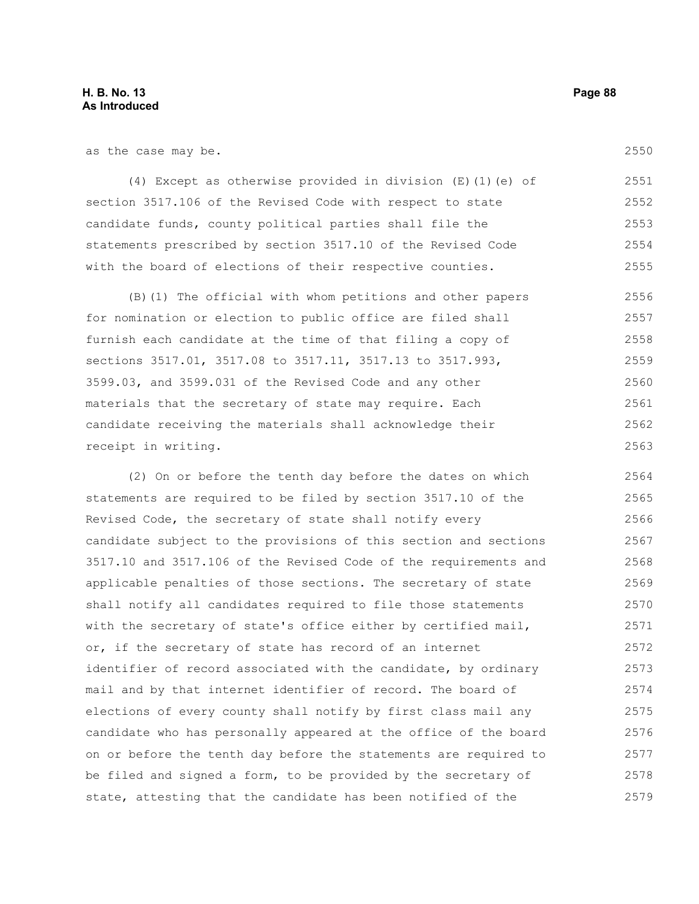as the case may be.

(4) Except as otherwise provided in division (E)(1)(e) of section 3517.106 of the Revised Code with respect to state candidate funds, county political parties shall file the statements prescribed by section 3517.10 of the Revised Code with the board of elections of their respective counties.

(B)(1) The official with whom petitions and other papers for nomination or election to public office are filed shall furnish each candidate at the time of that filing a copy of sections 3517.01, 3517.08 to 3517.11, 3517.13 to 3517.993, 3599.03, and 3599.031 of the Revised Code and any other materials that the secretary of state may require. Each candidate receiving the materials shall acknowledge their receipt in writing.

(2) On or before the tenth day before the dates on which statements are required to be filed by section 3517.10 of the Revised Code, the secretary of state shall notify every candidate subject to the provisions of this section and sections 3517.10 and 3517.106 of the Revised Code of the requirements and applicable penalties of those sections. The secretary of state shall notify all candidates required to file those statements with the secretary of state's office either by certified mail, or, if the secretary of state has record of an internet identifier of record associated with the candidate, by ordinary mail and by that internet identifier of record. The board of elections of every county shall notify by first class mail any candidate who has personally appeared at the office of the board on or before the tenth day before the statements are required to be filed and signed a form, to be provided by the secretary of state, attesting that the candidate has been notified of the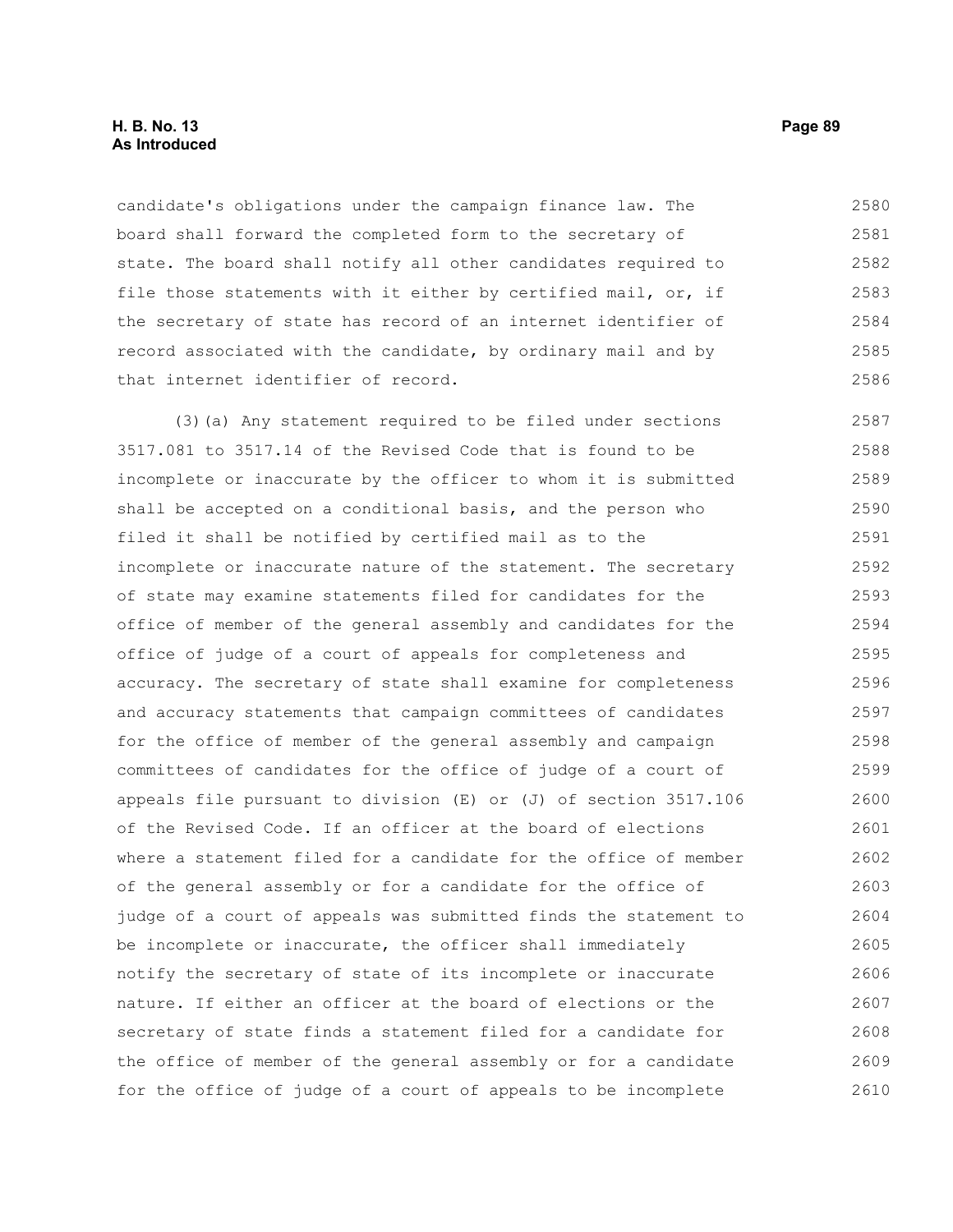candidate's obligations under the campaign finance law. The board shall forward the completed form to the secretary of state. The board shall notify all other candidates required to file those statements with it either by certified mail, or, if the secretary of state has record of an internet identifier of record associated with the candidate, by ordinary mail and by that internet identifier of record.

(3)(a) Any statement required to be filed under sections 3517.081 to 3517.14 of the Revised Code that is found to be incomplete or inaccurate by the officer to whom it is submitted shall be accepted on a conditional basis, and the person who filed it shall be notified by certified mail as to the incomplete or inaccurate nature of the statement. The secretary of state may examine statements filed for candidates for the office of member of the general assembly and candidates for the office of judge of a court of appeals for completeness and accuracy. The secretary of state shall examine for completeness and accuracy statements that campaign committees of candidates for the office of member of the general assembly and campaign committees of candidates for the office of judge of a court of appeals file pursuant to division (E) or (J) of section 3517.106 of the Revised Code. If an officer at the board of elections where a statement filed for a candidate for the office of member of the general assembly or for a candidate for the office of judge of a court of appeals was submitted finds the statement to be incomplete or inaccurate, the officer shall immediately notify the secretary of state of its incomplete or inaccurate nature. If either an officer at the board of elections or the secretary of state finds a statement filed for a candidate for the office of member of the general assembly or for a candidate for the office of judge of a court of appeals to be incomplete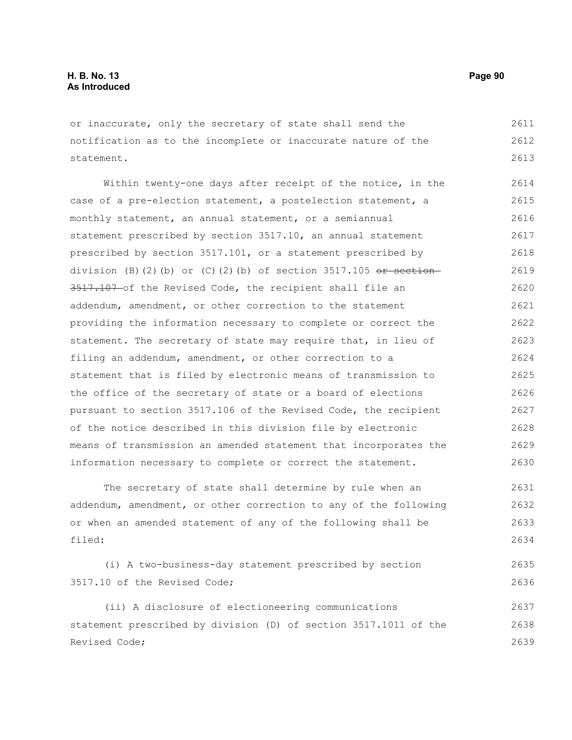or inaccurate, only the secretary of state shall send the notification as to the incomplete or inaccurate nature of the statement.

Within twenty-one days after receipt of the notice, in the case of a pre-election statement, a postelection statement, a monthly statement, an annual statement, or a semiannual statement prescribed by section 3517.10, an annual statement prescribed by section 3517.101, or a statement prescribed by division (B)(2)(b) or (C)(2)(b) of section 3517.105 ~~or section 3517.107~~ of the Revised Code, the recipient shall file an addendum, amendment, or other correction to the statement providing the information necessary to complete or correct the statement. The secretary of state may require that, in lieu of filing an addendum, amendment, or other correction to a statement that is filed by electronic means of transmission to the office of the secretary of state or a board of elections pursuant to section 3517.106 of the Revised Code, the recipient of the notice described in this division file by electronic means of transmission an amended statement that incorporates the information necessary to complete or correct the statement.

The secretary of state shall determine by rule when an addendum, amendment, or other correction to any of the following or when an amended statement of any of the following shall be filed:

(i) A two-business-day statement prescribed by section 3517.10 of the Revised Code;

(ii) A disclosure of electioneering communications statement prescribed by division (D) of section 3517.1011 of the Revised Code;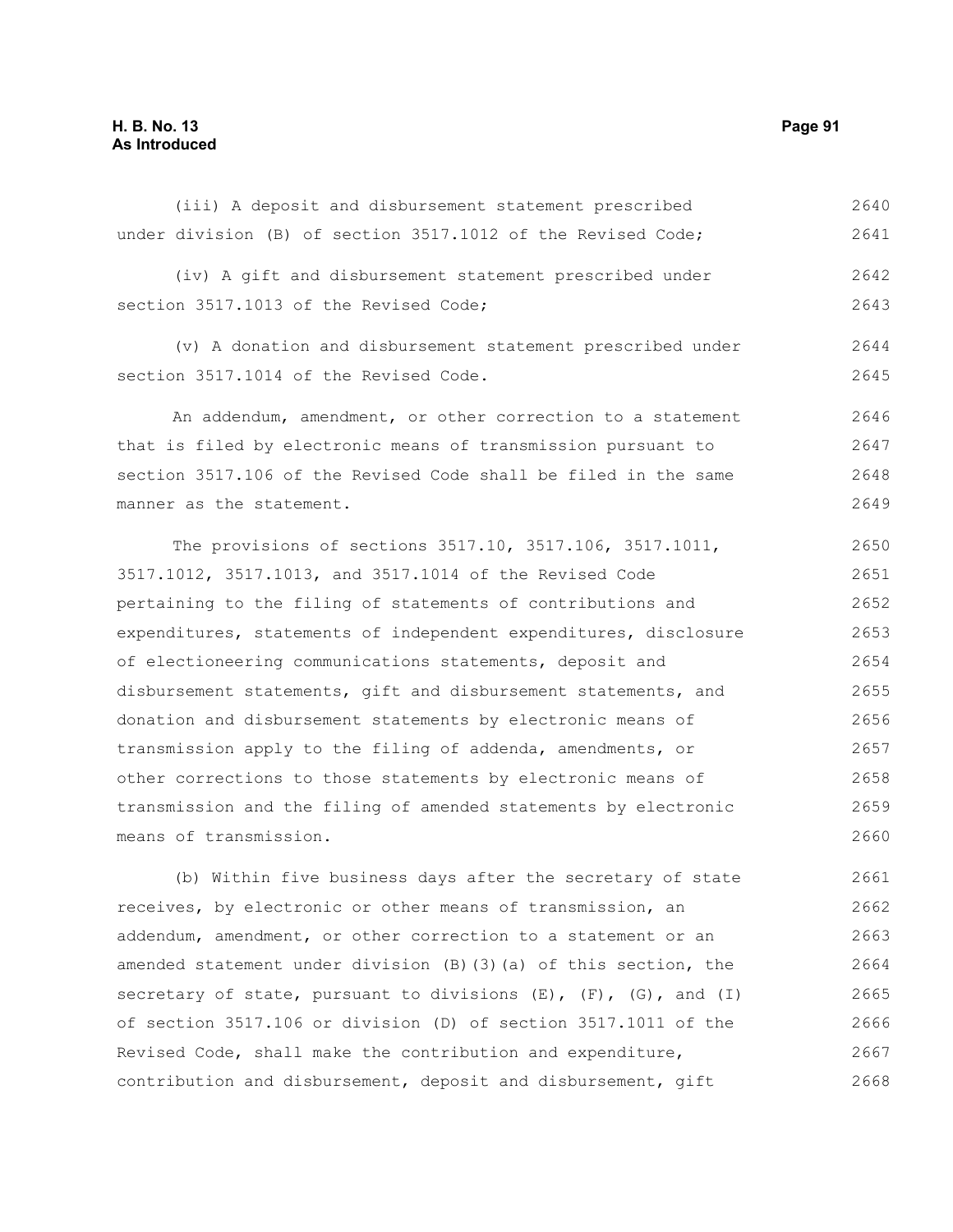(iii) A deposit and disbursement statement prescribed under division (B) of section 3517.1012 of the Revised Code;

(iv) A gift and disbursement statement prescribed under section 3517.1013 of the Revised Code;

(v) A donation and disbursement statement prescribed under section 3517.1014 of the Revised Code.

An addendum, amendment, or other correction to a statement that is filed by electronic means of transmission pursuant to section 3517.106 of the Revised Code shall be filed in the same manner as the statement.

The provisions of sections 3517.10, 3517.106, 3517.1011, 3517.1012, 3517.1013, and 3517.1014 of the Revised Code pertaining to the filing of statements of contributions and expenditures, statements of independent expenditures, disclosure of electioneering communications statements, deposit and disbursement statements, gift and disbursement statements, and donation and disbursement statements by electronic means of transmission apply to the filing of addenda, amendments, or other corrections to those statements by electronic means of transmission and the filing of amended statements by electronic means of transmission.

(b) Within five business days after the secretary of state receives, by electronic or other means of transmission, an addendum, amendment, or other correction to a statement or an amended statement under division (B)(3)(a) of this section, the secretary of state, pursuant to divisions (E), (F), (G), and (I) of section 3517.106 or division (D) of section 3517.1011 of the Revised Code, shall make the contribution and expenditure, contribution and disbursement, deposit and disbursement, gift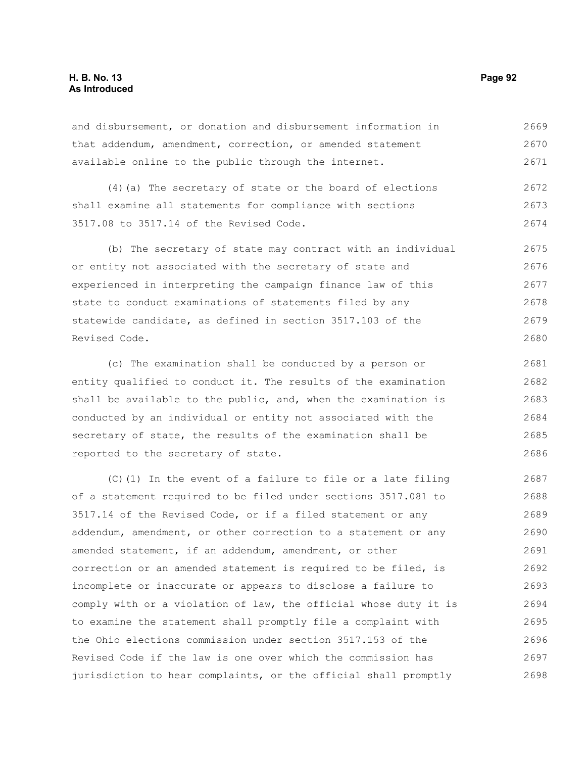and disbursement, or donation and disbursement information in that addendum, amendment, correction, or amended statement available online to the public through the internet.

(4)(a) The secretary of state or the board of elections shall examine all statements for compliance with sections 3517.08 to 3517.14 of the Revised Code.

(b) The secretary of state may contract with an individual or entity not associated with the secretary of state and experienced in interpreting the campaign finance law of this state to conduct examinations of statements filed by any statewide candidate, as defined in section 3517.103 of the Revised Code.

(c) The examination shall be conducted by a person or entity qualified to conduct it. The results of the examination shall be available to the public, and, when the examination is conducted by an individual or entity not associated with the secretary of state, the results of the examination shall be reported to the secretary of state.

(C)(1) In the event of a failure to file or a late filing of a statement required to be filed under sections 3517.081 to 3517.14 of the Revised Code, or if a filed statement or any addendum, amendment, or other correction to a statement or any amended statement, if an addendum, amendment, or other correction or an amended statement is required to be filed, is incomplete or inaccurate or appears to disclose a failure to comply with or a violation of law, the official whose duty it is to examine the statement shall promptly file a complaint with the Ohio elections commission under section 3517.153 of the Revised Code if the law is one over which the commission has jurisdiction to hear complaints, or the official shall promptly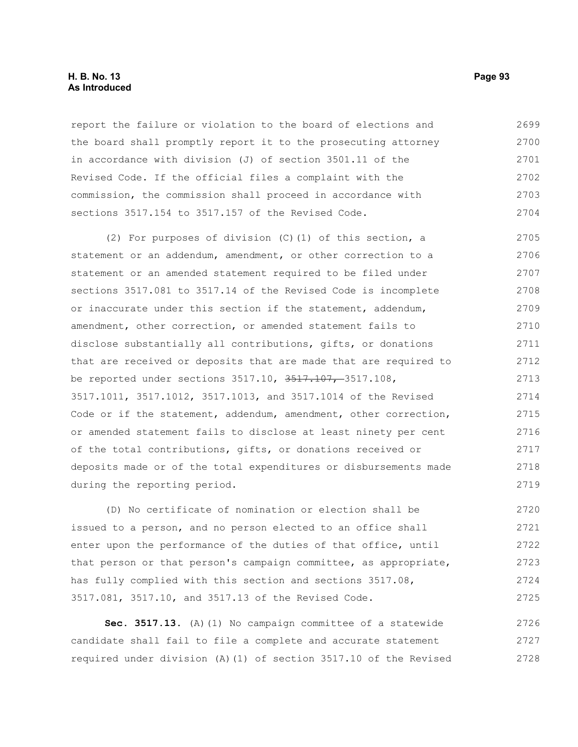report the failure or violation to the board of elections and the board shall promptly report it to the prosecuting attorney in accordance with division (J) of section 3501.11 of the Revised Code. If the official files a complaint with the commission, the commission shall proceed in accordance with sections 3517.154 to 3517.157 of the Revised Code.

(2) For purposes of division (C)(1) of this section, a statement or an addendum, amendment, or other correction to a statement or an amended statement required to be filed under sections 3517.081 to 3517.14 of the Revised Code is incomplete or inaccurate under this section if the statement, addendum, amendment, other correction, or amended statement fails to disclose substantially all contributions, gifts, or donations that are received or deposits that are made that are required to be reported under sections 3517.10, ~~3517.107,~~ 3517.108, 3517.1011, 3517.1012, 3517.1013, and 3517.1014 of the Revised Code or if the statement, addendum, amendment, other correction, or amended statement fails to disclose at least ninety per cent of the total contributions, gifts, or donations received or deposits made or of the total expenditures or disbursements made during the reporting period.

(D) No certificate of nomination or election shall be issued to a person, and no person elected to an office shall enter upon the performance of the duties of that office, until that person or that person's campaign committee, as appropriate, has fully complied with this section and sections 3517.08, 3517.081, 3517.10, and 3517.13 of the Revised Code.

**Sec. 3517.13.** (A)(1) No campaign committee of a statewide candidate shall fail to file a complete and accurate statement required under division (A)(1) of section 3517.10 of the Revised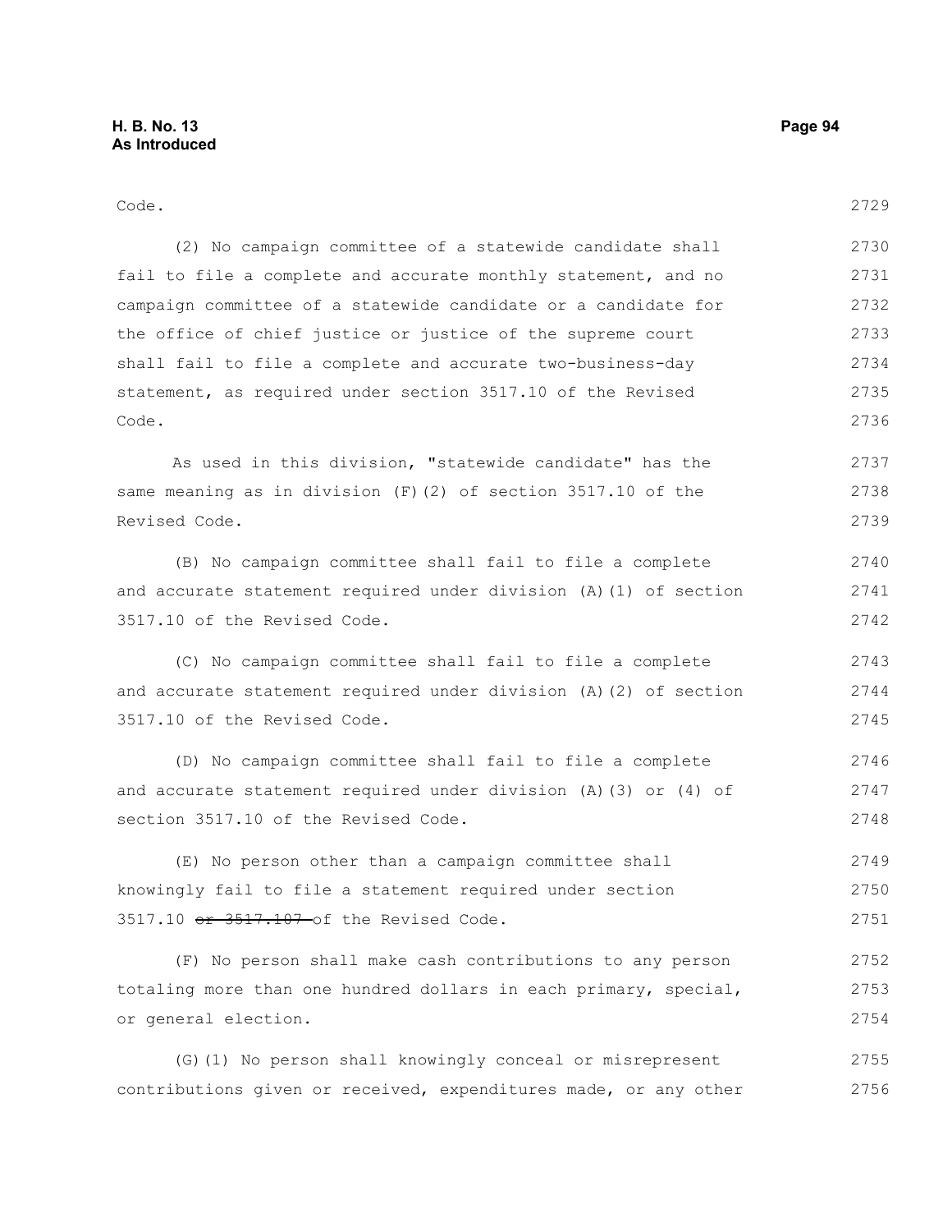Code.

(2) No campaign committee of a statewide candidate shall fail to file a complete and accurate monthly statement, and no campaign committee of a statewide candidate or a candidate for the office of chief justice or justice of the supreme court shall fail to file a complete and accurate two-business-day statement, as required under section 3517.10 of the Revised Code.

As used in this division, "statewide candidate" has the same meaning as in division (F)(2) of section 3517.10 of the Revised Code.

(B) No campaign committee shall fail to file a complete and accurate statement required under division (A)(1) of section 3517.10 of the Revised Code.

(C) No campaign committee shall fail to file a complete and accurate statement required under division (A)(2) of section 3517.10 of the Revised Code.

(D) No campaign committee shall fail to file a complete and accurate statement required under division (A)(3) or (4) of section 3517.10 of the Revised Code.

(E) No person other than a campaign committee shall knowingly fail to file a statement required under section 3517.10 ~~or 3517.107~~ of the Revised Code.

(F) No person shall make cash contributions to any person totaling more than one hundred dollars in each primary, special, or general election.

(G)(1) No person shall knowingly conceal or misrepresent contributions given or received, expenditures made, or any other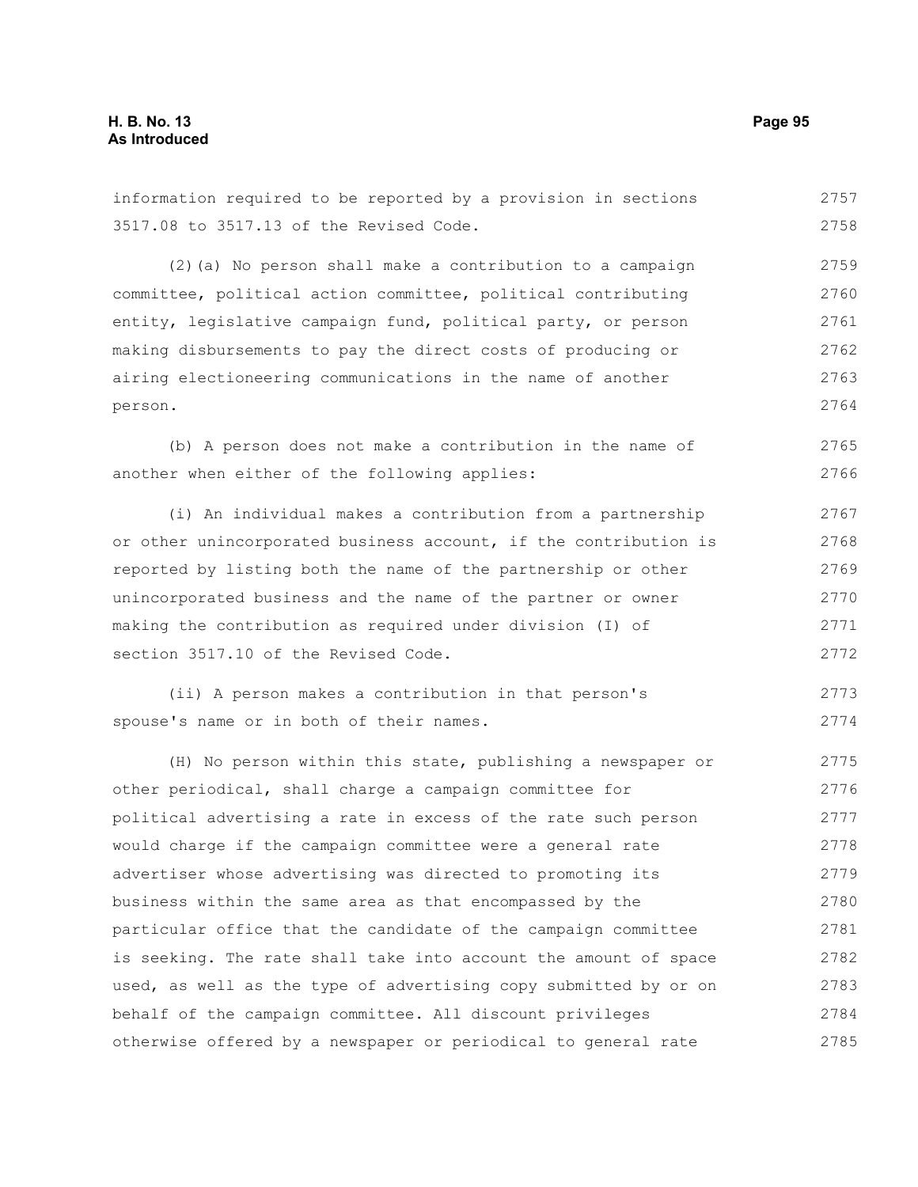information required to be reported by a provision in sections 3517.08 to 3517.13 of the Revised Code.

(2)(a) No person shall make a contribution to a campaign committee, political action committee, political contributing entity, legislative campaign fund, political party, or person making disbursements to pay the direct costs of producing or airing electioneering communications in the name of another person.

(b) A person does not make a contribution in the name of another when either of the following applies:

(i) An individual makes a contribution from a partnership or other unincorporated business account, if the contribution is reported by listing both the name of the partnership or other unincorporated business and the name of the partner or owner making the contribution as required under division (I) of section 3517.10 of the Revised Code.

(ii) A person makes a contribution in that person's spouse's name or in both of their names.

(H) No person within this state, publishing a newspaper or other periodical, shall charge a campaign committee for political advertising a rate in excess of the rate such person would charge if the campaign committee were a general rate advertiser whose advertising was directed to promoting its business within the same area as that encompassed by the particular office that the candidate of the campaign committee is seeking. The rate shall take into account the amount of space used, as well as the type of advertising copy submitted by or on behalf of the campaign committee. All discount privileges otherwise offered by a newspaper or periodical to general rate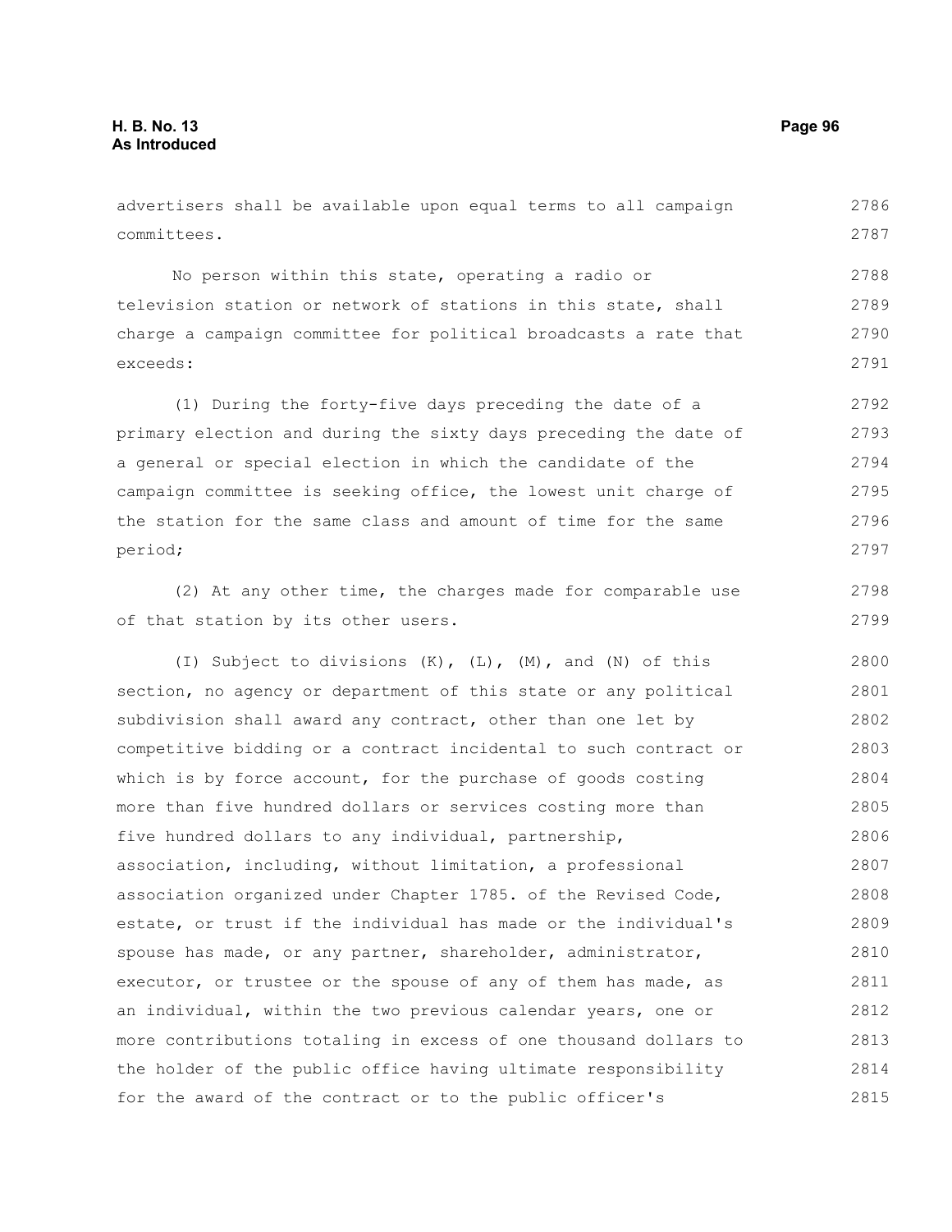advertisers shall be available upon equal terms to all campaign committees.

No person within this state, operating a radio or television station or network of stations in this state, shall charge a campaign committee for political broadcasts a rate that exceeds:

(1) During the forty-five days preceding the date of a primary election and during the sixty days preceding the date of a general or special election in which the candidate of the campaign committee is seeking office, the lowest unit charge of the station for the same class and amount of time for the same period;

(2) At any other time, the charges made for comparable use of that station by its other users.

(I) Subject to divisions (K), (L), (M), and (N) of this section, no agency or department of this state or any political subdivision shall award any contract, other than one let by competitive bidding or a contract incidental to such contract or which is by force account, for the purchase of goods costing more than five hundred dollars or services costing more than five hundred dollars to any individual, partnership, association, including, without limitation, a professional association organized under Chapter 1785. of the Revised Code, estate, or trust if the individual has made or the individual's spouse has made, or any partner, shareholder, administrator, executor, or trustee or the spouse of any of them has made, as an individual, within the two previous calendar years, one or more contributions totaling in excess of one thousand dollars to the holder of the public office having ultimate responsibility for the award of the contract or to the public officer's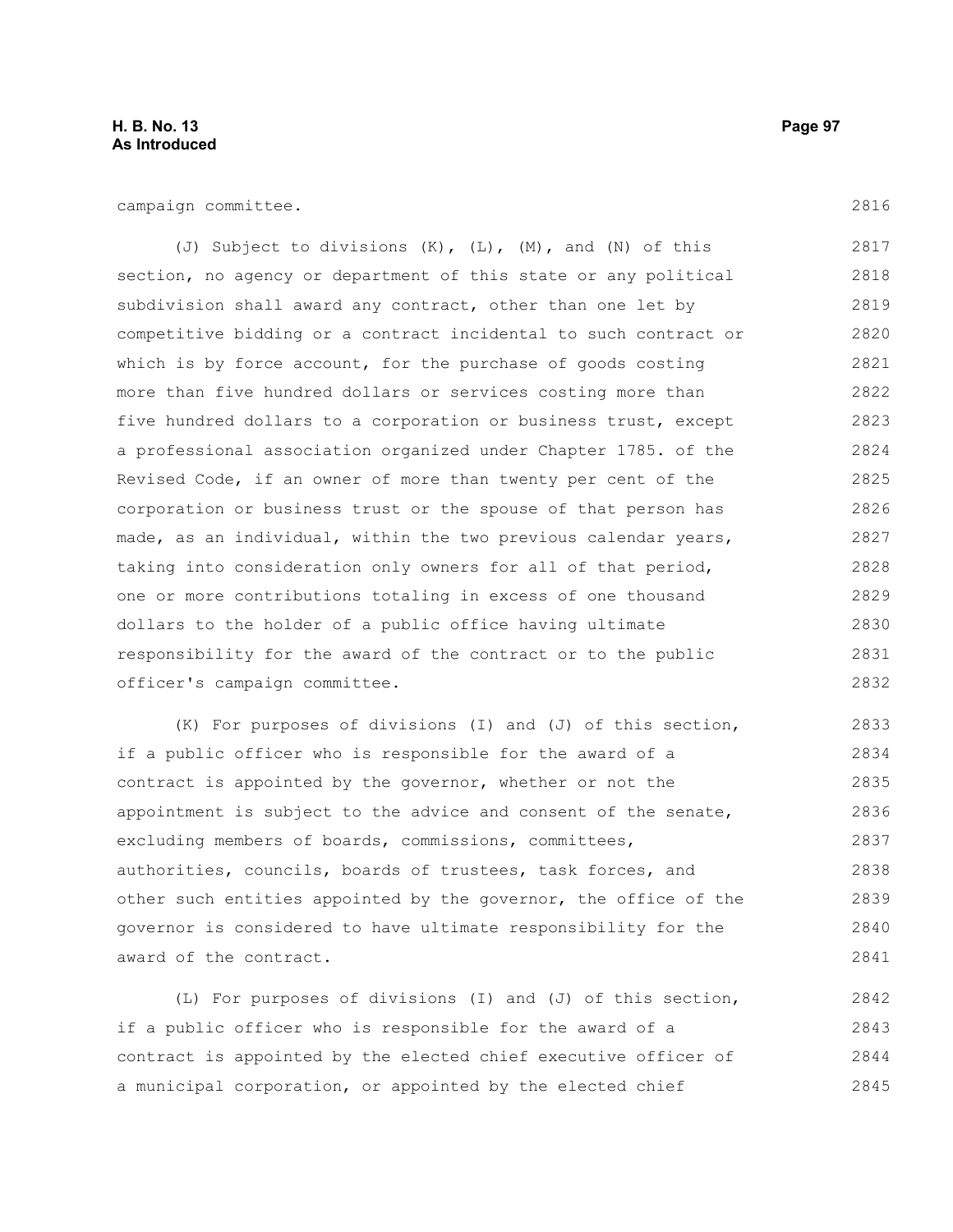campaign committee.

(J) Subject to divisions (K), (L), (M), and (N) of this section, no agency or department of this state or any political subdivision shall award any contract, other than one let by competitive bidding or a contract incidental to such contract or which is by force account, for the purchase of goods costing more than five hundred dollars or services costing more than five hundred dollars to a corporation or business trust, except a professional association organized under Chapter 1785. of the Revised Code, if an owner of more than twenty per cent of the corporation or business trust or the spouse of that person has made, as an individual, within the two previous calendar years, taking into consideration only owners for all of that period, one or more contributions totaling in excess of one thousand dollars to the holder of a public office having ultimate responsibility for the award of the contract or to the public officer's campaign committee.

(K) For purposes of divisions (I) and (J) of this section, if a public officer who is responsible for the award of a contract is appointed by the governor, whether or not the appointment is subject to the advice and consent of the senate, excluding members of boards, commissions, committees, authorities, councils, boards of trustees, task forces, and other such entities appointed by the governor, the office of the governor is considered to have ultimate responsibility for the award of the contract.

(L) For purposes of divisions (I) and (J) of this section, if a public officer who is responsible for the award of a contract is appointed by the elected chief executive officer of a municipal corporation, or appointed by the elected chief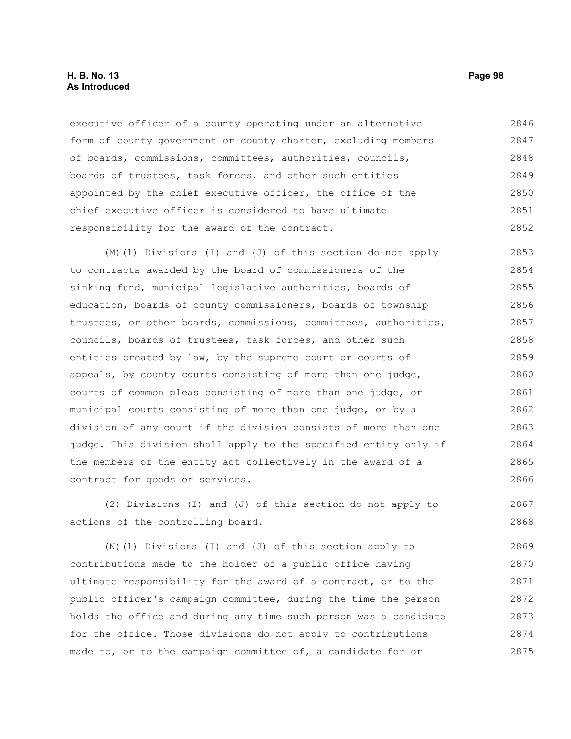executive officer of a county operating under an alternative form of county government or county charter, excluding members of boards, commissions, committees, authorities, councils, boards of trustees, task forces, and other such entities appointed by the chief executive officer, the office of the chief executive officer is considered to have ultimate responsibility for the award of the contract.

(M)(1) Divisions (I) and (J) of this section do not apply to contracts awarded by the board of commissioners of the sinking fund, municipal legislative authorities, boards of education, boards of county commissioners, boards of township trustees, or other boards, commissions, committees, authorities, councils, boards of trustees, task forces, and other such entities created by law, by the supreme court or courts of appeals, by county courts consisting of more than one judge, courts of common pleas consisting of more than one judge, or municipal courts consisting of more than one judge, or by a division of any court if the division consists of more than one judge. This division shall apply to the specified entity only if the members of the entity act collectively in the award of a contract for goods or services.

(2) Divisions (I) and (J) of this section do not apply to actions of the controlling board.

(N)(1) Divisions (I) and (J) of this section apply to contributions made to the holder of a public office having ultimate responsibility for the award of a contract, or to the public officer's campaign committee, during the time the person holds the office and during any time such person was a candidate for the office. Those divisions do not apply to contributions made to, or to the campaign committee of, a candidate for or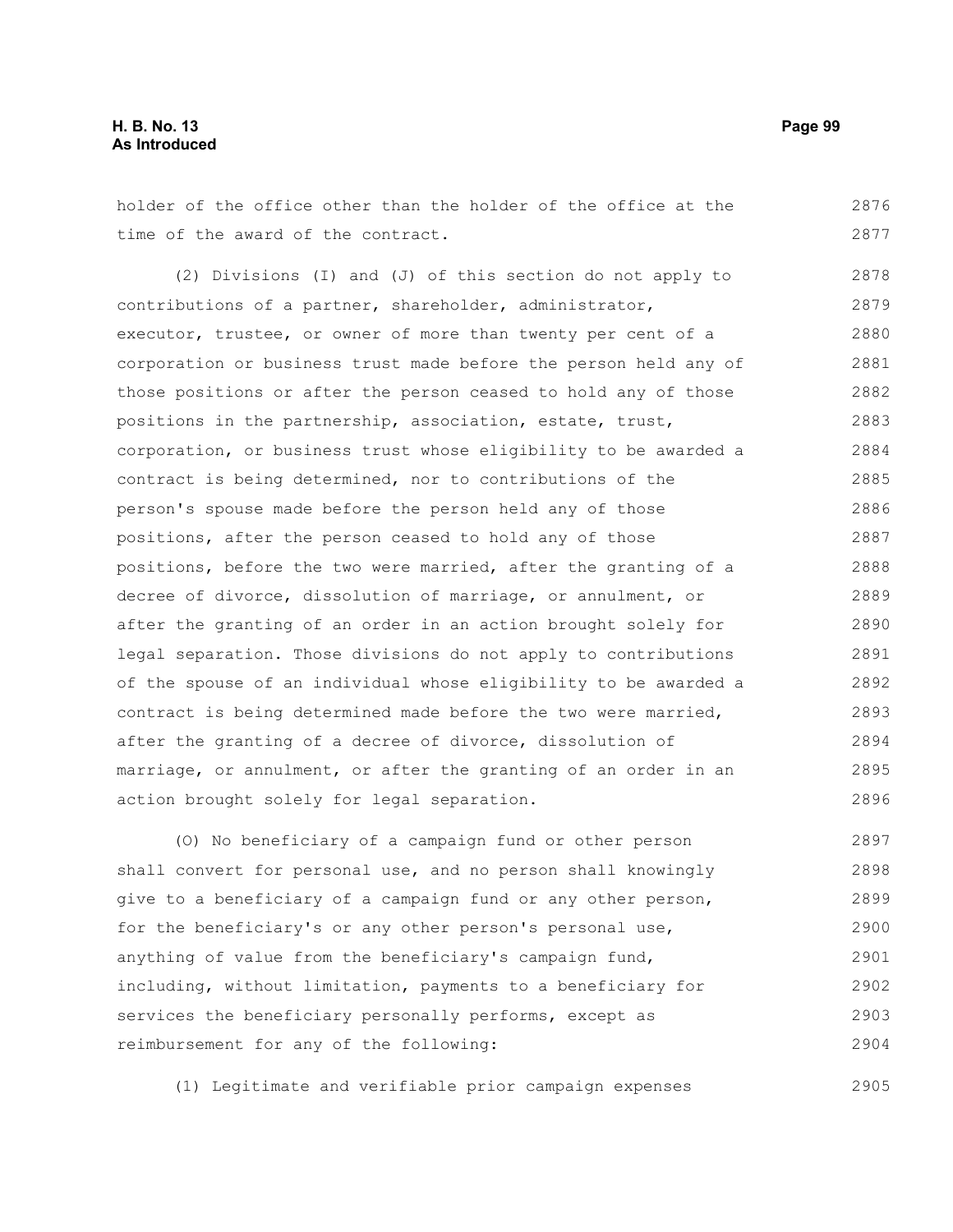holder of the office other than the holder of the office at the time of the award of the contract.

(2) Divisions (I) and (J) of this section do not apply to contributions of a partner, shareholder, administrator, executor, trustee, or owner of more than twenty per cent of a corporation or business trust made before the person held any of those positions or after the person ceased to hold any of those positions in the partnership, association, estate, trust, corporation, or business trust whose eligibility to be awarded a contract is being determined, nor to contributions of the person's spouse made before the person held any of those positions, after the person ceased to hold any of those positions, before the two were married, after the granting of a decree of divorce, dissolution of marriage, or annulment, or after the granting of an order in an action brought solely for legal separation. Those divisions do not apply to contributions of the spouse of an individual whose eligibility to be awarded a contract is being determined made before the two were married, after the granting of a decree of divorce, dissolution of marriage, or annulment, or after the granting of an order in an action brought solely for legal separation.

(O) No beneficiary of a campaign fund or other person shall convert for personal use, and no person shall knowingly give to a beneficiary of a campaign fund or any other person, for the beneficiary's or any other person's personal use, anything of value from the beneficiary's campaign fund, including, without limitation, payments to a beneficiary for services the beneficiary personally performs, except as reimbursement for any of the following:

(1) Legitimate and verifiable prior campaign expenses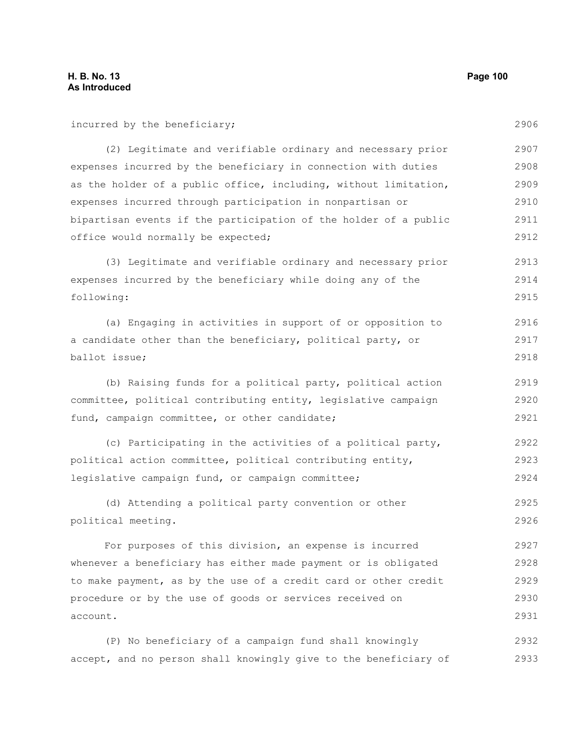incurred by the beneficiary;

(2) Legitimate and verifiable ordinary and necessary prior expenses incurred by the beneficiary in connection with duties as the holder of a public office, including, without limitation, expenses incurred through participation in nonpartisan or bipartisan events if the participation of the holder of a public office would normally be expected;

(3) Legitimate and verifiable ordinary and necessary prior expenses incurred by the beneficiary while doing any of the following:

(a) Engaging in activities in support of or opposition to a candidate other than the beneficiary, political party, or ballot issue;

(b) Raising funds for a political party, political action committee, political contributing entity, legislative campaign fund, campaign committee, or other candidate;

(c) Participating in the activities of a political party, political action committee, political contributing entity, legislative campaign fund, or campaign committee;

(d) Attending a political party convention or other political meeting.

For purposes of this division, an expense is incurred whenever a beneficiary has either made payment or is obligated to make payment, as by the use of a credit card or other credit procedure or by the use of goods or services received on account.

(P) No beneficiary of a campaign fund shall knowingly accept, and no person shall knowingly give to the beneficiary of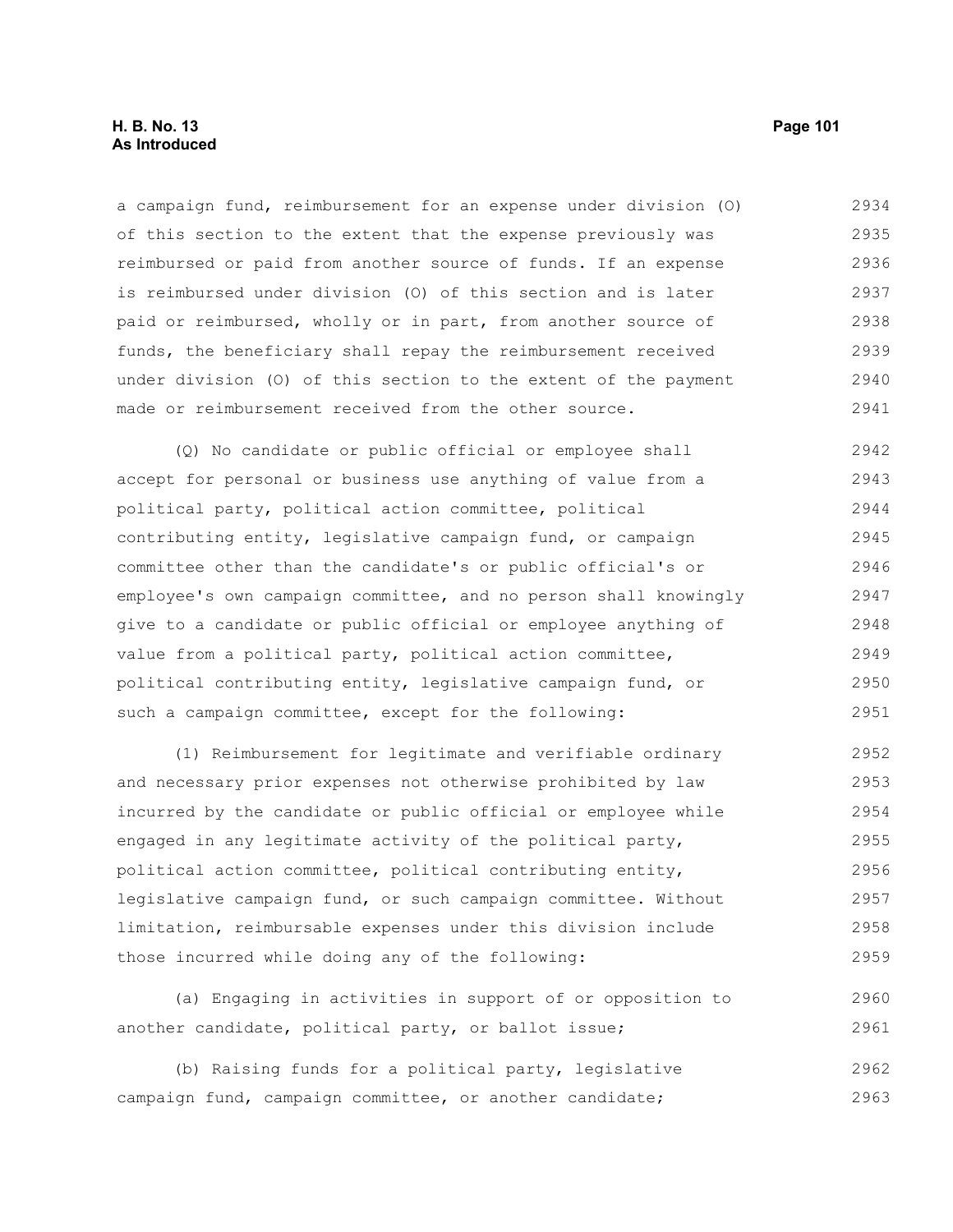a campaign fund, reimbursement for an expense under division (O) of this section to the extent that the expense previously was reimbursed or paid from another source of funds. If an expense is reimbursed under division (O) of this section and is later paid or reimbursed, wholly or in part, from another source of funds, the beneficiary shall repay the reimbursement received under division (O) of this section to the extent of the payment made or reimbursement received from the other source.

(Q) No candidate or public official or employee shall accept for personal or business use anything of value from a political party, political action committee, political contributing entity, legislative campaign fund, or campaign committee other than the candidate's or public official's or employee's own campaign committee, and no person shall knowingly give to a candidate or public official or employee anything of value from a political party, political action committee, political contributing entity, legislative campaign fund, or such a campaign committee, except for the following:

(1) Reimbursement for legitimate and verifiable ordinary and necessary prior expenses not otherwise prohibited by law incurred by the candidate or public official or employee while engaged in any legitimate activity of the political party, political action committee, political contributing entity, legislative campaign fund, or such campaign committee. Without limitation, reimbursable expenses under this division include those incurred while doing any of the following:

(a) Engaging in activities in support of or opposition to another candidate, political party, or ballot issue;

(b) Raising funds for a political party, legislative campaign fund, campaign committee, or another candidate;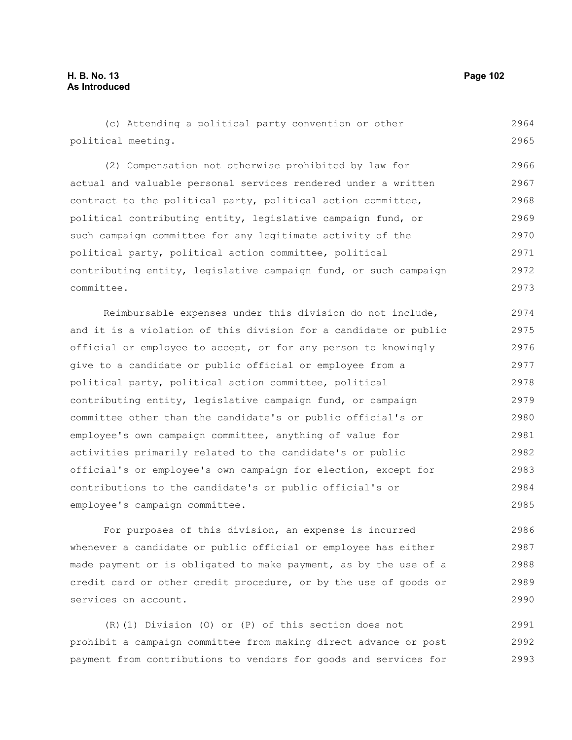(c) Attending a political party convention or other political meeting.

(2) Compensation not otherwise prohibited by law for actual and valuable personal services rendered under a written contract to the political party, political action committee, political contributing entity, legislative campaign fund, or such campaign committee for any legitimate activity of the political party, political action committee, political contributing entity, legislative campaign fund, or such campaign committee.

Reimbursable expenses under this division do not include, and it is a violation of this division for a candidate or public official or employee to accept, or for any person to knowingly give to a candidate or public official or employee from a political party, political action committee, political contributing entity, legislative campaign fund, or campaign committee other than the candidate's or public official's or employee's own campaign committee, anything of value for activities primarily related to the candidate's or public official's or employee's own campaign for election, except for contributions to the candidate's or public official's or employee's campaign committee.

For purposes of this division, an expense is incurred whenever a candidate or public official or employee has either made payment or is obligated to make payment, as by the use of a credit card or other credit procedure, or by the use of goods or services on account.

(R)(1) Division (O) or (P) of this section does not prohibit a campaign committee from making direct advance or post payment from contributions to vendors for goods and services for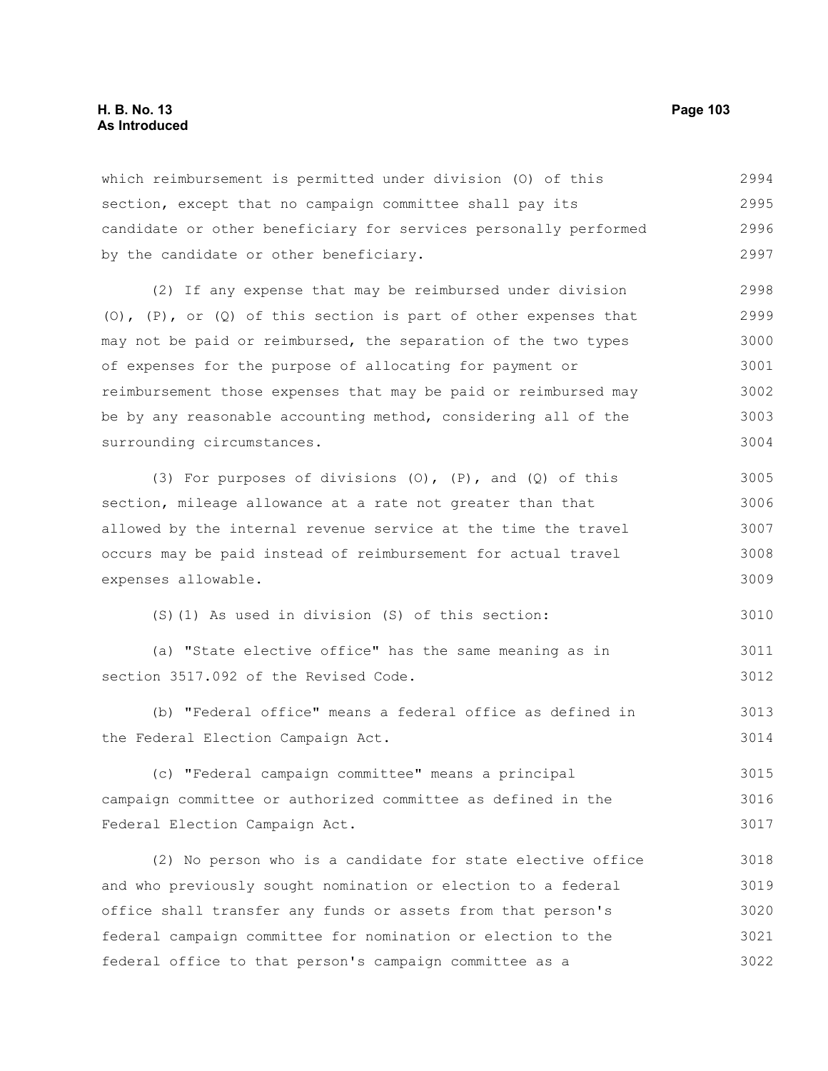which reimbursement is permitted under division (O) of this section, except that no campaign committee shall pay its candidate or other beneficiary for services personally performed by the candidate or other beneficiary.

(2) If any expense that may be reimbursed under division (O), (P), or (Q) of this section is part of other expenses that may not be paid or reimbursed, the separation of the two types of expenses for the purpose of allocating for payment or reimbursement those expenses that may be paid or reimbursed may be by any reasonable accounting method, considering all of the surrounding circumstances.

(3) For purposes of divisions (O), (P), and (Q) of this section, mileage allowance at a rate not greater than that allowed by the internal revenue service at the time the travel occurs may be paid instead of reimbursement for actual travel expenses allowable.

(S)(1) As used in division (S) of this section:

(a) "State elective office" has the same meaning as in section 3517.092 of the Revised Code.

(b) "Federal office" means a federal office as defined in the Federal Election Campaign Act.

(c) "Federal campaign committee" means a principal campaign committee or authorized committee as defined in the Federal Election Campaign Act.

(2) No person who is a candidate for state elective office and who previously sought nomination or election to a federal office shall transfer any funds or assets from that person's federal campaign committee for nomination or election to the federal office to that person's campaign committee as a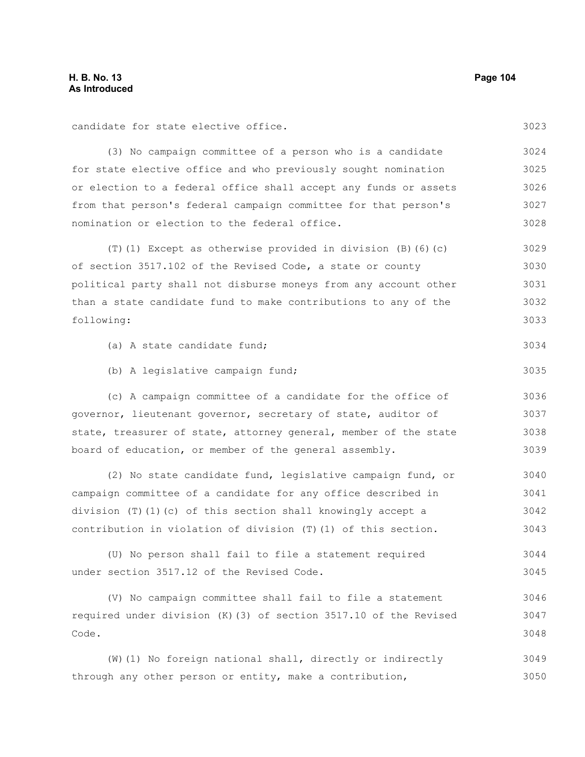candidate for state elective office.

(3) No campaign committee of a person who is a candidate for state elective office and who previously sought nomination or election to a federal office shall accept any funds or assets from that person's federal campaign committee for that person's nomination or election to the federal office.

(T)(1) Except as otherwise provided in division (B)(6)(c) of section 3517.102 of the Revised Code, a state or county political party shall not disburse moneys from any account other than a state candidate fund to make contributions to any of the following:

(a) A state candidate fund;

(b) A legislative campaign fund;

(c) A campaign committee of a candidate for the office of governor, lieutenant governor, secretary of state, auditor of state, treasurer of state, attorney general, member of the state board of education, or member of the general assembly.

(2) No state candidate fund, legislative campaign fund, or campaign committee of a candidate for any office described in division (T)(1)(c) of this section shall knowingly accept a contribution in violation of division (T)(1) of this section.

(U) No person shall fail to file a statement required under section 3517.12 of the Revised Code.

(V) No campaign committee shall fail to file a statement required under division (K)(3) of section 3517.10 of the Revised Code.

(W)(1) No foreign national shall, directly or indirectly through any other person or entity, make a contribution,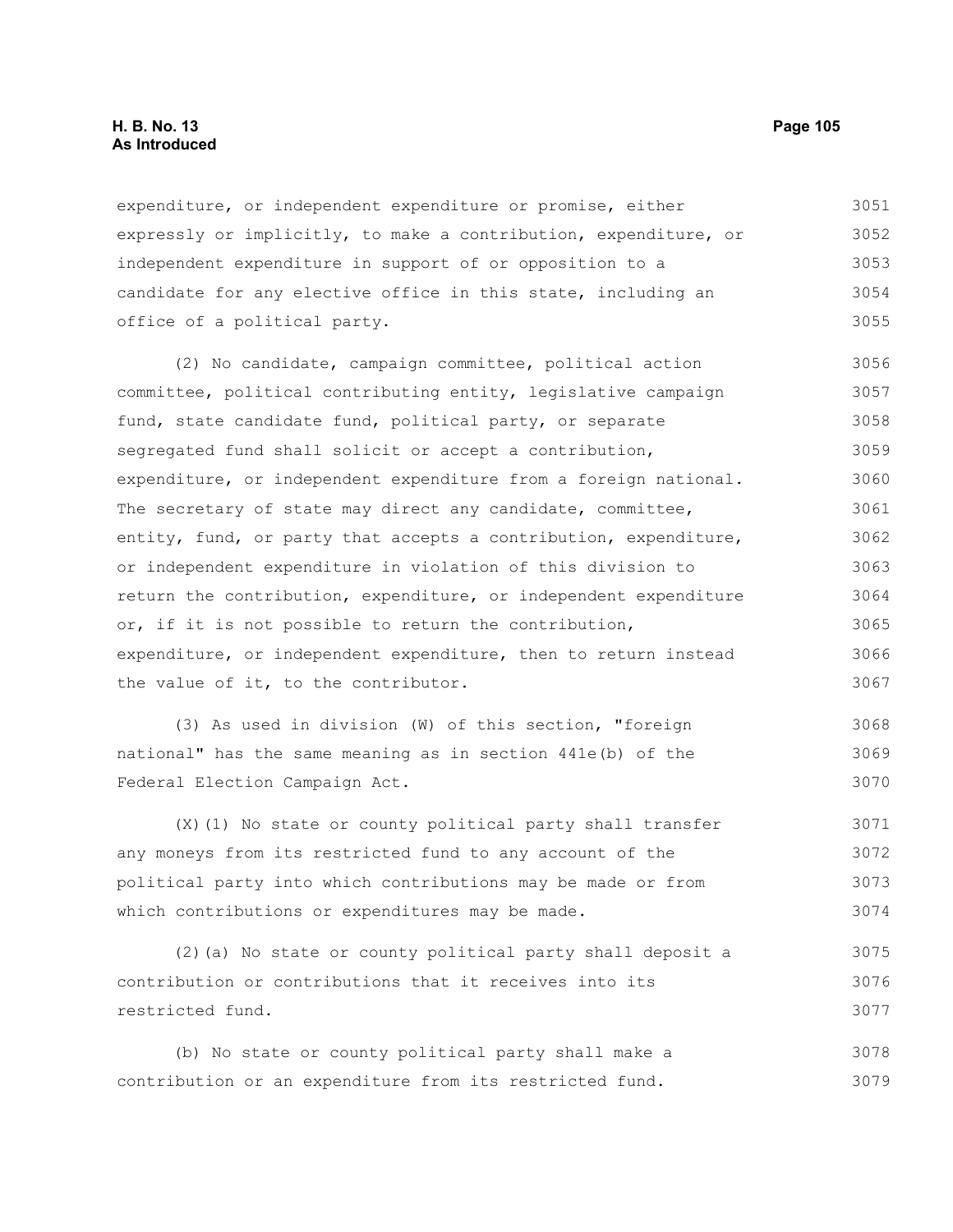expenditure, or independent expenditure or promise, either expressly or implicitly, to make a contribution, expenditure, or independent expenditure in support of or opposition to a candidate for any elective office in this state, including an office of a political party.

(2) No candidate, campaign committee, political action committee, political contributing entity, legislative campaign fund, state candidate fund, political party, or separate segregated fund shall solicit or accept a contribution, expenditure, or independent expenditure from a foreign national. The secretary of state may direct any candidate, committee, entity, fund, or party that accepts a contribution, expenditure, or independent expenditure in violation of this division to return the contribution, expenditure, or independent expenditure or, if it is not possible to return the contribution, expenditure, or independent expenditure, then to return instead the value of it, to the contributor.

(3) As used in division (W) of this section, "foreign national" has the same meaning as in section 441e(b) of the Federal Election Campaign Act.

(X)(1) No state or county political party shall transfer any moneys from its restricted fund to any account of the political party into which contributions may be made or from which contributions or expenditures may be made.

(2)(a) No state or county political party shall deposit a contribution or contributions that it receives into its restricted fund.

(b) No state or county political party shall make a contribution or an expenditure from its restricted fund.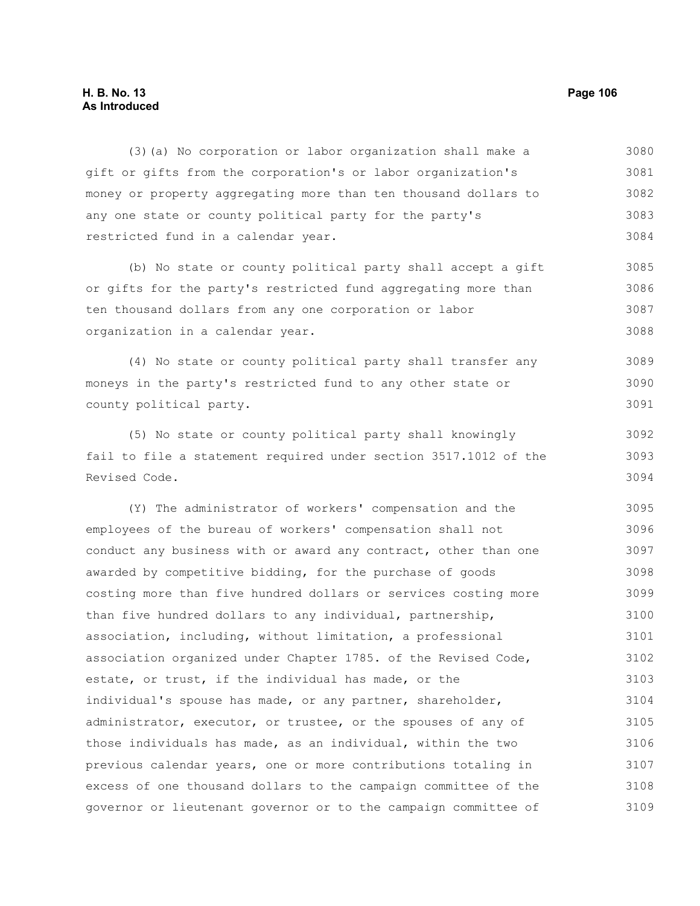(3)(a) No corporation or labor organization shall make a gift or gifts from the corporation's or labor organization's money or property aggregating more than ten thousand dollars to any one state or county political party for the party's restricted fund in a calendar year.

(b) No state or county political party shall accept a gift or gifts for the party's restricted fund aggregating more than ten thousand dollars from any one corporation or labor organization in a calendar year.

(4) No state or county political party shall transfer any moneys in the party's restricted fund to any other state or county political party.

(5) No state or county political party shall knowingly fail to file a statement required under section 3517.1012 of the Revised Code.

(Y) The administrator of workers' compensation and the employees of the bureau of workers' compensation shall not conduct any business with or award any contract, other than one awarded by competitive bidding, for the purchase of goods costing more than five hundred dollars or services costing more than five hundred dollars to any individual, partnership, association, including, without limitation, a professional association organized under Chapter 1785. of the Revised Code, estate, or trust, if the individual has made, or the individual's spouse has made, or any partner, shareholder, administrator, executor, or trustee, or the spouses of any of those individuals has made, as an individual, within the two previous calendar years, one or more contributions totaling in excess of one thousand dollars to the campaign committee of the governor or lieutenant governor or to the campaign committee of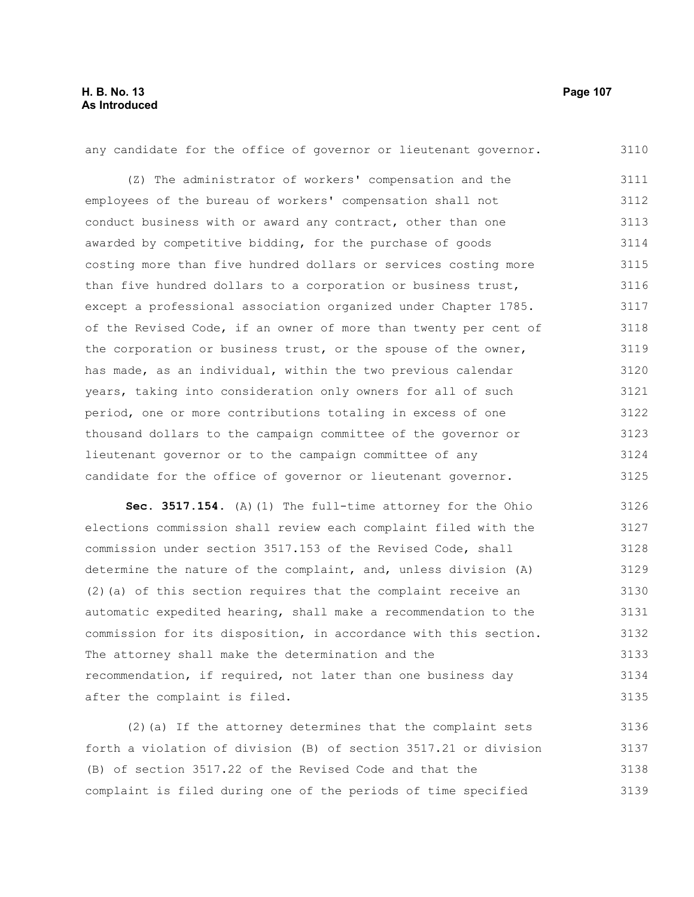any candidate for the office of governor or lieutenant governor.

(Z) The administrator of workers' compensation and the employees of the bureau of workers' compensation shall not conduct business with or award any contract, other than one awarded by competitive bidding, for the purchase of goods costing more than five hundred dollars or services costing more than five hundred dollars to a corporation or business trust, except a professional association organized under Chapter 1785. of the Revised Code, if an owner of more than twenty per cent of the corporation or business trust, or the spouse of the owner, has made, as an individual, within the two previous calendar years, taking into consideration only owners for all of such period, one or more contributions totaling in excess of one thousand dollars to the campaign committee of the governor or lieutenant governor or to the campaign committee of any candidate for the office of governor or lieutenant governor.

**Sec. 3517.154.** (A)(1) The full-time attorney for the Ohio elections commission shall review each complaint filed with the commission under section 3517.153 of the Revised Code, shall determine the nature of the complaint, and, unless division (A)(2)(a) of this section requires that the complaint receive an automatic expedited hearing, shall make a recommendation to the commission for its disposition, in accordance with this section. The attorney shall make the determination and the recommendation, if required, not later than one business day after the complaint is filed.

(2)(a) If the attorney determines that the complaint sets forth a violation of division (B) of section 3517.21 or division (B) of section 3517.22 of the Revised Code and that the complaint is filed during one of the periods of time specified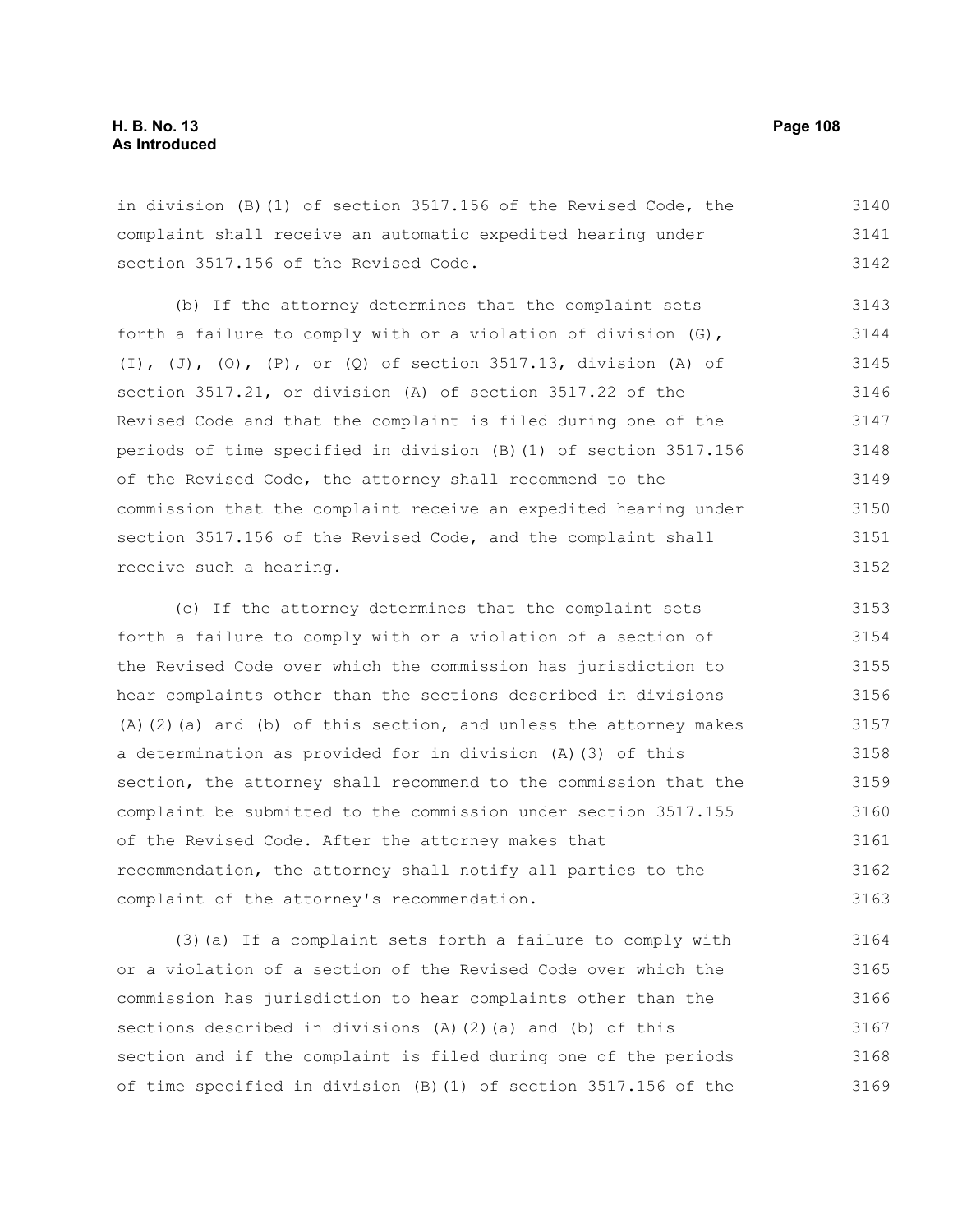in division (B)(1) of section 3517.156 of the Revised Code, the complaint shall receive an automatic expedited hearing under section 3517.156 of the Revised Code.

(b) If the attorney determines that the complaint sets forth a failure to comply with or a violation of division (G), (I), (J), (O), (P), or (Q) of section 3517.13, division (A) of section 3517.21, or division (A) of section 3517.22 of the Revised Code and that the complaint is filed during one of the periods of time specified in division (B)(1) of section 3517.156 of the Revised Code, the attorney shall recommend to the commission that the complaint receive an expedited hearing under section 3517.156 of the Revised Code, and the complaint shall receive such a hearing.

(c) If the attorney determines that the complaint sets forth a failure to comply with or a violation of a section of the Revised Code over which the commission has jurisdiction to hear complaints other than the sections described in divisions (A)(2)(a) and (b) of this section, and unless the attorney makes a determination as provided for in division (A)(3) of this section, the attorney shall recommend to the commission that the complaint be submitted to the commission under section 3517.155 of the Revised Code. After the attorney makes that recommendation, the attorney shall notify all parties to the complaint of the attorney's recommendation.

(3)(a) If a complaint sets forth a failure to comply with or a violation of a section of the Revised Code over which the commission has jurisdiction to hear complaints other than the sections described in divisions (A)(2)(a) and (b) of this section and if the complaint is filed during one of the periods of time specified in division (B)(1) of section 3517.156 of the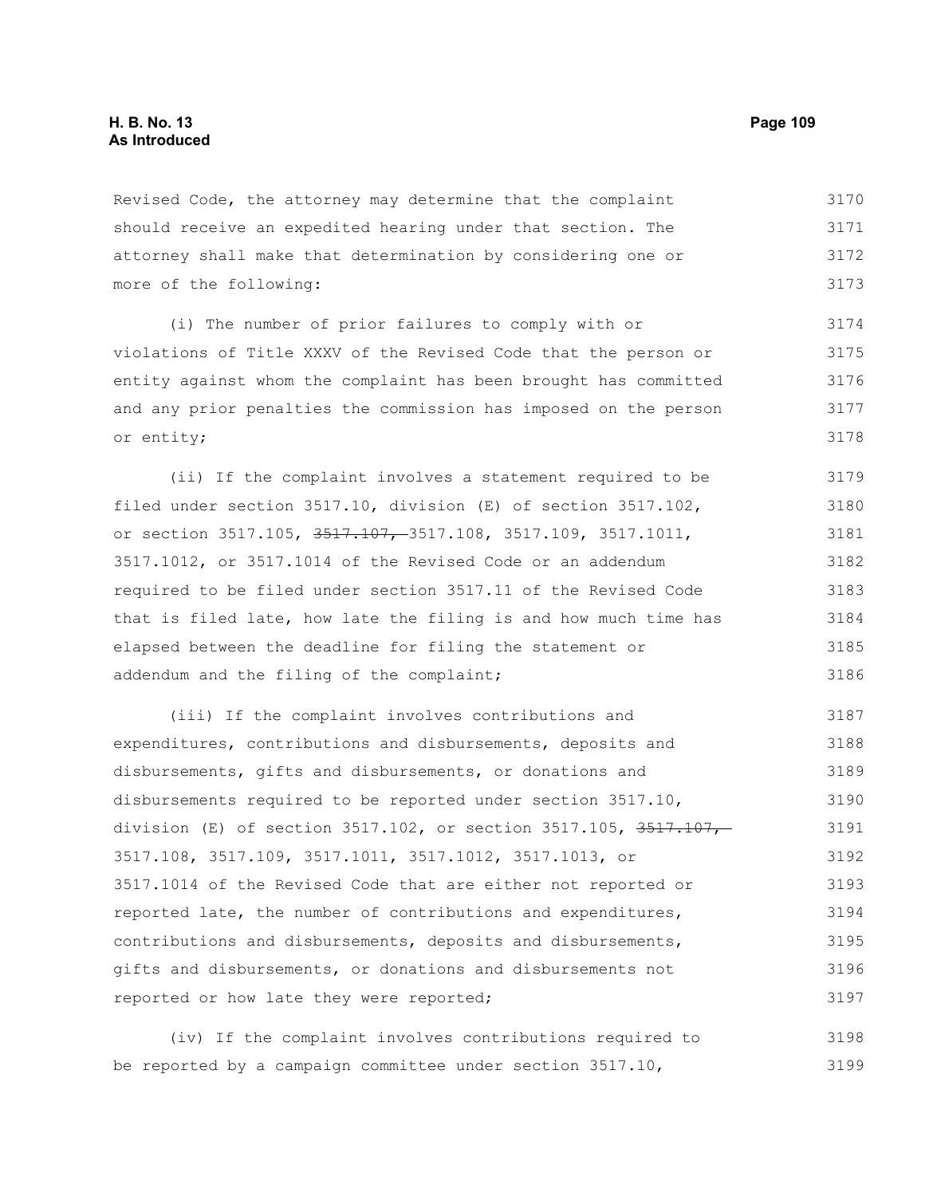Revised Code, the attorney may determine that the complaint should receive an expedited hearing under that section. The attorney shall make that determination by considering one or more of the following:

(i) The number of prior failures to comply with or violations of Title XXXV of the Revised Code that the person or entity against whom the complaint has been brought has committed and any prior penalties the commission has imposed on the person or entity;

(ii) If the complaint involves a statement required to be filed under section 3517.10, division (E) of section 3517.102, or section 3517.105, ~~3517.107,~~ 3517.108, 3517.109, 3517.1011, 3517.1012, or 3517.1014 of the Revised Code or an addendum required to be filed under section 3517.11 of the Revised Code that is filed late, how late the filing is and how much time has elapsed between the deadline for filing the statement or addendum and the filing of the complaint;

(iii) If the complaint involves contributions and expenditures, contributions and disbursements, deposits and disbursements, gifts and disbursements, or donations and disbursements required to be reported under section 3517.10, division (E) of section 3517.102, or section 3517.105, ~~3517.107,~~ 3517.108, 3517.109, 3517.1011, 3517.1012, 3517.1013, or 3517.1014 of the Revised Code that are either not reported or reported late, the number of contributions and expenditures, contributions and disbursements, deposits and disbursements, gifts and disbursements, or donations and disbursements not reported or how late they were reported;

(iv) If the complaint involves contributions required to be reported by a campaign committee under section 3517.10,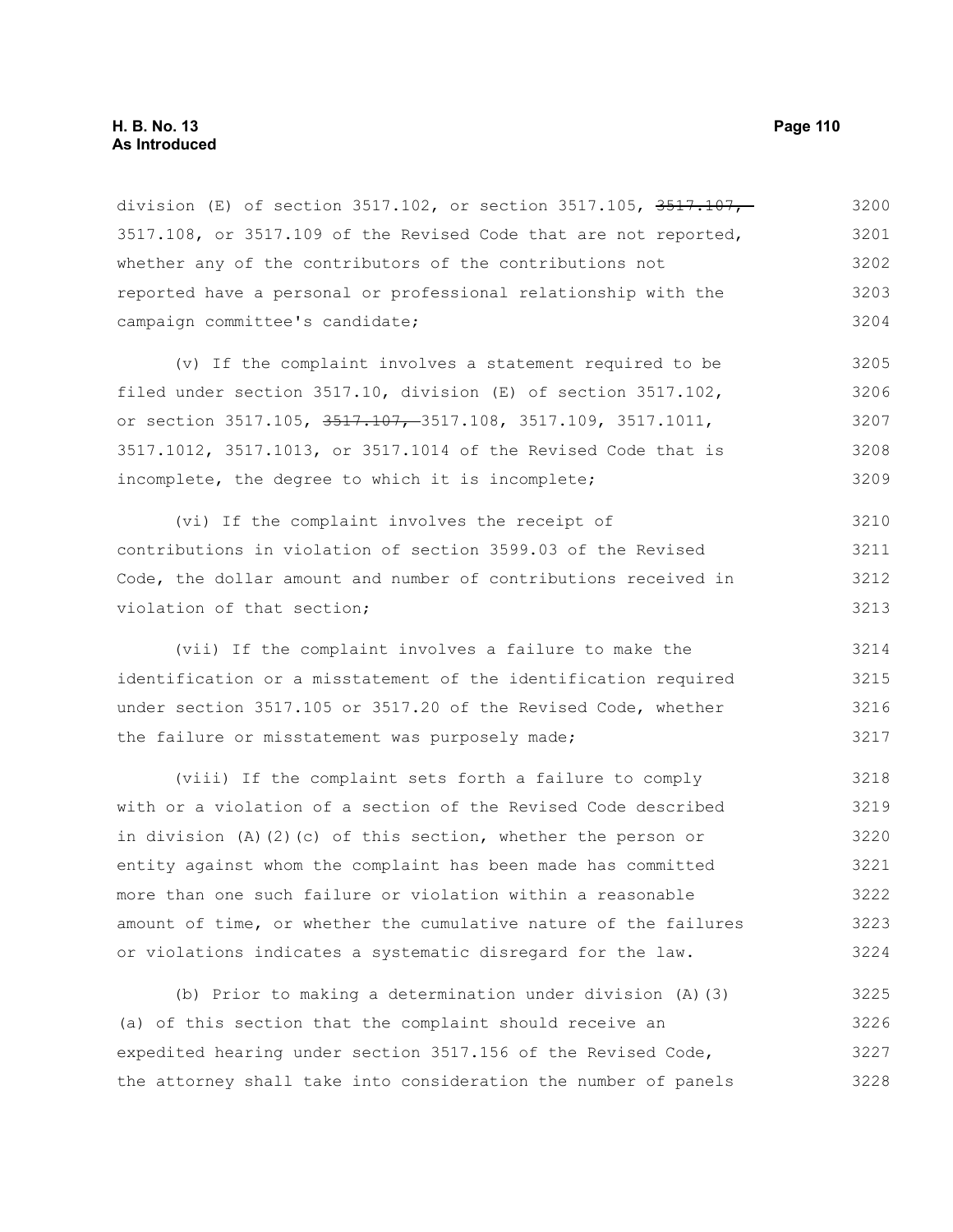division (E) of section 3517.102, or section 3517.105, ~~3517.107,~~ 3517.108, or 3517.109 of the Revised Code that are not reported, whether any of the contributors of the contributions not reported have a personal or professional relationship with the campaign committee's candidate;

(v) If the complaint involves a statement required to be filed under section 3517.10, division (E) of section 3517.102, or section 3517.105, ~~3517.107,~~ 3517.108, 3517.109, 3517.1011, 3517.1012, 3517.1013, or 3517.1014 of the Revised Code that is incomplete, the degree to which it is incomplete;

(vi) If the complaint involves the receipt of contributions in violation of section 3599.03 of the Revised Code, the dollar amount and number of contributions received in violation of that section;

(vii) If the complaint involves a failure to make the identification or a misstatement of the identification required under section 3517.105 or 3517.20 of the Revised Code, whether the failure or misstatement was purposely made;

(viii) If the complaint sets forth a failure to comply with or a violation of a section of the Revised Code described in division (A)(2)(c) of this section, whether the person or entity against whom the complaint has been made has committed more than one such failure or violation within a reasonable amount of time, or whether the cumulative nature of the failures or violations indicates a systematic disregard for the law.

(b) Prior to making a determination under division (A)(3)(a) of this section that the complaint should receive an expedited hearing under section 3517.156 of the Revised Code, the attorney shall take into consideration the number of panels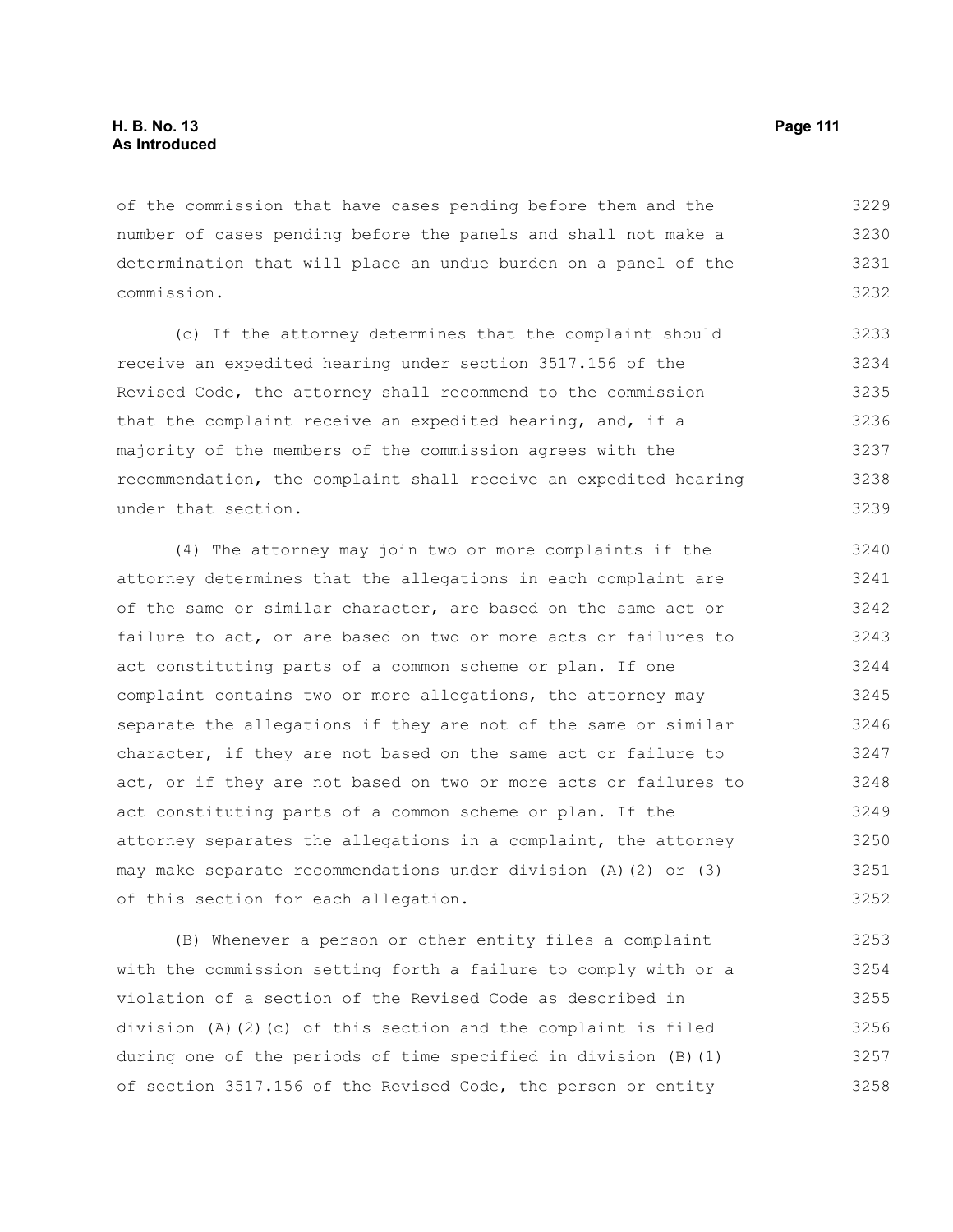of the commission that have cases pending before them and the number of cases pending before the panels and shall not make a determination that will place an undue burden on a panel of the commission.

(c) If the attorney determines that the complaint should receive an expedited hearing under section 3517.156 of the Revised Code, the attorney shall recommend to the commission that the complaint receive an expedited hearing, and, if a majority of the members of the commission agrees with the recommendation, the complaint shall receive an expedited hearing under that section.

(4) The attorney may join two or more complaints if the attorney determines that the allegations in each complaint are of the same or similar character, are based on the same act or failure to act, or are based on two or more acts or failures to act constituting parts of a common scheme or plan. If one complaint contains two or more allegations, the attorney may separate the allegations if they are not of the same or similar character, if they are not based on the same act or failure to act, or if they are not based on two or more acts or failures to act constituting parts of a common scheme or plan. If the attorney separates the allegations in a complaint, the attorney may make separate recommendations under division (A)(2) or (3) of this section for each allegation.

(B) Whenever a person or other entity files a complaint with the commission setting forth a failure to comply with or a violation of a section of the Revised Code as described in division (A)(2)(c) of this section and the complaint is filed during one of the periods of time specified in division (B)(1) of section 3517.156 of the Revised Code, the person or entity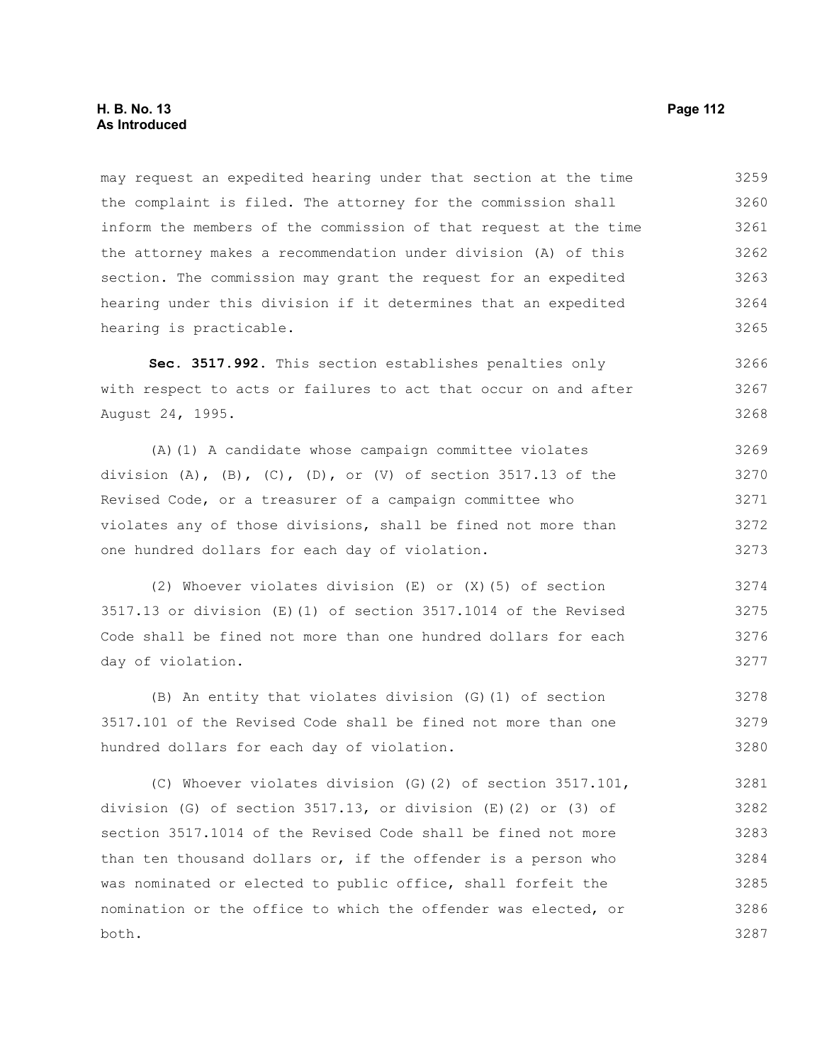may request an expedited hearing under that section at the time the complaint is filed. The attorney for the commission shall inform the members of the commission of that request at the time the attorney makes a recommendation under division (A) of this section. The commission may grant the request for an expedited hearing under this division if it determines that an expedited hearing is practicable.

**Sec. 3517.992.** This section establishes penalties only with respect to acts or failures to act that occur on and after August 24, 1995.

(A)(1) A candidate whose campaign committee violates division (A), (B), (C), (D), or (V) of section 3517.13 of the Revised Code, or a treasurer of a campaign committee who violates any of those divisions, shall be fined not more than one hundred dollars for each day of violation.

(2) Whoever violates division (E) or (X)(5) of section 3517.13 or division (E)(1) of section 3517.1014 of the Revised Code shall be fined not more than one hundred dollars for each day of violation.

(B) An entity that violates division (G)(1) of section 3517.101 of the Revised Code shall be fined not more than one hundred dollars for each day of violation.

(C) Whoever violates division (G)(2) of section 3517.101, division (G) of section 3517.13, or division (E)(2) or (3) of section 3517.1014 of the Revised Code shall be fined not more than ten thousand dollars or, if the offender is a person who was nominated or elected to public office, shall forfeit the nomination or the office to which the offender was elected, or both.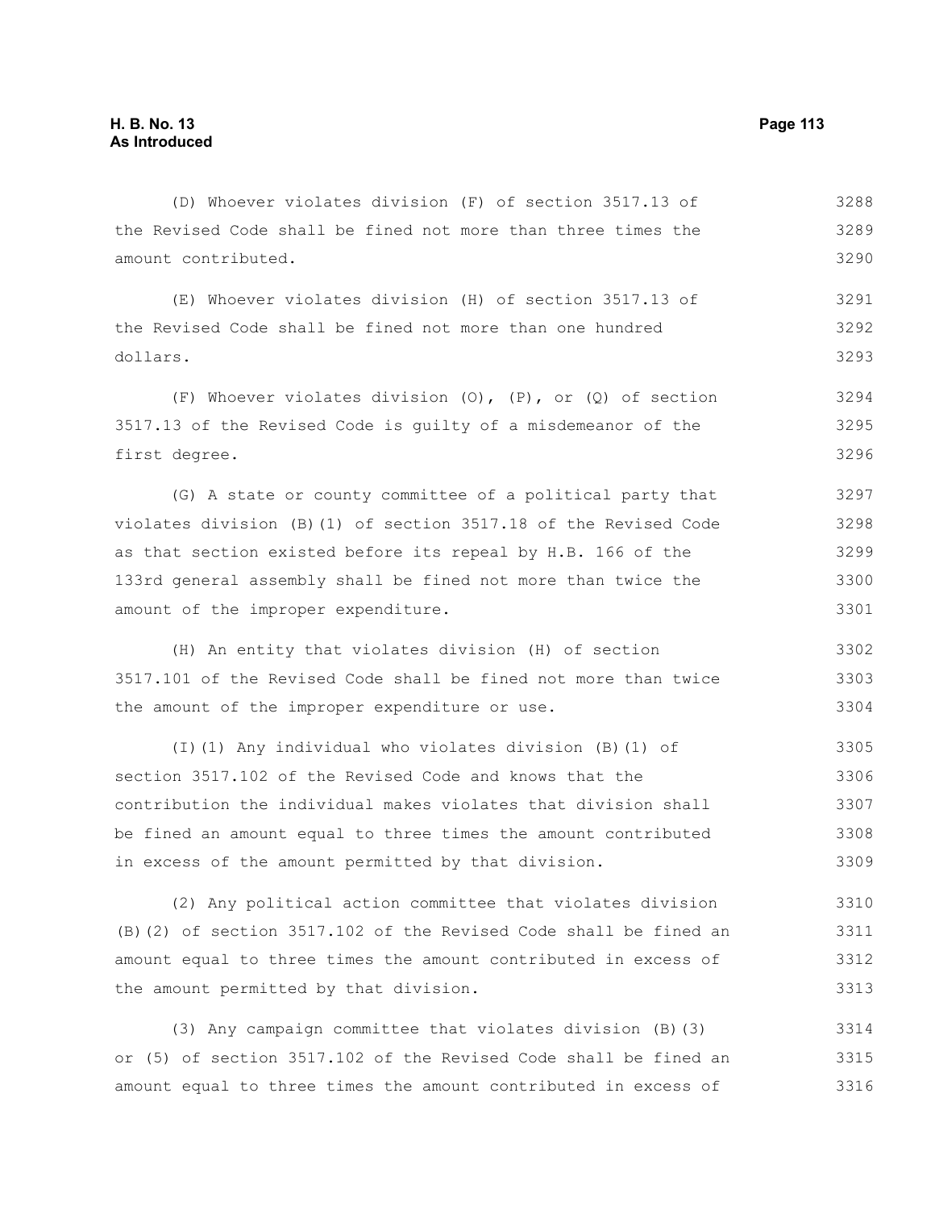(D) Whoever violates division (F) of section 3517.13 of the Revised Code shall be fined not more than three times the amount contributed.

(E) Whoever violates division (H) of section 3517.13 of the Revised Code shall be fined not more than one hundred dollars.

(F) Whoever violates division (O), (P), or (Q) of section 3517.13 of the Revised Code is guilty of a misdemeanor of the first degree.

(G) A state or county committee of a political party that violates division (B)(1) of section 3517.18 of the Revised Code as that section existed before its repeal by H.B. 166 of the 133rd general assembly shall be fined not more than twice the amount of the improper expenditure.

(H) An entity that violates division (H) of section 3517.101 of the Revised Code shall be fined not more than twice the amount of the improper expenditure or use.

(I)(1) Any individual who violates division (B)(1) of section 3517.102 of the Revised Code and knows that the contribution the individual makes violates that division shall be fined an amount equal to three times the amount contributed in excess of the amount permitted by that division.

(2) Any political action committee that violates division (B)(2) of section 3517.102 of the Revised Code shall be fined an amount equal to three times the amount contributed in excess of the amount permitted by that division.

(3) Any campaign committee that violates division (B)(3) or (5) of section 3517.102 of the Revised Code shall be fined an amount equal to three times the amount contributed in excess of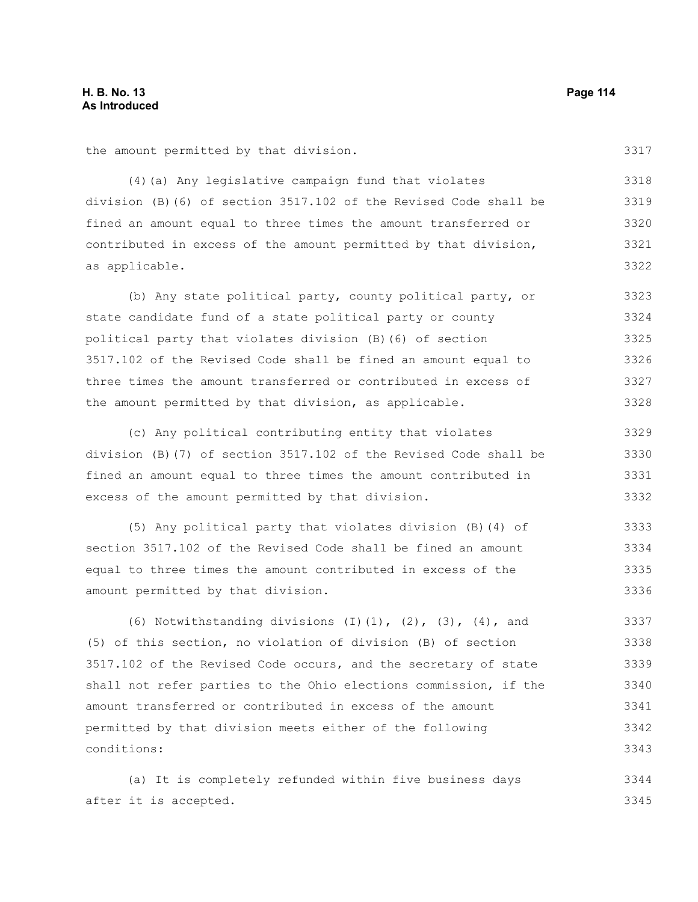the amount permitted by that division.

(4)(a) Any legislative campaign fund that violates division (B)(6) of section 3517.102 of the Revised Code shall be fined an amount equal to three times the amount transferred or contributed in excess of the amount permitted by that division, as applicable.

(b) Any state political party, county political party, or state candidate fund of a state political party or county political party that violates division (B)(6) of section 3517.102 of the Revised Code shall be fined an amount equal to three times the amount transferred or contributed in excess of the amount permitted by that division, as applicable.

(c) Any political contributing entity that violates division (B)(7) of section 3517.102 of the Revised Code shall be fined an amount equal to three times the amount contributed in excess of the amount permitted by that division.

(5) Any political party that violates division (B)(4) of section 3517.102 of the Revised Code shall be fined an amount equal to three times the amount contributed in excess of the amount permitted by that division.

(6) Notwithstanding divisions (I)(1), (2), (3), (4), and (5) of this section, no violation of division (B) of section 3517.102 of the Revised Code occurs, and the secretary of state shall not refer parties to the Ohio elections commission, if the amount transferred or contributed in excess of the amount permitted by that division meets either of the following conditions:

(a) It is completely refunded within five business days after it is accepted.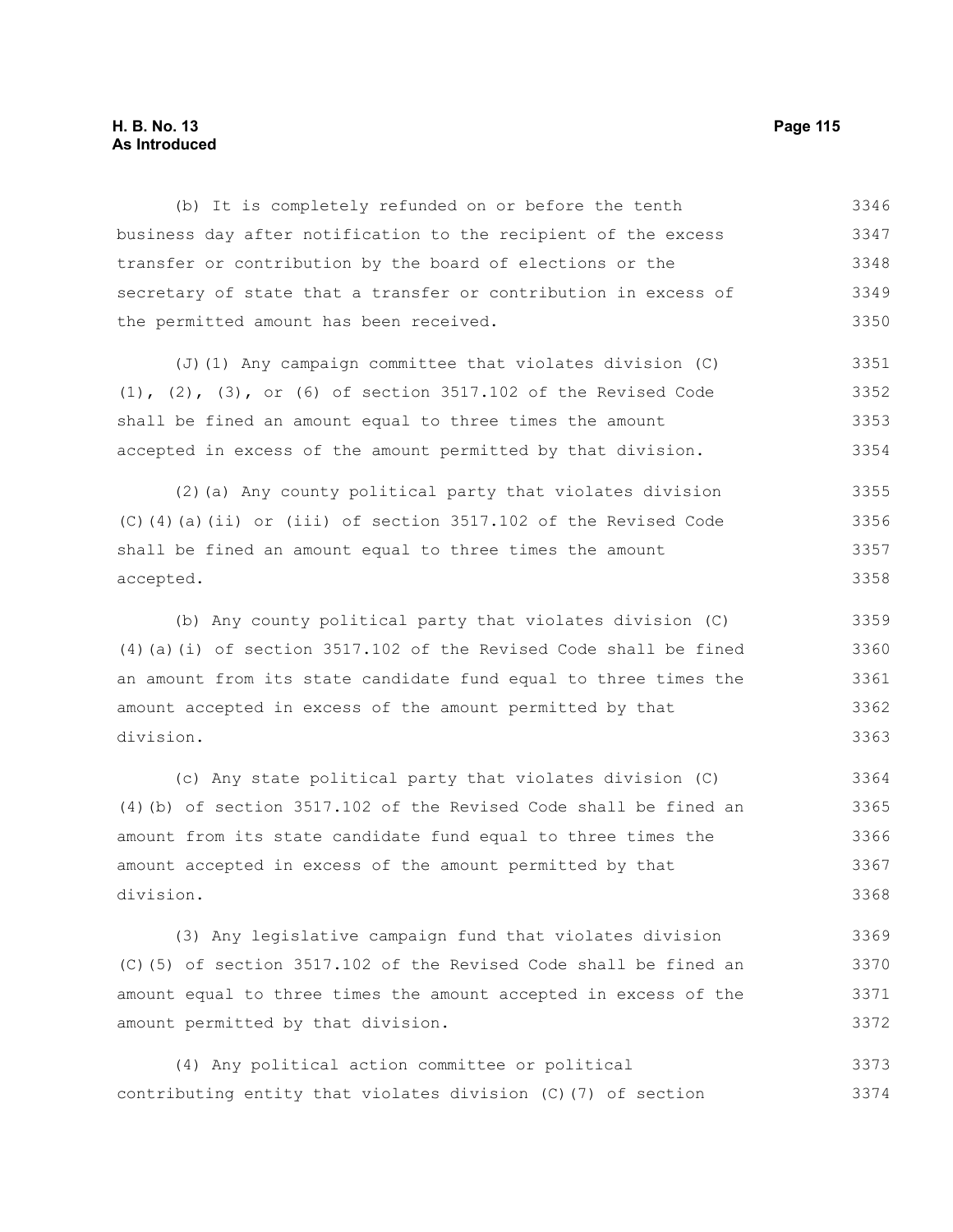(b) It is completely refunded on or before the tenth business day after notification to the recipient of the excess transfer or contribution by the board of elections or the secretary of state that a transfer or contribution in excess of the permitted amount has been received.

(J)(1) Any campaign committee that violates division (C)(1), (2), (3), or (6) of section 3517.102 of the Revised Code shall be fined an amount equal to three times the amount accepted in excess of the amount permitted by that division.

(2)(a) Any county political party that violates division (C)(4)(a)(ii) or (iii) of section 3517.102 of the Revised Code shall be fined an amount equal to three times the amount accepted.

(b) Any county political party that violates division (C)(4)(a)(i) of section 3517.102 of the Revised Code shall be fined an amount from its state candidate fund equal to three times the amount accepted in excess of the amount permitted by that division.

(c) Any state political party that violates division (C)(4)(b) of section 3517.102 of the Revised Code shall be fined an amount from its state candidate fund equal to three times the amount accepted in excess of the amount permitted by that division.

(3) Any legislative campaign fund that violates division (C)(5) of section 3517.102 of the Revised Code shall be fined an amount equal to three times the amount accepted in excess of the amount permitted by that division.

(4) Any political action committee or political contributing entity that violates division (C)(7) of section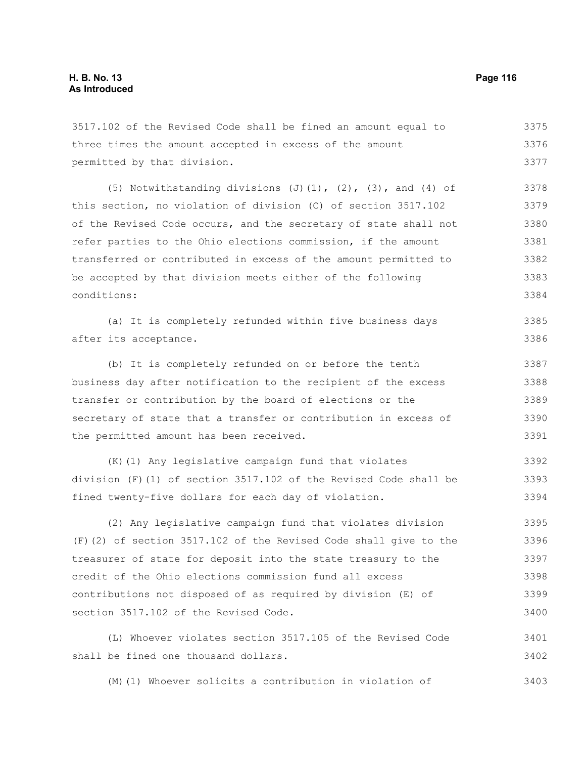3517.102 of the Revised Code shall be fined an amount equal to three times the amount accepted in excess of the amount permitted by that division.

(5) Notwithstanding divisions (J)(1), (2), (3), and (4) of this section, no violation of division (C) of section 3517.102 of the Revised Code occurs, and the secretary of state shall not refer parties to the Ohio elections commission, if the amount transferred or contributed in excess of the amount permitted to be accepted by that division meets either of the following conditions:

(a) It is completely refunded within five business days after its acceptance.

(b) It is completely refunded on or before the tenth business day after notification to the recipient of the excess transfer or contribution by the board of elections or the secretary of state that a transfer or contribution in excess of the permitted amount has been received.

(K)(1) Any legislative campaign fund that violates division (F)(1) of section 3517.102 of the Revised Code shall be fined twenty-five dollars for each day of violation.

(2) Any legislative campaign fund that violates division (F)(2) of section 3517.102 of the Revised Code shall give to the treasurer of state for deposit into the state treasury to the credit of the Ohio elections commission fund all excess contributions not disposed of as required by division (E) of section 3517.102 of the Revised Code.

(L) Whoever violates section 3517.105 of the Revised Code shall be fined one thousand dollars.

(M)(1) Whoever solicits a contribution in violation of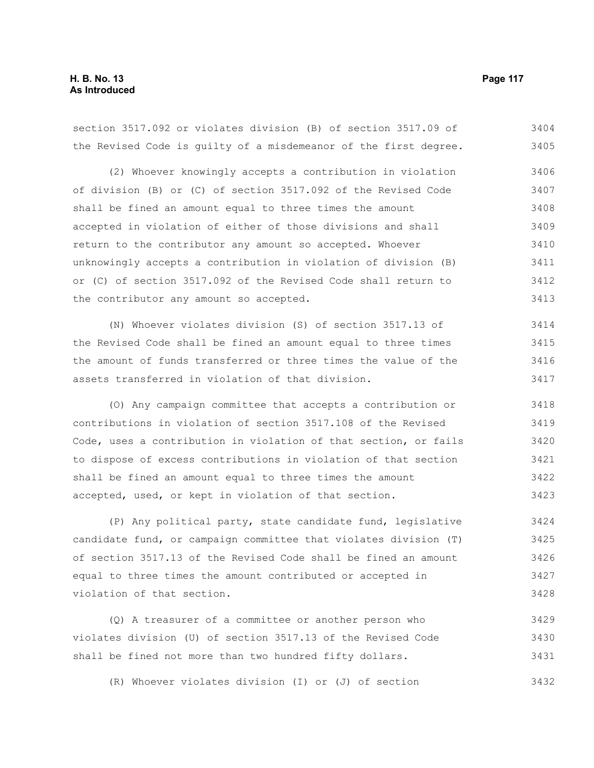section 3517.092 or violates division (B) of section 3517.09 of the Revised Code is guilty of a misdemeanor of the first degree.

(2) Whoever knowingly accepts a contribution in violation of division (B) or (C) of section 3517.092 of the Revised Code shall be fined an amount equal to three times the amount accepted in violation of either of those divisions and shall return to the contributor any amount so accepted. Whoever unknowingly accepts a contribution in violation of division (B) or (C) of section 3517.092 of the Revised Code shall return to the contributor any amount so accepted.

(N) Whoever violates division (S) of section 3517.13 of the Revised Code shall be fined an amount equal to three times the amount of funds transferred or three times the value of the assets transferred in violation of that division.

(O) Any campaign committee that accepts a contribution or contributions in violation of section 3517.108 of the Revised Code, uses a contribution in violation of that section, or fails to dispose of excess contributions in violation of that section shall be fined an amount equal to three times the amount accepted, used, or kept in violation of that section.

(P) Any political party, state candidate fund, legislative candidate fund, or campaign committee that violates division (T) of section 3517.13 of the Revised Code shall be fined an amount equal to three times the amount contributed or accepted in violation of that section.

(Q) A treasurer of a committee or another person who violates division (U) of section 3517.13 of the Revised Code shall be fined not more than two hundred fifty dollars.

(R) Whoever violates division (I) or (J) of section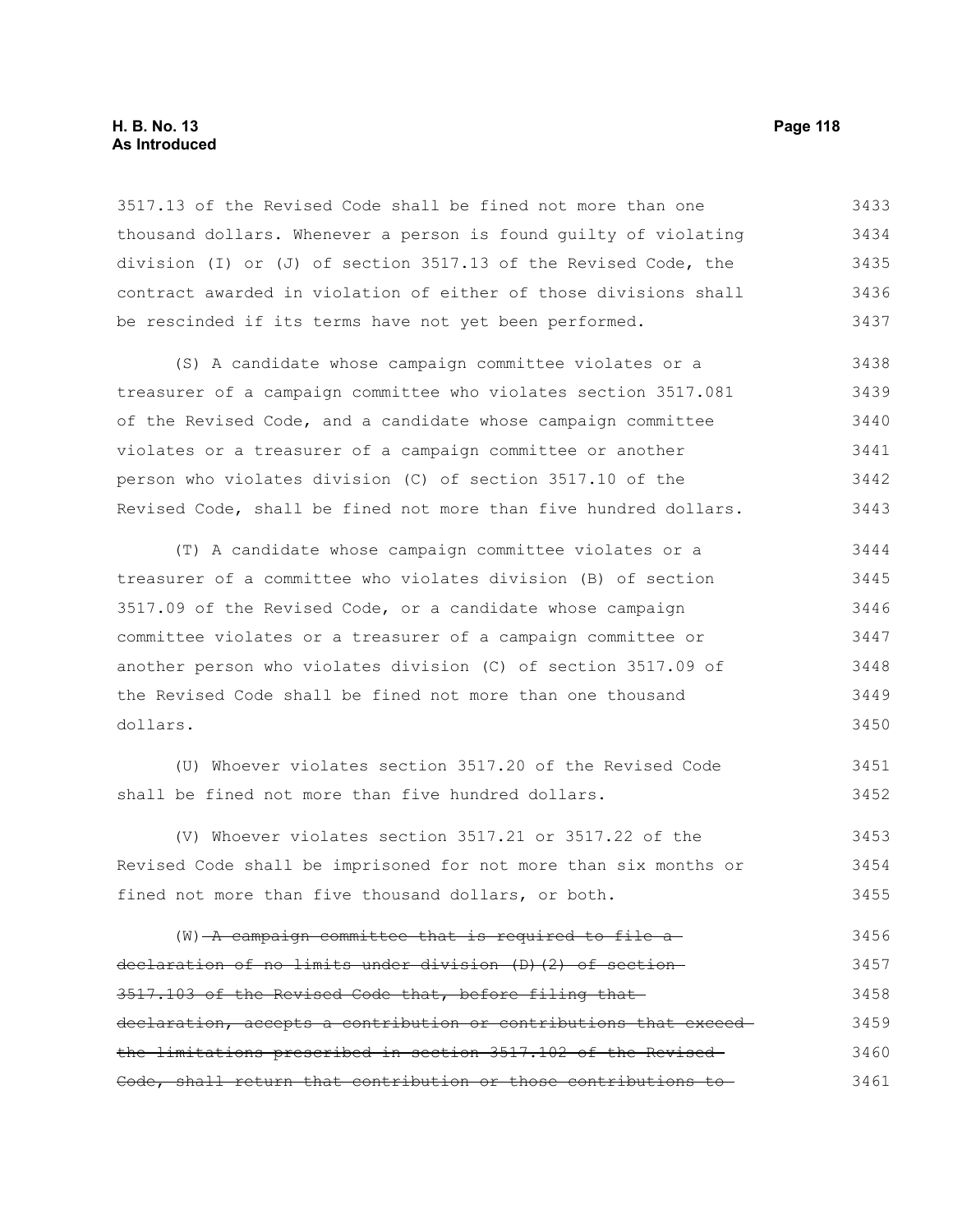3517.13 of the Revised Code shall be fined not more than one thousand dollars. Whenever a person is found guilty of violating division (I) or (J) of section 3517.13 of the Revised Code, the contract awarded in violation of either of those divisions shall be rescinded if its terms have not yet been performed.

(S) A candidate whose campaign committee violates or a treasurer of a campaign committee who violates section 3517.081 of the Revised Code, and a candidate whose campaign committee violates or a treasurer of a campaign committee or another person who violates division (C) of section 3517.10 of the Revised Code, shall be fined not more than five hundred dollars.

(T) A candidate whose campaign committee violates or a treasurer of a committee who violates division (B) of section 3517.09 of the Revised Code, or a candidate whose campaign committee violates or a treasurer of a campaign committee or another person who violates division (C) of section 3517.09 of the Revised Code shall be fined not more than one thousand dollars.

(U) Whoever violates section 3517.20 of the Revised Code shall be fined not more than five hundred dollars.

(V) Whoever violates section 3517.21 or 3517.22 of the Revised Code shall be imprisoned for not more than six months or fined not more than five thousand dollars, or both.

(W) ~~A campaign committee that is required to file a declaration of no limits under division (D)(2) of section 3517.103 of the Revised Code that, before filing that declaration, accepts a contribution or contributions that exceed the limitations prescribed in section 3517.102 of the Revised Code, shall return that contribution or those contributions to~~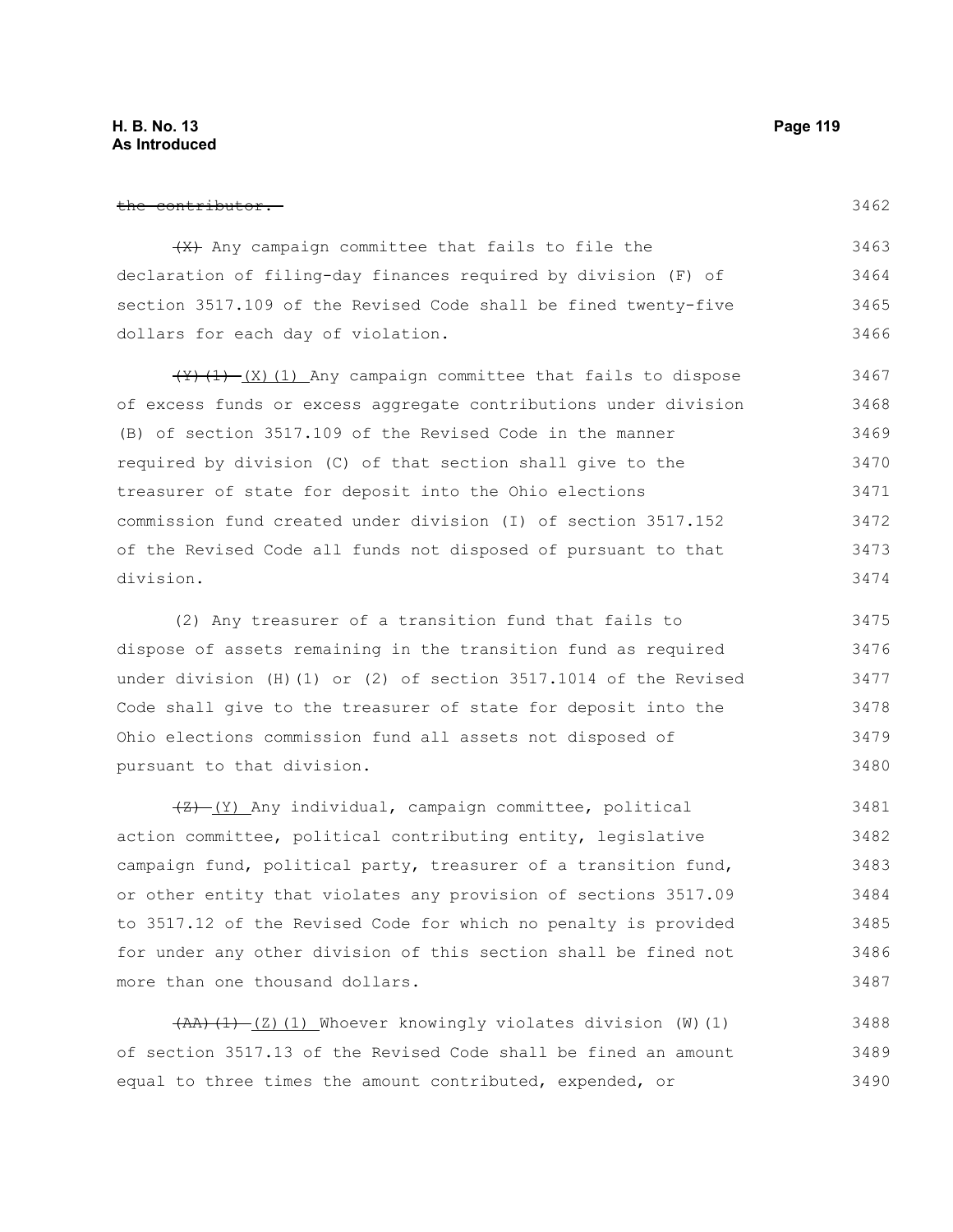~~the contributor.~~

~~(X)~~ Any campaign committee that fails to file the declaration of filing-day finances required by division (F) of section 3517.109 of the Revised Code shall be fined twenty-five dollars for each day of violation.

~~(Y)(1)~~ (X)(1) Any campaign committee that fails to dispose of excess funds or excess aggregate contributions under division (B) of section 3517.109 of the Revised Code in the manner required by division (C) of that section shall give to the treasurer of state for deposit into the Ohio elections commission fund created under division (I) of section 3517.152 of the Revised Code all funds not disposed of pursuant to that division.

(2) Any treasurer of a transition fund that fails to dispose of assets remaining in the transition fund as required under division (H)(1) or (2) of section 3517.1014 of the Revised Code shall give to the treasurer of state for deposit into the Ohio elections commission fund all assets not disposed of pursuant to that division.

~~(Z)~~ (Y) Any individual, campaign committee, political action committee, political contributing entity, legislative campaign fund, political party, treasurer of a transition fund, or other entity that violates any provision of sections 3517.09 to 3517.12 of the Revised Code for which no penalty is provided for under any other division of this section shall be fined not more than one thousand dollars.

~~(AA)(1)~~ (Z)(1) Whoever knowingly violates division (W)(1) of section 3517.13 of the Revised Code shall be fined an amount equal to three times the amount contributed, expended, or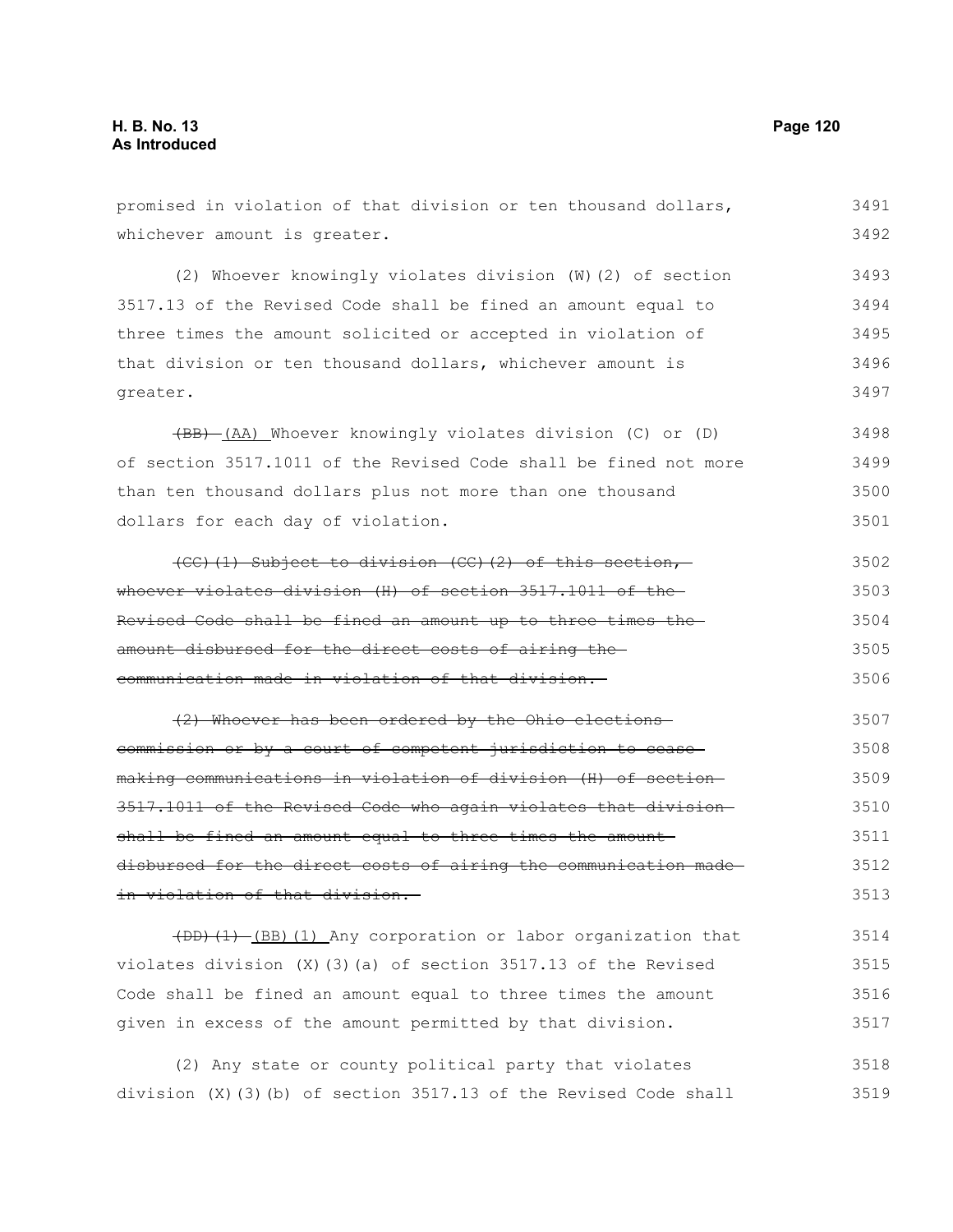promised in violation of that division or ten thousand dollars, whichever amount is greater.

(2) Whoever knowingly violates division (W)(2) of section 3517.13 of the Revised Code shall be fined an amount equal to three times the amount solicited or accepted in violation of that division or ten thousand dollars, whichever amount is greater.

~~(BB)~~ (AA) Whoever knowingly violates division (C) or (D) of section 3517.1011 of the Revised Code shall be fined not more than ten thousand dollars plus not more than one thousand dollars for each day of violation.

~~(CC)(1) Subject to division (CC)(2) of this section, whoever violates division (H) of section 3517.1011 of the Revised Code shall be fined an amount up to three times the amount disbursed for the direct costs of airing the communication made in violation of that division.~~

~~(2) Whoever has been ordered by the Ohio elections commission or by a court of competent jurisdiction to cease making communications in violation of division (H) of section 3517.1011 of the Revised Code who again violates that division shall be fined an amount equal to three times the amount disbursed for the direct costs of airing the communication made in violation of that division.~~

~~(DD)(1)~~ (BB)(1) Any corporation or labor organization that violates division (X)(3)(a) of section 3517.13 of the Revised Code shall be fined an amount equal to three times the amount given in excess of the amount permitted by that division.

(2) Any state or county political party that violates division (X)(3)(b) of section 3517.13 of the Revised Code shall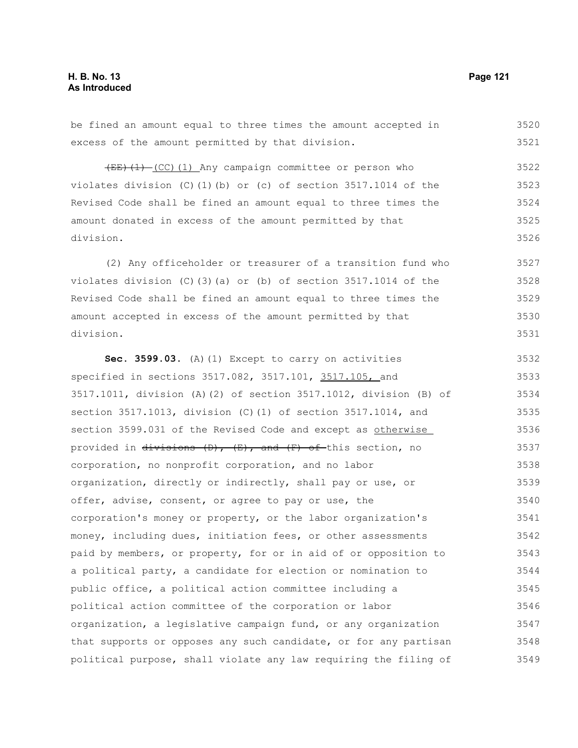be fined an amount equal to three times the amount accepted in excess of the amount permitted by that division.

~~(EE)(1)~~ (CC)(1) Any campaign committee or person who violates division (C)(1)(b) or (c) of section 3517.1014 of the Revised Code shall be fined an amount equal to three times the amount donated in excess of the amount permitted by that division.

(2) Any officeholder or treasurer of a transition fund who violates division (C)(3)(a) or (b) of section 3517.1014 of the Revised Code shall be fined an amount equal to three times the amount accepted in excess of the amount permitted by that division.

**Sec. 3599.03.** (A)(1) Except to carry on activities specified in sections 3517.082, 3517.101, 3517.105, and 3517.1011, division (A)(2) of section 3517.1012, division (B) of section 3517.1013, division (C)(1) of section 3517.1014, and section 3599.031 of the Revised Code and except as otherwise provided in ~~divisions (D), (E), and (F) of~~ this section, no corporation, no nonprofit corporation, and no labor organization, directly or indirectly, shall pay or use, or offer, advise, consent, or agree to pay or use, the corporation's money or property, or the labor organization's money, including dues, initiation fees, or other assessments paid by members, or property, for or in aid of or opposition to a political party, a candidate for election or nomination to public office, a political action committee including a political action committee of the corporation or labor organization, a legislative campaign fund, or any organization that supports or opposes any such candidate, or for any partisan political purpose, shall violate any law requiring the filing of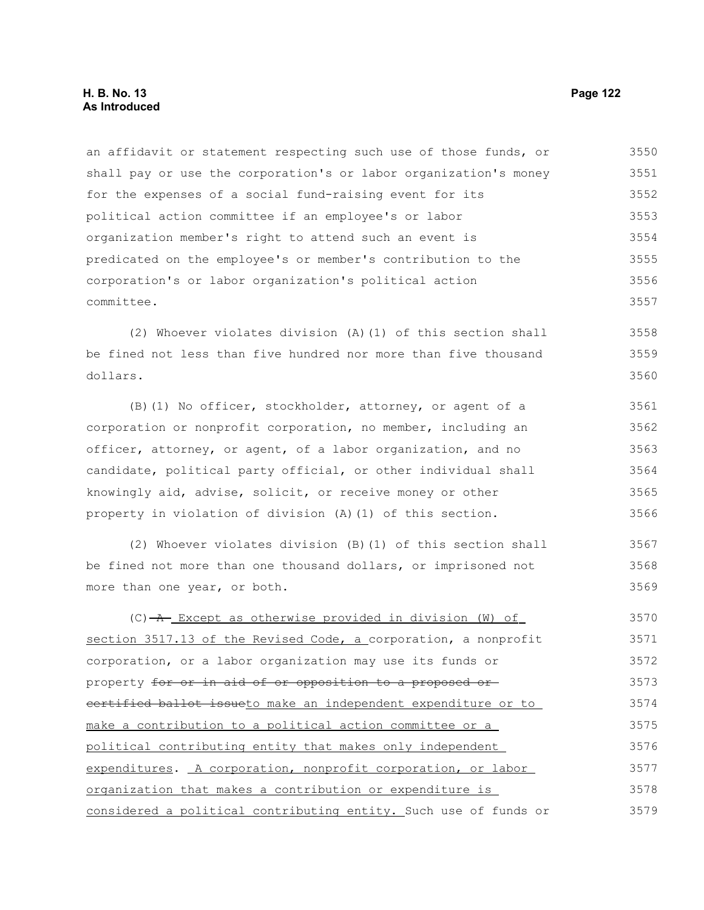an affidavit or statement respecting such use of those funds, or shall pay or use the corporation's or labor organization's money for the expenses of a social fund-raising event for its political action committee if an employee's or labor organization member's right to attend such an event is predicated on the employee's or member's contribution to the corporation's or labor organization's political action committee.

(2) Whoever violates division (A)(1) of this section shall be fined not less than five hundred nor more than five thousand dollars.

(B)(1) No officer, stockholder, attorney, or agent of a corporation or nonprofit corporation, no member, including an officer, attorney, or agent, of a labor organization, and no candidate, political party official, or other individual shall knowingly aid, advise, solicit, or receive money or other property in violation of division (A)(1) of this section.

(2) Whoever violates division (B)(1) of this section shall be fined not more than one thousand dollars, or imprisoned not more than one year, or both.

(C) ~~A~~ Except as otherwise provided in division (W) of section 3517.13 of the Revised Code, a corporation, a nonprofit corporation, or a labor organization may use its funds or property ~~for or in aid of or opposition to a proposed or certified ballot issue~~to make an independent expenditure or to make a contribution to a political action committee or a political contributing entity that makes only independent expenditures. A corporation, nonprofit corporation, or labor organization that makes a contribution or expenditure is considered a political contributing entity. Such use of funds or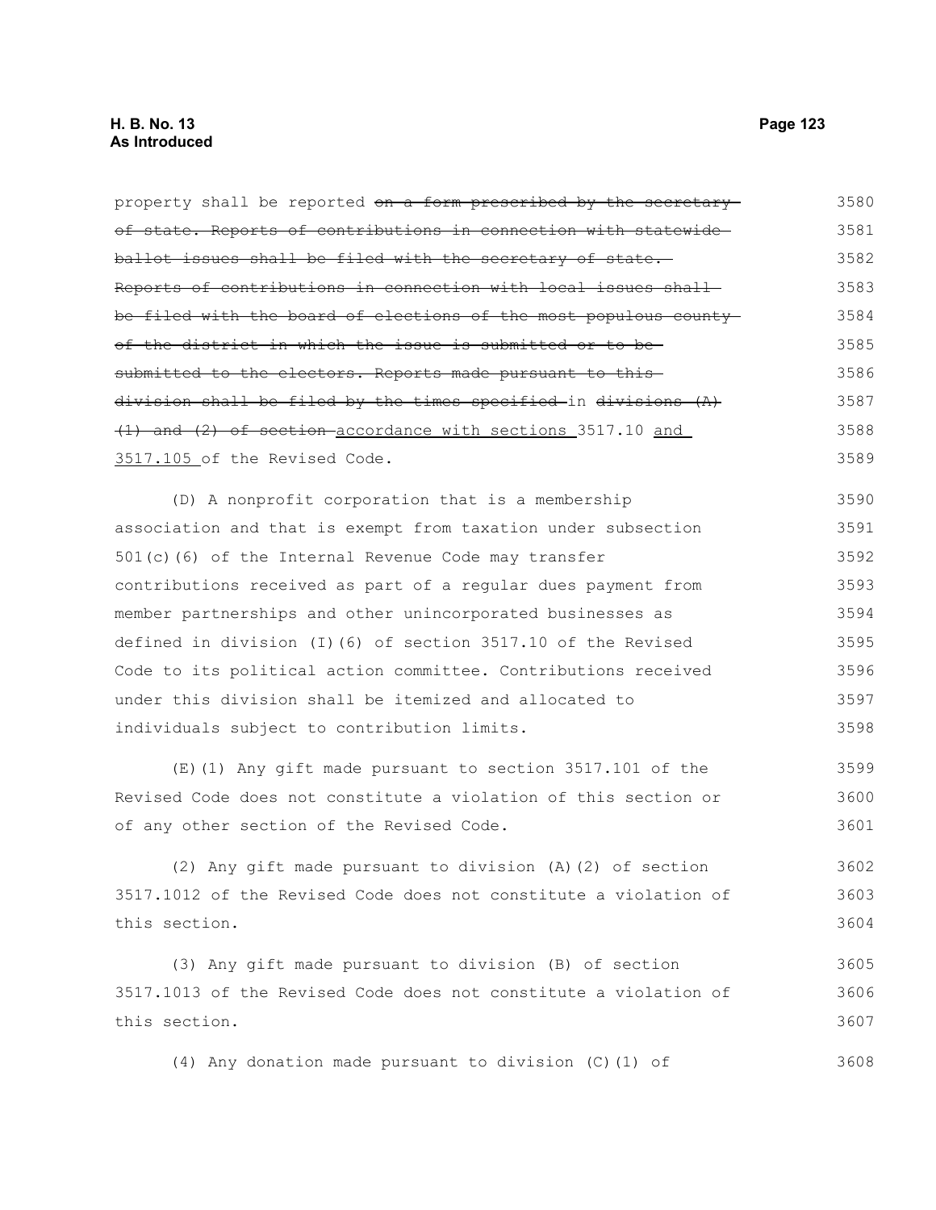property shall be reported ~~on a form prescribed by the secretary of state. Reports of contributions in connection with statewide ballot issues shall be filed with the secretary of state. Reports of contributions in connection with local issues shall be filed with the board of elections of the most populous county of the district in which the issue is submitted or to be submitted to the electors. Reports made pursuant to this division shall be filed by the times specified~~ in ~~divisions (A)(1) and (2) of section~~ accordance with sections 3517.10 and 3517.105 of the Revised Code.

(D) A nonprofit corporation that is a membership association and that is exempt from taxation under subsection 501(c)(6) of the Internal Revenue Code may transfer contributions received as part of a regular dues payment from member partnerships and other unincorporated businesses as defined in division (I)(6) of section 3517.10 of the Revised Code to its political action committee. Contributions received under this division shall be itemized and allocated to individuals subject to contribution limits.

(E)(1) Any gift made pursuant to section 3517.101 of the Revised Code does not constitute a violation of this section or of any other section of the Revised Code.

(2) Any gift made pursuant to division (A)(2) of section 3517.1012 of the Revised Code does not constitute a violation of this section.

(3) Any gift made pursuant to division (B) of section 3517.1013 of the Revised Code does not constitute a violation of this section.

(4) Any donation made pursuant to division (C)(1) of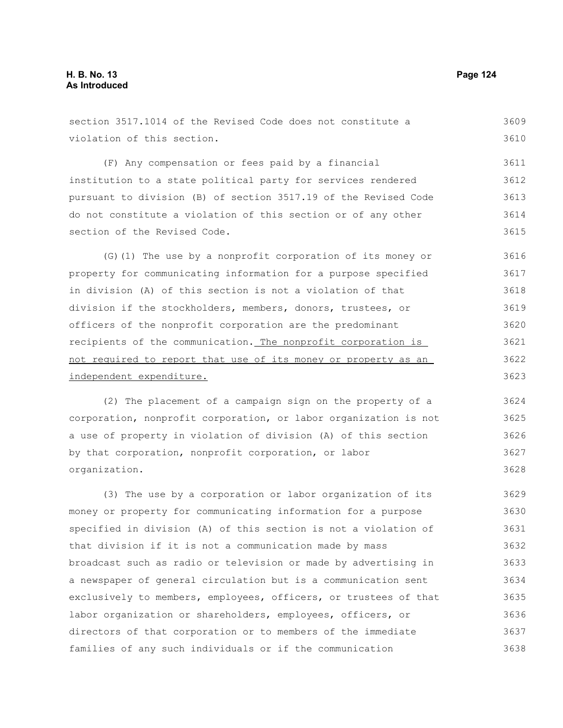section 3517.1014 of the Revised Code does not constitute a violation of this section.

(F) Any compensation or fees paid by a financial institution to a state political party for services rendered pursuant to division (B) of section 3517.19 of the Revised Code do not constitute a violation of this section or of any other section of the Revised Code.

(G)(1) The use by a nonprofit corporation of its money or property for communicating information for a purpose specified in division (A) of this section is not a violation of that division if the stockholders, members, donors, trustees, or officers of the nonprofit corporation are the predominant recipients of the communication. <u>The nonprofit corporation is not required to report that use of its money or property as an independent expenditure.</u>

(2) The placement of a campaign sign on the property of a corporation, nonprofit corporation, or labor organization is not a use of property in violation of division (A) of this section by that corporation, nonprofit corporation, or labor organization.

(3) The use by a corporation or labor organization of its money or property for communicating information for a purpose specified in division (A) of this section is not a violation of that division if it is not a communication made by mass broadcast such as radio or television or made by advertising in a newspaper of general circulation but is a communication sent exclusively to members, employees, officers, or trustees of that labor organization or shareholders, employees, officers, or directors of that corporation or to members of the immediate families of any such individuals or if the communication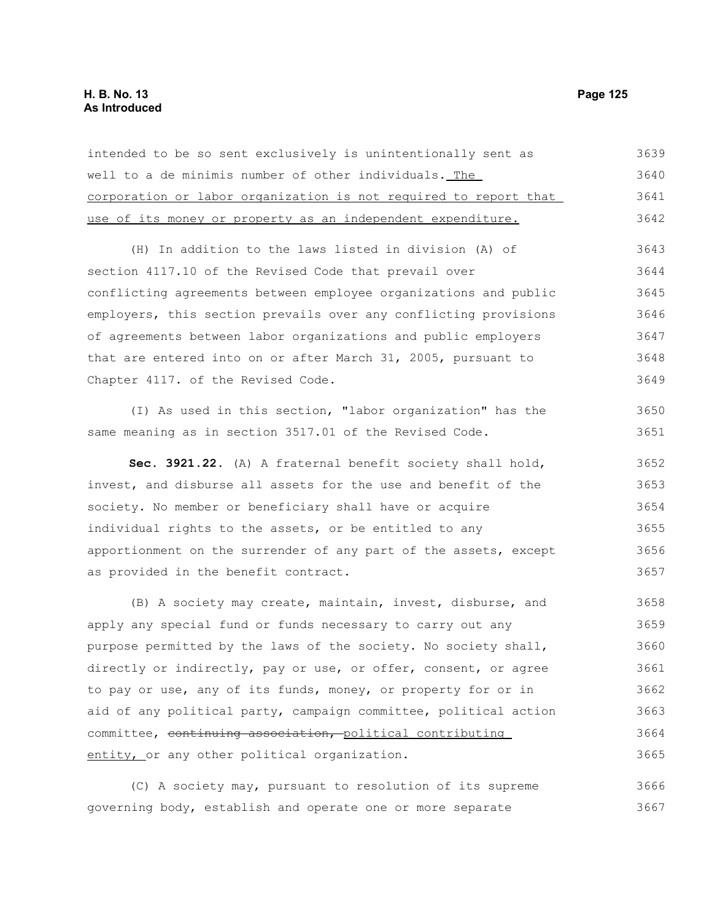intended to be so sent exclusively is unintentionally sent as well to a de minimis number of other individuals. <u>The corporation or labor organization is not required to report that use of its money or property as an independent expenditure.</u>

(H) In addition to the laws listed in division (A) of section 4117.10 of the Revised Code that prevail over conflicting agreements between employee organizations and public employers, this section prevails over any conflicting provisions of agreements between labor organizations and public employers that are entered into on or after March 31, 2005, pursuant to Chapter 4117. of the Revised Code.

(I) As used in this section, "labor organization" has the same meaning as in section 3517.01 of the Revised Code.

**Sec. 3921.22.** (A) A fraternal benefit society shall hold, invest, and disburse all assets for the use and benefit of the society. No member or beneficiary shall have or acquire individual rights to the assets, or be entitled to any apportionment on the surrender of any part of the assets, except as provided in the benefit contract.

(B) A society may create, maintain, invest, disburse, and apply any special fund or funds necessary to carry out any purpose permitted by the laws of the society. No society shall, directly or indirectly, pay or use, or offer, consent, or agree to pay or use, any of its funds, money, or property for or in aid of any political party, campaign committee, political action committee, ~~continuing association,~~ <u>political contributing entity,</u> or any other political organization.

(C) A society may, pursuant to resolution of its supreme governing body, establish and operate one or more separate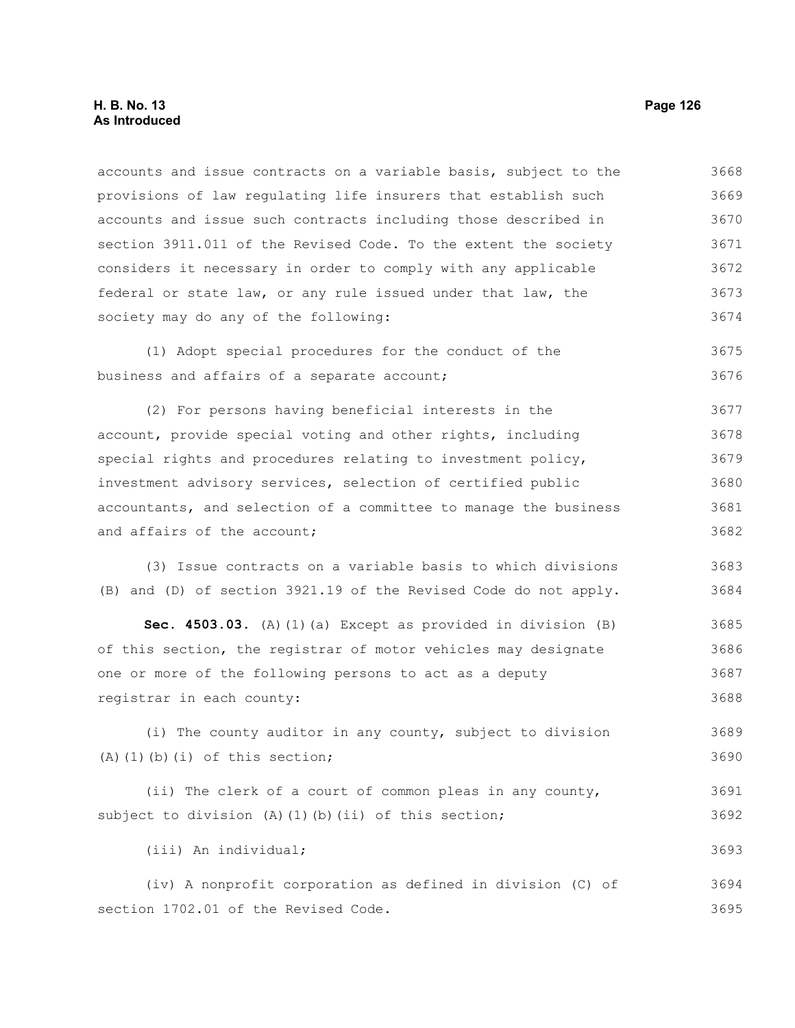accounts and issue contracts on a variable basis, subject to the provisions of law regulating life insurers that establish such accounts and issue such contracts including those described in section 3911.011 of the Revised Code. To the extent the society considers it necessary in order to comply with any applicable federal or state law, or any rule issued under that law, the society may do any of the following:

(1) Adopt special procedures for the conduct of the business and affairs of a separate account;

(2) For persons having beneficial interests in the account, provide special voting and other rights, including special rights and procedures relating to investment policy, investment advisory services, selection of certified public accountants, and selection of a committee to manage the business and affairs of the account;

(3) Issue contracts on a variable basis to which divisions (B) and (D) of section 3921.19 of the Revised Code do not apply.

**Sec. 4503.03.** (A)(1)(a) Except as provided in division (B) of this section, the registrar of motor vehicles may designate one or more of the following persons to act as a deputy registrar in each county:

(i) The county auditor in any county, subject to division (A)(1)(b)(i) of this section;

(ii) The clerk of a court of common pleas in any county, subject to division (A)(1)(b)(ii) of this section;

(iii) An individual;

(iv) A nonprofit corporation as defined in division (C) of section 1702.01 of the Revised Code.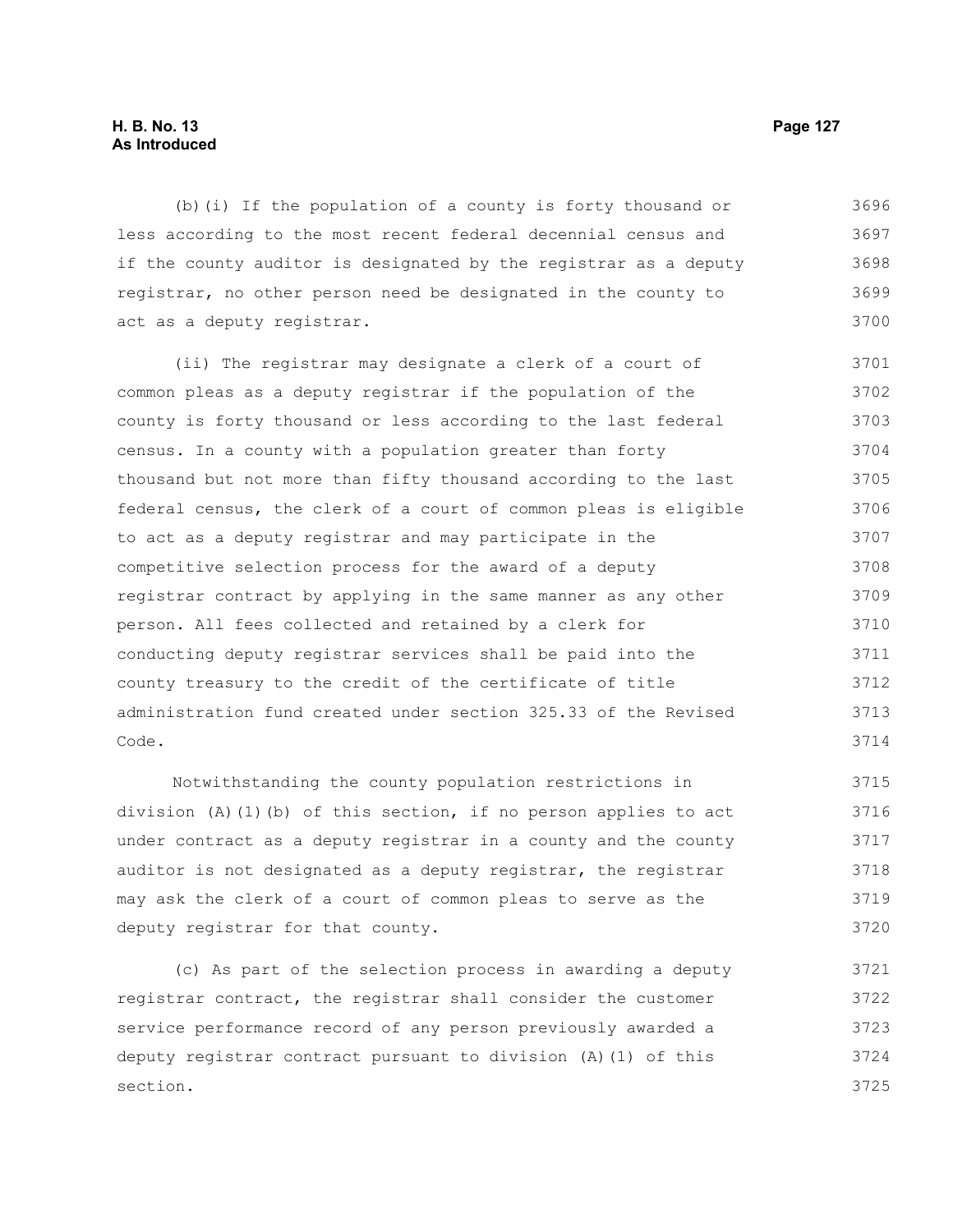(b)(i) If the population of a county is forty thousand or less according to the most recent federal decennial census and if the county auditor is designated by the registrar as a deputy registrar, no other person need be designated in the county to act as a deputy registrar.

(ii) The registrar may designate a clerk of a court of common pleas as a deputy registrar if the population of the county is forty thousand or less according to the last federal census. In a county with a population greater than forty thousand but not more than fifty thousand according to the last federal census, the clerk of a court of common pleas is eligible to act as a deputy registrar and may participate in the competitive selection process for the award of a deputy registrar contract by applying in the same manner as any other person. All fees collected and retained by a clerk for conducting deputy registrar services shall be paid into the county treasury to the credit of the certificate of title administration fund created under section 325.33 of the Revised Code.

Notwithstanding the county population restrictions in division (A)(1)(b) of this section, if no person applies to act under contract as a deputy registrar in a county and the county auditor is not designated as a deputy registrar, the registrar may ask the clerk of a court of common pleas to serve as the deputy registrar for that county.

(c) As part of the selection process in awarding a deputy registrar contract, the registrar shall consider the customer service performance record of any person previously awarded a deputy registrar contract pursuant to division (A)(1) of this section.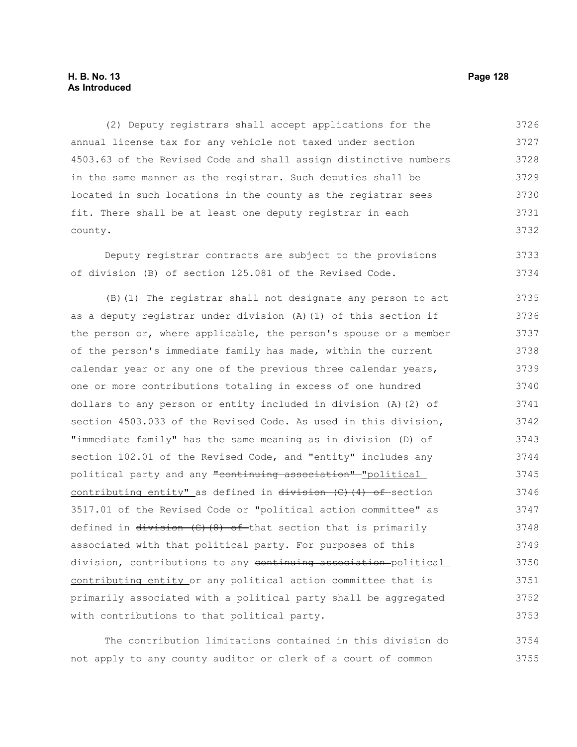(2) Deputy registrars shall accept applications for the annual license tax for any vehicle not taxed under section 4503.63 of the Revised Code and shall assign distinctive numbers in the same manner as the registrar. Such deputies shall be located in such locations in the county as the registrar sees fit. There shall be at least one deputy registrar in each county.

Deputy registrar contracts are subject to the provisions of division (B) of section 125.081 of the Revised Code.

(B)(1) The registrar shall not designate any person to act as a deputy registrar under division (A)(1) of this section if the person or, where applicable, the person's spouse or a member of the person's immediate family has made, within the current calendar year or any one of the previous three calendar years, one or more contributions totaling in excess of one hundred dollars to any person or entity included in division (A)(2) of section 4503.033 of the Revised Code. As used in this division, "immediate family" has the same meaning as in division (D) of section 102.01 of the Revised Code, and "entity" includes any political party and any ~~"continuing association"~~ <u>"political contributing entity"</u> as defined in ~~division (C)(4) of~~ section 3517.01 of the Revised Code or "political action committee" as defined in ~~division (C)(8) of~~ that section that is primarily associated with that political party. For purposes of this division, contributions to any ~~continuing association~~ <u>political contributing entity</u> or any political action committee that is primarily associated with a political party shall be aggregated with contributions to that political party.

The contribution limitations contained in this division do not apply to any county auditor or clerk of a court of common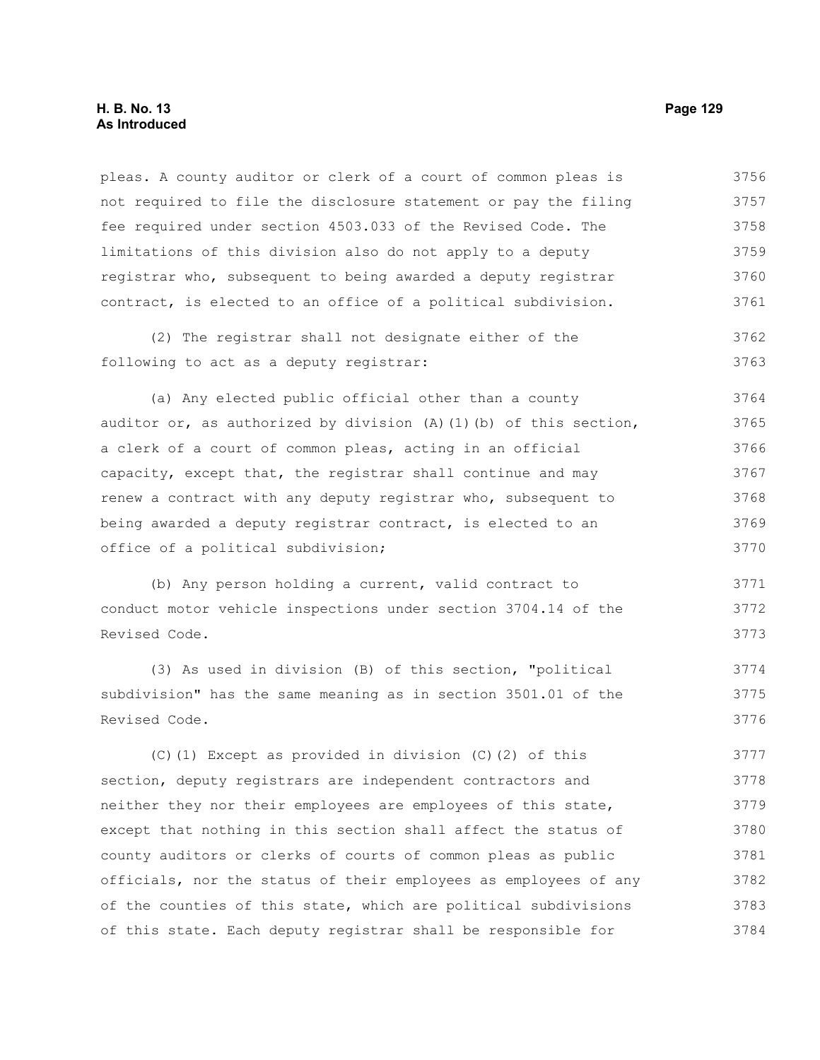pleas. A county auditor or clerk of a court of common pleas is not required to file the disclosure statement or pay the filing fee required under section 4503.033 of the Revised Code. The limitations of this division also do not apply to a deputy registrar who, subsequent to being awarded a deputy registrar contract, is elected to an office of a political subdivision.

(2) The registrar shall not designate either of the following to act as a deputy registrar:

(a) Any elected public official other than a county auditor or, as authorized by division (A)(1)(b) of this section, a clerk of a court of common pleas, acting in an official capacity, except that, the registrar shall continue and may renew a contract with any deputy registrar who, subsequent to being awarded a deputy registrar contract, is elected to an office of a political subdivision;

(b) Any person holding a current, valid contract to conduct motor vehicle inspections under section 3704.14 of the Revised Code.

(3) As used in division (B) of this section, "political subdivision" has the same meaning as in section 3501.01 of the Revised Code.

(C)(1) Except as provided in division (C)(2) of this section, deputy registrars are independent contractors and neither they nor their employees are employees of this state, except that nothing in this section shall affect the status of county auditors or clerks of courts of common pleas as public officials, nor the status of their employees as employees of any of the counties of this state, which are political subdivisions of this state. Each deputy registrar shall be responsible for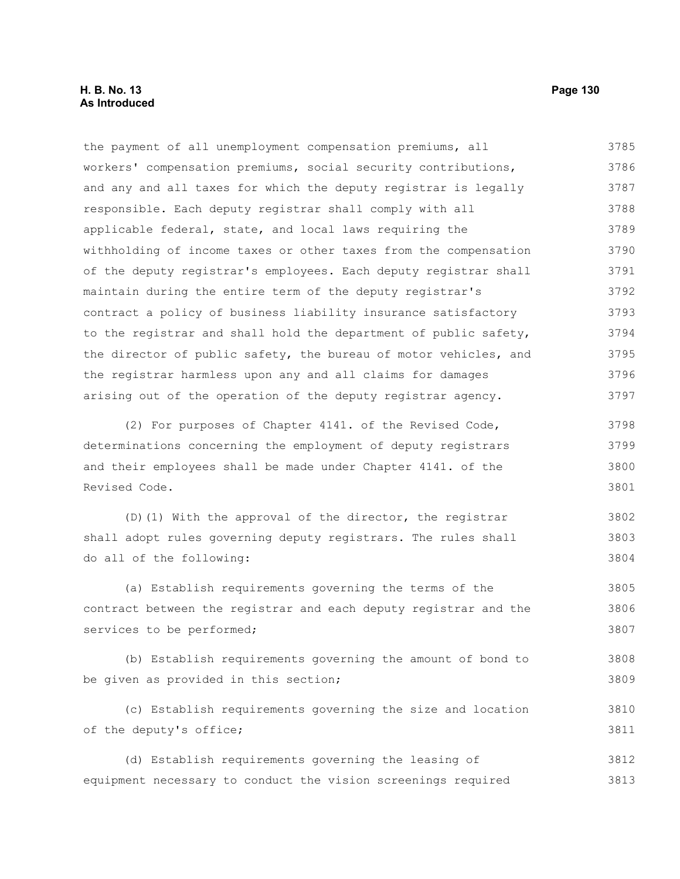the payment of all unemployment compensation premiums, all workers' compensation premiums, social security contributions, and any and all taxes for which the deputy registrar is legally responsible. Each deputy registrar shall comply with all applicable federal, state, and local laws requiring the withholding of income taxes or other taxes from the compensation of the deputy registrar's employees. Each deputy registrar shall maintain during the entire term of the deputy registrar's contract a policy of business liability insurance satisfactory to the registrar and shall hold the department of public safety, the director of public safety, the bureau of motor vehicles, and the registrar harmless upon any and all claims for damages arising out of the operation of the deputy registrar agency.

(2) For purposes of Chapter 4141. of the Revised Code, determinations concerning the employment of deputy registrars and their employees shall be made under Chapter 4141. of the Revised Code.

(D)(1) With the approval of the director, the registrar shall adopt rules governing deputy registrars. The rules shall do all of the following:

(a) Establish requirements governing the terms of the contract between the registrar and each deputy registrar and the services to be performed;

(b) Establish requirements governing the amount of bond to be given as provided in this section;

(c) Establish requirements governing the size and location of the deputy's office;

(d) Establish requirements governing the leasing of equipment necessary to conduct the vision screenings required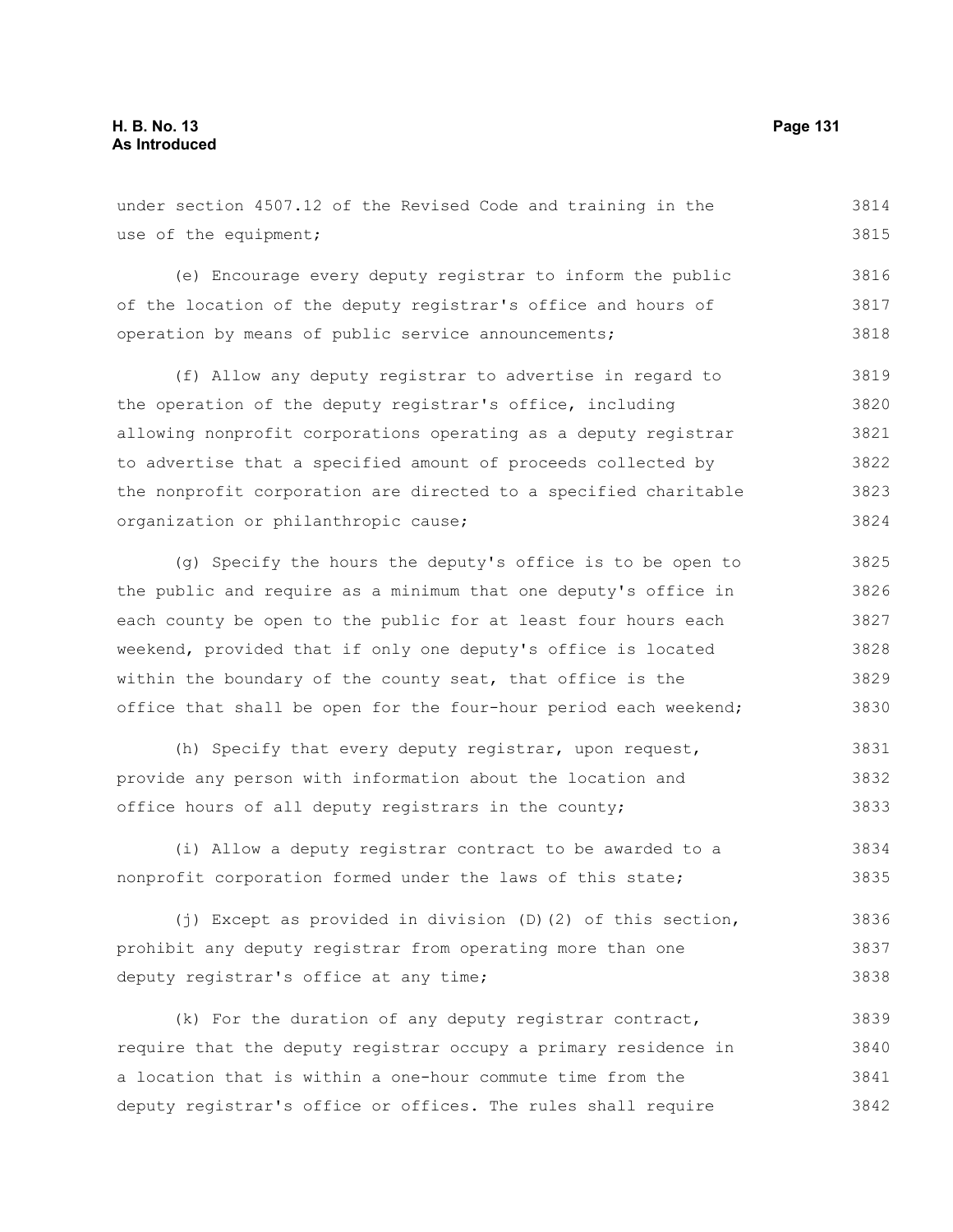under section 4507.12 of the Revised Code and training in the use of the equipment;

(e) Encourage every deputy registrar to inform the public of the location of the deputy registrar's office and hours of operation by means of public service announcements;

(f) Allow any deputy registrar to advertise in regard to the operation of the deputy registrar's office, including allowing nonprofit corporations operating as a deputy registrar to advertise that a specified amount of proceeds collected by the nonprofit corporation are directed to a specified charitable organization or philanthropic cause;

(g) Specify the hours the deputy's office is to be open to the public and require as a minimum that one deputy's office in each county be open to the public for at least four hours each weekend, provided that if only one deputy's office is located within the boundary of the county seat, that office is the office that shall be open for the four-hour period each weekend;

(h) Specify that every deputy registrar, upon request, provide any person with information about the location and office hours of all deputy registrars in the county;

(i) Allow a deputy registrar contract to be awarded to a nonprofit corporation formed under the laws of this state;

(j) Except as provided in division (D)(2) of this section, prohibit any deputy registrar from operating more than one deputy registrar's office at any time;

(k) For the duration of any deputy registrar contract, require that the deputy registrar occupy a primary residence in a location that is within a one-hour commute time from the deputy registrar's office or offices. The rules shall require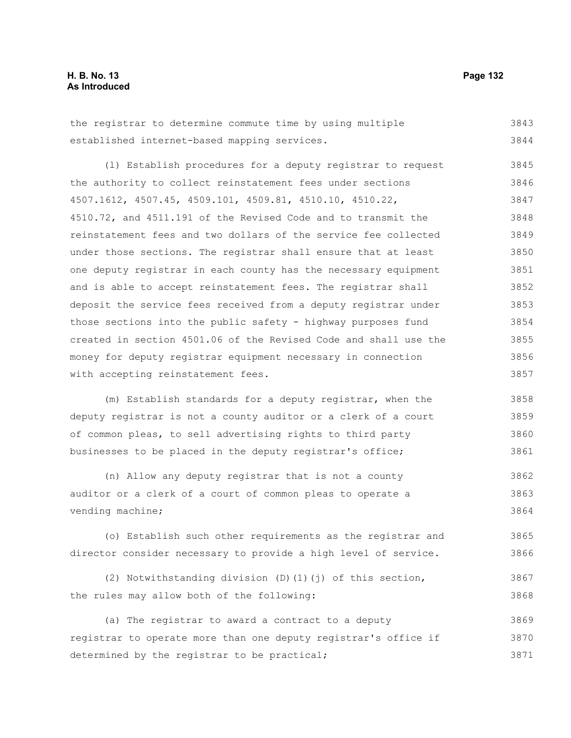the registrar to determine commute time by using multiple established internet-based mapping services.

(l) Establish procedures for a deputy registrar to request the authority to collect reinstatement fees under sections 4507.1612, 4507.45, 4509.101, 4509.81, 4510.10, 4510.22, 4510.72, and 4511.191 of the Revised Code and to transmit the reinstatement fees and two dollars of the service fee collected under those sections. The registrar shall ensure that at least one deputy registrar in each county has the necessary equipment and is able to accept reinstatement fees. The registrar shall deposit the service fees received from a deputy registrar under those sections into the public safety - highway purposes fund created in section 4501.06 of the Revised Code and shall use the money for deputy registrar equipment necessary in connection with accepting reinstatement fees.

(m) Establish standards for a deputy registrar, when the deputy registrar is not a county auditor or a clerk of a court of common pleas, to sell advertising rights to third party businesses to be placed in the deputy registrar's office;

(n) Allow any deputy registrar that is not a county auditor or a clerk of a court of common pleas to operate a vending machine;

(o) Establish such other requirements as the registrar and director consider necessary to provide a high level of service.

(2) Notwithstanding division (D)(1)(j) of this section, the rules may allow both of the following:

(a) The registrar to award a contract to a deputy registrar to operate more than one deputy registrar's office if determined by the registrar to be practical;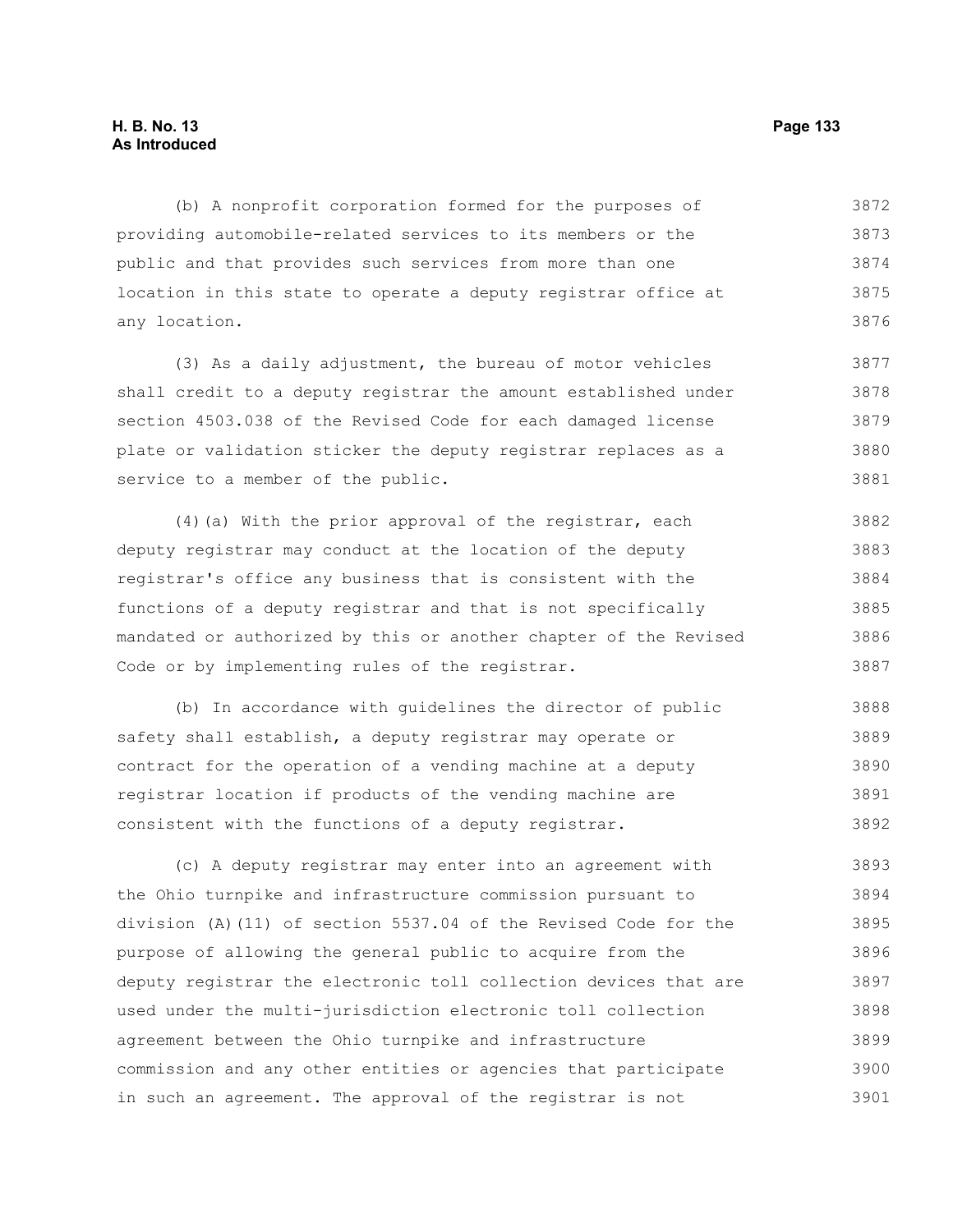(b) A nonprofit corporation formed for the purposes of providing automobile-related services to its members or the public and that provides such services from more than one location in this state to operate a deputy registrar office at any location.

(3) As a daily adjustment, the bureau of motor vehicles shall credit to a deputy registrar the amount established under section 4503.038 of the Revised Code for each damaged license plate or validation sticker the deputy registrar replaces as a service to a member of the public.

(4)(a) With the prior approval of the registrar, each deputy registrar may conduct at the location of the deputy registrar's office any business that is consistent with the functions of a deputy registrar and that is not specifically mandated or authorized by this or another chapter of the Revised Code or by implementing rules of the registrar.

(b) In accordance with guidelines the director of public safety shall establish, a deputy registrar may operate or contract for the operation of a vending machine at a deputy registrar location if products of the vending machine are consistent with the functions of a deputy registrar.

(c) A deputy registrar may enter into an agreement with the Ohio turnpike and infrastructure commission pursuant to division (A)(11) of section 5537.04 of the Revised Code for the purpose of allowing the general public to acquire from the deputy registrar the electronic toll collection devices that are used under the multi-jurisdiction electronic toll collection agreement between the Ohio turnpike and infrastructure commission and any other entities or agencies that participate in such an agreement. The approval of the registrar is not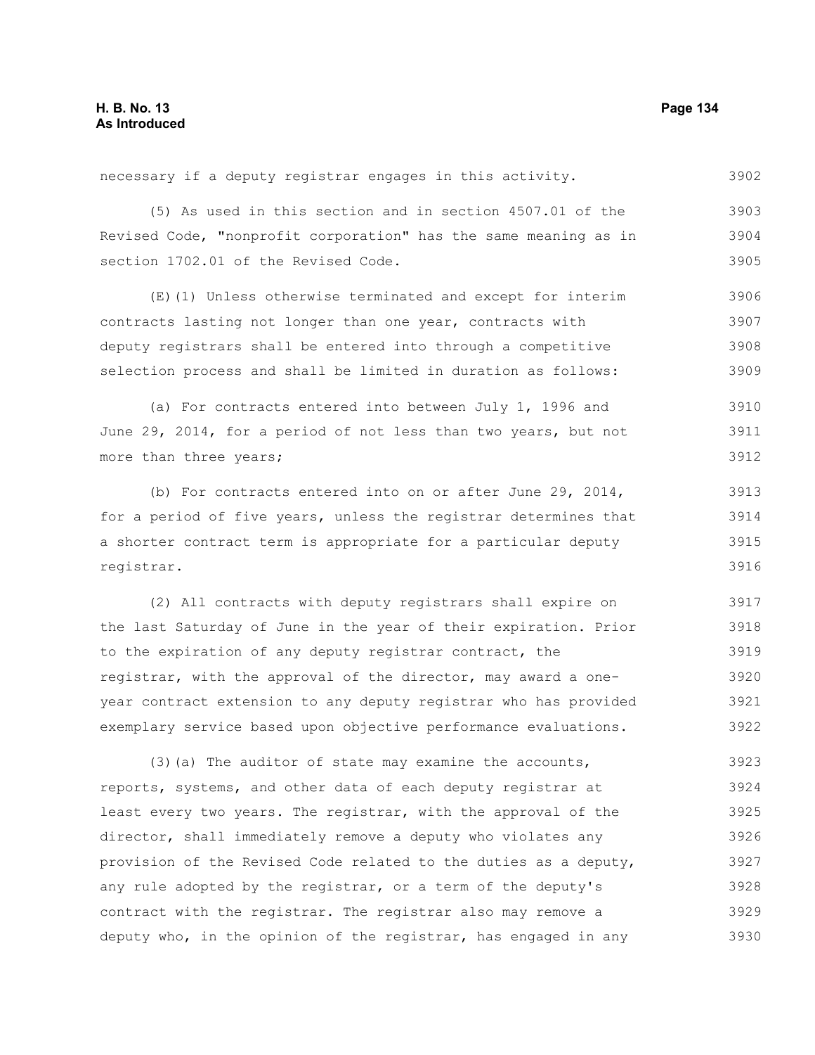necessary if a deputy registrar engages in this activity.

(5) As used in this section and in section 4507.01 of the Revised Code, "nonprofit corporation" has the same meaning as in section 1702.01 of the Revised Code.

(E)(1) Unless otherwise terminated and except for interim contracts lasting not longer than one year, contracts with deputy registrars shall be entered into through a competitive selection process and shall be limited in duration as follows:

(a) For contracts entered into between July 1, 1996 and June 29, 2014, for a period of not less than two years, but not more than three years;

(b) For contracts entered into on or after June 29, 2014, for a period of five years, unless the registrar determines that a shorter contract term is appropriate for a particular deputy registrar.

(2) All contracts with deputy registrars shall expire on the last Saturday of June in the year of their expiration. Prior to the expiration of any deputy registrar contract, the registrar, with the approval of the director, may award a one-year contract extension to any deputy registrar who has provided exemplary service based upon objective performance evaluations.

(3)(a) The auditor of state may examine the accounts, reports, systems, and other data of each deputy registrar at least every two years. The registrar, with the approval of the director, shall immediately remove a deputy who violates any provision of the Revised Code related to the duties as a deputy, any rule adopted by the registrar, or a term of the deputy's contract with the registrar. The registrar also may remove a deputy who, in the opinion of the registrar, has engaged in any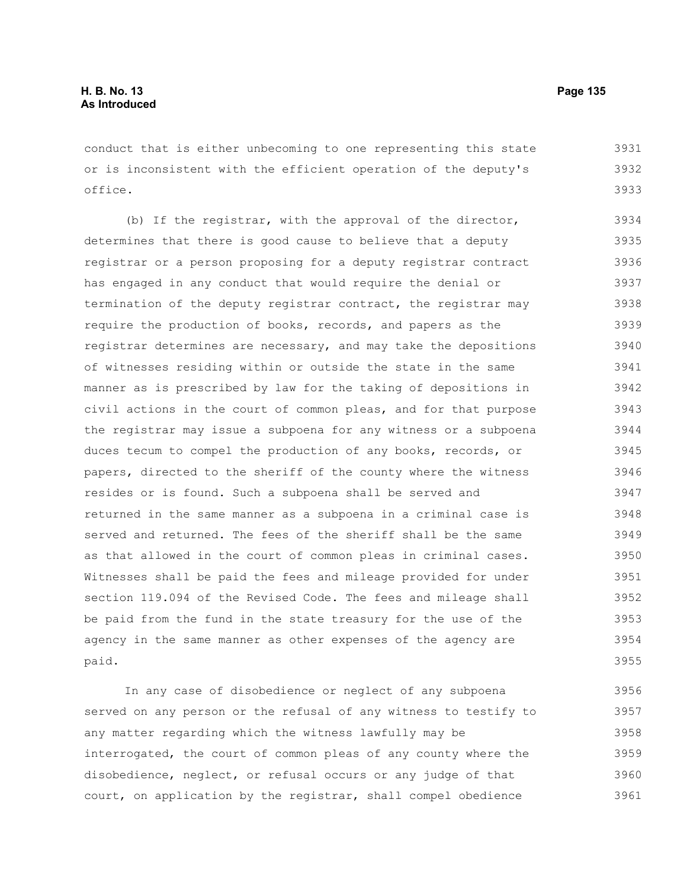conduct that is either unbecoming to one representing this state or is inconsistent with the efficient operation of the deputy's office.

(b) If the registrar, with the approval of the director, determines that there is good cause to believe that a deputy registrar or a person proposing for a deputy registrar contract has engaged in any conduct that would require the denial or termination of the deputy registrar contract, the registrar may require the production of books, records, and papers as the registrar determines are necessary, and may take the depositions of witnesses residing within or outside the state in the same manner as is prescribed by law for the taking of depositions in civil actions in the court of common pleas, and for that purpose the registrar may issue a subpoena for any witness or a subpoena duces tecum to compel the production of any books, records, or papers, directed to the sheriff of the county where the witness resides or is found. Such a subpoena shall be served and returned in the same manner as a subpoena in a criminal case is served and returned. The fees of the sheriff shall be the same as that allowed in the court of common pleas in criminal cases. Witnesses shall be paid the fees and mileage provided for under section 119.094 of the Revised Code. The fees and mileage shall be paid from the fund in the state treasury for the use of the agency in the same manner as other expenses of the agency are paid.

In any case of disobedience or neglect of any subpoena served on any person or the refusal of any witness to testify to any matter regarding which the witness lawfully may be interrogated, the court of common pleas of any county where the disobedience, neglect, or refusal occurs or any judge of that court, on application by the registrar, shall compel obedience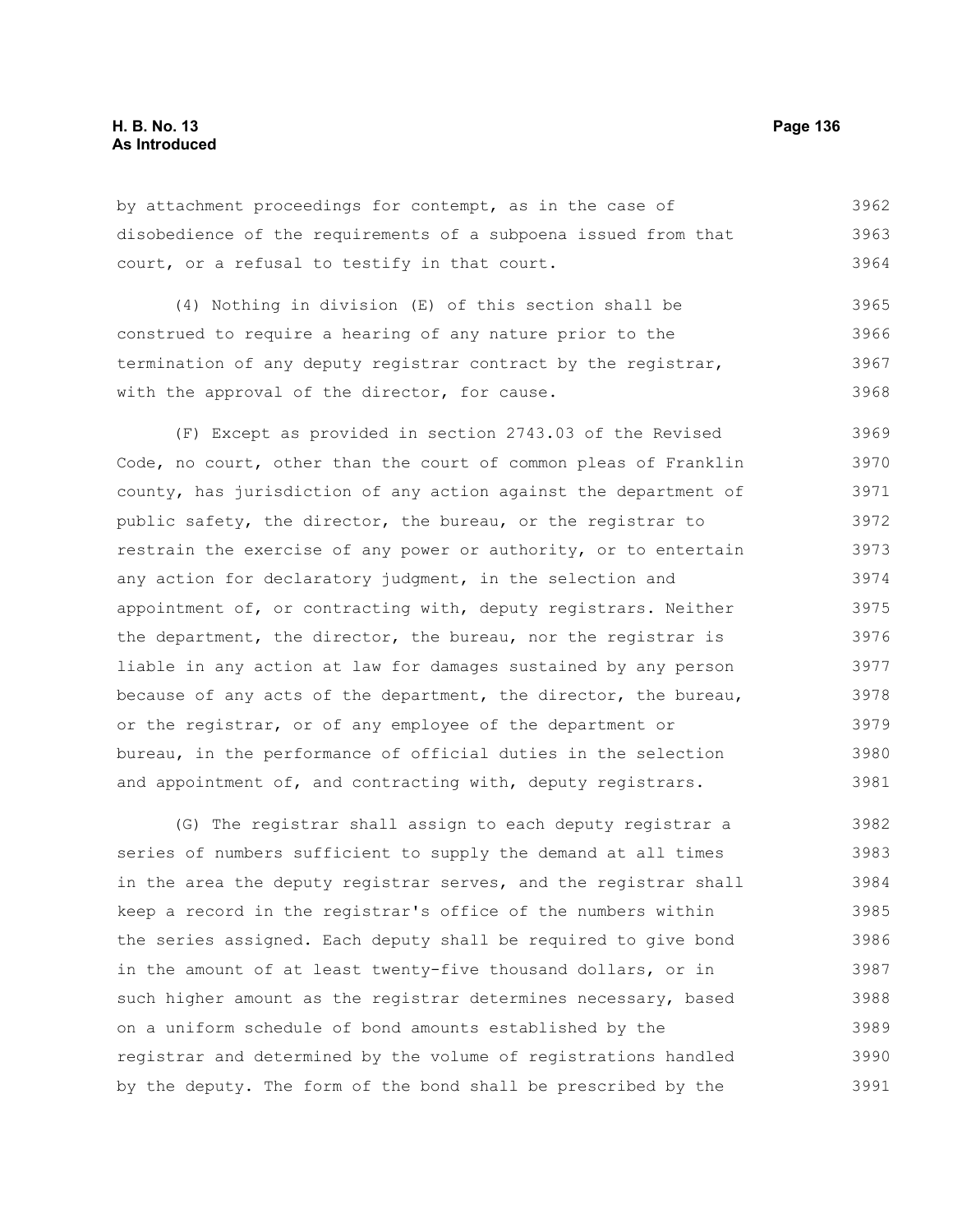by attachment proceedings for contempt, as in the case of disobedience of the requirements of a subpoena issued from that court, or a refusal to testify in that court.

(4) Nothing in division (E) of this section shall be construed to require a hearing of any nature prior to the termination of any deputy registrar contract by the registrar, with the approval of the director, for cause.

(F) Except as provided in section 2743.03 of the Revised Code, no court, other than the court of common pleas of Franklin county, has jurisdiction of any action against the department of public safety, the director, the bureau, or the registrar to restrain the exercise of any power or authority, or to entertain any action for declaratory judgment, in the selection and appointment of, or contracting with, deputy registrars. Neither the department, the director, the bureau, nor the registrar is liable in any action at law for damages sustained by any person because of any acts of the department, the director, the bureau, or the registrar, or of any employee of the department or bureau, in the performance of official duties in the selection and appointment of, and contracting with, deputy registrars.

(G) The registrar shall assign to each deputy registrar a series of numbers sufficient to supply the demand at all times in the area the deputy registrar serves, and the registrar shall keep a record in the registrar's office of the numbers within the series assigned. Each deputy shall be required to give bond in the amount of at least twenty-five thousand dollars, or in such higher amount as the registrar determines necessary, based on a uniform schedule of bond amounts established by the registrar and determined by the volume of registrations handled by the deputy. The form of the bond shall be prescribed by the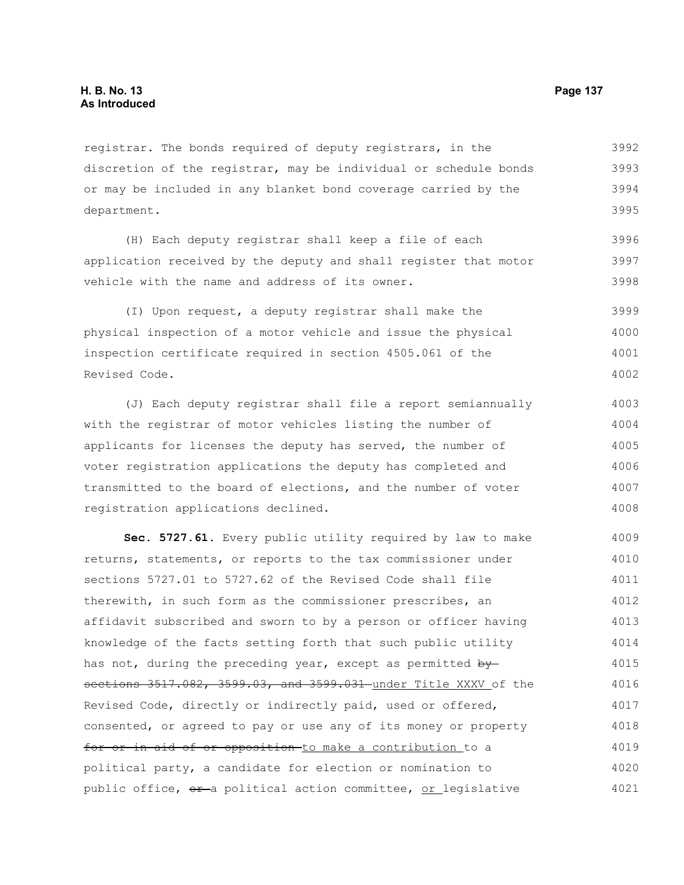registrar. The bonds required of deputy registrars, in the discretion of the registrar, may be individual or schedule bonds or may be included in any blanket bond coverage carried by the department.

(H) Each deputy registrar shall keep a file of each application received by the deputy and shall register that motor vehicle with the name and address of its owner.

(I) Upon request, a deputy registrar shall make the physical inspection of a motor vehicle and issue the physical inspection certificate required in section 4505.061 of the Revised Code.

(J) Each deputy registrar shall file a report semiannually with the registrar of motor vehicles listing the number of applicants for licenses the deputy has served, the number of voter registration applications the deputy has completed and transmitted to the board of elections, and the number of voter registration applications declined.

**Sec. 5727.61.** Every public utility required by law to make returns, statements, or reports to the tax commissioner under sections 5727.01 to 5727.62 of the Revised Code shall file therewith, in such form as the commissioner prescribes, an affidavit subscribed and sworn to by a person or officer having knowledge of the facts setting forth that such public utility has not, during the preceding year, except as permitted ~~by sections 3517.082, 3599.03, and 3599.031~~ under Title XXXV of the Revised Code, directly or indirectly paid, used or offered, consented, or agreed to pay or use any of its money or property ~~for or in aid of or opposition~~ to make a contribution to a political party, a candidate for election or nomination to public office, ~~or~~ a political action committee, or legislative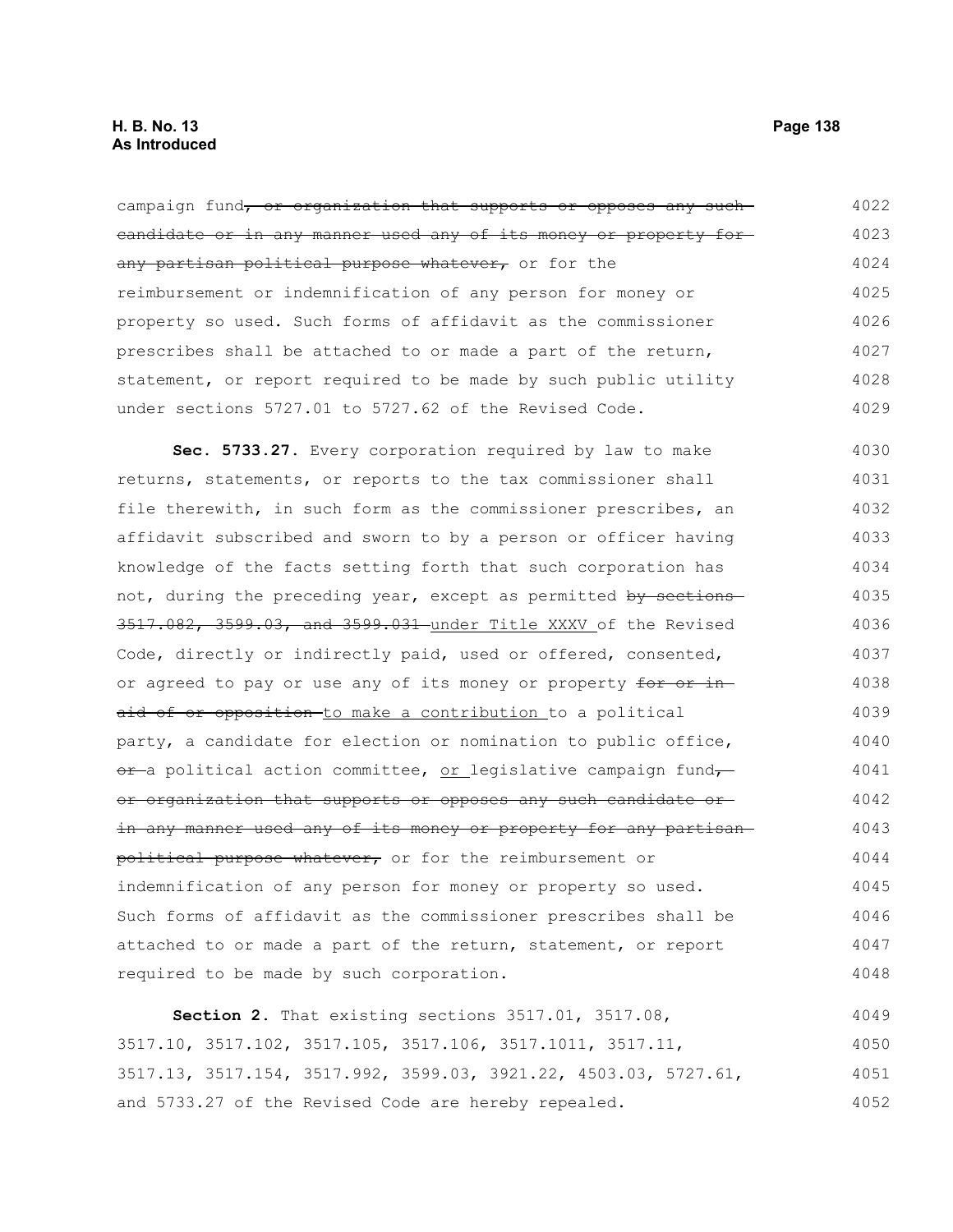campaign fund~~, or organization that supports or opposes any such candidate or in any manner used any of its money or property for any partisan political purpose whatever,~~ or for the reimbursement or indemnification of any person for money or property so used. Such forms of affidavit as the commissioner prescribes shall be attached to or made a part of the return, statement, or report required to be made by such public utility under sections 5727.01 to 5727.62 of the Revised Code.

**Sec. 5733.27.** Every corporation required by law to make returns, statements, or reports to the tax commissioner shall file therewith, in such form as the commissioner prescribes, an affidavit subscribed and sworn to by a person or officer having knowledge of the facts setting forth that such corporation has not, during the preceding year, except as permitted ~~by sections 3517.082, 3599.03, and 3599.031~~ <u>under Title XXXV</u> of the Revised Code, directly or indirectly paid, used or offered, consented, or agreed to pay or use any of its money or property ~~for or in aid of or opposition~~ <u>to make a contribution</u> to a political party, a candidate for election or nomination to public office, ~~or~~ a political action committee, <u>or</u> legislative campaign fund~~, or organization that supports or opposes any such candidate or in any manner used any of its money or property for any partisan political purpose whatever,~~ or for the reimbursement or indemnification of any person for money or property so used. Such forms of affidavit as the commissioner prescribes shall be attached to or made a part of the return, statement, or report required to be made by such corporation.

**Section 2.** That existing sections 3517.01, 3517.08, 3517.10, 3517.102, 3517.105, 3517.106, 3517.1011, 3517.11, 3517.13, 3517.154, 3517.992, 3599.03, 3921.22, 4503.03, 5727.61, and 5733.27 of the Revised Code are hereby repealed.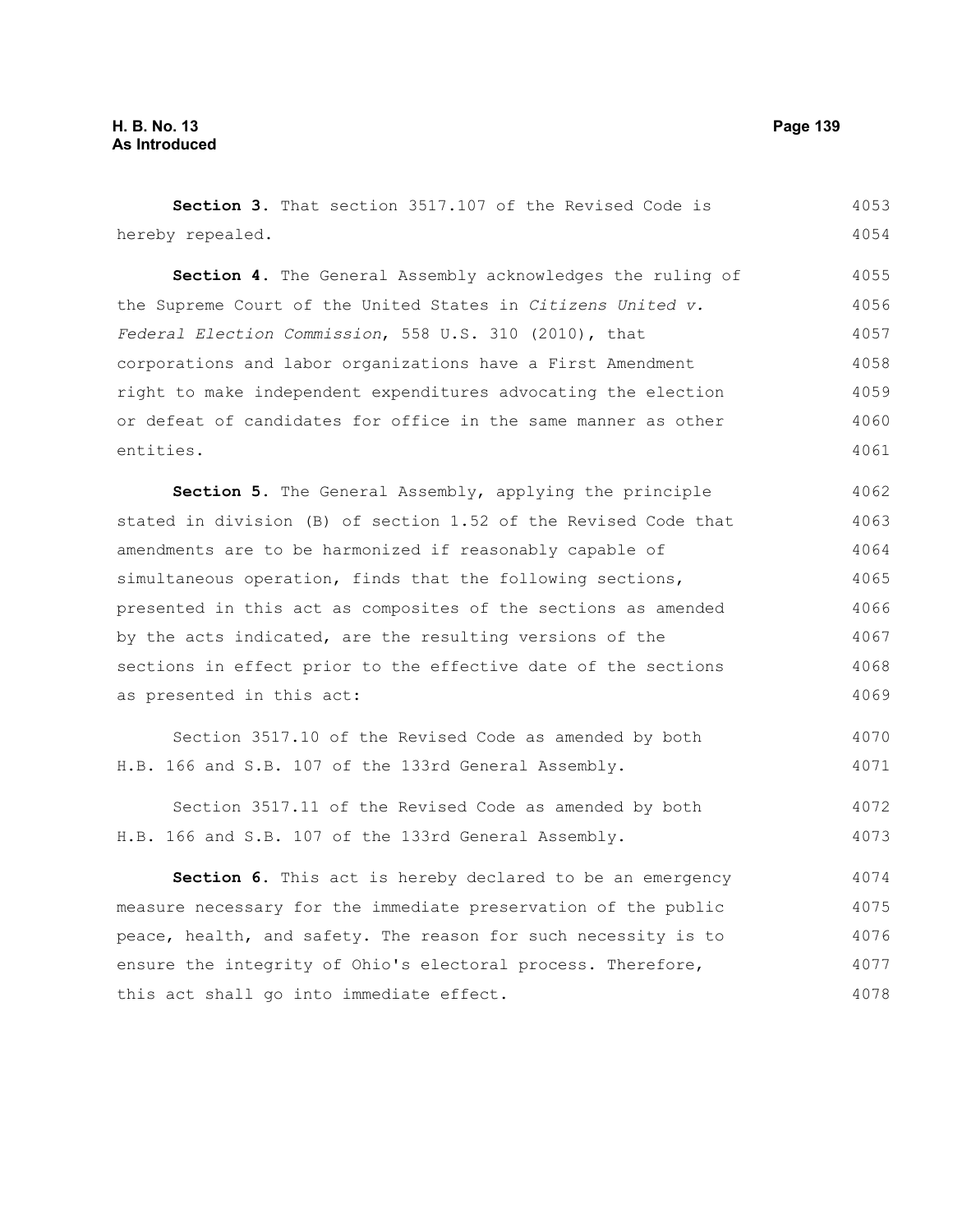**Section 3.** That section 3517.107 of the Revised Code is hereby repealed.

**Section 4.** The General Assembly acknowledges the ruling of the Supreme Court of the United States in *Citizens United v. Federal Election Commission*, 558 U.S. 310 (2010), that corporations and labor organizations have a First Amendment right to make independent expenditures advocating the election or defeat of candidates for office in the same manner as other entities.

**Section 5.** The General Assembly, applying the principle stated in division (B) of section 1.52 of the Revised Code that amendments are to be harmonized if reasonably capable of simultaneous operation, finds that the following sections, presented in this act as composites of the sections as amended by the acts indicated, are the resulting versions of the sections in effect prior to the effective date of the sections as presented in this act:

Section 3517.10 of the Revised Code as amended by both H.B. 166 and S.B. 107 of the 133rd General Assembly.

Section 3517.11 of the Revised Code as amended by both H.B. 166 and S.B. 107 of the 133rd General Assembly.

**Section 6.** This act is hereby declared to be an emergency measure necessary for the immediate preservation of the public peace, health, and safety. The reason for such necessity is to ensure the integrity of Ohio's electoral process. Therefore, this act shall go into immediate effect.